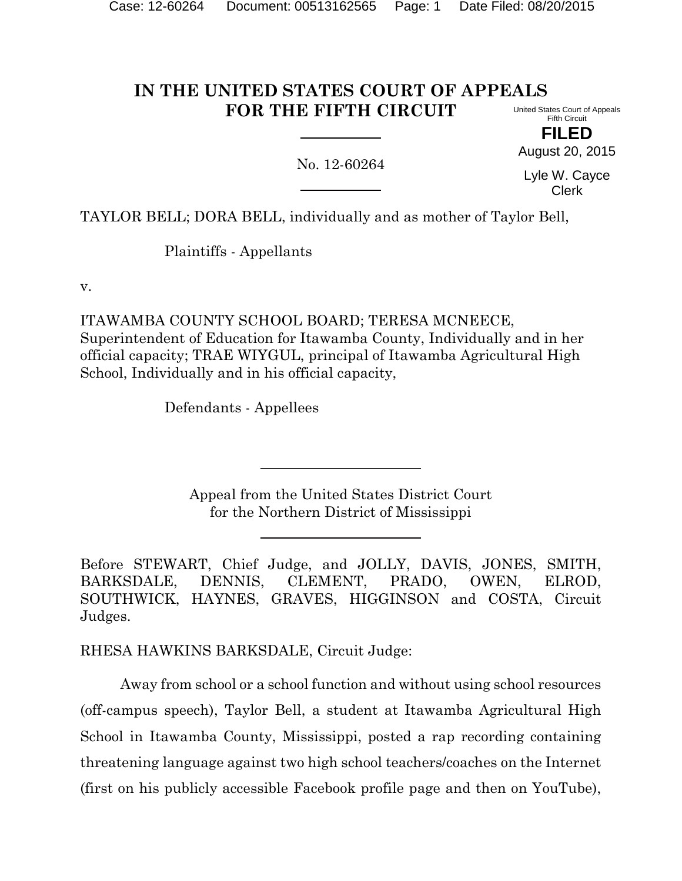# IN THE UNITED STATES COURT OF APPEALS FOR THE FIFTH CIRCUIT

United States Court of Appeals
Fifth Circuit

**FILED**

August 20, 2015

Lyle W. Cayce
Clerk

No. 12-60264

TAYLOR BELL; DORA BELL, individually and as mother of Taylor Bell,

Plaintiffs - Appellants

v.

ITAWAMBA COUNTY SCHOOL BOARD; TERESA MCNEECE, Superintendent of Education for Itawamba County, Individually and in her official capacity; TRAE WIYGUL, principal of Itawamba Agricultural High School, Individually and in his official capacity,

Defendants - Appellees

Appeal from the United States District Court
for the Northern District of Mississippi

Before STEWART, Chief Judge, and JOLLY, DAVIS, JONES, SMITH, BARKSDALE, DENNIS, CLEMENT, PRADO, OWEN, ELROD, SOUTHWICK, HAYNES, GRAVES, HIGGINSON and COSTA, Circuit Judges.

RHESA HAWKINS BARKSDALE, Circuit Judge:

Away from school or a school function and without using school resources (off-campus speech), Taylor Bell, a student at Itawamba Agricultural High School in Itawamba County, Mississippi, posted a rap recording containing threatening language against two high school teachers/coaches on the Internet (first on his publicly accessible Facebook profile page and then on YouTube),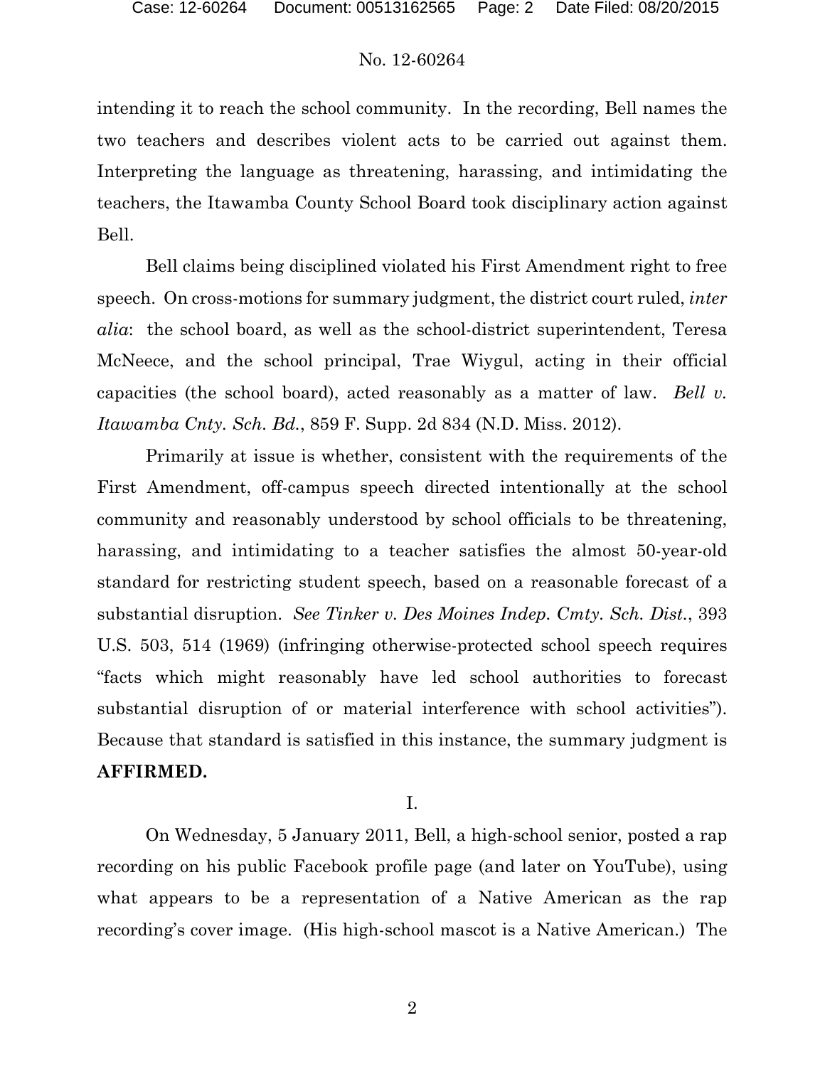intending it to reach the school community. In the recording, Bell names the two teachers and describes violent acts to be carried out against them. Interpreting the language as threatening, harassing, and intimidating the teachers, the Itawamba County School Board took disciplinary action against Bell.

Bell claims being disciplined violated his First Amendment right to free speech. On cross-motions for summary judgment, the district court ruled, *inter alia*: the school board, as well as the school-district superintendent, Teresa McNeece, and the school principal, Trae Wiygul, acting in their official capacities (the school board), acted reasonably as a matter of law. *Bell v. Itawamba Cnty. Sch. Bd.*, 859 F. Supp. 2d 834 (N.D. Miss. 2012).

Primarily at issue is whether, consistent with the requirements of the First Amendment, off-campus speech directed intentionally at the school community and reasonably understood by school officials to be threatening, harassing, and intimidating to a teacher satisfies the almost 50-year-old standard for restricting student speech, based on a reasonable forecast of a substantial disruption. *See Tinker v. Des Moines Indep. Cmty. Sch. Dist.*, 393 U.S. 503, 514 (1969) (infringing otherwise-protected school speech requires "facts which might reasonably have led school authorities to forecast substantial disruption of or material interference with school activities"). Because that standard is satisfied in this instance, the summary judgment is **AFFIRMED.**

I.

On Wednesday, 5 January 2011, Bell, a high-school senior, posted a rap recording on his public Facebook profile page (and later on YouTube), using what appears to be a representation of a Native American as the rap recording's cover image. (His high-school mascot is a Native American.) The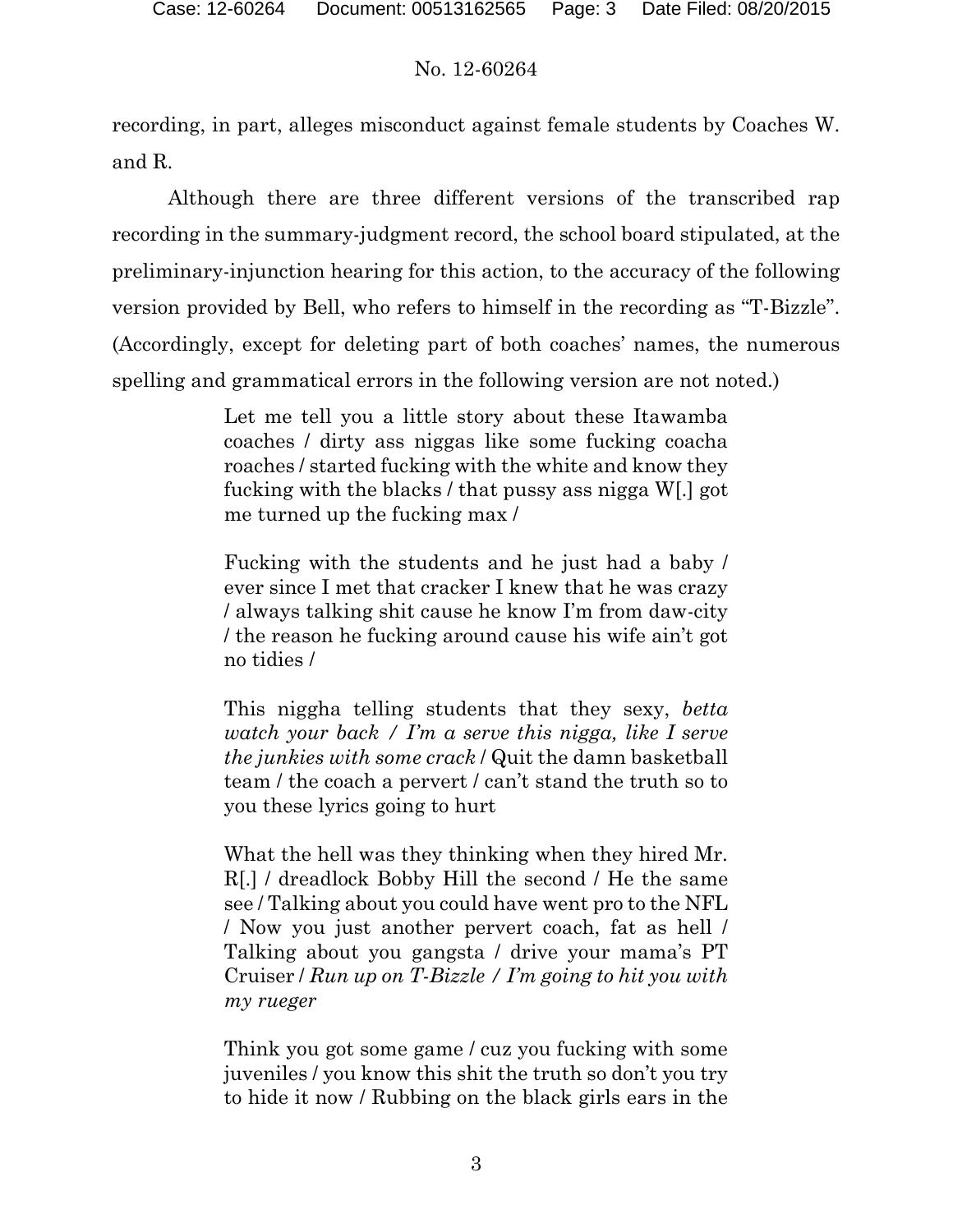recording, in part, alleges misconduct against female students by Coaches W. and R.

Although there are three different versions of the transcribed rap recording in the summary-judgment record, the school board stipulated, at the preliminary-injunction hearing for this action, to the accuracy of the following version provided by Bell, who refers to himself in the recording as "T-Bizzle". (Accordingly, except for deleting part of both coaches' names, the numerous spelling and grammatical errors in the following version are not noted.)

> Let me tell you a little story about these Itawamba coaches / dirty ass niggas like some fucking coacha roaches / started fucking with the white and know they fucking with the blacks / that pussy ass nigga W[.] got me turned up the fucking max /
>
> Fucking with the students and he just had a baby / ever since I met that cracker I knew that he was crazy / always talking shit cause he know I'm from daw-city / the reason he fucking around cause his wife ain't got no tidies /
>
> This niggha telling students that they sexy, *betta watch your back / I'm a serve this nigga, like I serve the junkies with some crack* / Quit the damn basketball team / the coach a pervert / can't stand the truth so to you these lyrics going to hurt
>
> What the hell was they thinking when they hired Mr. R[.] / dreadlock Bobby Hill the second / He the same see / Talking about you could have went pro to the NFL / Now you just another pervert coach, fat as hell / Talking about you gangsta / drive your mama's PT Cruiser / *Run up on T-Bizzle / I'm going to hit you with my rueger*
>
> Think you got some game / cuz you fucking with some juveniles / you know this shit the truth so don't you try to hide it now / Rubbing on the black girls ears in the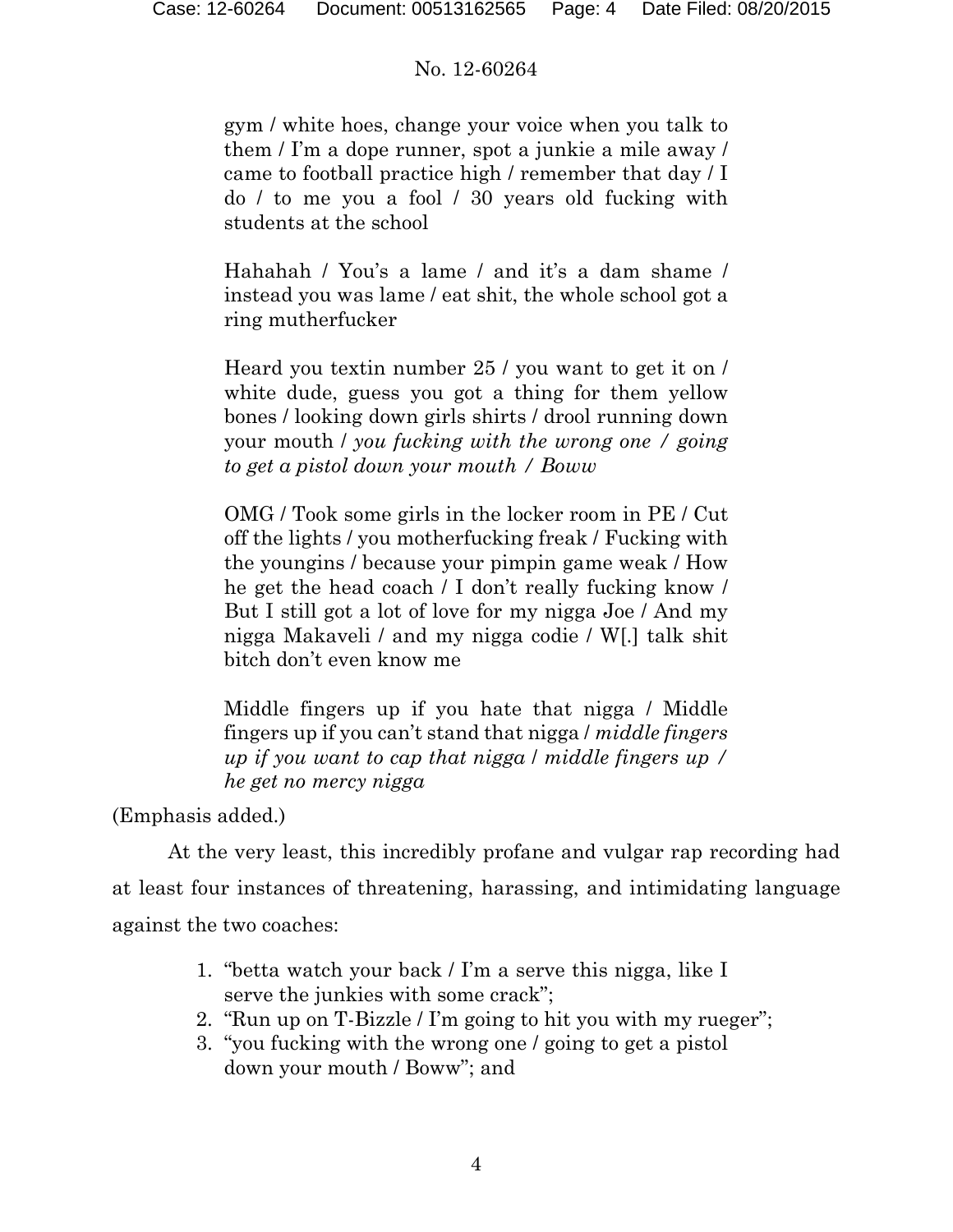gym / white hoes, change your voice when you talk to them / I'm a dope runner, spot a junkie a mile away / came to football practice high / remember that day / I do / to me you a fool / 30 years old fucking with students at the school

Hahahah / You's a lame / and it's a dam shame / instead you was lame / eat shit, the whole school got a ring mutherfucker

Heard you textin number 25 / you want to get it on / white dude, guess you got a thing for them yellow bones / looking down girls shirts / drool running down your mouth / *you fucking with the wrong one / going to get a pistol down your mouth / Boww*

OMG / Took some girls in the locker room in PE / Cut off the lights / you motherfucking freak / Fucking with the youngins / because your pimpin game weak / How he get the head coach / I don't really fucking know / But I still got a lot of love for my nigga Joe / And my nigga Makaveli / and my nigga codie / W[.] talk shit bitch don't even know me

Middle fingers up if you hate that nigga / Middle fingers up if you can't stand that nigga / *middle fingers up if you want to cap that nigga / middle fingers up / he get no mercy nigga*

(Emphasis added.)

At the very least, this incredibly profane and vulgar rap recording had at least four instances of threatening, harassing, and intimidating language against the two coaches:

1. "betta watch your back / I'm a serve this nigga, like I serve the junkies with some crack";
2. "Run up on T-Bizzle / I'm going to hit you with my rueger";
3. "you fucking with the wrong one / going to get a pistol down your mouth / Boww"; and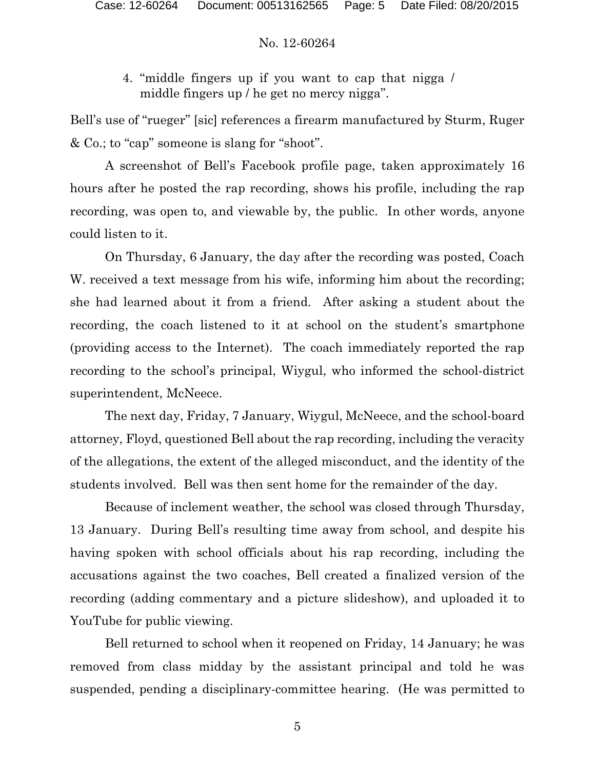4. "middle fingers up if you want to cap that nigga / middle fingers up / he get no mercy nigga".

Bell's use of "rueger" [sic] references a firearm manufactured by Sturm, Ruger & Co.; to "cap" someone is slang for "shoot".

A screenshot of Bell's Facebook profile page, taken approximately 16 hours after he posted the rap recording, shows his profile, including the rap recording, was open to, and viewable by, the public. In other words, anyone could listen to it.

On Thursday, 6 January, the day after the recording was posted, Coach W. received a text message from his wife, informing him about the recording; she had learned about it from a friend. After asking a student about the recording, the coach listened to it at school on the student's smartphone (providing access to the Internet). The coach immediately reported the rap recording to the school's principal, Wiygul, who informed the school-district superintendent, McNeece.

The next day, Friday, 7 January, Wiygul, McNeece, and the school-board attorney, Floyd, questioned Bell about the rap recording, including the veracity of the allegations, the extent of the alleged misconduct, and the identity of the students involved. Bell was then sent home for the remainder of the day.

Because of inclement weather, the school was closed through Thursday, 13 January. During Bell's resulting time away from school, and despite his having spoken with school officials about his rap recording, including the accusations against the two coaches, Bell created a finalized version of the recording (adding commentary and a picture slideshow), and uploaded it to YouTube for public viewing.

Bell returned to school when it reopened on Friday, 14 January; he was removed from class midday by the assistant principal and told he was suspended, pending a disciplinary-committee hearing. (He was permitted to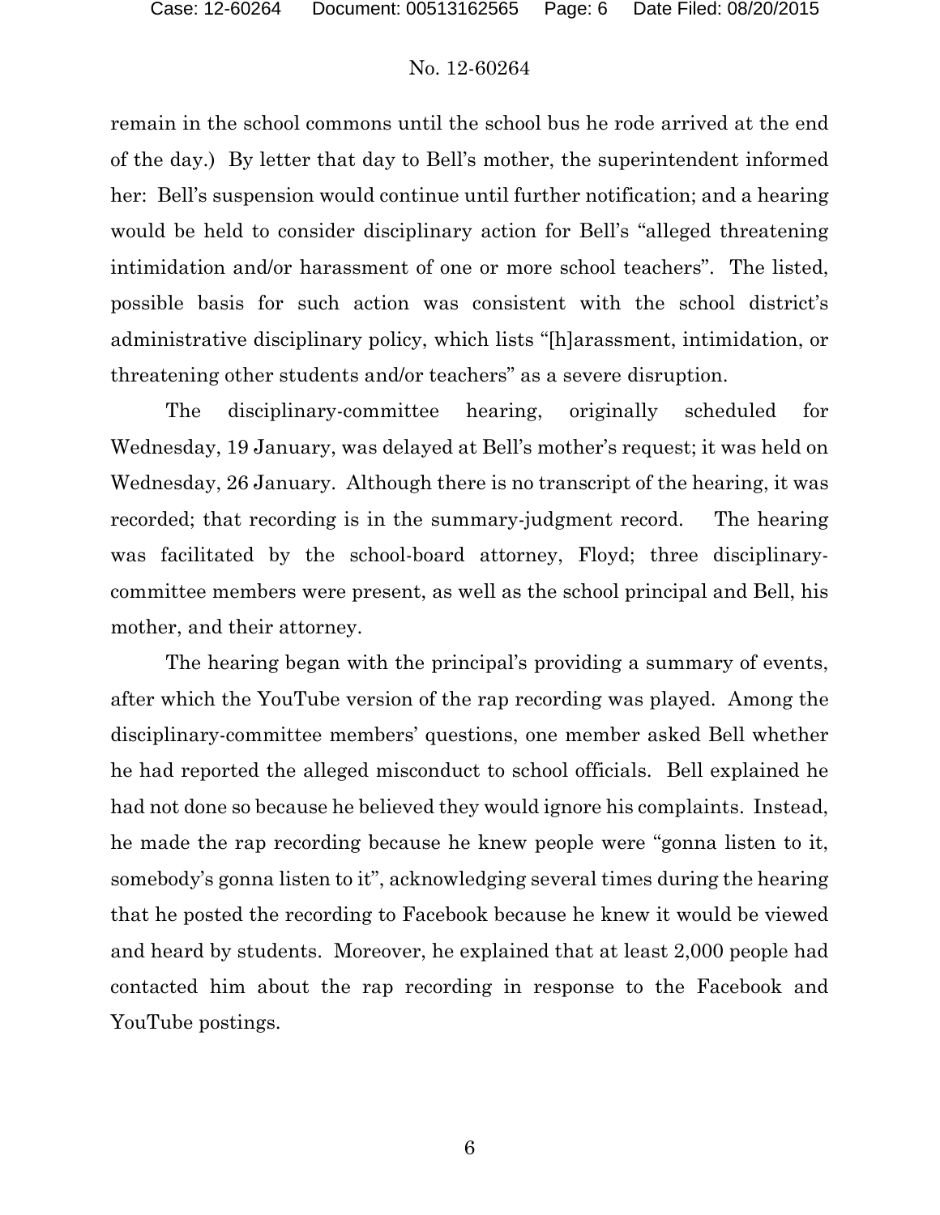remain in the school commons until the school bus he rode arrived at the end of the day.) By letter that day to Bell's mother, the superintendent informed her: Bell's suspension would continue until further notification; and a hearing would be held to consider disciplinary action for Bell's "alleged threatening intimidation and/or harassment of one or more school teachers". The listed, possible basis for such action was consistent with the school district's administrative disciplinary policy, which lists "[h]arassment, intimidation, or threatening other students and/or teachers" as a severe disruption.

The disciplinary-committee hearing, originally scheduled for Wednesday, 19 January, was delayed at Bell's mother's request; it was held on Wednesday, 26 January. Although there is no transcript of the hearing, it was recorded; that recording is in the summary-judgment record. The hearing was facilitated by the school-board attorney, Floyd; three disciplinary-committee members were present, as well as the school principal and Bell, his mother, and their attorney.

The hearing began with the principal's providing a summary of events, after which the YouTube version of the rap recording was played. Among the disciplinary-committee members' questions, one member asked Bell whether he had reported the alleged misconduct to school officials. Bell explained he had not done so because he believed they would ignore his complaints. Instead, he made the rap recording because he knew people were "gonna listen to it, somebody's gonna listen to it", acknowledging several times during the hearing that he posted the recording to Facebook because he knew it would be viewed and heard by students. Moreover, he explained that at least 2,000 people had contacted him about the rap recording in response to the Facebook and YouTube postings.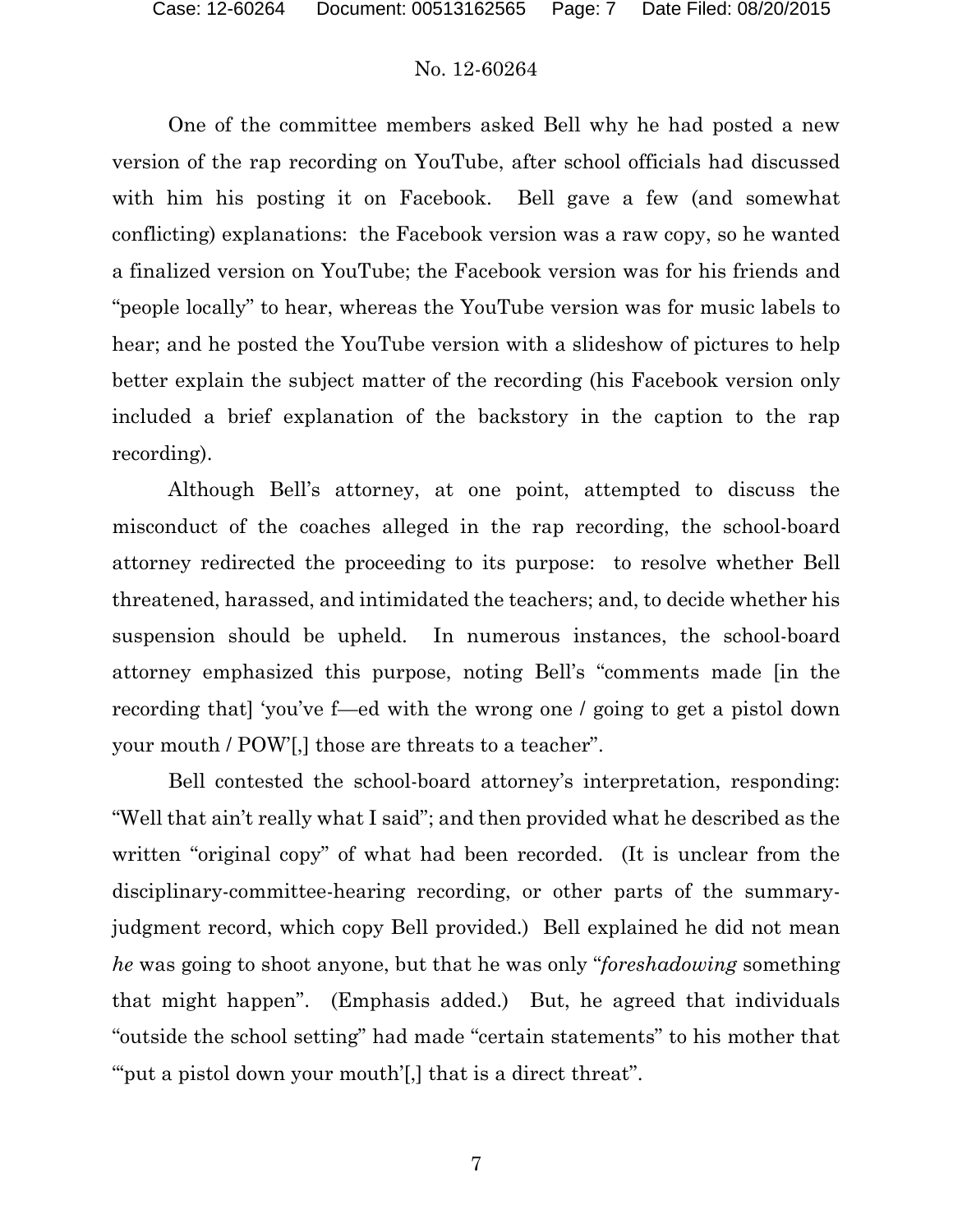One of the committee members asked Bell why he had posted a new version of the rap recording on YouTube, after school officials had discussed with him his posting it on Facebook. Bell gave a few (and somewhat conflicting) explanations: the Facebook version was a raw copy, so he wanted a finalized version on YouTube; the Facebook version was for his friends and "people locally" to hear, whereas the YouTube version was for music labels to hear; and he posted the YouTube version with a slideshow of pictures to help better explain the subject matter of the recording (his Facebook version only included a brief explanation of the backstory in the caption to the rap recording).

Although Bell's attorney, at one point, attempted to discuss the misconduct of the coaches alleged in the rap recording, the school-board attorney redirected the proceeding to its purpose: to resolve whether Bell threatened, harassed, and intimidated the teachers; and, to decide whether his suspension should be upheld. In numerous instances, the school-board attorney emphasized this purpose, noting Bell's "comments made [in the recording that] 'you've f—ed with the wrong one / going to get a pistol down your mouth / POW'[,] those are threats to a teacher".

Bell contested the school-board attorney's interpretation, responding: "Well that ain't really what I said"; and then provided what he described as the written "original copy" of what had been recorded. (It is unclear from the disciplinary-committee-hearing recording, or other parts of the summary-judgment record, which copy Bell provided.) Bell explained he did not mean *he* was going to shoot anyone, but that he was only "*foreshadowing* something that might happen". (Emphasis added.) But, he agreed that individuals "outside the school setting" had made "certain statements" to his mother that "'put a pistol down your mouth'[,] that is a direct threat".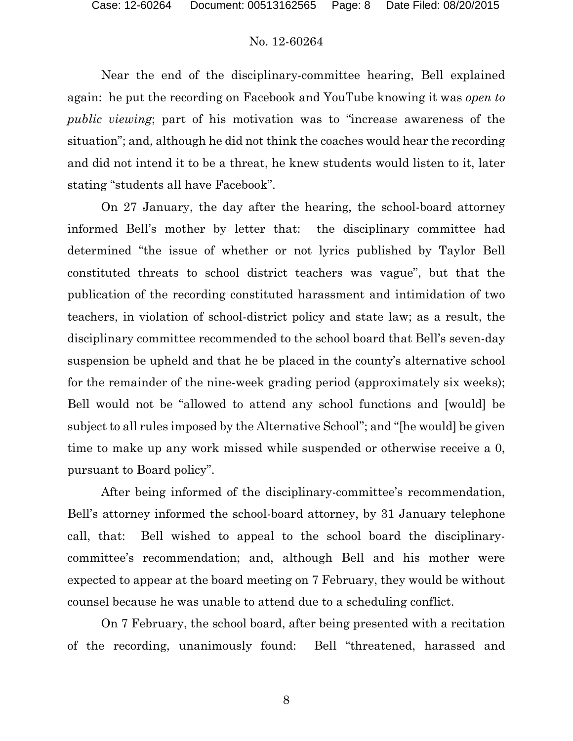Near the end of the disciplinary-committee hearing, Bell explained again: he put the recording on Facebook and YouTube knowing it was *open to public viewing*; part of his motivation was to "increase awareness of the situation"; and, although he did not think the coaches would hear the recording and did not intend it to be a threat, he knew students would listen to it, later stating "students all have Facebook".

On 27 January, the day after the hearing, the school-board attorney informed Bell's mother by letter that: the disciplinary committee had determined "the issue of whether or not lyrics published by Taylor Bell constituted threats to school district teachers was vague", but that the publication of the recording constituted harassment and intimidation of two teachers, in violation of school-district policy and state law; as a result, the disciplinary committee recommended to the school board that Bell's seven-day suspension be upheld and that he be placed in the county's alternative school for the remainder of the nine-week grading period (approximately six weeks); Bell would not be "allowed to attend any school functions and [would] be subject to all rules imposed by the Alternative School"; and "[he would] be given time to make up any work missed while suspended or otherwise receive a 0, pursuant to Board policy".

After being informed of the disciplinary-committee's recommendation, Bell's attorney informed the school-board attorney, by 31 January telephone call, that: Bell wished to appeal to the school board the disciplinary-committee's recommendation; and, although Bell and his mother were expected to appear at the board meeting on 7 February, they would be without counsel because he was unable to attend due to a scheduling conflict.

On 7 February, the school board, after being presented with a recitation of the recording, unanimously found: Bell "threatened, harassed and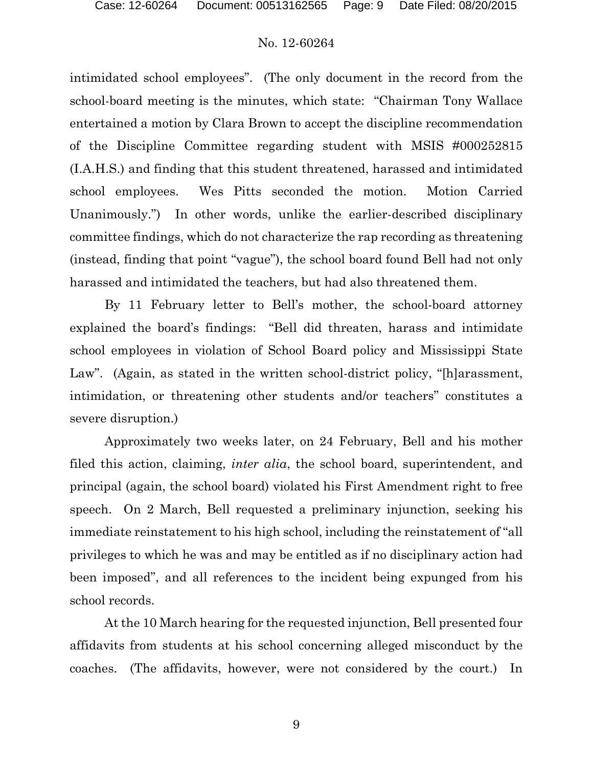intimidated school employees". (The only document in the record from the school-board meeting is the minutes, which state: "Chairman Tony Wallace entertained a motion by Clara Brown to accept the discipline recommendation of the Discipline Committee regarding student with MSIS #000252815 (I.A.H.S.) and finding that this student threatened, harassed and intimidated school employees. Wes Pitts seconded the motion. Motion Carried Unanimously.") In other words, unlike the earlier-described disciplinary committee findings, which do not characterize the rap recording as threatening (instead, finding that point "vague"), the school board found Bell had not only harassed and intimidated the teachers, but had also threatened them.

By 11 February letter to Bell's mother, the school-board attorney explained the board's findings: "Bell did threaten, harass and intimidate school employees in violation of School Board policy and Mississippi State Law". (Again, as stated in the written school-district policy, "[h]arassment, intimidation, or threatening other students and/or teachers" constitutes a severe disruption.)

Approximately two weeks later, on 24 February, Bell and his mother filed this action, claiming, *inter alia*, the school board, superintendent, and principal (again, the school board) violated his First Amendment right to free speech. On 2 March, Bell requested a preliminary injunction, seeking his immediate reinstatement to his high school, including the reinstatement of "all privileges to which he was and may be entitled as if no disciplinary action had been imposed", and all references to the incident being expunged from his school records.

At the 10 March hearing for the requested injunction, Bell presented four affidavits from students at his school concerning alleged misconduct by the coaches. (The affidavits, however, were not considered by the court.) In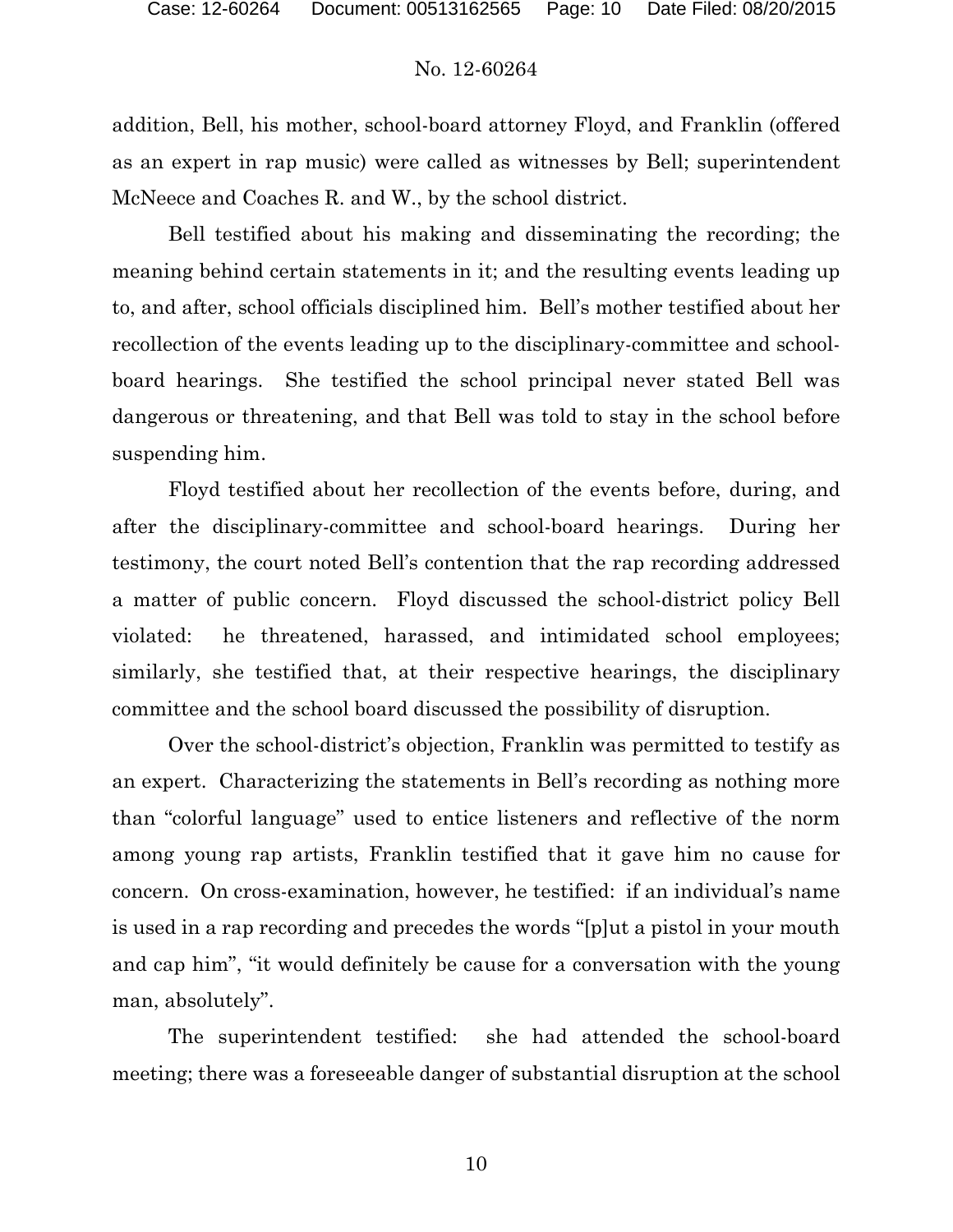addition, Bell, his mother, school-board attorney Floyd, and Franklin (offered as an expert in rap music) were called as witnesses by Bell; superintendent McNeece and Coaches R. and W., by the school district.

Bell testified about his making and disseminating the recording; the meaning behind certain statements in it; and the resulting events leading up to, and after, school officials disciplined him. Bell's mother testified about her recollection of the events leading up to the disciplinary-committee and school-board hearings. She testified the school principal never stated Bell was dangerous or threatening, and that Bell was told to stay in the school before suspending him.

Floyd testified about her recollection of the events before, during, and after the disciplinary-committee and school-board hearings. During her testimony, the court noted Bell's contention that the rap recording addressed a matter of public concern. Floyd discussed the school-district policy Bell violated: he threatened, harassed, and intimidated school employees; similarly, she testified that, at their respective hearings, the disciplinary committee and the school board discussed the possibility of disruption.

Over the school-district's objection, Franklin was permitted to testify as an expert. Characterizing the statements in Bell's recording as nothing more than "colorful language" used to entice listeners and reflective of the norm among young rap artists, Franklin testified that it gave him no cause for concern. On cross-examination, however, he testified: if an individual's name is used in a rap recording and precedes the words "[p]ut a pistol in your mouth and cap him", "it would definitely be cause for a conversation with the young man, absolutely".

The superintendent testified: she had attended the school-board meeting; there was a foreseeable danger of substantial disruption at the school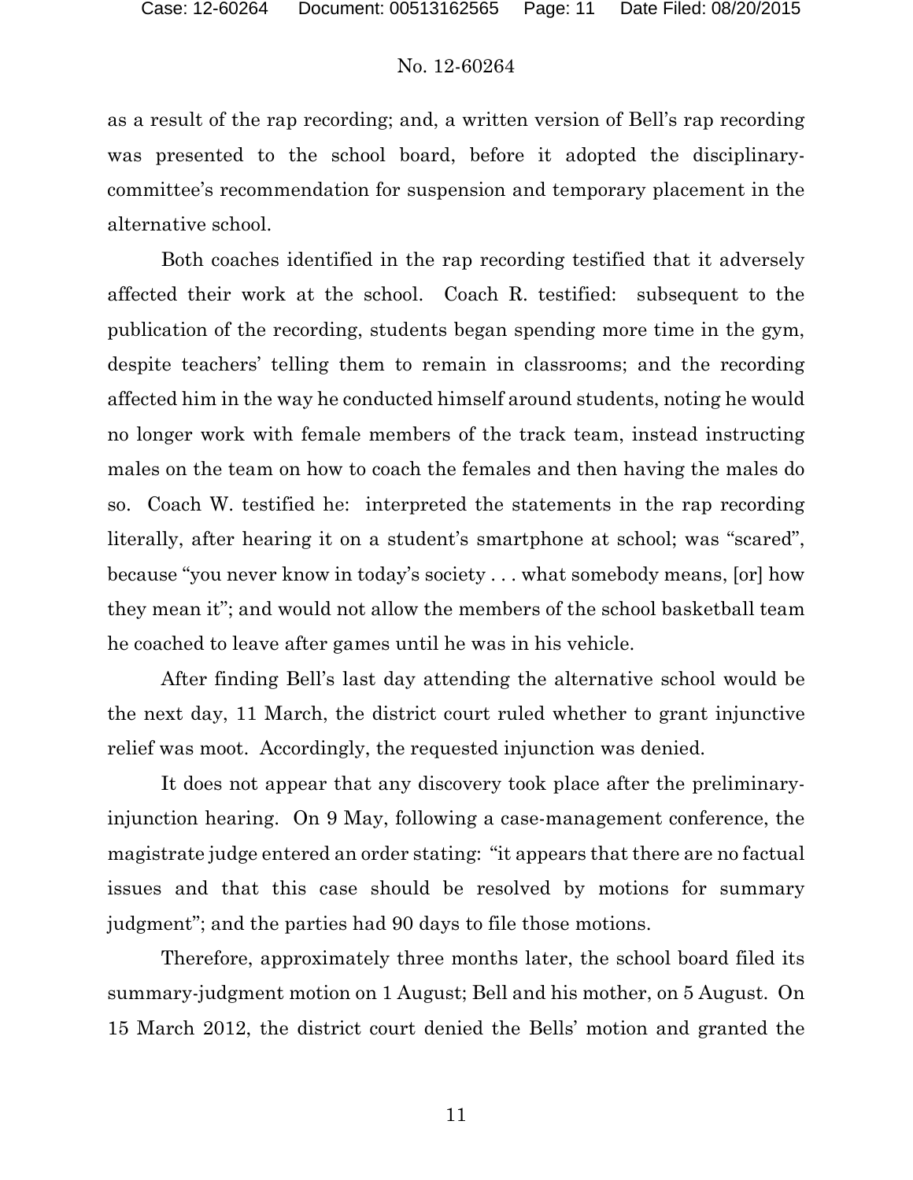as a result of the rap recording; and, a written version of Bell's rap recording was presented to the school board, before it adopted the disciplinary-committee's recommendation for suspension and temporary placement in the alternative school.

Both coaches identified in the rap recording testified that it adversely affected their work at the school. Coach R. testified: subsequent to the publication of the recording, students began spending more time in the gym, despite teachers' telling them to remain in classrooms; and the recording affected him in the way he conducted himself around students, noting he would no longer work with female members of the track team, instead instructing males on the team on how to coach the females and then having the males do so. Coach W. testified he: interpreted the statements in the rap recording literally, after hearing it on a student's smartphone at school; was "scared", because "you never know in today's society . . . what somebody means, [or] how they mean it"; and would not allow the members of the school basketball team he coached to leave after games until he was in his vehicle.

After finding Bell's last day attending the alternative school would be the next day, 11 March, the district court ruled whether to grant injunctive relief was moot. Accordingly, the requested injunction was denied.

It does not appear that any discovery took place after the preliminary-injunction hearing. On 9 May, following a case-management conference, the magistrate judge entered an order stating: "it appears that there are no factual issues and that this case should be resolved by motions for summary judgment"; and the parties had 90 days to file those motions.

Therefore, approximately three months later, the school board filed its summary-judgment motion on 1 August; Bell and his mother, on 5 August. On 15 March 2012, the district court denied the Bells' motion and granted the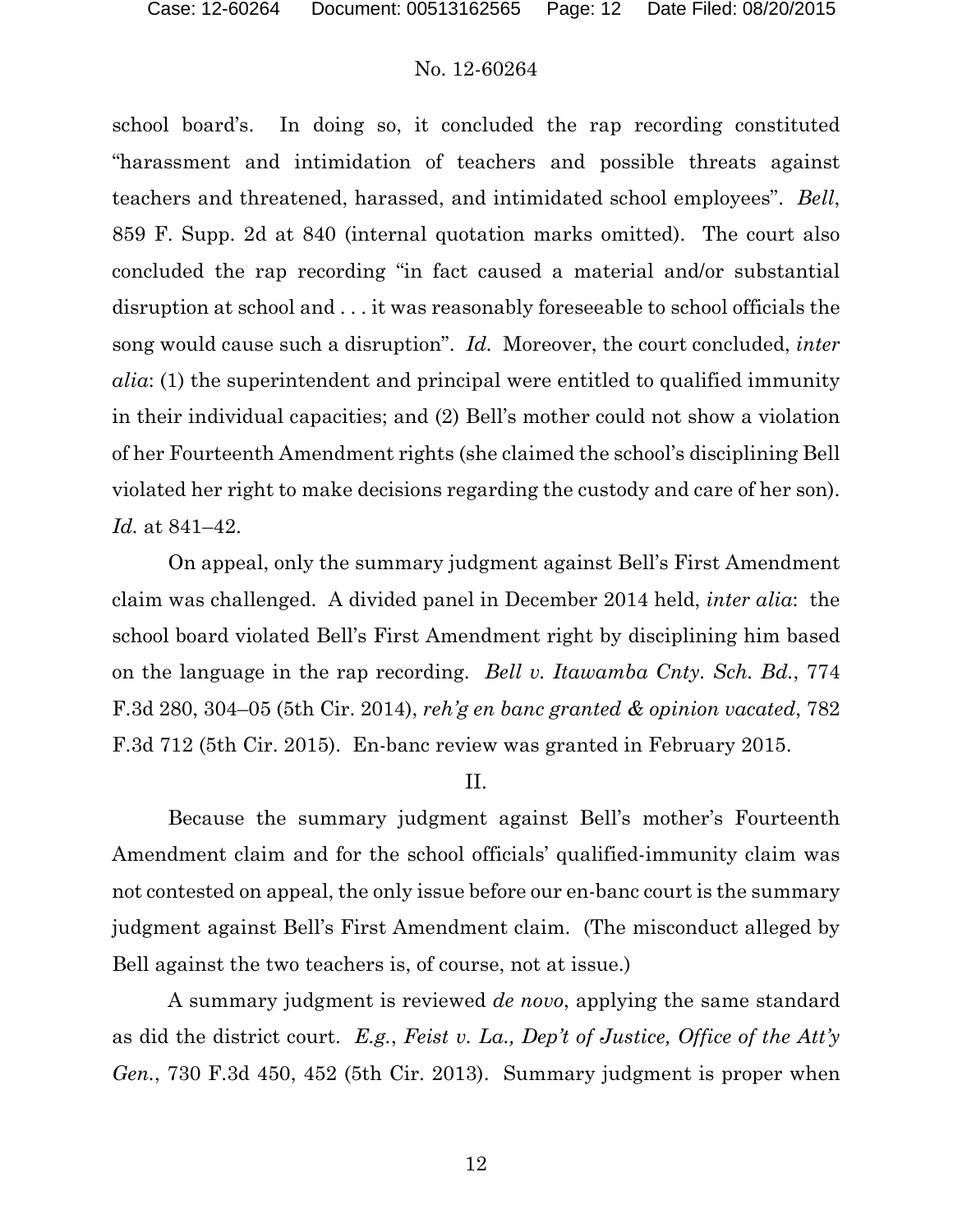school board's. In doing so, it concluded the rap recording constituted "harassment and intimidation of teachers and possible threats against teachers and threatened, harassed, and intimidated school employees". *Bell*, 859 F. Supp. 2d at 840 (internal quotation marks omitted). The court also concluded the rap recording "in fact caused a material and/or substantial disruption at school and . . . it was reasonably foreseeable to school officials the song would cause such a disruption". *Id.* Moreover, the court concluded, *inter alia*: (1) the superintendent and principal were entitled to qualified immunity in their individual capacities; and (2) Bell's mother could not show a violation of her Fourteenth Amendment rights (she claimed the school's disciplining Bell violated her right to make decisions regarding the custody and care of her son). *Id.* at 841–42.

On appeal, only the summary judgment against Bell's First Amendment claim was challenged. A divided panel in December 2014 held, *inter alia*: the school board violated Bell's First Amendment right by disciplining him based on the language in the rap recording. *Bell v. Itawamba Cnty. Sch. Bd.*, 774 F.3d 280, 304–05 (5th Cir. 2014), *reh'g en banc granted & opinion vacated*, 782 F.3d 712 (5th Cir. 2015). En-banc review was granted in February 2015.

## II.

Because the summary judgment against Bell's mother's Fourteenth Amendment claim and for the school officials' qualified-immunity claim was not contested on appeal, the only issue before our en-banc court is the summary judgment against Bell's First Amendment claim. (The misconduct alleged by Bell against the two teachers is, of course, not at issue.)

A summary judgment is reviewed *de novo*, applying the same standard as did the district court. *E.g.*, *Feist v. La., Dep't of Justice, Office of the Att'y Gen.*, 730 F.3d 450, 452 (5th Cir. 2013). Summary judgment is proper when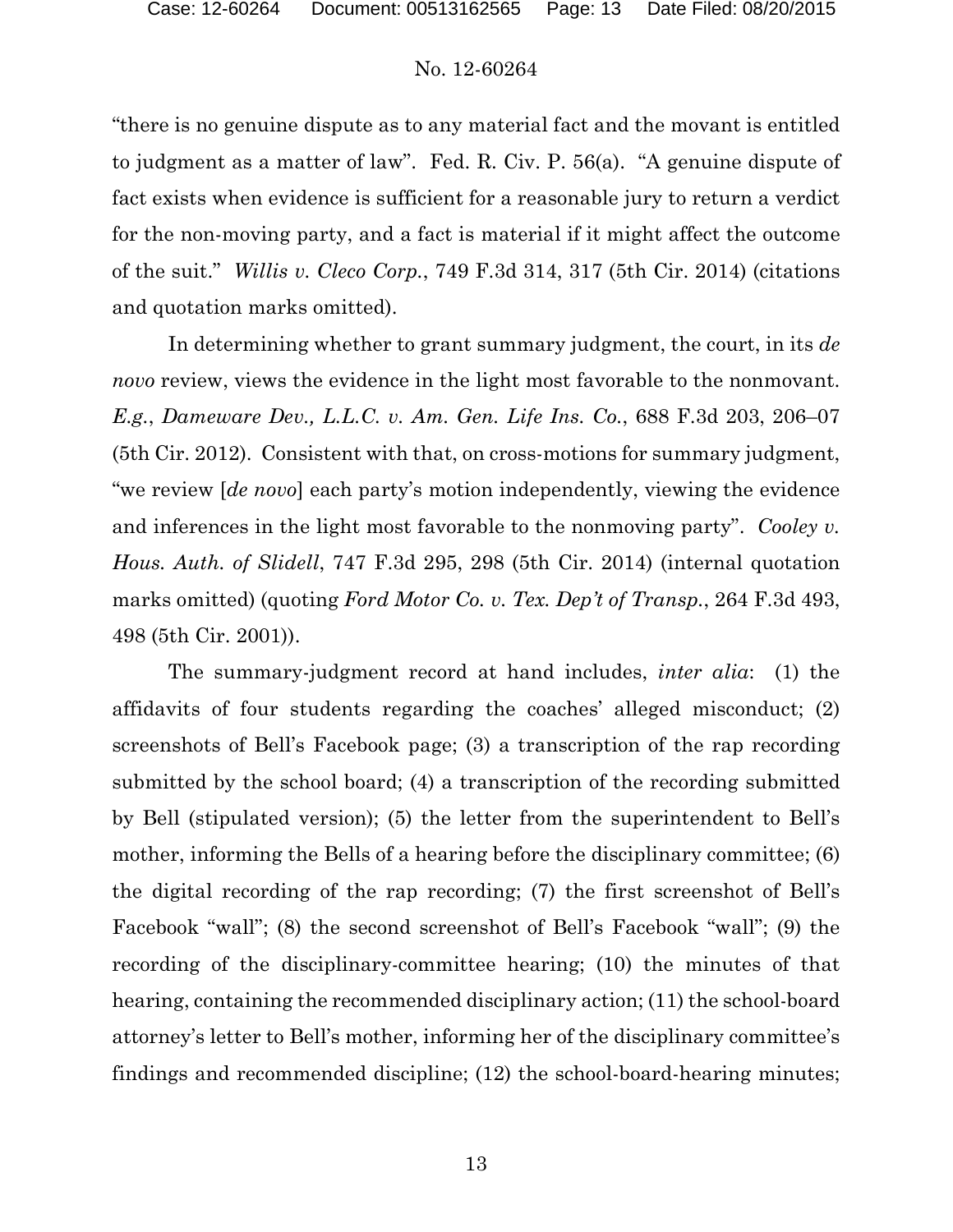"there is no genuine dispute as to any material fact and the movant is entitled to judgment as a matter of law". Fed. R. Civ. P. 56(a). "A genuine dispute of fact exists when evidence is sufficient for a reasonable jury to return a verdict for the non-moving party, and a fact is material if it might affect the outcome of the suit." *Willis v. Cleco Corp.*, 749 F.3d 314, 317 (5th Cir. 2014) (citations and quotation marks omitted).

In determining whether to grant summary judgment, the court, in its *de novo* review, views the evidence in the light most favorable to the nonmovant. *E.g.*, *Dameware Dev., L.L.C. v. Am. Gen. Life Ins. Co.*, 688 F.3d 203, 206–07 (5th Cir. 2012). Consistent with that, on cross-motions for summary judgment, "we review [*de novo*] each party's motion independently, viewing the evidence and inferences in the light most favorable to the nonmoving party". *Cooley v. Hous. Auth. of Slidell*, 747 F.3d 295, 298 (5th Cir. 2014) (internal quotation marks omitted) (quoting *Ford Motor Co. v. Tex. Dep't of Transp.*, 264 F.3d 493, 498 (5th Cir. 2001)).

The summary-judgment record at hand includes, *inter alia*: (1) the affidavits of four students regarding the coaches' alleged misconduct; (2) screenshots of Bell's Facebook page; (3) a transcription of the rap recording submitted by the school board; (4) a transcription of the recording submitted by Bell (stipulated version); (5) the letter from the superintendent to Bell's mother, informing the Bells of a hearing before the disciplinary committee; (6) the digital recording of the rap recording; (7) the first screenshot of Bell's Facebook "wall"; (8) the second screenshot of Bell's Facebook "wall"; (9) the recording of the disciplinary-committee hearing; (10) the minutes of that hearing, containing the recommended disciplinary action; (11) the school-board attorney's letter to Bell's mother, informing her of the disciplinary committee's findings and recommended discipline; (12) the school-board-hearing minutes;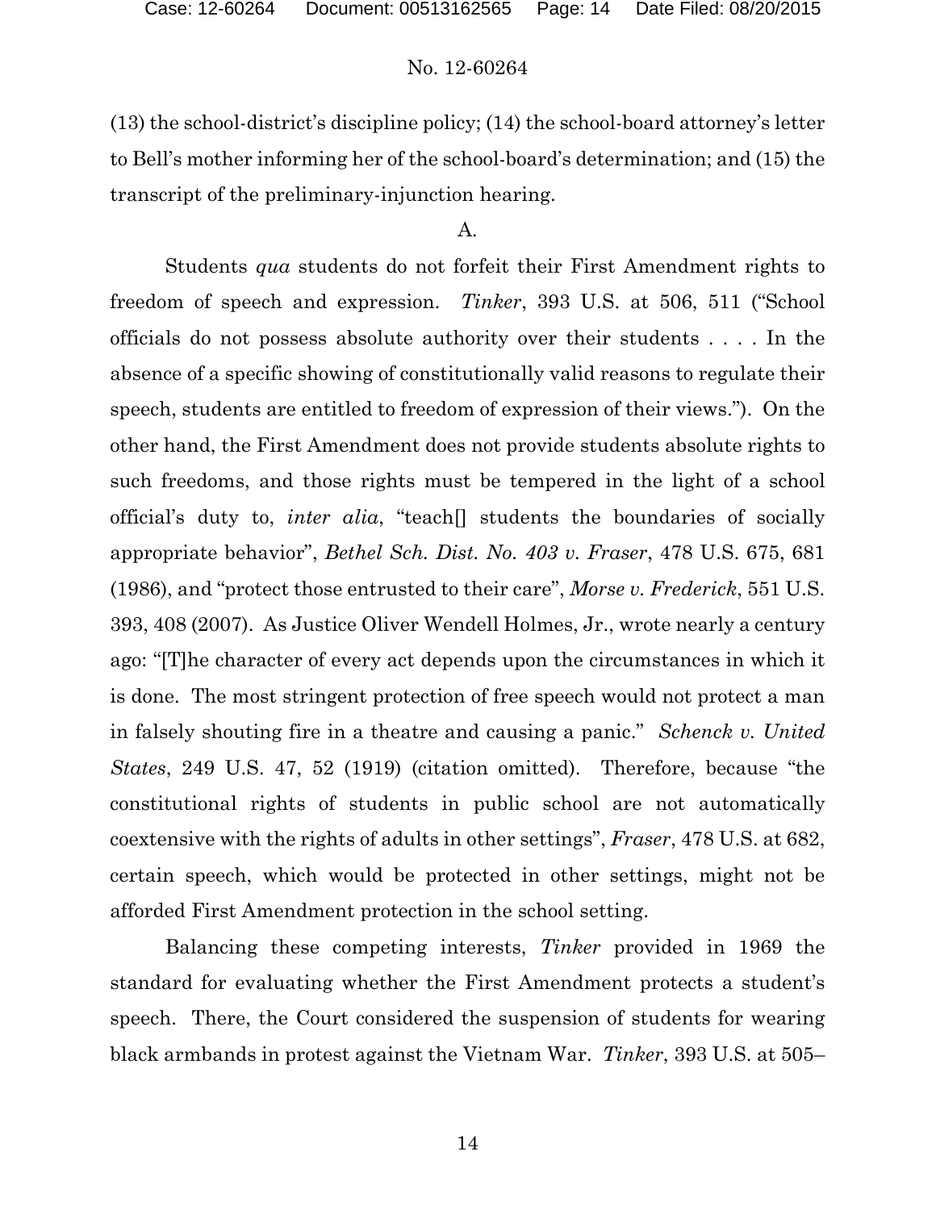(13) the school-district's discipline policy; (14) the school-board attorney's letter to Bell's mother informing her of the school-board's determination; and (15) the transcript of the preliminary-injunction hearing.

A.

Students *qua* students do not forfeit their First Amendment rights to freedom of speech and expression. *Tinker*, 393 U.S. at 506, 511 ("School officials do not possess absolute authority over their students . . . . In the absence of a specific showing of constitutionally valid reasons to regulate their speech, students are entitled to freedom of expression of their views."). On the other hand, the First Amendment does not provide students absolute rights to such freedoms, and those rights must be tempered in the light of a school official's duty to, *inter alia*, "teach[] students the boundaries of socially appropriate behavior", *Bethel Sch. Dist. No. 403 v. Fraser*, 478 U.S. 675, 681 (1986), and "protect those entrusted to their care", *Morse v. Frederick*, 551 U.S. 393, 408 (2007). As Justice Oliver Wendell Holmes, Jr., wrote nearly a century ago: "[T]he character of every act depends upon the circumstances in which it is done. The most stringent protection of free speech would not protect a man in falsely shouting fire in a theatre and causing a panic." *Schenck v. United States*, 249 U.S. 47, 52 (1919) (citation omitted). Therefore, because "the constitutional rights of students in public school are not automatically coextensive with the rights of adults in other settings", *Fraser*, 478 U.S. at 682, certain speech, which would be protected in other settings, might not be afforded First Amendment protection in the school setting.

Balancing these competing interests, *Tinker* provided in 1969 the standard for evaluating whether the First Amendment protects a student's speech. There, the Court considered the suspension of students for wearing black armbands in protest against the Vietnam War. *Tinker*, 393 U.S. at 505–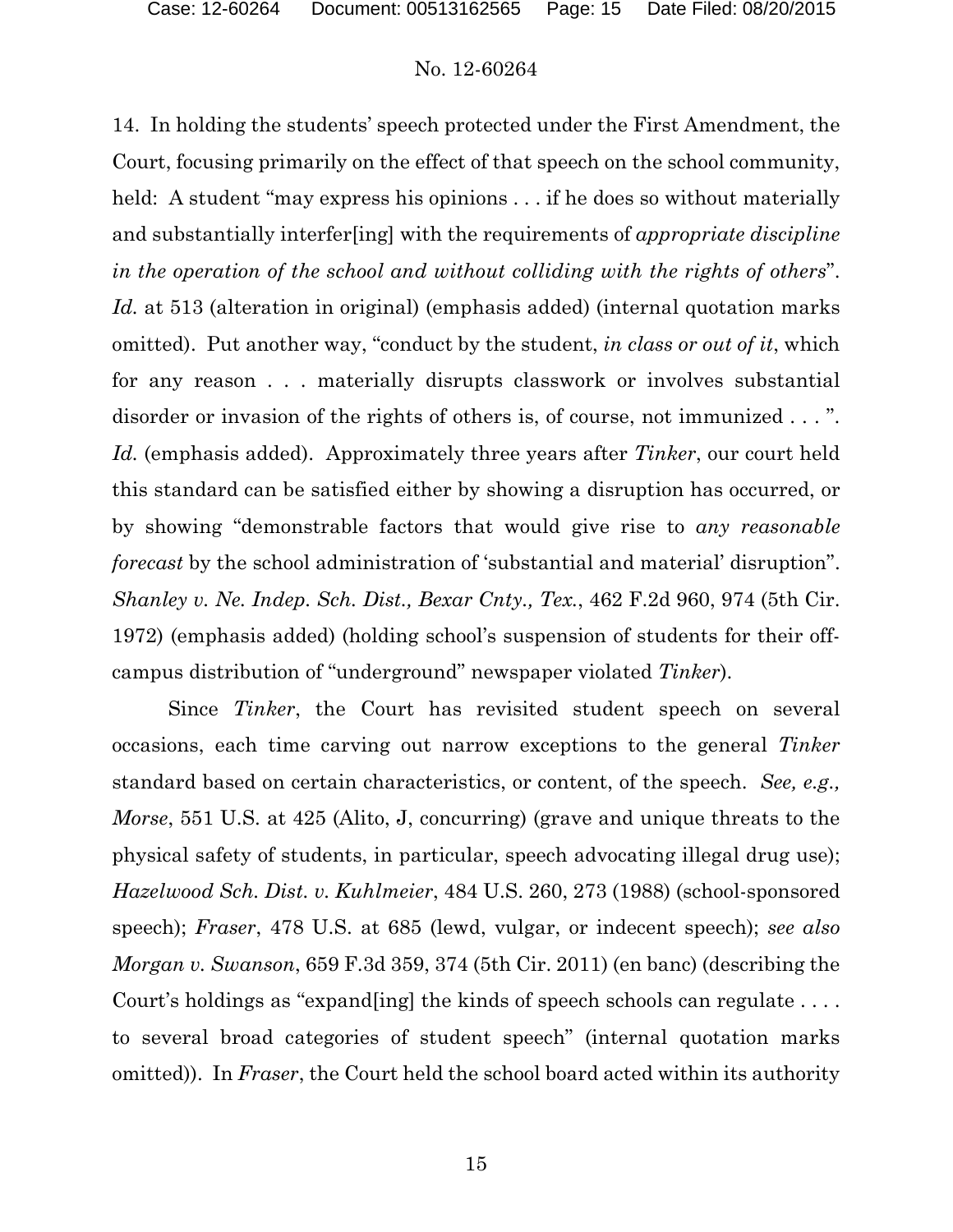14. In holding the students' speech protected under the First Amendment, the Court, focusing primarily on the effect of that speech on the school community, held: A student "may express his opinions . . . if he does so without materially and substantially interfer[ing] with the requirements of *appropriate discipline in the operation of the school and without colliding with the rights of others*". *Id.* at 513 (alteration in original) (emphasis added) (internal quotation marks omitted). Put another way, "conduct by the student, *in class or out of it*, which for any reason . . . materially disrupts classwork or involves substantial disorder or invasion of the rights of others is, of course, not immunized . . . ". *Id.* (emphasis added). Approximately three years after *Tinker*, our court held this standard can be satisfied either by showing a disruption has occurred, or by showing "demonstrable factors that would give rise to *any reasonable forecast* by the school administration of 'substantial and material' disruption". *Shanley v. Ne. Indep. Sch. Dist., Bexar Cnty., Tex.*, 462 F.2d 960, 974 (5th Cir. 1972) (emphasis added) (holding school's suspension of students for their off-campus distribution of "underground" newspaper violated *Tinker*).

Since *Tinker*, the Court has revisited student speech on several occasions, each time carving out narrow exceptions to the general *Tinker* standard based on certain characteristics, or content, of the speech. *See, e.g., Morse*, 551 U.S. at 425 (Alito, J, concurring) (grave and unique threats to the physical safety of students, in particular, speech advocating illegal drug use); *Hazelwood Sch. Dist. v. Kuhlmeier*, 484 U.S. 260, 273 (1988) (school-sponsored speech); *Fraser*, 478 U.S. at 685 (lewd, vulgar, or indecent speech); *see also Morgan v. Swanson*, 659 F.3d 359, 374 (5th Cir. 2011) (en banc) (describing the Court's holdings as "expand[ing] the kinds of speech schools can regulate . . . . to several broad categories of student speech" (internal quotation marks omitted)). In *Fraser*, the Court held the school board acted within its authority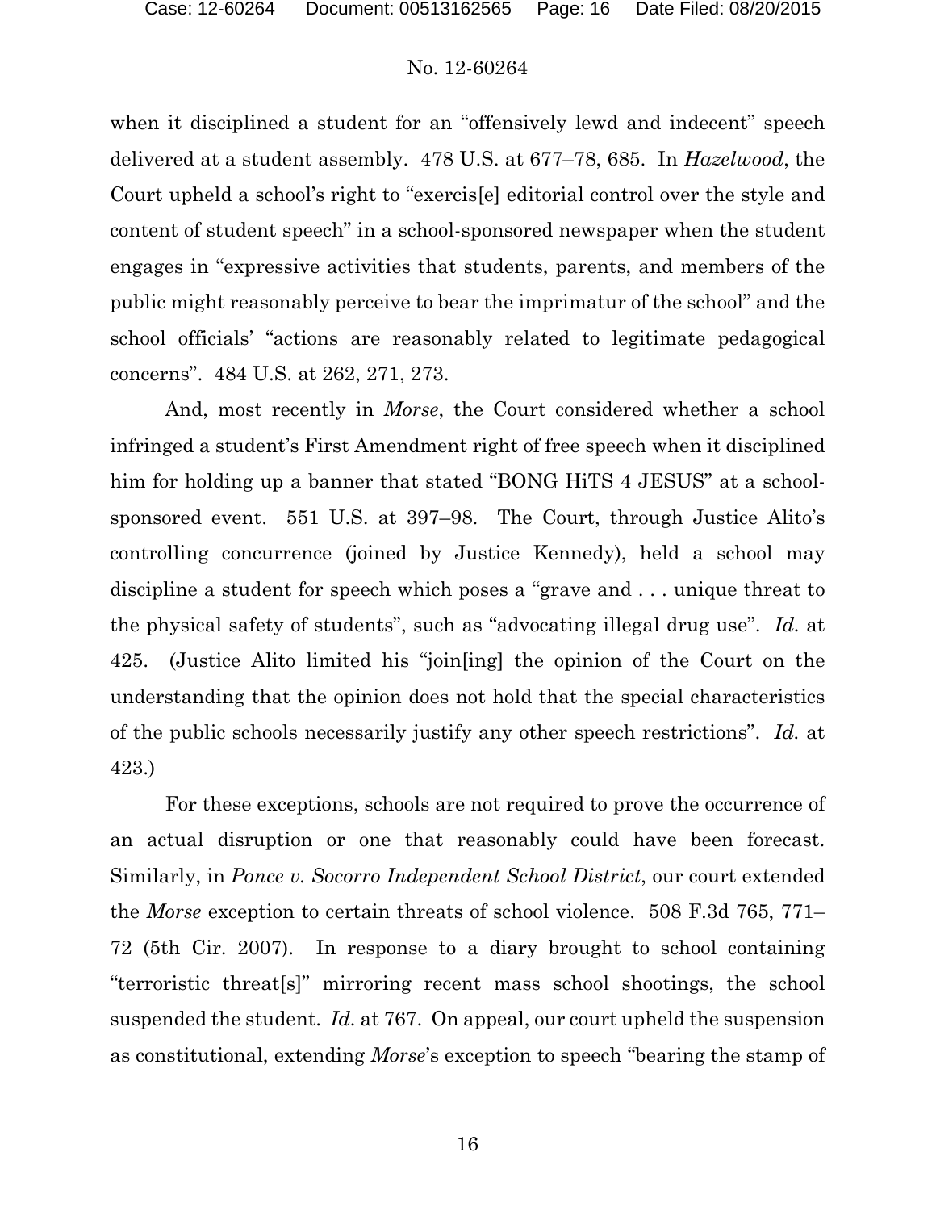when it disciplined a student for an "offensively lewd and indecent" speech delivered at a student assembly. 478 U.S. at 677–78, 685. In *Hazelwood*, the Court upheld a school's right to "exercis[e] editorial control over the style and content of student speech" in a school-sponsored newspaper when the student engages in "expressive activities that students, parents, and members of the public might reasonably perceive to bear the imprimatur of the school" and the school officials' "actions are reasonably related to legitimate pedagogical concerns". 484 U.S. at 262, 271, 273.

And, most recently in *Morse*, the Court considered whether a school infringed a student's First Amendment right of free speech when it disciplined him for holding up a banner that stated "BONG HiTS 4 JESUS" at a school-sponsored event. 551 U.S. at 397–98. The Court, through Justice Alito's controlling concurrence (joined by Justice Kennedy), held a school may discipline a student for speech which poses a "grave and . . . unique threat to the physical safety of students", such as "advocating illegal drug use". *Id.* at 425. (Justice Alito limited his "join[ing] the opinion of the Court on the understanding that the opinion does not hold that the special characteristics of the public schools necessarily justify any other speech restrictions". *Id.* at 423.)

For these exceptions, schools are not required to prove the occurrence of an actual disruption or one that reasonably could have been forecast. Similarly, in *Ponce v. Socorro Independent School District*, our court extended the *Morse* exception to certain threats of school violence. 508 F.3d 765, 771–72 (5th Cir. 2007). In response to a diary brought to school containing "terroristic threat[s]" mirroring recent mass school shootings, the school suspended the student. *Id.* at 767. On appeal, our court upheld the suspension as constitutional, extending *Morse*'s exception to speech "bearing the stamp of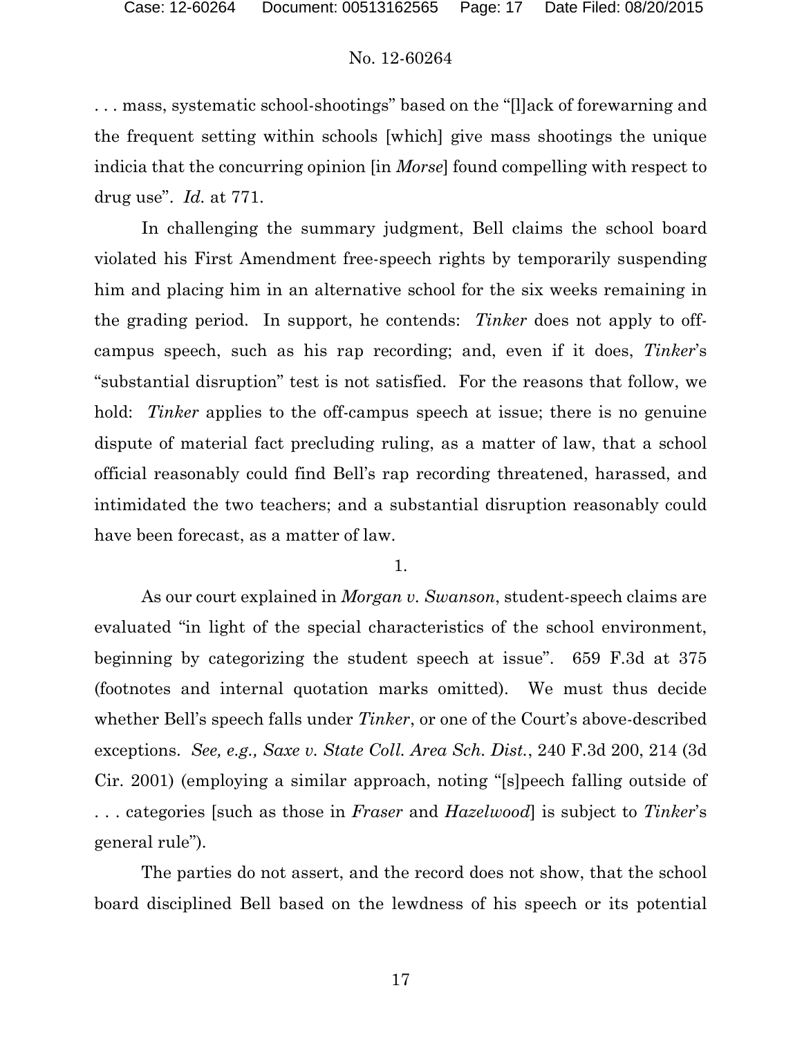. . . mass, systematic school-shootings" based on the "[l]ack of forewarning and the frequent setting within schools [which] give mass shootings the unique indicia that the concurring opinion [in *Morse*] found compelling with respect to drug use". *Id.* at 771.

In challenging the summary judgment, Bell claims the school board violated his First Amendment free-speech rights by temporarily suspending him and placing him in an alternative school for the six weeks remaining in the grading period. In support, he contends: *Tinker* does not apply to off-campus speech, such as his rap recording; and, even if it does, *Tinker*'s "substantial disruption" test is not satisfied. For the reasons that follow, we hold: *Tinker* applies to the off-campus speech at issue; there is no genuine dispute of material fact precluding ruling, as a matter of law, that a school official reasonably could find Bell's rap recording threatened, harassed, and intimidated the two teachers; and a substantial disruption reasonably could have been forecast, as a matter of law.

1.

As our court explained in *Morgan v. Swanson*, student-speech claims are evaluated "in light of the special characteristics of the school environment, beginning by categorizing the student speech at issue". 659 F.3d at 375 (footnotes and internal quotation marks omitted). We must thus decide whether Bell's speech falls under *Tinker*, or one of the Court's above-described exceptions. *See, e.g., Saxe v. State Coll. Area Sch. Dist.*, 240 F.3d 200, 214 (3d Cir. 2001) (employing a similar approach, noting "[s]peech falling outside of . . . categories [such as those in *Fraser* and *Hazelwood*] is subject to *Tinker*'s general rule").

The parties do not assert, and the record does not show, that the school board disciplined Bell based on the lewdness of his speech or its potential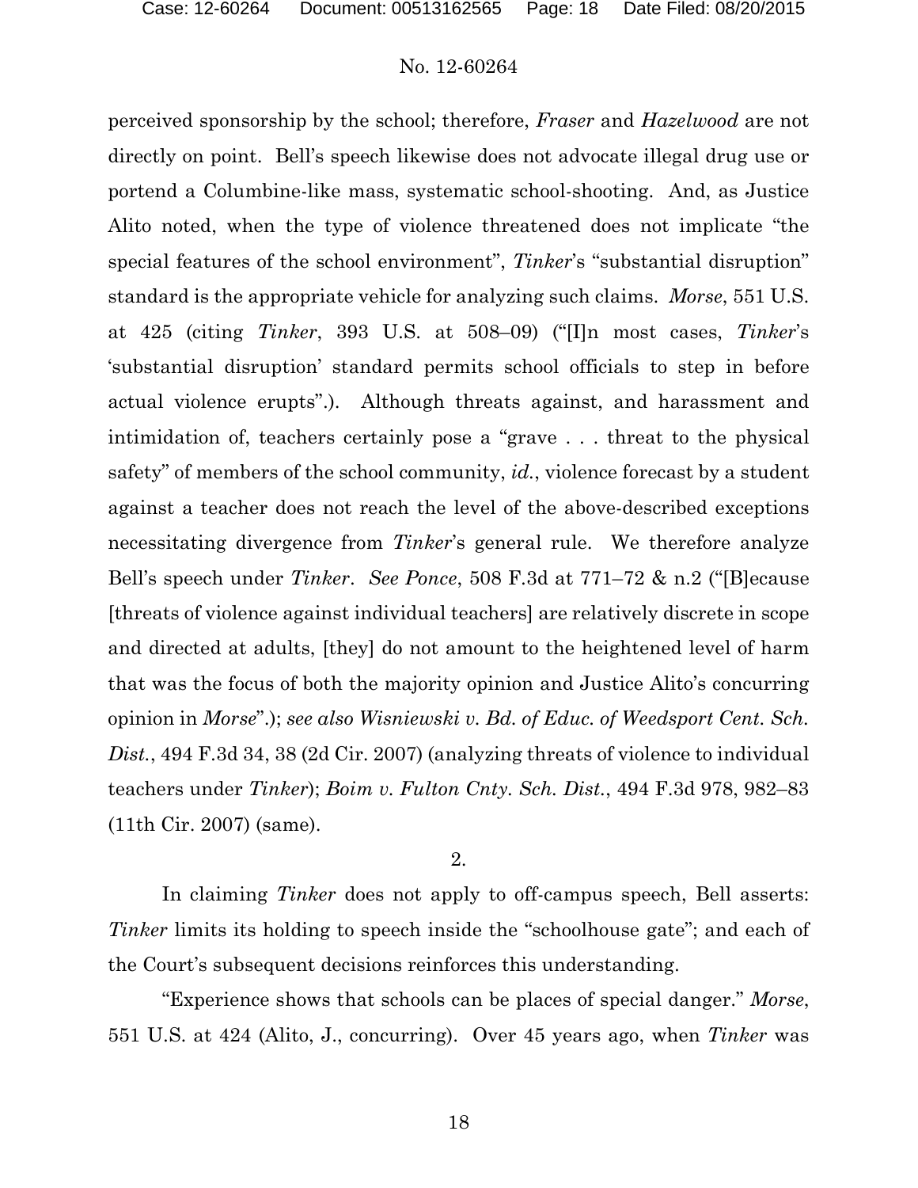perceived sponsorship by the school; therefore, *Fraser* and *Hazelwood* are not directly on point. Bell's speech likewise does not advocate illegal drug use or portend a Columbine-like mass, systematic school-shooting. And, as Justice Alito noted, when the type of violence threatened does not implicate "the special features of the school environment", *Tinker*'s "substantial disruption" standard is the appropriate vehicle for analyzing such claims. *Morse*, 551 U.S. at 425 (citing *Tinker*, 393 U.S. at 508–09) ("[I]n most cases, *Tinker*'s 'substantial disruption' standard permits school officials to step in before actual violence erupts".). Although threats against, and harassment and intimidation of, teachers certainly pose a "grave . . . threat to the physical safety" of members of the school community, *id.*, violence forecast by a student against a teacher does not reach the level of the above-described exceptions necessitating divergence from *Tinker*'s general rule. We therefore analyze Bell's speech under *Tinker*. *See Ponce*, 508 F.3d at 771–72 & n.2 ("[B]ecause [threats of violence against individual teachers] are relatively discrete in scope and directed at adults, [they] do not amount to the heightened level of harm that was the focus of both the majority opinion and Justice Alito's concurring opinion in *Morse*".); *see also Wisniewski v. Bd. of Educ. of Weedsport Cent. Sch. Dist.*, 494 F.3d 34, 38 (2d Cir. 2007) (analyzing threats of violence to individual teachers under *Tinker*); *Boim v. Fulton Cnty. Sch. Dist.*, 494 F.3d 978, 982–83 (11th Cir. 2007) (same).

2.

In claiming *Tinker* does not apply to off-campus speech, Bell asserts: *Tinker* limits its holding to speech inside the "schoolhouse gate"; and each of the Court's subsequent decisions reinforces this understanding.

"Experience shows that schools can be places of special danger." *Morse*, 551 U.S. at 424 (Alito, J., concurring). Over 45 years ago, when *Tinker* was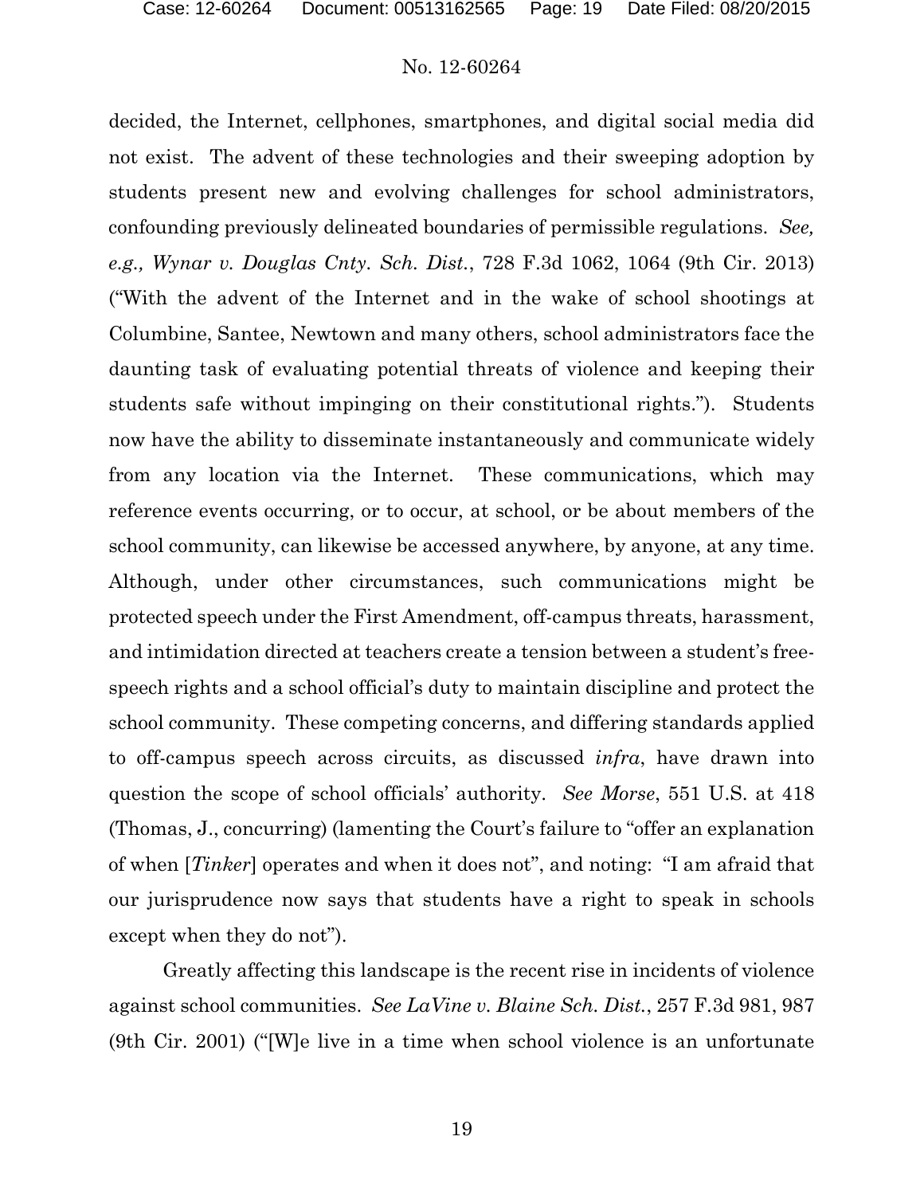decided, the Internet, cellphones, smartphones, and digital social media did not exist. The advent of these technologies and their sweeping adoption by students present new and evolving challenges for school administrators, confounding previously delineated boundaries of permissible regulations. *See, e.g., Wynar v. Douglas Cnty. Sch. Dist.*, 728 F.3d 1062, 1064 (9th Cir. 2013) ("With the advent of the Internet and in the wake of school shootings at Columbine, Santee, Newtown and many others, school administrators face the daunting task of evaluating potential threats of violence and keeping their students safe without impinging on their constitutional rights."). Students now have the ability to disseminate instantaneously and communicate widely from any location via the Internet. These communications, which may reference events occurring, or to occur, at school, or be about members of the school community, can likewise be accessed anywhere, by anyone, at any time. Although, under other circumstances, such communications might be protected speech under the First Amendment, off-campus threats, harassment, and intimidation directed at teachers create a tension between a student's free-speech rights and a school official's duty to maintain discipline and protect the school community. These competing concerns, and differing standards applied to off-campus speech across circuits, as discussed *infra*, have drawn into question the scope of school officials' authority. *See Morse*, 551 U.S. at 418 (Thomas, J., concurring) (lamenting the Court's failure to "offer an explanation of when [*Tinker*] operates and when it does not", and noting: "I am afraid that our jurisprudence now says that students have a right to speak in schools except when they do not").

Greatly affecting this landscape is the recent rise in incidents of violence against school communities. *See LaVine v. Blaine Sch. Dist.*, 257 F.3d 981, 987 (9th Cir. 2001) ("[W]e live in a time when school violence is an unfortunate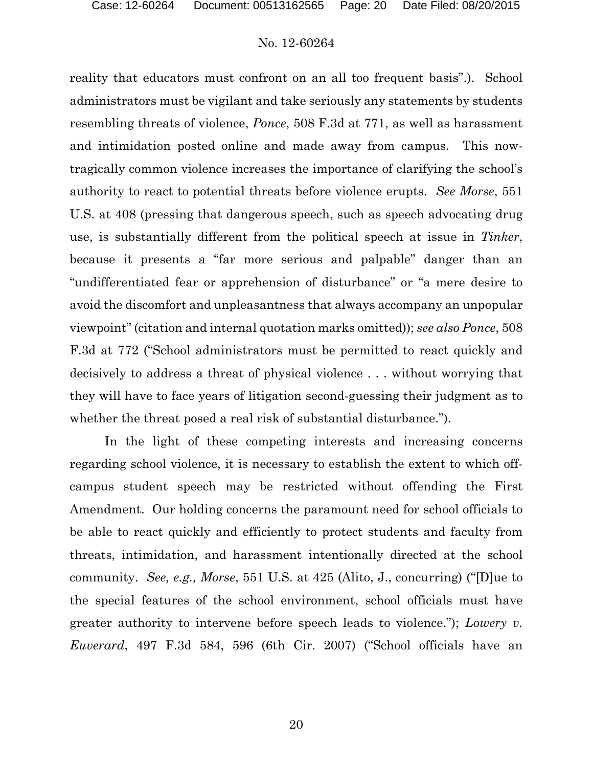reality that educators must confront on an all too frequent basis".). School administrators must be vigilant and take seriously any statements by students resembling threats of violence, *Ponce*, 508 F.3d at 771, as well as harassment and intimidation posted online and made away from campus. This now-tragically common violence increases the importance of clarifying the school's authority to react to potential threats before violence erupts. *See Morse*, 551 U.S. at 408 (pressing that dangerous speech, such as speech advocating drug use, is substantially different from the political speech at issue in *Tinker*, because it presents a "far more serious and palpable" danger than an "undifferentiated fear or apprehension of disturbance" or "a mere desire to avoid the discomfort and unpleasantness that always accompany an unpopular viewpoint" (citation and internal quotation marks omitted)); *see also Ponce*, 508 F.3d at 772 ("School administrators must be permitted to react quickly and decisively to address a threat of physical violence . . . without worrying that they will have to face years of litigation second-guessing their judgment as to whether the threat posed a real risk of substantial disturbance.").

In the light of these competing interests and increasing concerns regarding school violence, it is necessary to establish the extent to which off-campus student speech may be restricted without offending the First Amendment. Our holding concerns the paramount need for school officials to be able to react quickly and efficiently to protect students and faculty from threats, intimidation, and harassment intentionally directed at the school community. *See, e.g., Morse*, 551 U.S. at 425 (Alito, J., concurring) ("[D]ue to the special features of the school environment, school officials must have greater authority to intervene before speech leads to violence."); *Lowery v. Euverard*, 497 F.3d 584, 596 (6th Cir. 2007) ("School officials have an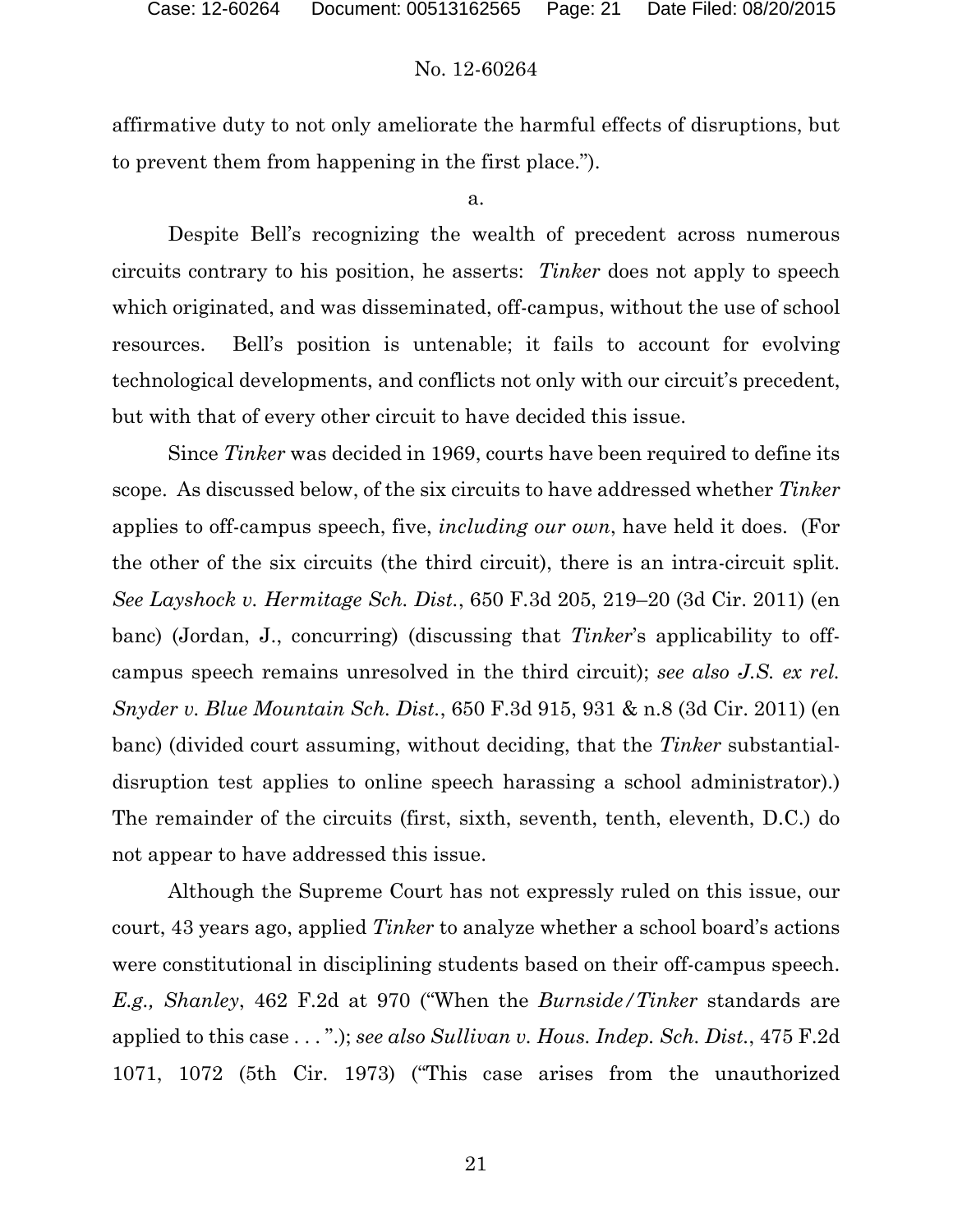affirmative duty to not only ameliorate the harmful effects of disruptions, but to prevent them from happening in the first place.").

a.

Despite Bell's recognizing the wealth of precedent across numerous circuits contrary to his position, he asserts: *Tinker* does not apply to speech which originated, and was disseminated, off-campus, without the use of school resources. Bell's position is untenable; it fails to account for evolving technological developments, and conflicts not only with our circuit's precedent, but with that of every other circuit to have decided this issue.

Since *Tinker* was decided in 1969, courts have been required to define its scope. As discussed below, of the six circuits to have addressed whether *Tinker* applies to off-campus speech, five, *including our own*, have held it does. (For the other of the six circuits (the third circuit), there is an intra-circuit split. *See Layshock v. Hermitage Sch. Dist.*, 650 F.3d 205, 219–20 (3d Cir. 2011) (en banc) (Jordan, J., concurring) (discussing that *Tinker*'s applicability to off-campus speech remains unresolved in the third circuit); *see also J.S. ex rel. Snyder v. Blue Mountain Sch. Dist.*, 650 F.3d 915, 931 & n.8 (3d Cir. 2011) (en banc) (divided court assuming, without deciding, that the *Tinker* substantial-disruption test applies to online speech harassing a school administrator).) The remainder of the circuits (first, sixth, seventh, tenth, eleventh, D.C.) do not appear to have addressed this issue.

Although the Supreme Court has not expressly ruled on this issue, our court, 43 years ago, applied *Tinker* to analyze whether a school board's actions were constitutional in disciplining students based on their off-campus speech. *E.g., Shanley*, 462 F.2d at 970 ("When the *Burnside/Tinker* standards are applied to this case . . . ".); *see also Sullivan v. Hous. Indep. Sch. Dist.*, 475 F.2d 1071, 1072 (5th Cir. 1973) ("This case arises from the unauthorized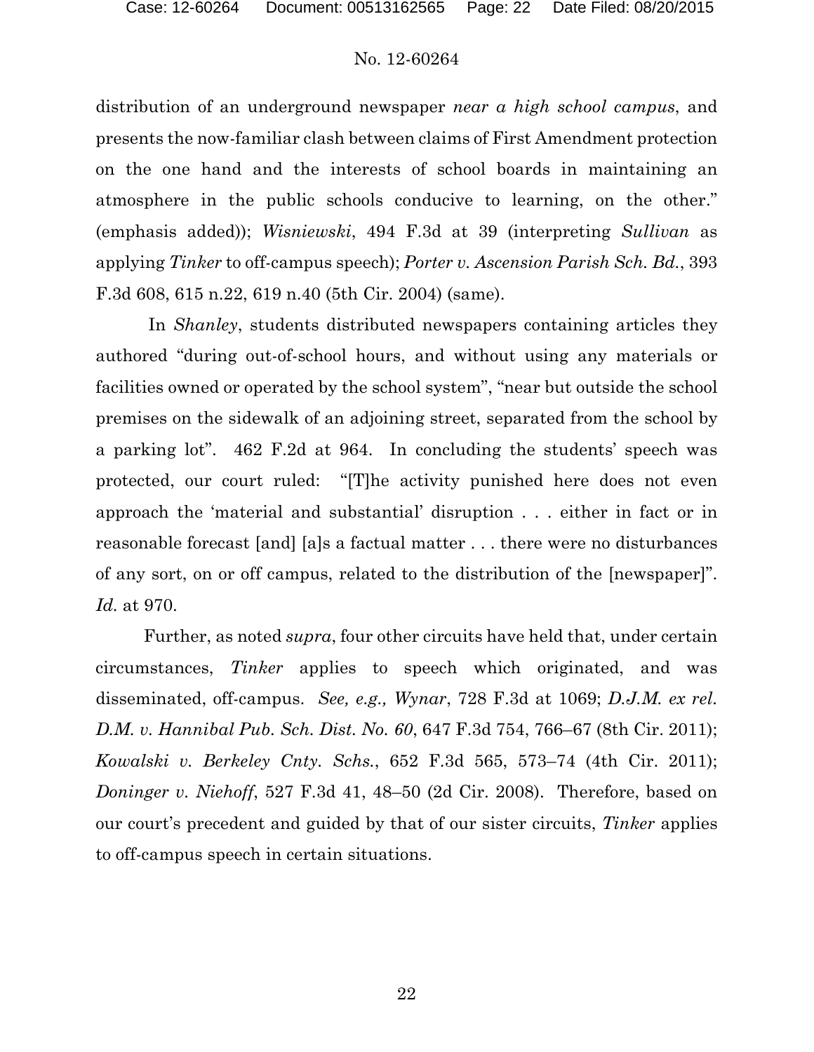distribution of an underground newspaper *near a high school campus*, and presents the now-familiar clash between claims of First Amendment protection on the one hand and the interests of school boards in maintaining an atmosphere in the public schools conducive to learning, on the other." (emphasis added)); *Wisniewski*, 494 F.3d at 39 (interpreting *Sullivan* as applying *Tinker* to off-campus speech); *Porter v. Ascension Parish Sch. Bd.*, 393 F.3d 608, 615 n.22, 619 n.40 (5th Cir. 2004) (same).

In *Shanley*, students distributed newspapers containing articles they authored "during out-of-school hours, and without using any materials or facilities owned or operated by the school system", "near but outside the school premises on the sidewalk of an adjoining street, separated from the school by a parking lot". 462 F.2d at 964. In concluding the students' speech was protected, our court ruled: "[T]he activity punished here does not even approach the 'material and substantial' disruption . . . either in fact or in reasonable forecast [and] [a]s a factual matter . . . there were no disturbances of any sort, on or off campus, related to the distribution of the [newspaper]". *Id.* at 970.

Further, as noted *supra*, four other circuits have held that, under certain circumstances, *Tinker* applies to speech which originated, and was disseminated, off-campus. *See, e.g., Wynar*, 728 F.3d at 1069; *D.J.M. ex rel. D.M. v. Hannibal Pub. Sch. Dist. No. 60*, 647 F.3d 754, 766–67 (8th Cir. 2011); *Kowalski v. Berkeley Cnty. Schs.*, 652 F.3d 565, 573–74 (4th Cir. 2011); *Doninger v. Niehoff*, 527 F.3d 41, 48–50 (2d Cir. 2008). Therefore, based on our court's precedent and guided by that of our sister circuits, *Tinker* applies to off-campus speech in certain situations.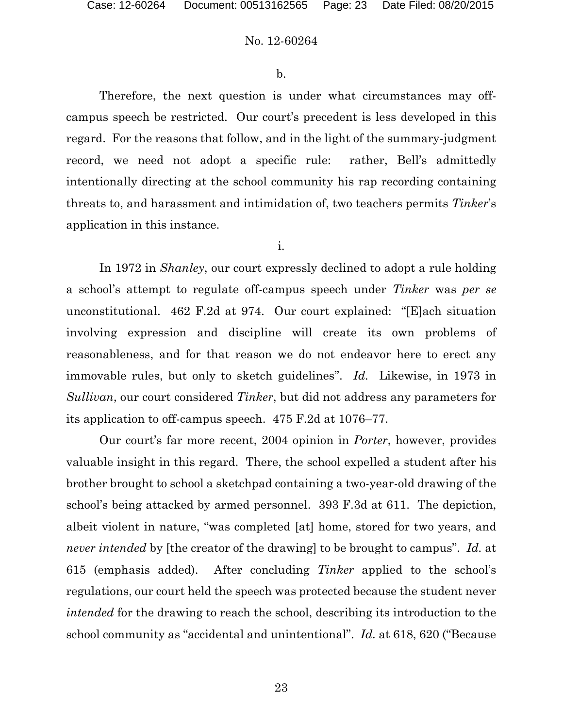b.

Therefore, the next question is under what circumstances may off-campus speech be restricted. Our court's precedent is less developed in this regard. For the reasons that follow, and in the light of the summary-judgment record, we need not adopt a specific rule: rather, Bell's admittedly intentionally directing at the school community his rap recording containing threats to, and harassment and intimidation of, two teachers permits *Tinker*'s application in this instance.

i.

In 1972 in *Shanley*, our court expressly declined to adopt a rule holding a school's attempt to regulate off-campus speech under *Tinker* was *per se* unconstitutional. 462 F.2d at 974. Our court explained: "[E]ach situation involving expression and discipline will create its own problems of reasonableness, and for that reason we do not endeavor here to erect any immovable rules, but only to sketch guidelines". *Id.* Likewise, in 1973 in *Sullivan*, our court considered *Tinker*, but did not address any parameters for its application to off-campus speech. 475 F.2d at 1076–77.

Our court's far more recent, 2004 opinion in *Porter*, however, provides valuable insight in this regard. There, the school expelled a student after his brother brought to school a sketchpad containing a two-year-old drawing of the school's being attacked by armed personnel. 393 F.3d at 611. The depiction, albeit violent in nature, "was completed [at] home, stored for two years, and *never intended* by [the creator of the drawing] to be brought to campus". *Id.* at 615 (emphasis added). After concluding *Tinker* applied to the school's regulations, our court held the speech was protected because the student never *intended* for the drawing to reach the school, describing its introduction to the school community as "accidental and unintentional". *Id.* at 618, 620 ("Because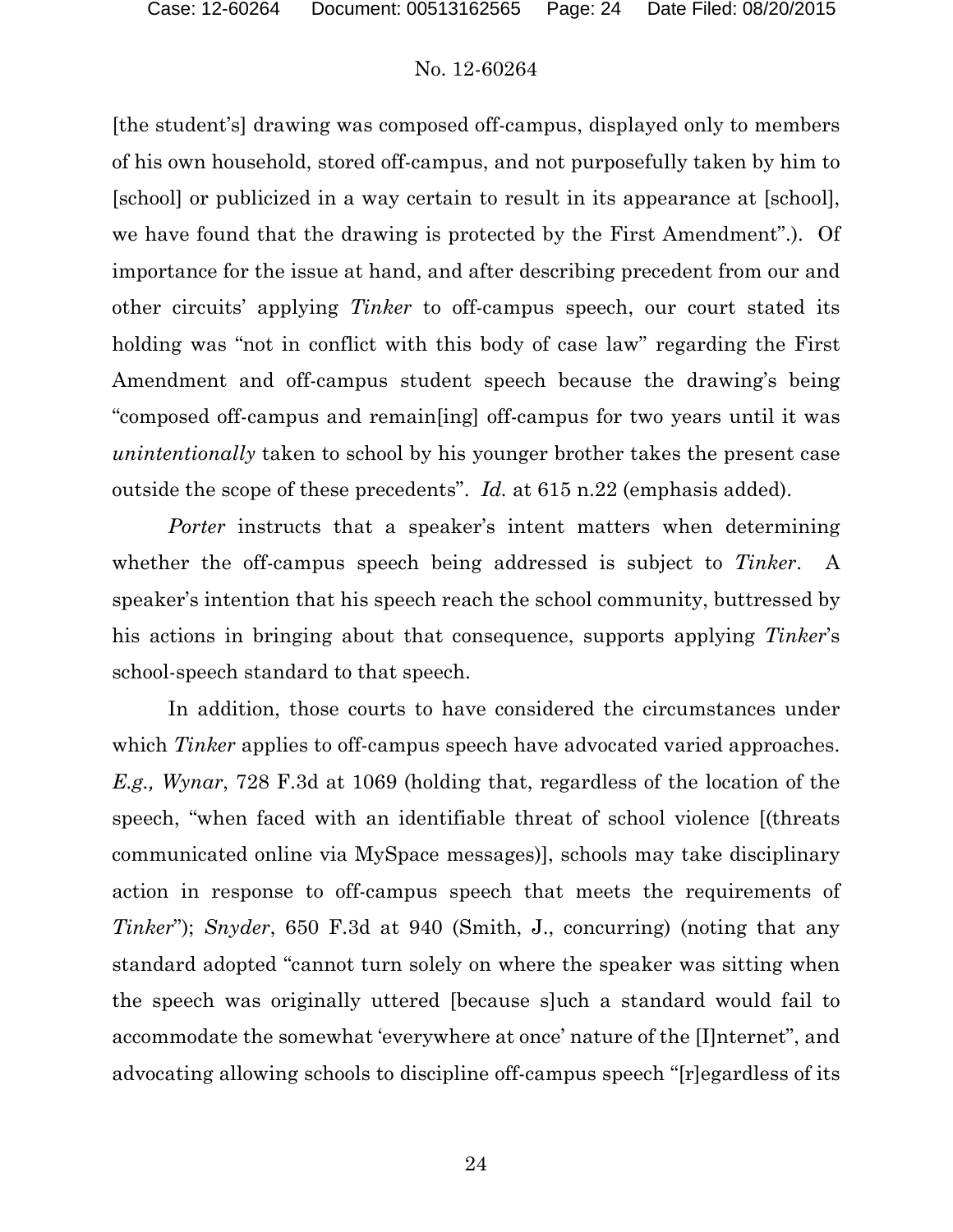[the student's] drawing was composed off-campus, displayed only to members of his own household, stored off-campus, and not purposefully taken by him to [school] or publicized in a way certain to result in its appearance at [school], we have found that the drawing is protected by the First Amendment".). Of importance for the issue at hand, and after describing precedent from our and other circuits' applying *Tinker* to off-campus speech, our court stated its holding was "not in conflict with this body of case law" regarding the First Amendment and off-campus student speech because the drawing's being "composed off-campus and remain[ing] off-campus for two years until it was *unintentionally* taken to school by his younger brother takes the present case outside the scope of these precedents". *Id.* at 615 n.22 (emphasis added).

*Porter* instructs that a speaker's intent matters when determining whether the off-campus speech being addressed is subject to *Tinker*. A speaker's intention that his speech reach the school community, buttressed by his actions in bringing about that consequence, supports applying *Tinker*'s school-speech standard to that speech.

In addition, those courts to have considered the circumstances under which *Tinker* applies to off-campus speech have advocated varied approaches. *E.g., Wynar*, 728 F.3d at 1069 (holding that, regardless of the location of the speech, "when faced with an identifiable threat of school violence [(threats communicated online via MySpace messages)], schools may take disciplinary action in response to off-campus speech that meets the requirements of *Tinker*"); *Snyder*, 650 F.3d at 940 (Smith, J., concurring) (noting that any standard adopted "cannot turn solely on where the speaker was sitting when the speech was originally uttered [because s]uch a standard would fail to accommodate the somewhat 'everywhere at once' nature of the [I]nternet", and advocating allowing schools to discipline off-campus speech "[r]egardless of its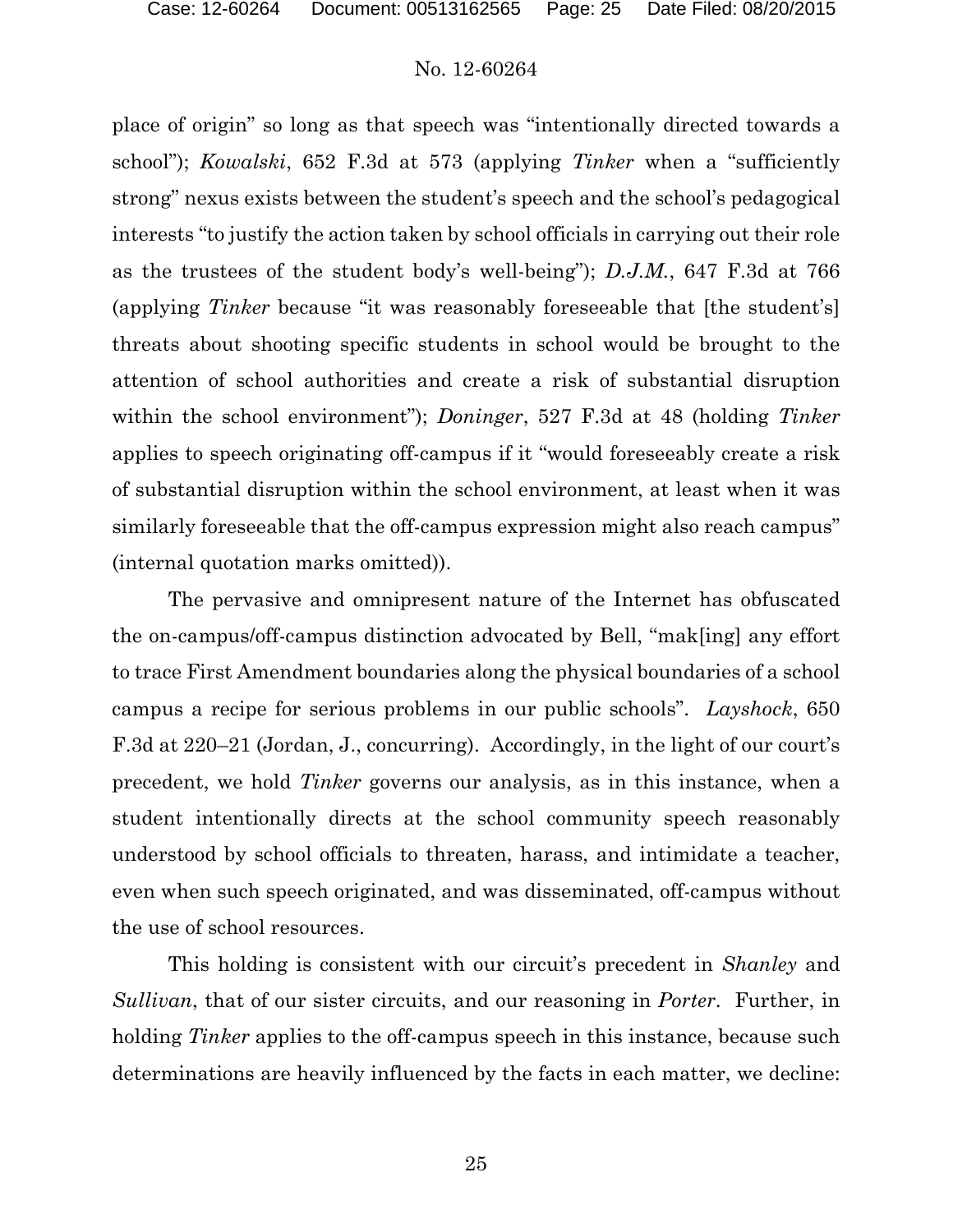place of origin" so long as that speech was "intentionally directed towards a school"); *Kowalski*, 652 F.3d at 573 (applying *Tinker* when a "sufficiently strong" nexus exists between the student's speech and the school's pedagogical interests "to justify the action taken by school officials in carrying out their role as the trustees of the student body's well-being"); *D.J.M.*, 647 F.3d at 766 (applying *Tinker* because "it was reasonably foreseeable that [the student's] threats about shooting specific students in school would be brought to the attention of school authorities and create a risk of substantial disruption within the school environment"); *Doninger*, 527 F.3d at 48 (holding *Tinker* applies to speech originating off-campus if it "would foreseeably create a risk of substantial disruption within the school environment, at least when it was similarly foreseeable that the off-campus expression might also reach campus" (internal quotation marks omitted)).

The pervasive and omnipresent nature of the Internet has obfuscated the on-campus/off-campus distinction advocated by Bell, "mak[ing] any effort to trace First Amendment boundaries along the physical boundaries of a school campus a recipe for serious problems in our public schools". *Layshock*, 650 F.3d at 220–21 (Jordan, J., concurring). Accordingly, in the light of our court's precedent, we hold *Tinker* governs our analysis, as in this instance, when a student intentionally directs at the school community speech reasonably understood by school officials to threaten, harass, and intimidate a teacher, even when such speech originated, and was disseminated, off-campus without the use of school resources.

This holding is consistent with our circuit's precedent in *Shanley* and *Sullivan*, that of our sister circuits, and our reasoning in *Porter*. Further, in holding *Tinker* applies to the off-campus speech in this instance, because such determinations are heavily influenced by the facts in each matter, we decline: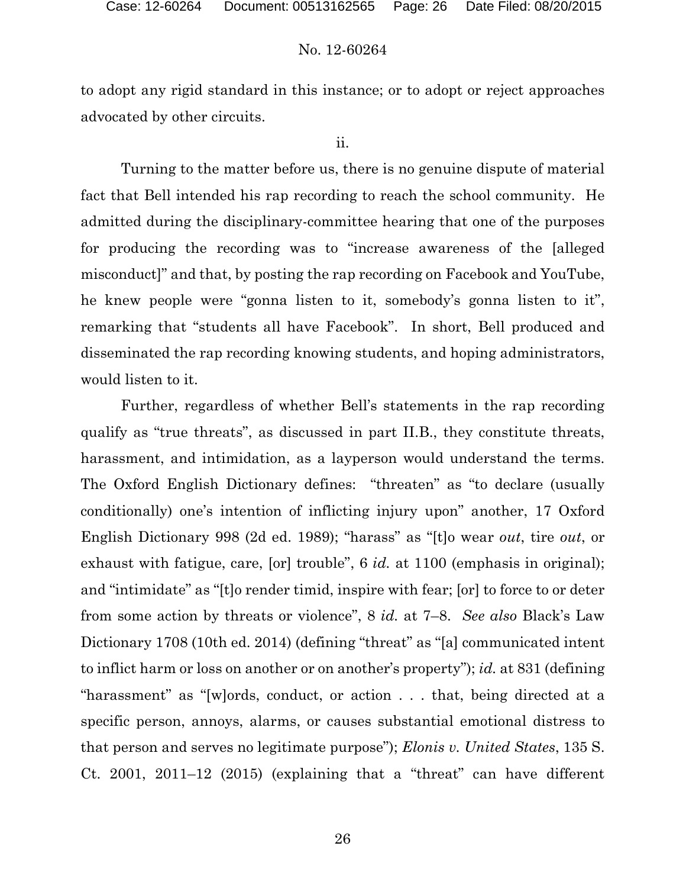to adopt any rigid standard in this instance; or to adopt or reject approaches advocated by other circuits.

ii.

Turning to the matter before us, there is no genuine dispute of material fact that Bell intended his rap recording to reach the school community. He admitted during the disciplinary-committee hearing that one of the purposes for producing the recording was to "increase awareness of the [alleged misconduct]" and that, by posting the rap recording on Facebook and YouTube, he knew people were "gonna listen to it, somebody's gonna listen to it", remarking that "students all have Facebook". In short, Bell produced and disseminated the rap recording knowing students, and hoping administrators, would listen to it.

Further, regardless of whether Bell's statements in the rap recording qualify as "true threats", as discussed in part II.B., they constitute threats, harassment, and intimidation, as a layperson would understand the terms. The Oxford English Dictionary defines: "threaten" as "to declare (usually conditionally) one's intention of inflicting injury upon" another, 17 Oxford English Dictionary 998 (2d ed. 1989); "harass" as "[t]o wear *out*, tire *out*, or exhaust with fatigue, care, [or] trouble", 6 *id.* at 1100 (emphasis in original); and "intimidate" as "[t]o render timid, inspire with fear; [or] to force to or deter from some action by threats or violence", 8 *id.* at 7–8. *See also* Black's Law Dictionary 1708 (10th ed. 2014) (defining "threat" as "[a] communicated intent to inflict harm or loss on another or on another's property"); *id.* at 831 (defining "harassment" as "[w]ords, conduct, or action . . . that, being directed at a specific person, annoys, alarms, or causes substantial emotional distress to that person and serves no legitimate purpose"); *Elonis v. United States*, 135 S. Ct. 2001, 2011–12 (2015) (explaining that a "threat" can have different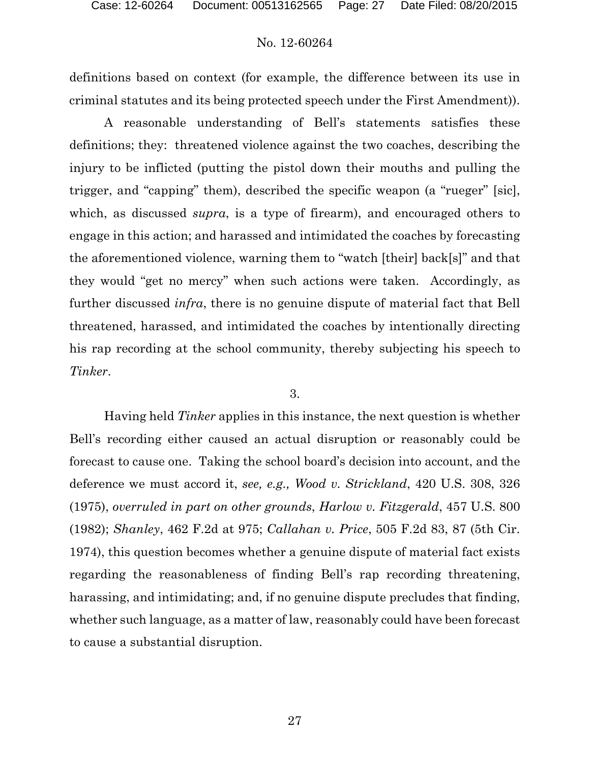definitions based on context (for example, the difference between its use in criminal statutes and its being protected speech under the First Amendment)).

A reasonable understanding of Bell's statements satisfies these definitions; they: threatened violence against the two coaches, describing the injury to be inflicted (putting the pistol down their mouths and pulling the trigger, and "capping" them), described the specific weapon (a "rueger" [sic], which, as discussed *supra*, is a type of firearm), and encouraged others to engage in this action; and harassed and intimidated the coaches by forecasting the aforementioned violence, warning them to "watch [their] back[s]" and that they would "get no mercy" when such actions were taken. Accordingly, as further discussed *infra*, there is no genuine dispute of material fact that Bell threatened, harassed, and intimidated the coaches by intentionally directing his rap recording at the school community, thereby subjecting his speech to *Tinker*.

3.

Having held *Tinker* applies in this instance, the next question is whether Bell's recording either caused an actual disruption or reasonably could be forecast to cause one. Taking the school board's decision into account, and the deference we must accord it, *see, e.g., Wood v. Strickland*, 420 U.S. 308, 326 (1975), *overruled in part on other grounds*, *Harlow v. Fitzgerald*, 457 U.S. 800 (1982); *Shanley*, 462 F.2d at 975; *Callahan v. Price*, 505 F.2d 83, 87 (5th Cir. 1974), this question becomes whether a genuine dispute of material fact exists regarding the reasonableness of finding Bell's rap recording threatening, harassing, and intimidating; and, if no genuine dispute precludes that finding, whether such language, as a matter of law, reasonably could have been forecast to cause a substantial disruption.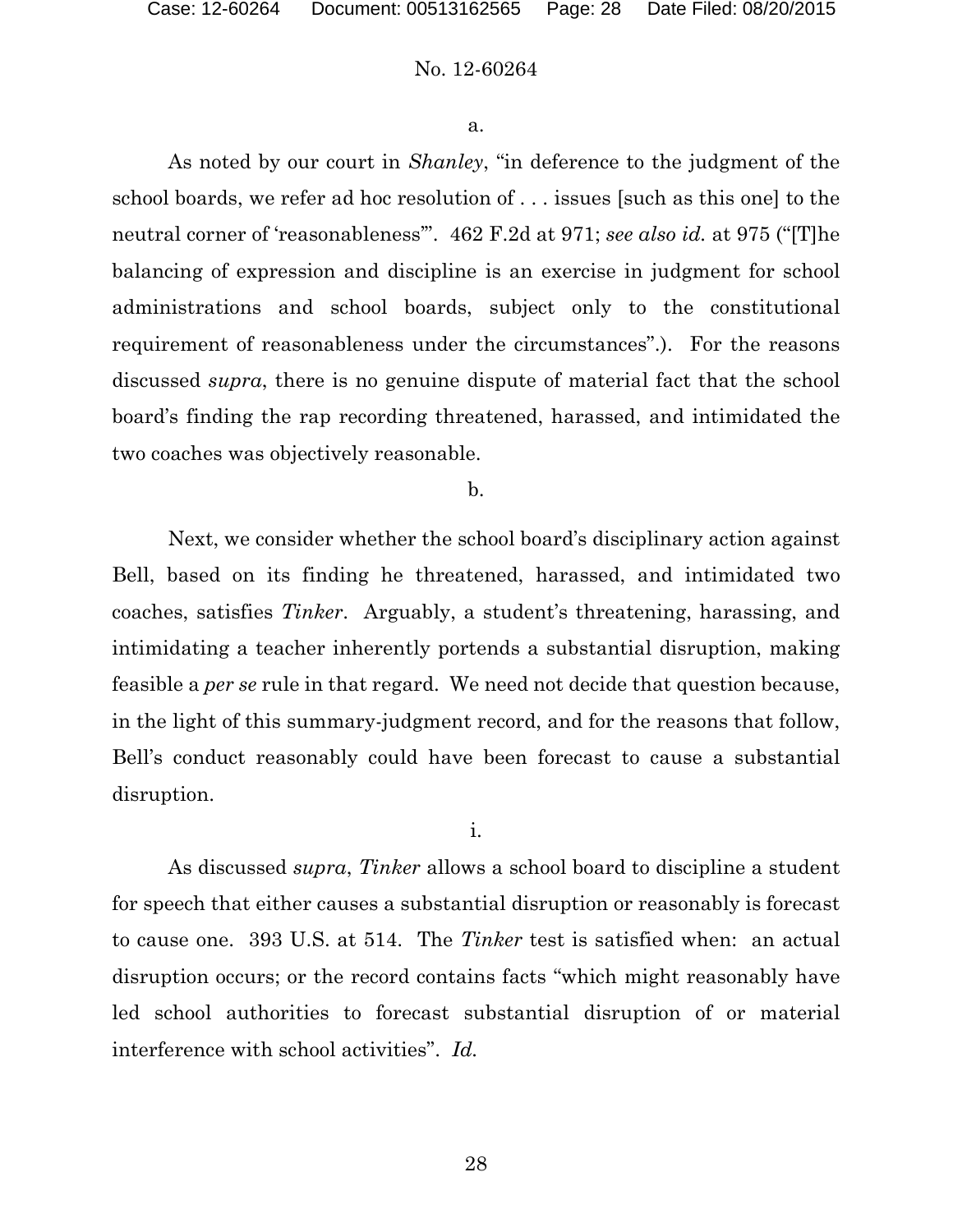a.

As noted by our court in *Shanley*, "in deference to the judgment of the school boards, we refer ad hoc resolution of . . . issues [such as this one] to the neutral corner of 'reasonableness'". 462 F.2d at 971; *see also id.* at 975 ("[T]he balancing of expression and discipline is an exercise in judgment for school administrations and school boards, subject only to the constitutional requirement of reasonableness under the circumstances".). For the reasons discussed *supra*, there is no genuine dispute of material fact that the school board's finding the rap recording threatened, harassed, and intimidated the two coaches was objectively reasonable.

b.

Next, we consider whether the school board's disciplinary action against Bell, based on its finding he threatened, harassed, and intimidated two coaches, satisfies *Tinker*. Arguably, a student's threatening, harassing, and intimidating a teacher inherently portends a substantial disruption, making feasible a *per se* rule in that regard. We need not decide that question because, in the light of this summary-judgment record, and for the reasons that follow, Bell's conduct reasonably could have been forecast to cause a substantial disruption.

i.

As discussed *supra*, *Tinker* allows a school board to discipline a student for speech that either causes a substantial disruption or reasonably is forecast to cause one. 393 U.S. at 514. The *Tinker* test is satisfied when: an actual disruption occurs; or the record contains facts "which might reasonably have led school authorities to forecast substantial disruption of or material interference with school activities". *Id.*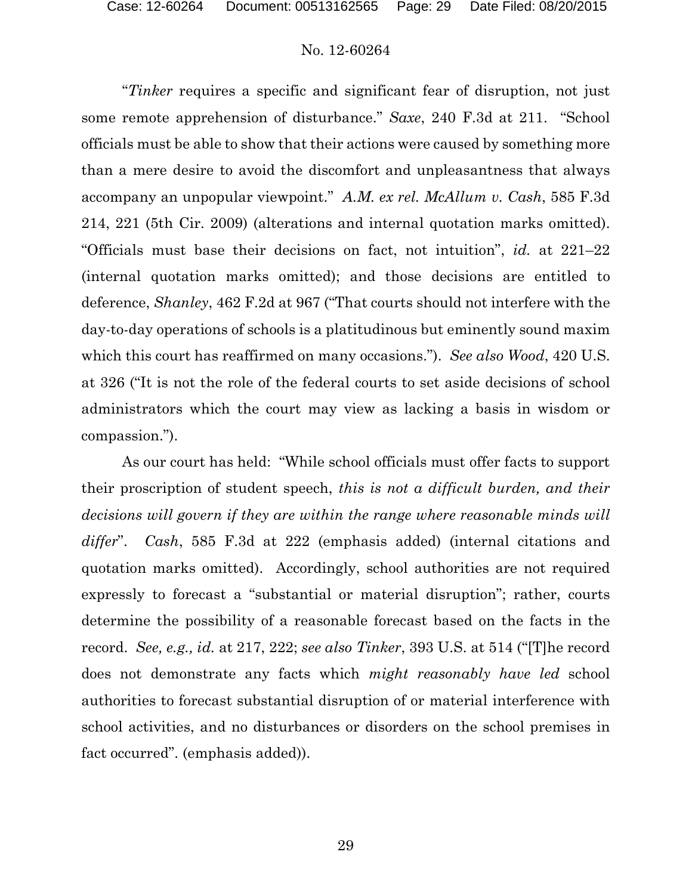"*Tinker* requires a specific and significant fear of disruption, not just some remote apprehension of disturbance." *Saxe*, 240 F.3d at 211. "School officials must be able to show that their actions were caused by something more than a mere desire to avoid the discomfort and unpleasantness that always accompany an unpopular viewpoint." *A.M. ex rel. McAllum v. Cash*, 585 F.3d 214, 221 (5th Cir. 2009) (alterations and internal quotation marks omitted). "Officials must base their decisions on fact, not intuition", *id.* at 221–22 (internal quotation marks omitted); and those decisions are entitled to deference, *Shanley*, 462 F.2d at 967 ("That courts should not interfere with the day-to-day operations of schools is a platitudinous but eminently sound maxim which this court has reaffirmed on many occasions."). *See also Wood*, 420 U.S. at 326 ("It is not the role of the federal courts to set aside decisions of school administrators which the court may view as lacking a basis in wisdom or compassion.").

As our court has held: "While school officials must offer facts to support their proscription of student speech, *this is not a difficult burden, and their decisions will govern if they are within the range where reasonable minds will differ*". *Cash*, 585 F.3d at 222 (emphasis added) (internal citations and quotation marks omitted). Accordingly, school authorities are not required expressly to forecast a "substantial or material disruption"; rather, courts determine the possibility of a reasonable forecast based on the facts in the record. *See, e.g., id.* at 217, 222; *see also Tinker*, 393 U.S. at 514 ("[T]he record does not demonstrate any facts which *might reasonably have led* school authorities to forecast substantial disruption of or material interference with school activities, and no disturbances or disorders on the school premises in fact occurred". (emphasis added)).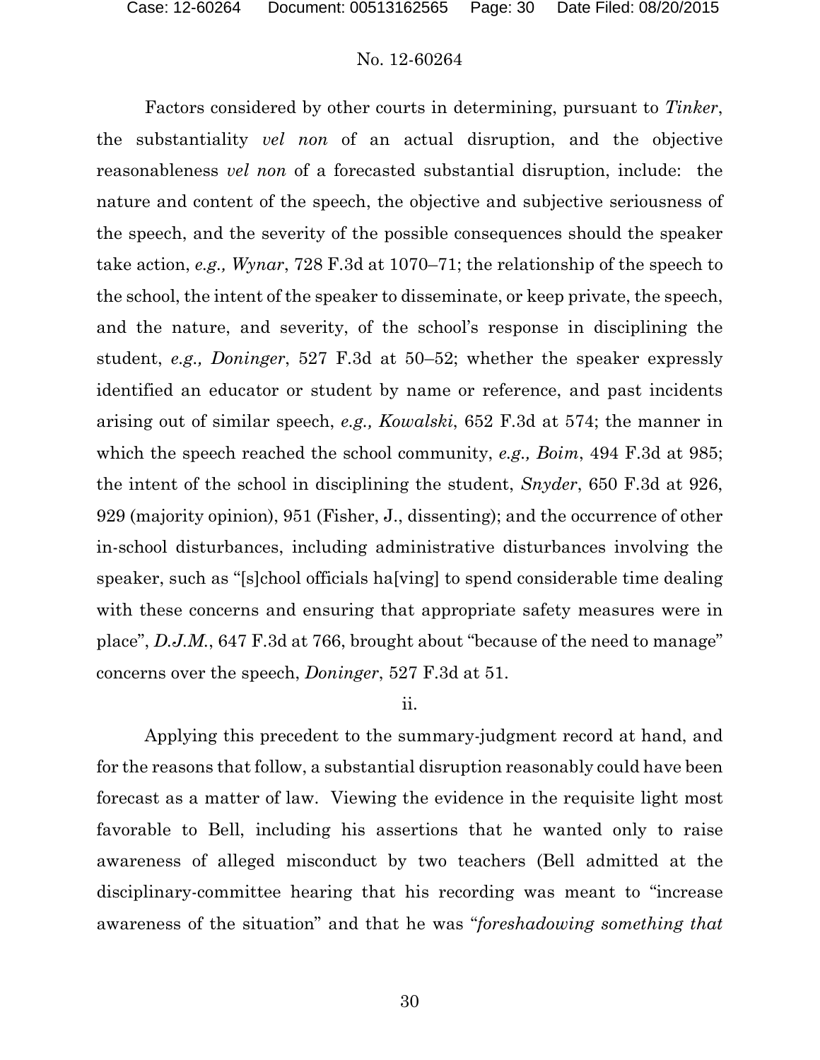Factors considered by other courts in determining, pursuant to *Tinker*, the substantiality *vel non* of an actual disruption, and the objective reasonableness *vel non* of a forecasted substantial disruption, include: the nature and content of the speech, the objective and subjective seriousness of the speech, and the severity of the possible consequences should the speaker take action, *e.g., Wynar*, 728 F.3d at 1070–71; the relationship of the speech to the school, the intent of the speaker to disseminate, or keep private, the speech, and the nature, and severity, of the school's response in disciplining the student, *e.g., Doninger*, 527 F.3d at 50–52; whether the speaker expressly identified an educator or student by name or reference, and past incidents arising out of similar speech, *e.g., Kowalski*, 652 F.3d at 574; the manner in which the speech reached the school community, *e.g., Boim*, 494 F.3d at 985; the intent of the school in disciplining the student, *Snyder*, 650 F.3d at 926, 929 (majority opinion), 951 (Fisher, J., dissenting); and the occurrence of other in-school disturbances, including administrative disturbances involving the speaker, such as "[s]chool officials ha[ving] to spend considerable time dealing with these concerns and ensuring that appropriate safety measures were in place", *D.J.M.*, 647 F.3d at 766, brought about "because of the need to manage" concerns over the speech, *Doninger*, 527 F.3d at 51.

ii.

Applying this precedent to the summary-judgment record at hand, and for the reasons that follow, a substantial disruption reasonably could have been forecast as a matter of law. Viewing the evidence in the requisite light most favorable to Bell, including his assertions that he wanted only to raise awareness of alleged misconduct by two teachers (Bell admitted at the disciplinary-committee hearing that his recording was meant to "increase awareness of the situation" and that he was "*foreshadowing something that*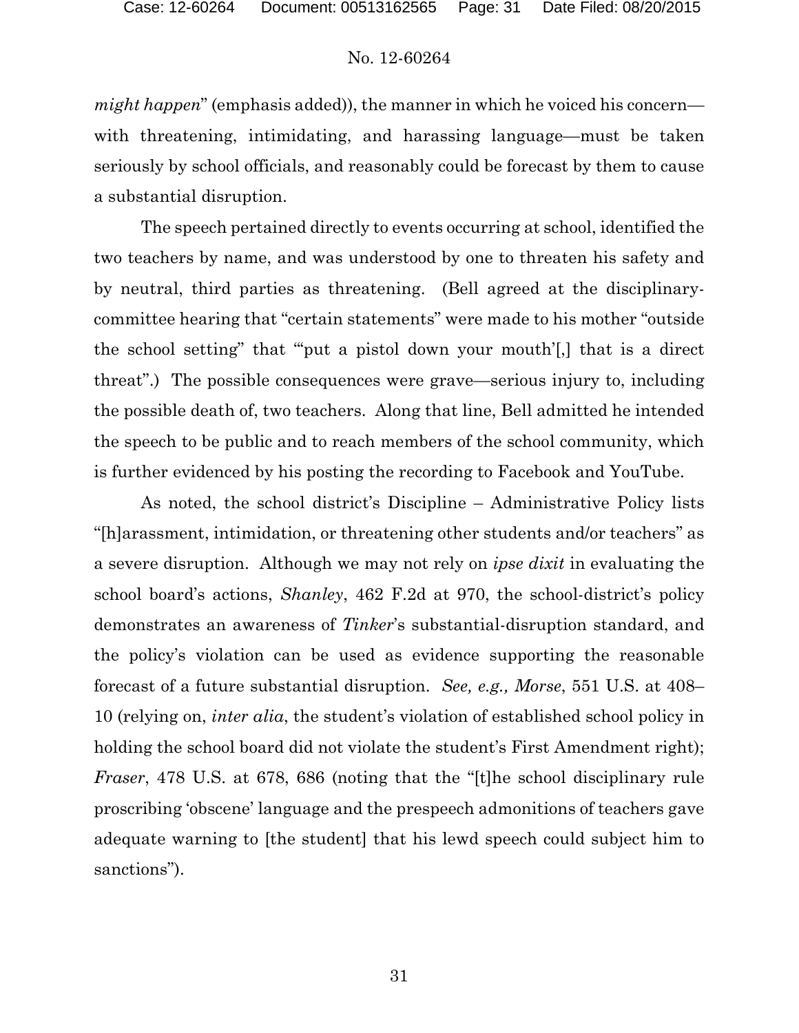*might happen*" (emphasis added)), the manner in which he voiced his concern—with threatening, intimidating, and harassing language—must be taken seriously by school officials, and reasonably could be forecast by them to cause a substantial disruption.

The speech pertained directly to events occurring at school, identified the two teachers by name, and was understood by one to threaten his safety and by neutral, third parties as threatening. (Bell agreed at the disciplinary-committee hearing that "certain statements" were made to his mother "outside the school setting" that "'put a pistol down your mouth'[,] that is a direct threat".) The possible consequences were grave—serious injury to, including the possible death of, two teachers. Along that line, Bell admitted he intended the speech to be public and to reach members of the school community, which is further evidenced by his posting the recording to Facebook and YouTube.

As noted, the school district's Discipline – Administrative Policy lists "[h]arassment, intimidation, or threatening other students and/or teachers" as a severe disruption. Although we may not rely on *ipse dixit* in evaluating the school board's actions, *Shanley*, 462 F.2d at 970, the school-district's policy demonstrates an awareness of *Tinker*'s substantial-disruption standard, and the policy's violation can be used as evidence supporting the reasonable forecast of a future substantial disruption. *See, e.g., Morse*, 551 U.S. at 408–10 (relying on, *inter alia*, the student's violation of established school policy in holding the school board did not violate the student's First Amendment right); *Fraser*, 478 U.S. at 678, 686 (noting that the "[t]he school disciplinary rule proscribing 'obscene' language and the prespeech admonitions of teachers gave adequate warning to [the student] that his lewd speech could subject him to sanctions").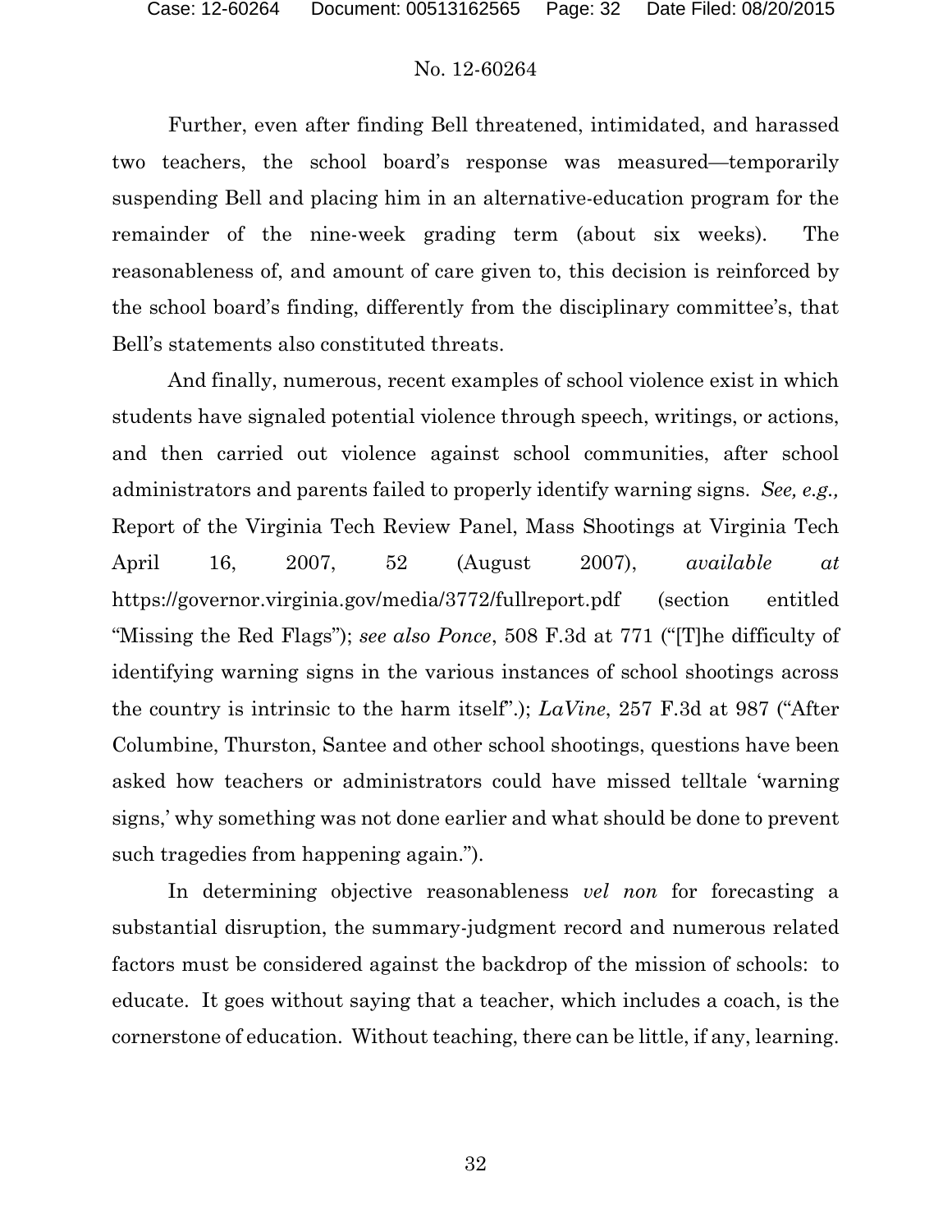Further, even after finding Bell threatened, intimidated, and harassed two teachers, the school board's response was measured—temporarily suspending Bell and placing him in an alternative-education program for the remainder of the nine-week grading term (about six weeks). The reasonableness of, and amount of care given to, this decision is reinforced by the school board's finding, differently from the disciplinary committee's, that Bell's statements also constituted threats.

And finally, numerous, recent examples of school violence exist in which students have signaled potential violence through speech, writings, or actions, and then carried out violence against school communities, after school administrators and parents failed to properly identify warning signs. *See, e.g.,* Report of the Virginia Tech Review Panel, Mass Shootings at Virginia Tech April 16, 2007, 52 (August 2007), *available at* https://governor.virginia.gov/media/3772/fullreport.pdf (section entitled "Missing the Red Flags"); *see also Ponce*, 508 F.3d at 771 ("[T]he difficulty of identifying warning signs in the various instances of school shootings across the country is intrinsic to the harm itself".); *LaVine*, 257 F.3d at 987 ("After Columbine, Thurston, Santee and other school shootings, questions have been asked how teachers or administrators could have missed telltale 'warning signs,' why something was not done earlier and what should be done to prevent such tragedies from happening again.").

In determining objective reasonableness *vel non* for forecasting a substantial disruption, the summary-judgment record and numerous related factors must be considered against the backdrop of the mission of schools: to educate. It goes without saying that a teacher, which includes a coach, is the cornerstone of education. Without teaching, there can be little, if any, learning.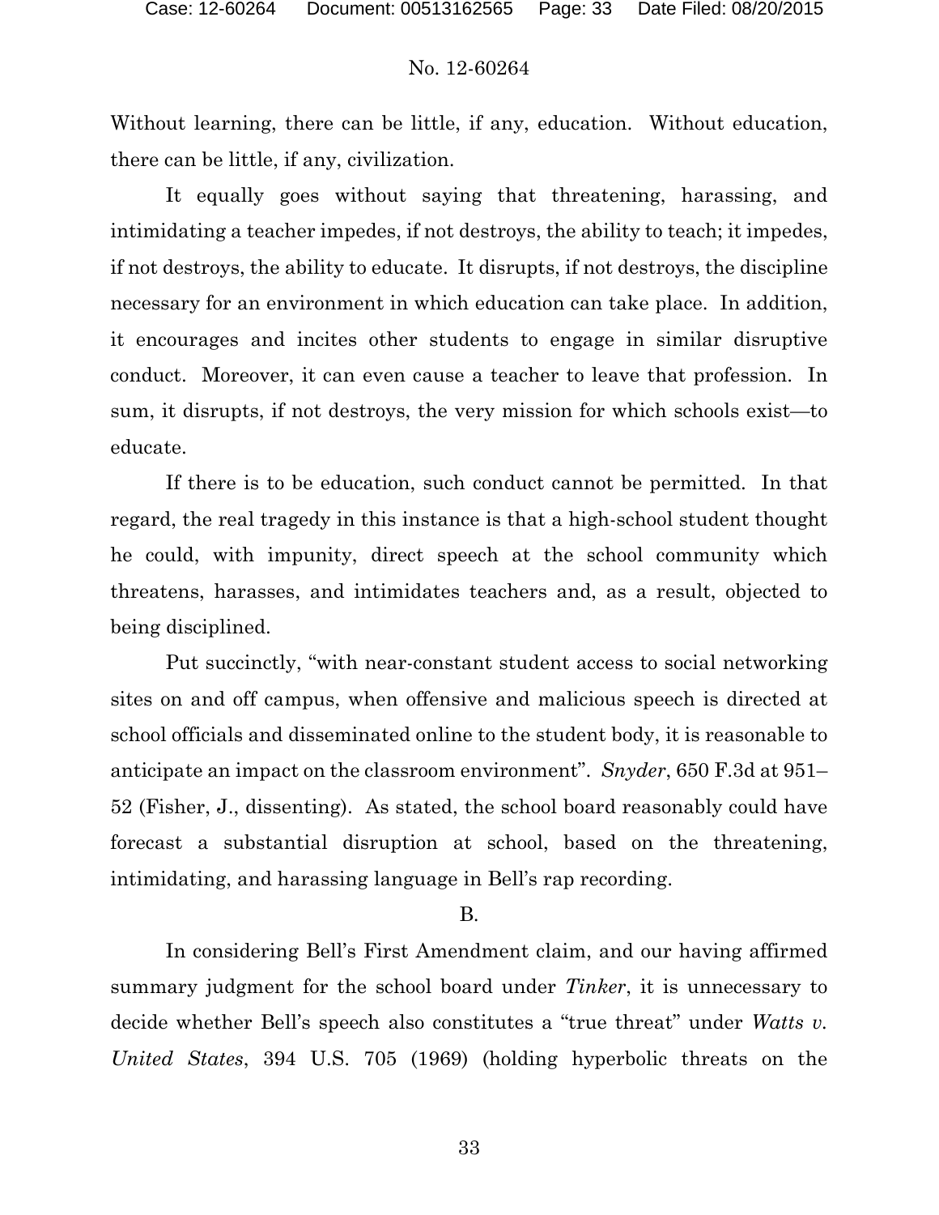Without learning, there can be little, if any, education. Without education, there can be little, if any, civilization.

It equally goes without saying that threatening, harassing, and intimidating a teacher impedes, if not destroys, the ability to teach; it impedes, if not destroys, the ability to educate. It disrupts, if not destroys, the discipline necessary for an environment in which education can take place. In addition, it encourages and incites other students to engage in similar disruptive conduct. Moreover, it can even cause a teacher to leave that profession. In sum, it disrupts, if not destroys, the very mission for which schools exist—to educate.

If there is to be education, such conduct cannot be permitted. In that regard, the real tragedy in this instance is that a high-school student thought he could, with impunity, direct speech at the school community which threatens, harasses, and intimidates teachers and, as a result, objected to being disciplined.

Put succinctly, "with near-constant student access to social networking sites on and off campus, when offensive and malicious speech is directed at school officials and disseminated online to the student body, it is reasonable to anticipate an impact on the classroom environment". *Snyder*, 650 F.3d at 951–52 (Fisher, J., dissenting). As stated, the school board reasonably could have forecast a substantial disruption at school, based on the threatening, intimidating, and harassing language in Bell's rap recording.

B.

In considering Bell's First Amendment claim, and our having affirmed summary judgment for the school board under *Tinker*, it is unnecessary to decide whether Bell's speech also constitutes a "true threat" under *Watts v. United States*, 394 U.S. 705 (1969) (holding hyperbolic threats on the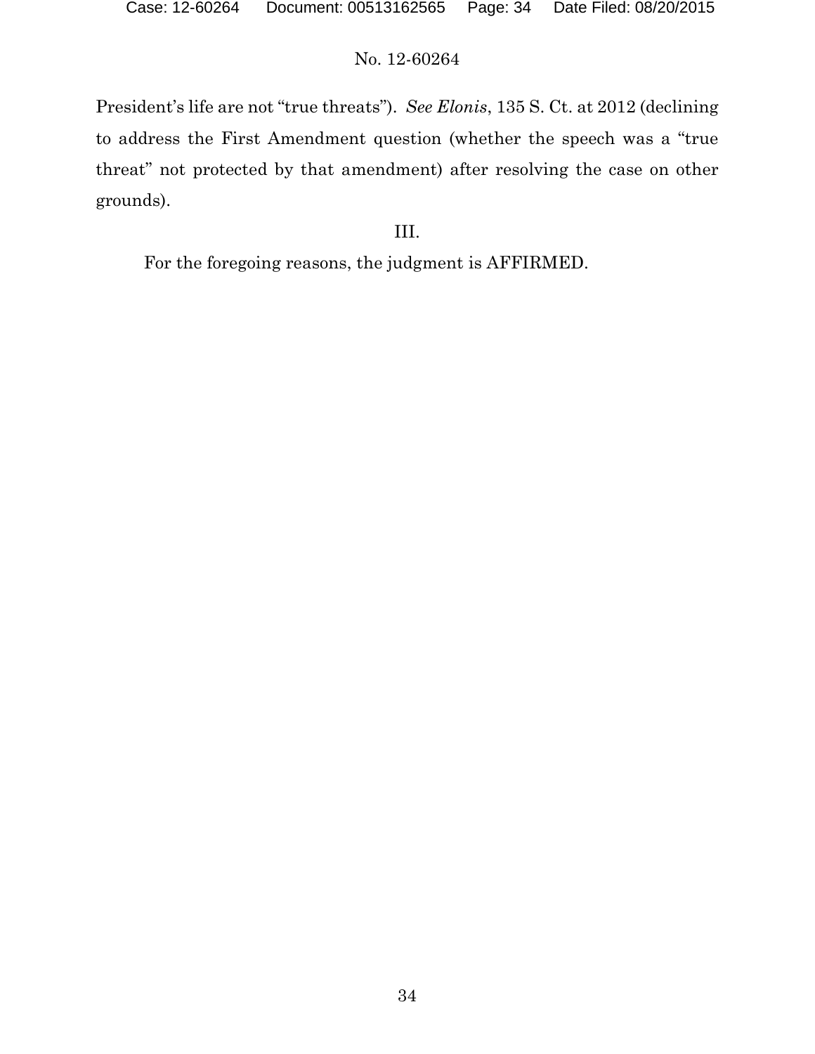President's life are not "true threats"). *See Elonis*, 135 S. Ct. at 2012 (declining to address the First Amendment question (whether the speech was a "true threat" not protected by that amendment) after resolving the case on other grounds).

III.

For the foregoing reasons, the judgment is AFFIRMED.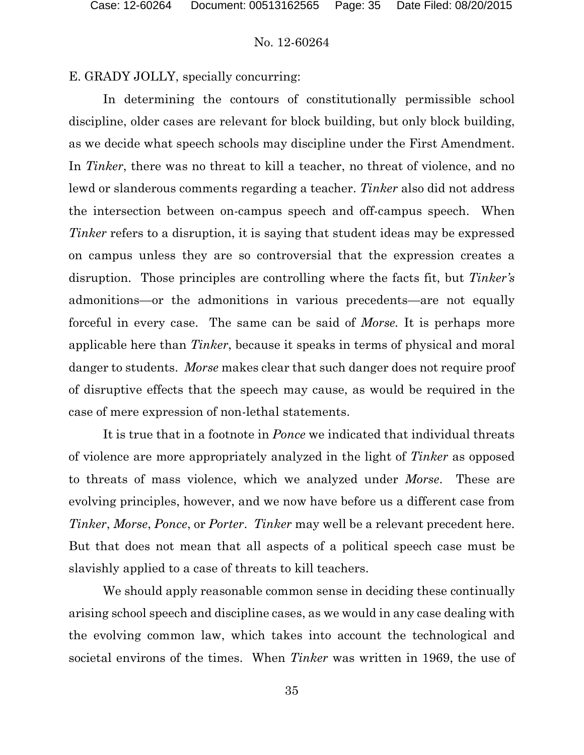E. GRADY JOLLY, specially concurring:

In determining the contours of constitutionally permissible school discipline, older cases are relevant for block building, but only block building, as we decide what speech schools may discipline under the First Amendment. In *Tinker*, there was no threat to kill a teacher, no threat of violence, and no lewd or slanderous comments regarding a teacher. *Tinker* also did not address the intersection between on-campus speech and off-campus speech. When *Tinker* refers to a disruption, it is saying that student ideas may be expressed on campus unless they are so controversial that the expression creates a disruption. Those principles are controlling where the facts fit, but *Tinker's* admonitions—or the admonitions in various precedents—are not equally forceful in every case. The same can be said of *Morse*. It is perhaps more applicable here than *Tinker*, because it speaks in terms of physical and moral danger to students. *Morse* makes clear that such danger does not require proof of disruptive effects that the speech may cause, as would be required in the case of mere expression of non-lethal statements.

It is true that in a footnote in *Ponce* we indicated that individual threats of violence are more appropriately analyzed in the light of *Tinker* as opposed to threats of mass violence, which we analyzed under *Morse*. These are evolving principles, however, and we now have before us a different case from *Tinker*, *Morse*, *Ponce*, or *Porter*. *Tinker* may well be a relevant precedent here. But that does not mean that all aspects of a political speech case must be slavishly applied to a case of threats to kill teachers.

We should apply reasonable common sense in deciding these continually arising school speech and discipline cases, as we would in any case dealing with the evolving common law, which takes into account the technological and societal environs of the times. When *Tinker* was written in 1969, the use of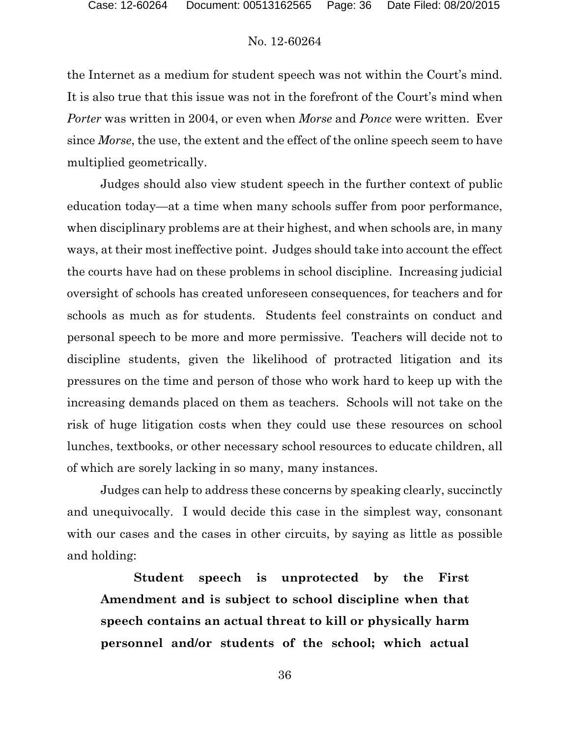the Internet as a medium for student speech was not within the Court's mind. It is also true that this issue was not in the forefront of the Court's mind when *Porter* was written in 2004, or even when *Morse* and *Ponce* were written. Ever since *Morse*, the use, the extent and the effect of the online speech seem to have multiplied geometrically.

Judges should also view student speech in the further context of public education today—at a time when many schools suffer from poor performance, when disciplinary problems are at their highest, and when schools are, in many ways, at their most ineffective point. Judges should take into account the effect the courts have had on these problems in school discipline. Increasing judicial oversight of schools has created unforeseen consequences, for teachers and for schools as much as for students. Students feel constraints on conduct and personal speech to be more and more permissive. Teachers will decide not to discipline students, given the likelihood of protracted litigation and its pressures on the time and person of those who work hard to keep up with the increasing demands placed on them as teachers. Schools will not take on the risk of huge litigation costs when they could use these resources on school lunches, textbooks, or other necessary school resources to educate children, all of which are sorely lacking in so many, many instances.

Judges can help to address these concerns by speaking clearly, succinctly and unequivocally. I would decide this case in the simplest way, consonant with our cases and the cases in other circuits, by saying as little as possible and holding:

> **Student speech is unprotected by the First Amendment and is subject to school discipline when that speech contains an actual threat to kill or physically harm personnel and/or students of the school; which actual**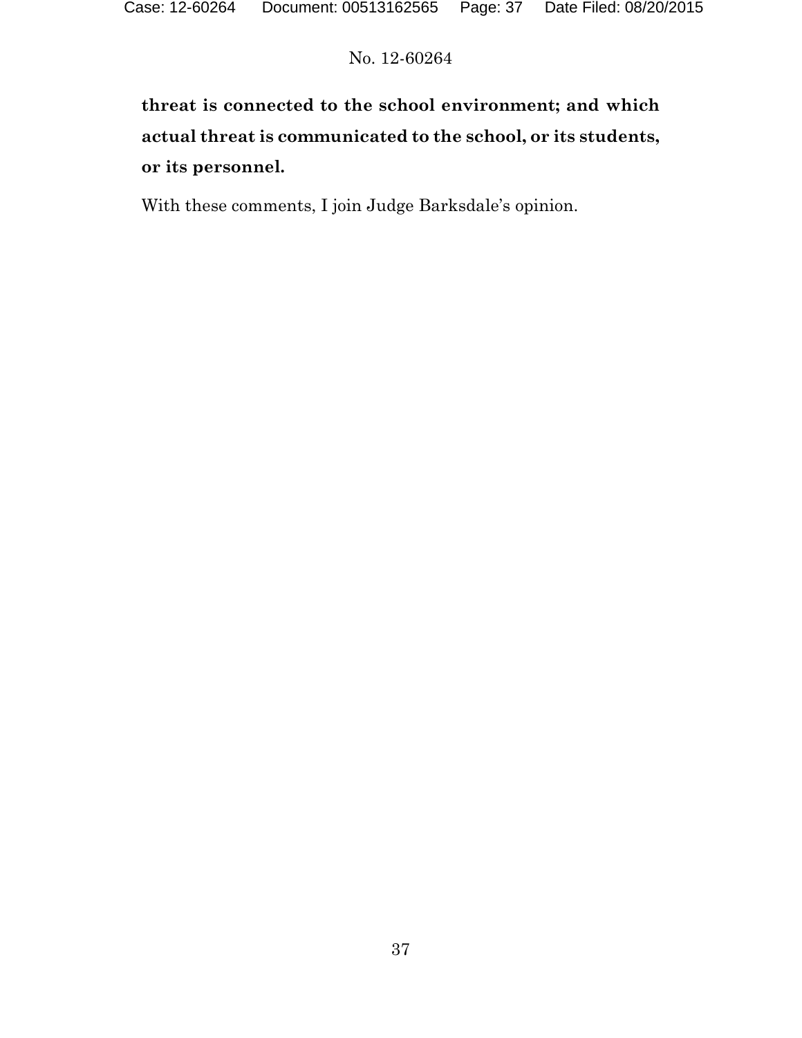**threat is connected to the school environment; and which actual threat is communicated to the school, or its students, or its personnel.**

With these comments, I join Judge Barksdale's opinion.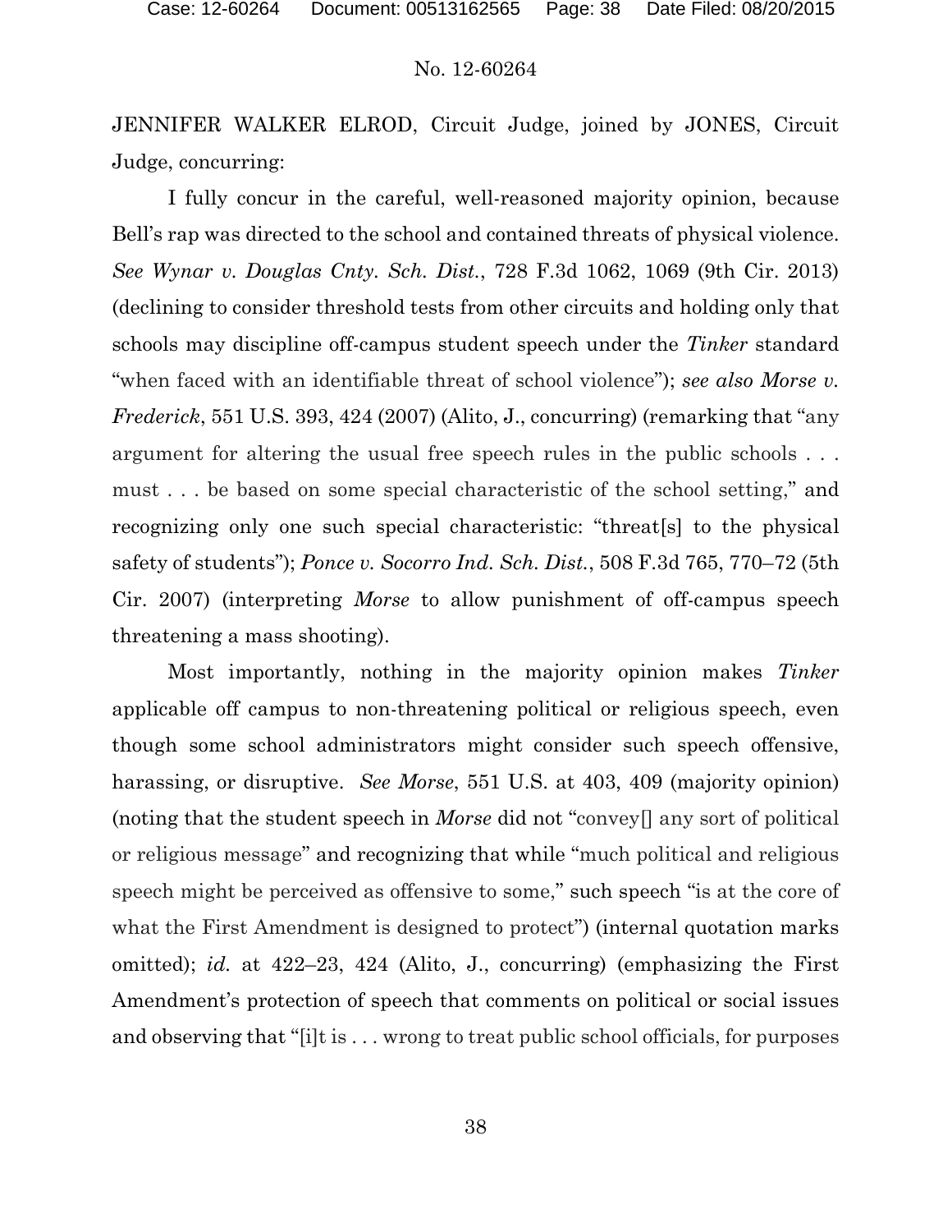JENNIFER WALKER ELROD, Circuit Judge, joined by JONES, Circuit Judge, concurring:

I fully concur in the careful, well-reasoned majority opinion, because Bell's rap was directed to the school and contained threats of physical violence. *See Wynar v. Douglas Cnty. Sch. Dist.*, 728 F.3d 1062, 1069 (9th Cir. 2013) (declining to consider threshold tests from other circuits and holding only that schools may discipline off-campus student speech under the *Tinker* standard "when faced with an identifiable threat of school violence"); *see also Morse v. Frederick*, 551 U.S. 393, 424 (2007) (Alito, J., concurring) (remarking that "any argument for altering the usual free speech rules in the public schools . . . must . . . be based on some special characteristic of the school setting," and recognizing only one such special characteristic: "threat[s] to the physical safety of students"); *Ponce v. Socorro Ind. Sch. Dist.*, 508 F.3d 765, 770–72 (5th Cir. 2007) (interpreting *Morse* to allow punishment of off-campus speech threatening a mass shooting).

Most importantly, nothing in the majority opinion makes *Tinker* applicable off campus to non-threatening political or religious speech, even though some school administrators might consider such speech offensive, harassing, or disruptive. *See Morse*, 551 U.S. at 403, 409 (majority opinion) (noting that the student speech in *Morse* did not "convey[] any sort of political or religious message" and recognizing that while "much political and religious speech might be perceived as offensive to some," such speech "is at the core of what the First Amendment is designed to protect") (internal quotation marks omitted); *id.* at 422–23, 424 (Alito, J., concurring) (emphasizing the First Amendment's protection of speech that comments on political or social issues and observing that "[i]t is . . . wrong to treat public school officials, for purposes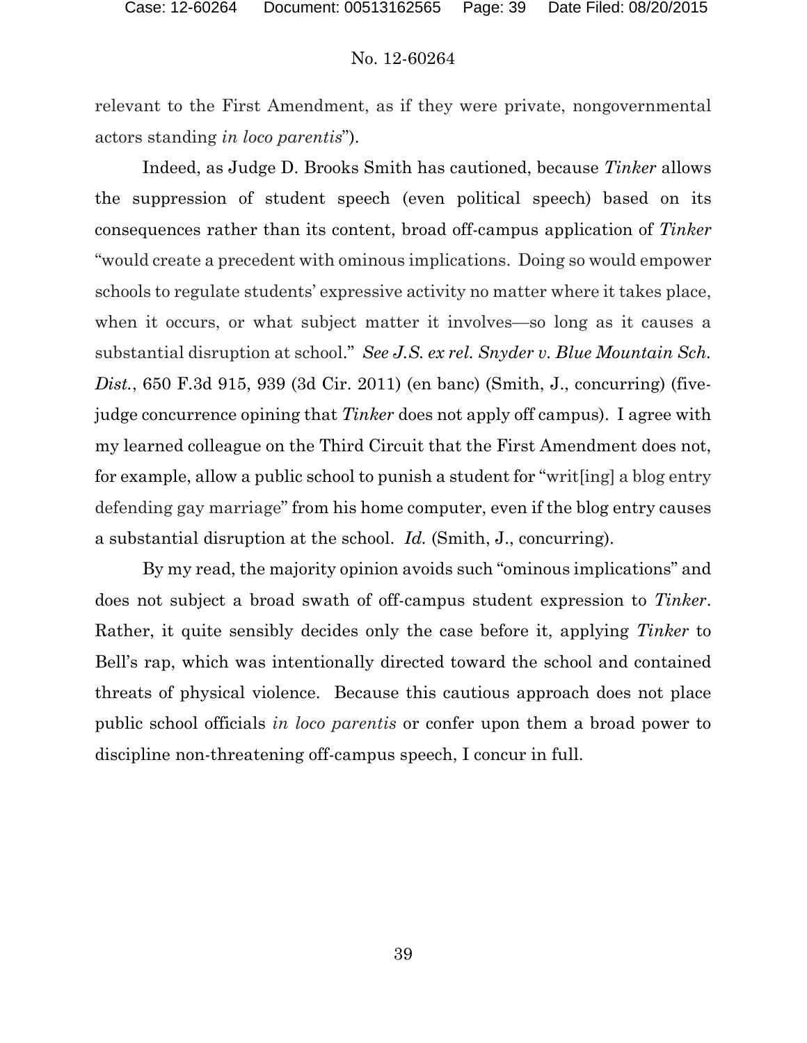relevant to the First Amendment, as if they were private, nongovernmental actors standing *in loco parentis*").

Indeed, as Judge D. Brooks Smith has cautioned, because *Tinker* allows the suppression of student speech (even political speech) based on its consequences rather than its content, broad off-campus application of *Tinker* "would create a precedent with ominous implications. Doing so would empower schools to regulate students' expressive activity no matter where it takes place, when it occurs, or what subject matter it involves—so long as it causes a substantial disruption at school." *See J.S. ex rel. Snyder v. Blue Mountain Sch. Dist.*, 650 F.3d 915, 939 (3d Cir. 2011) (en banc) (Smith, J., concurring) (five-judge concurrence opining that *Tinker* does not apply off campus). I agree with my learned colleague on the Third Circuit that the First Amendment does not, for example, allow a public school to punish a student for "writ[ing] a blog entry defending gay marriage" from his home computer, even if the blog entry causes a substantial disruption at the school. *Id.* (Smith, J., concurring).

By my read, the majority opinion avoids such "ominous implications" and does not subject a broad swath of off-campus student expression to *Tinker*. Rather, it quite sensibly decides only the case before it, applying *Tinker* to Bell's rap, which was intentionally directed toward the school and contained threats of physical violence. Because this cautious approach does not place public school officials *in loco parentis* or confer upon them a broad power to discipline non-threatening off-campus speech, I concur in full.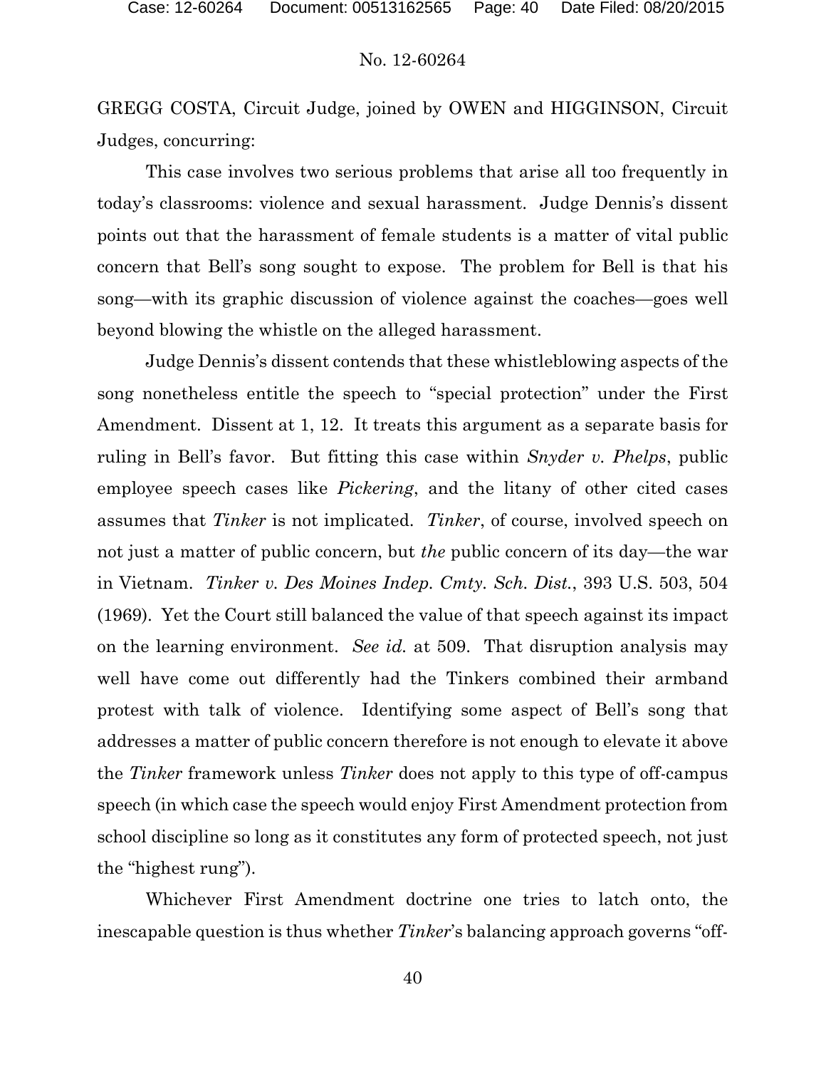GREGG COSTA, Circuit Judge, joined by OWEN and HIGGINSON, Circuit Judges, concurring:

This case involves two serious problems that arise all too frequently in today's classrooms: violence and sexual harassment. Judge Dennis's dissent points out that the harassment of female students is a matter of vital public concern that Bell's song sought to expose. The problem for Bell is that his song—with its graphic discussion of violence against the coaches—goes well beyond blowing the whistle on the alleged harassment.

Judge Dennis's dissent contends that these whistleblowing aspects of the song nonetheless entitle the speech to "special protection" under the First Amendment. Dissent at 1, 12. It treats this argument as a separate basis for ruling in Bell's favor. But fitting this case within *Snyder v. Phelps*, public employee speech cases like *Pickering*, and the litany of other cited cases assumes that *Tinker* is not implicated. *Tinker*, of course, involved speech on not just a matter of public concern, but *the* public concern of its day—the war in Vietnam. *Tinker v. Des Moines Indep. Cmty. Sch. Dist.*, 393 U.S. 503, 504 (1969). Yet the Court still balanced the value of that speech against its impact on the learning environment. *See id.* at 509. That disruption analysis may well have come out differently had the Tinkers combined their armband protest with talk of violence. Identifying some aspect of Bell's song that addresses a matter of public concern therefore is not enough to elevate it above the *Tinker* framework unless *Tinker* does not apply to this type of off-campus speech (in which case the speech would enjoy First Amendment protection from school discipline so long as it constitutes any form of protected speech, not just the "highest rung").

Whichever First Amendment doctrine one tries to latch onto, the inescapable question is thus whether *Tinker*'s balancing approach governs "off-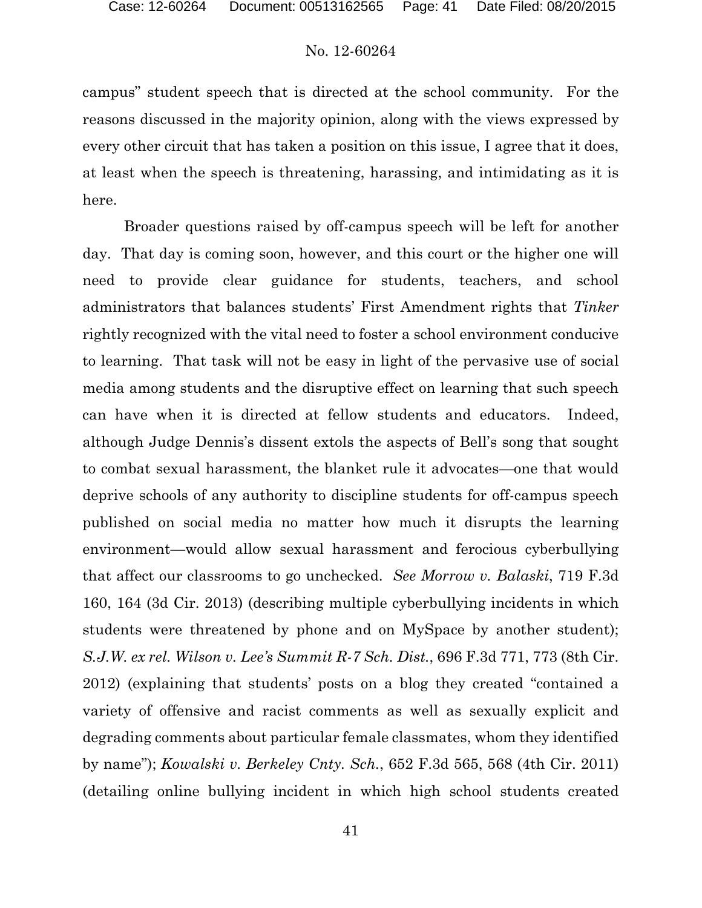campus" student speech that is directed at the school community. For the reasons discussed in the majority opinion, along with the views expressed by every other circuit that has taken a position on this issue, I agree that it does, at least when the speech is threatening, harassing, and intimidating as it is here.

Broader questions raised by off-campus speech will be left for another day. That day is coming soon, however, and this court or the higher one will need to provide clear guidance for students, teachers, and school administrators that balances students' First Amendment rights that *Tinker* rightly recognized with the vital need to foster a school environment conducive to learning. That task will not be easy in light of the pervasive use of social media among students and the disruptive effect on learning that such speech can have when it is directed at fellow students and educators. Indeed, although Judge Dennis's dissent extols the aspects of Bell's song that sought to combat sexual harassment, the blanket rule it advocates—one that would deprive schools of any authority to discipline students for off-campus speech published on social media no matter how much it disrupts the learning environment—would allow sexual harassment and ferocious cyberbullying that affect our classrooms to go unchecked. *See Morrow v. Balaski*, 719 F.3d 160, 164 (3d Cir. 2013) (describing multiple cyberbullying incidents in which students were threatened by phone and on MySpace by another student); *S.J.W. ex rel. Wilson v. Lee's Summit R-7 Sch. Dist.*, 696 F.3d 771, 773 (8th Cir. 2012) (explaining that students' posts on a blog they created "contained a variety of offensive and racist comments as well as sexually explicit and degrading comments about particular female classmates, whom they identified by name"); *Kowalski v. Berkeley Cnty. Sch.*, 652 F.3d 565, 568 (4th Cir. 2011) (detailing online bullying incident in which high school students created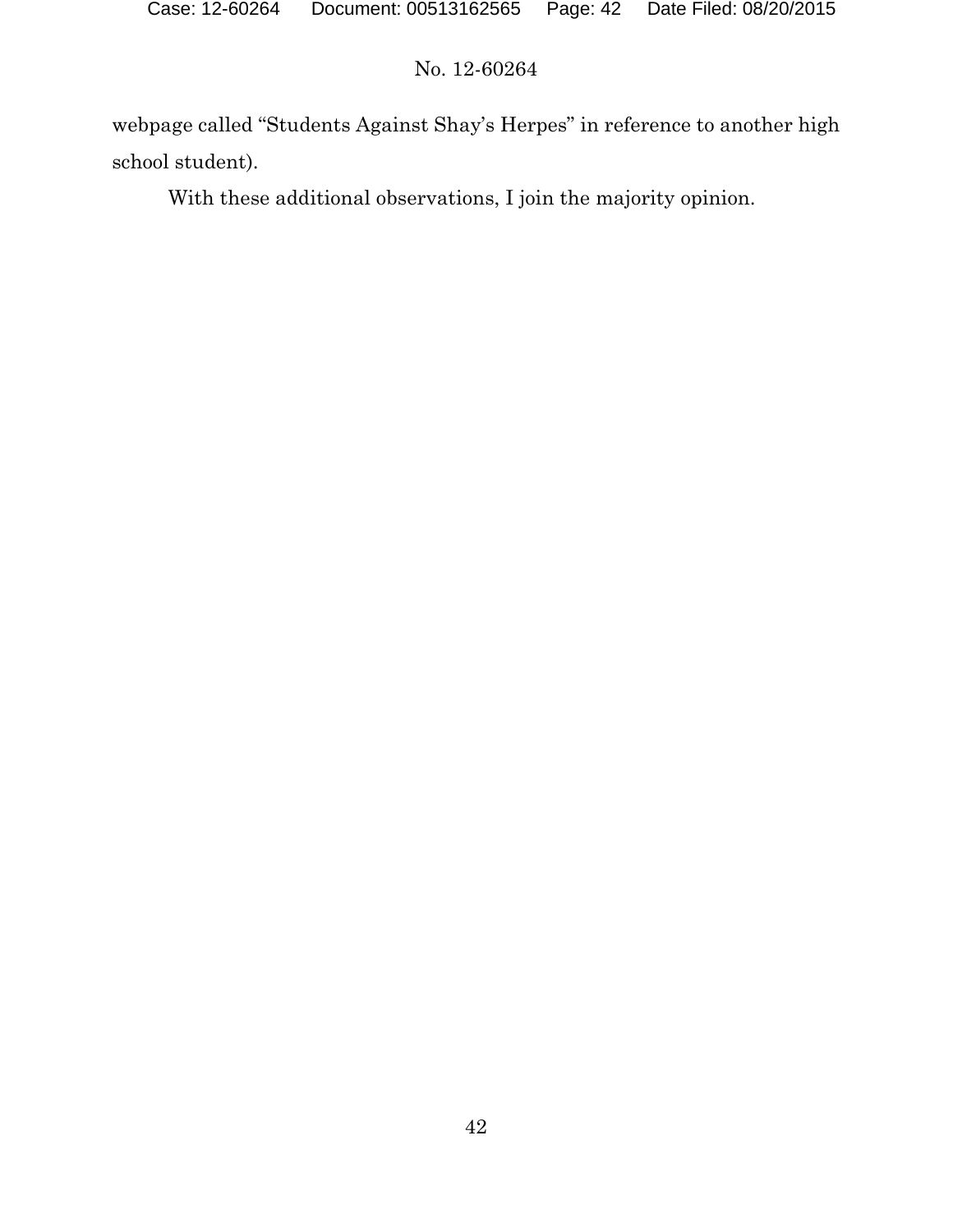webpage called "Students Against Shay's Herpes" in reference to another high school student).

With these additional observations, I join the majority opinion.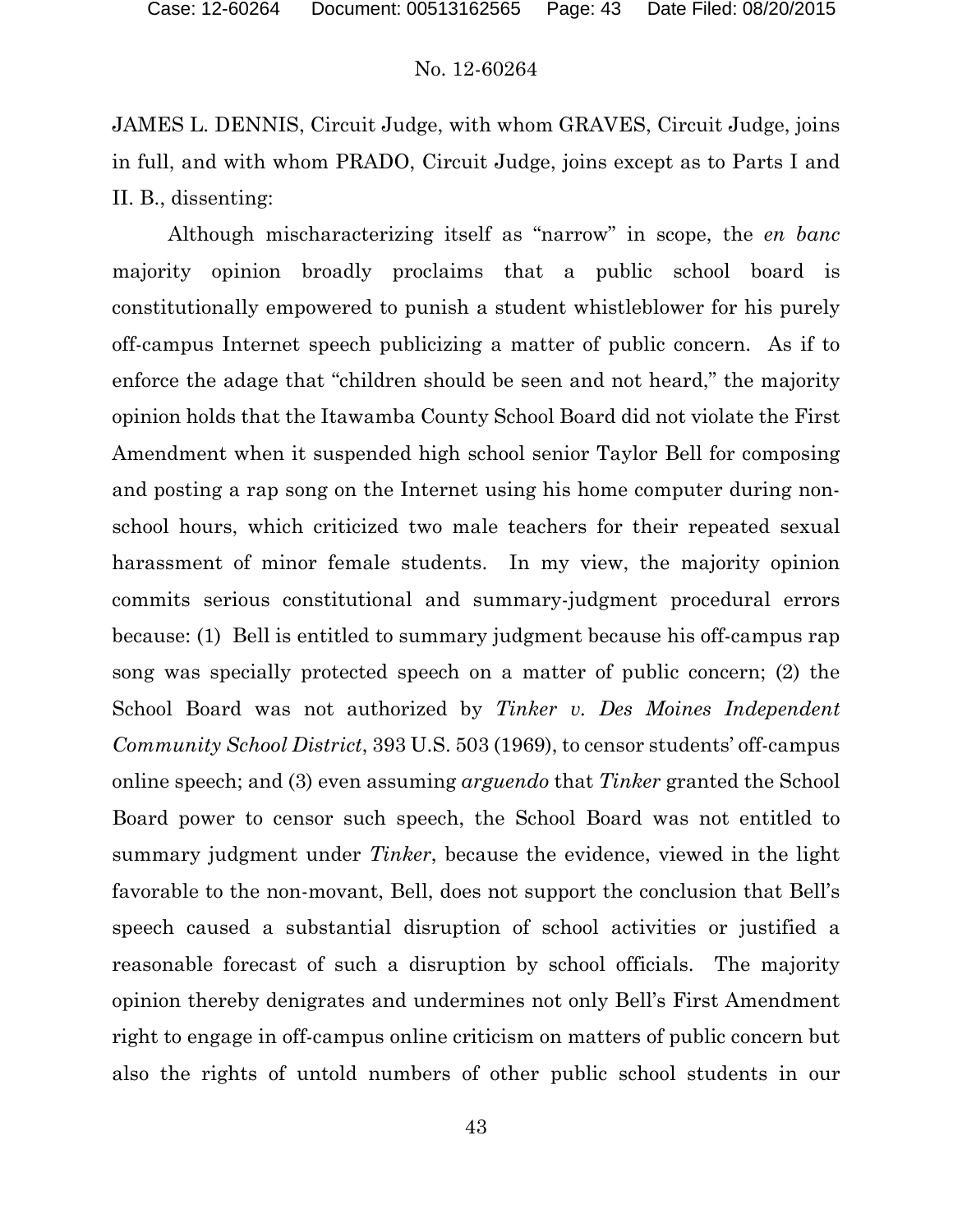JAMES L. DENNIS, Circuit Judge, with whom GRAVES, Circuit Judge, joins in full, and with whom PRADO, Circuit Judge, joins except as to Parts I and II. B., dissenting:

Although mischaracterizing itself as "narrow" in scope, the *en banc* majority opinion broadly proclaims that a public school board is constitutionally empowered to punish a student whistleblower for his purely off-campus Internet speech publicizing a matter of public concern. As if to enforce the adage that "children should be seen and not heard," the majority opinion holds that the Itawamba County School Board did not violate the First Amendment when it suspended high school senior Taylor Bell for composing and posting a rap song on the Internet using his home computer during non-school hours, which criticized two male teachers for their repeated sexual harassment of minor female students. In my view, the majority opinion commits serious constitutional and summary-judgment procedural errors because: (1) Bell is entitled to summary judgment because his off-campus rap song was specially protected speech on a matter of public concern; (2) the School Board was not authorized by *Tinker v. Des Moines Independent Community School District*, 393 U.S. 503 (1969), to censor students' off-campus online speech; and (3) even assuming *arguendo* that *Tinker* granted the School Board power to censor such speech, the School Board was not entitled to summary judgment under *Tinker*, because the evidence, viewed in the light favorable to the non-movant, Bell, does not support the conclusion that Bell's speech caused a substantial disruption of school activities or justified a reasonable forecast of such a disruption by school officials. The majority opinion thereby denigrates and undermines not only Bell's First Amendment right to engage in off-campus online criticism on matters of public concern but also the rights of untold numbers of other public school students in our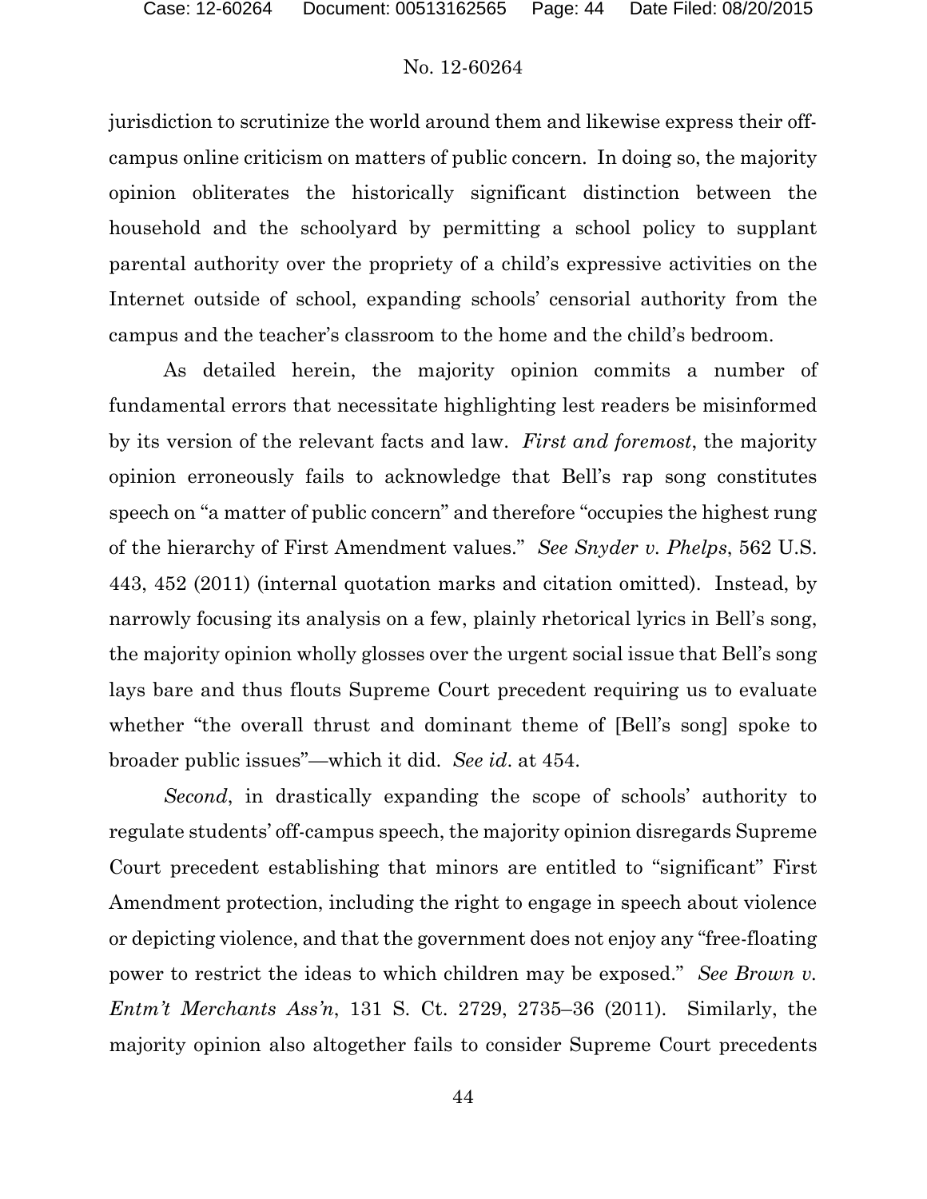jurisdiction to scrutinize the world around them and likewise express their off-campus online criticism on matters of public concern. In doing so, the majority opinion obliterates the historically significant distinction between the household and the schoolyard by permitting a school policy to supplant parental authority over the propriety of a child's expressive activities on the Internet outside of school, expanding schools' censorial authority from the campus and the teacher's classroom to the home and the child's bedroom.

As detailed herein, the majority opinion commits a number of fundamental errors that necessitate highlighting lest readers be misinformed by its version of the relevant facts and law. *First and foremost*, the majority opinion erroneously fails to acknowledge that Bell's rap song constitutes speech on "a matter of public concern" and therefore "occupies the highest rung of the hierarchy of First Amendment values." *See Snyder v. Phelps*, 562 U.S. 443, 452 (2011) (internal quotation marks and citation omitted). Instead, by narrowly focusing its analysis on a few, plainly rhetorical lyrics in Bell's song, the majority opinion wholly glosses over the urgent social issue that Bell's song lays bare and thus flouts Supreme Court precedent requiring us to evaluate whether "the overall thrust and dominant theme of [Bell's song] spoke to broader public issues"—which it did. *See id*. at 454.

*Second*, in drastically expanding the scope of schools' authority to regulate students' off-campus speech, the majority opinion disregards Supreme Court precedent establishing that minors are entitled to "significant" First Amendment protection, including the right to engage in speech about violence or depicting violence, and that the government does not enjoy any "free-floating power to restrict the ideas to which children may be exposed." *See Brown v. Entm't Merchants Ass'n*, 131 S. Ct. 2729, 2735–36 (2011). Similarly, the majority opinion also altogether fails to consider Supreme Court precedents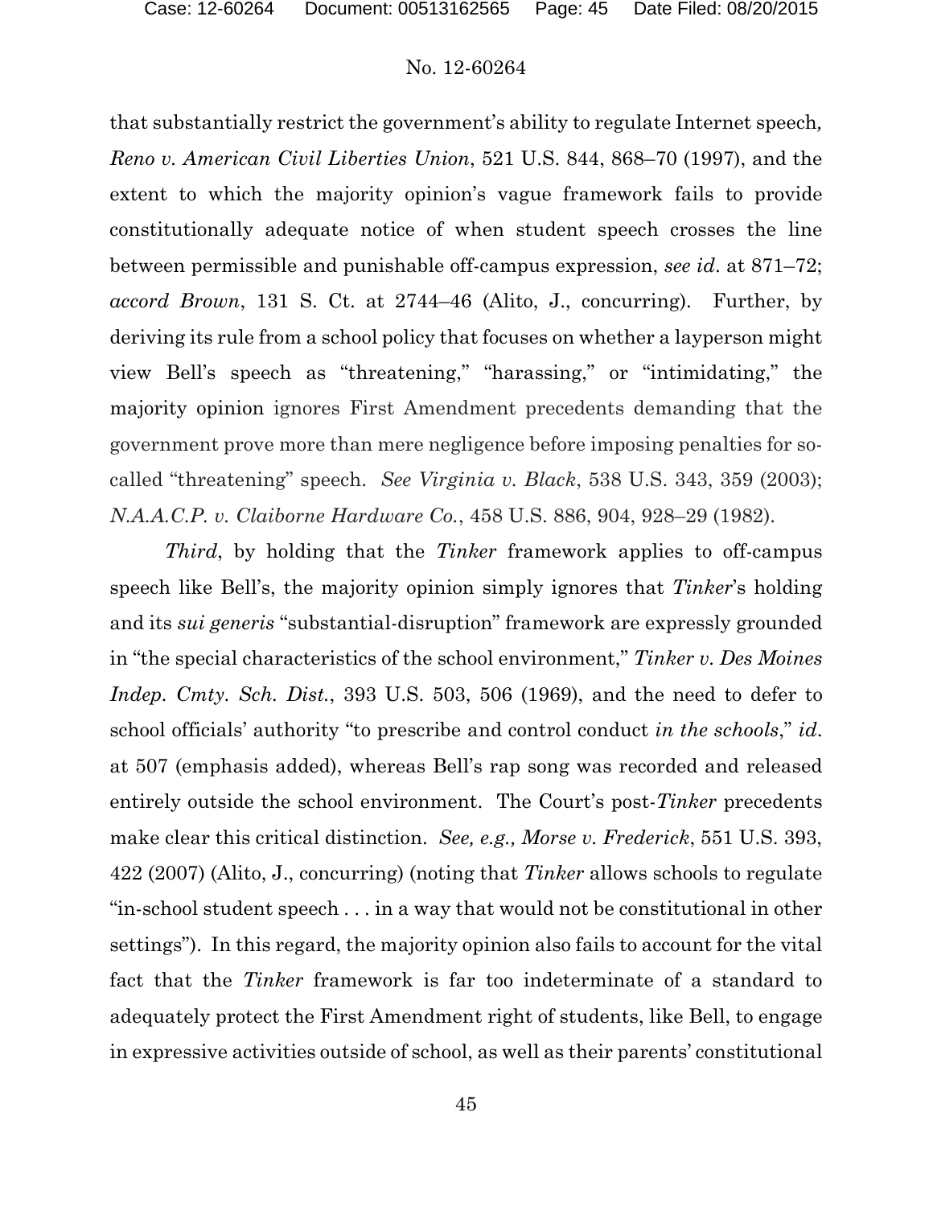that substantially restrict the government's ability to regulate Internet speech, *Reno v. American Civil Liberties Union*, 521 U.S. 844, 868–70 (1997), and the extent to which the majority opinion's vague framework fails to provide constitutionally adequate notice of when student speech crosses the line between permissible and punishable off-campus expression, *see id*. at 871–72; *accord Brown*, 131 S. Ct. at 2744–46 (Alito, J., concurring). Further, by deriving its rule from a school policy that focuses on whether a layperson might view Bell's speech as "threatening," "harassing," or "intimidating," the majority opinion ignores First Amendment precedents demanding that the government prove more than mere negligence before imposing penalties for so-called "threatening" speech. *See Virginia v. Black*, 538 U.S. 343, 359 (2003); *N.A.A.C.P. v. Claiborne Hardware Co.*, 458 U.S. 886, 904, 928–29 (1982).

*Third*, by holding that the *Tinker* framework applies to off-campus speech like Bell's, the majority opinion simply ignores that *Tinker*'s holding and its *sui generis* "substantial-disruption" framework are expressly grounded in "the special characteristics of the school environment," *Tinker v. Des Moines Indep. Cmty. Sch. Dist.*, 393 U.S. 503, 506 (1969), and the need to defer to school officials' authority "to prescribe and control conduct *in the schools*," *id*. at 507 (emphasis added), whereas Bell's rap song was recorded and released entirely outside the school environment. The Court's post-*Tinker* precedents make clear this critical distinction. *See, e.g., Morse v. Frederick*, 551 U.S. 393, 422 (2007) (Alito, J., concurring) (noting that *Tinker* allows schools to regulate "in-school student speech . . . in a way that would not be constitutional in other settings"). In this regard, the majority opinion also fails to account for the vital fact that the *Tinker* framework is far too indeterminate of a standard to adequately protect the First Amendment right of students, like Bell, to engage in expressive activities outside of school, as well as their parents' constitutional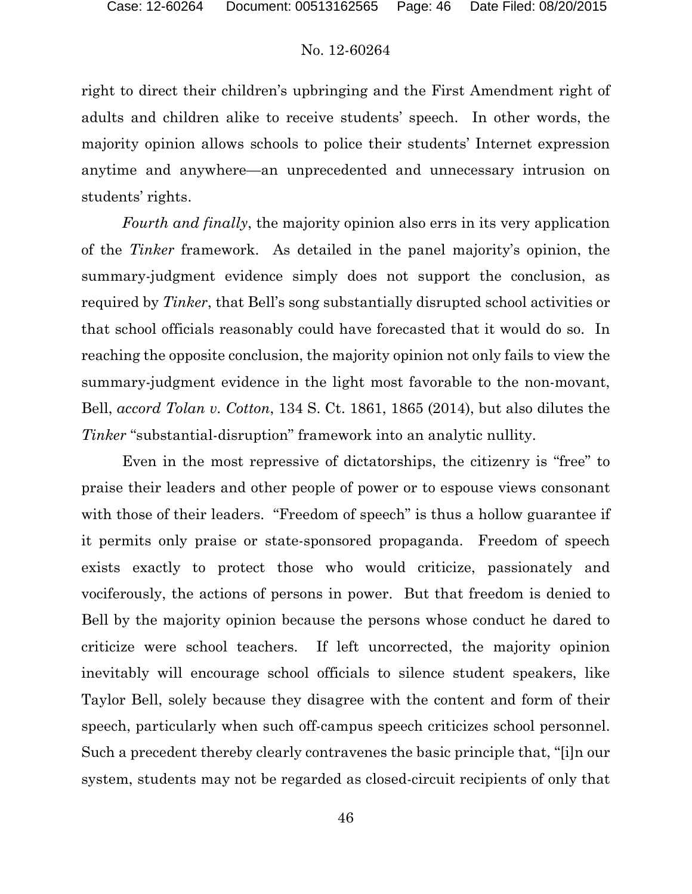right to direct their children's upbringing and the First Amendment right of adults and children alike to receive students' speech. In other words, the majority opinion allows schools to police their students' Internet expression anytime and anywhere—an unprecedented and unnecessary intrusion on students' rights.

*Fourth and finally*, the majority opinion also errs in its very application of the *Tinker* framework. As detailed in the panel majority's opinion, the summary-judgment evidence simply does not support the conclusion, as required by *Tinker*, that Bell's song substantially disrupted school activities or that school officials reasonably could have forecasted that it would do so. In reaching the opposite conclusion, the majority opinion not only fails to view the summary-judgment evidence in the light most favorable to the non-movant, Bell, *accord Tolan v. Cotton*, 134 S. Ct. 1861, 1865 (2014), but also dilutes the *Tinker* "substantial-disruption" framework into an analytic nullity.

Even in the most repressive of dictatorships, the citizenry is "free" to praise their leaders and other people of power or to espouse views consonant with those of their leaders. "Freedom of speech" is thus a hollow guarantee if it permits only praise or state-sponsored propaganda. Freedom of speech exists exactly to protect those who would criticize, passionately and vociferously, the actions of persons in power. But that freedom is denied to Bell by the majority opinion because the persons whose conduct he dared to criticize were school teachers. If left uncorrected, the majority opinion inevitably will encourage school officials to silence student speakers, like Taylor Bell, solely because they disagree with the content and form of their speech, particularly when such off-campus speech criticizes school personnel. Such a precedent thereby clearly contravenes the basic principle that, "[i]n our system, students may not be regarded as closed-circuit recipients of only that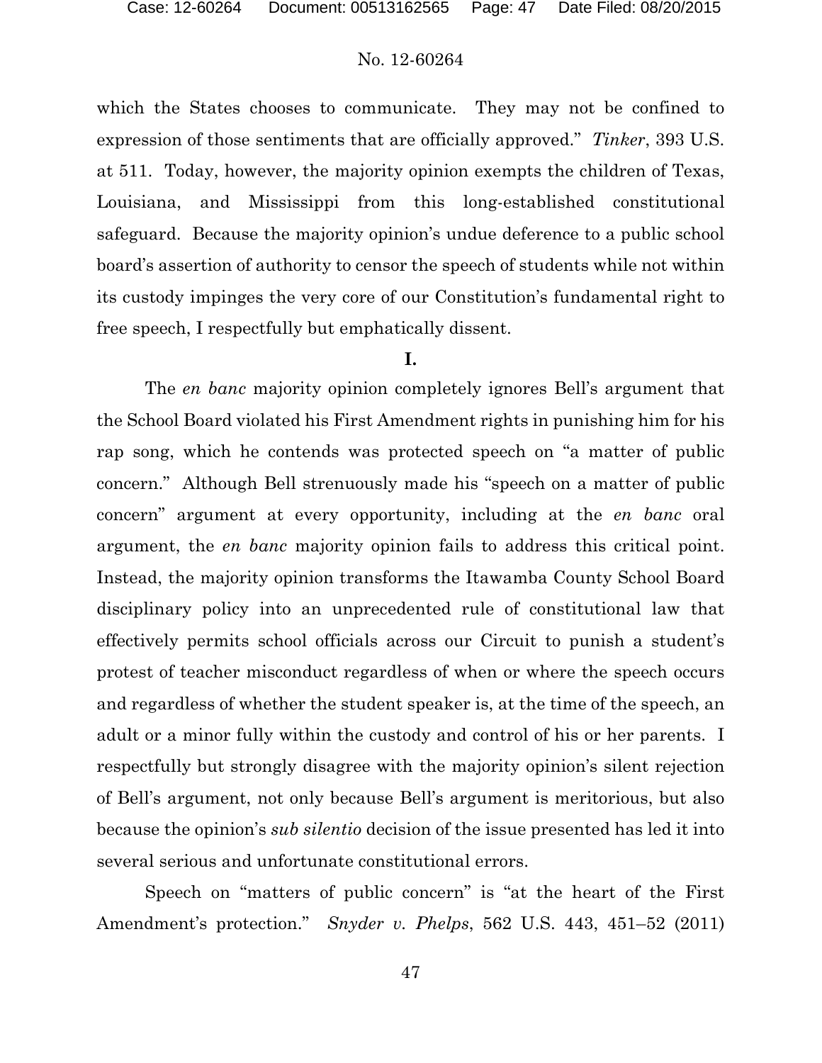which the States chooses to communicate. They may not be confined to expression of those sentiments that are officially approved." *Tinker*, 393 U.S. at 511. Today, however, the majority opinion exempts the children of Texas, Louisiana, and Mississippi from this long-established constitutional safeguard. Because the majority opinion's undue deference to a public school board's assertion of authority to censor the speech of students while not within its custody impinges the very core of our Constitution's fundamental right to free speech, I respectfully but emphatically dissent.

**I.**

The *en banc* majority opinion completely ignores Bell's argument that the School Board violated his First Amendment rights in punishing him for his rap song, which he contends was protected speech on "a matter of public concern." Although Bell strenuously made his "speech on a matter of public concern" argument at every opportunity, including at the *en banc* oral argument, the *en banc* majority opinion fails to address this critical point. Instead, the majority opinion transforms the Itawamba County School Board disciplinary policy into an unprecedented rule of constitutional law that effectively permits school officials across our Circuit to punish a student's protest of teacher misconduct regardless of when or where the speech occurs and regardless of whether the student speaker is, at the time of the speech, an adult or a minor fully within the custody and control of his or her parents. I respectfully but strongly disagree with the majority opinion's silent rejection of Bell's argument, not only because Bell's argument is meritorious, but also because the opinion's *sub silentio* decision of the issue presented has led it into several serious and unfortunate constitutional errors.

Speech on "matters of public concern" is "at the heart of the First Amendment's protection." *Snyder v. Phelps*, 562 U.S. 443, 451–52 (2011)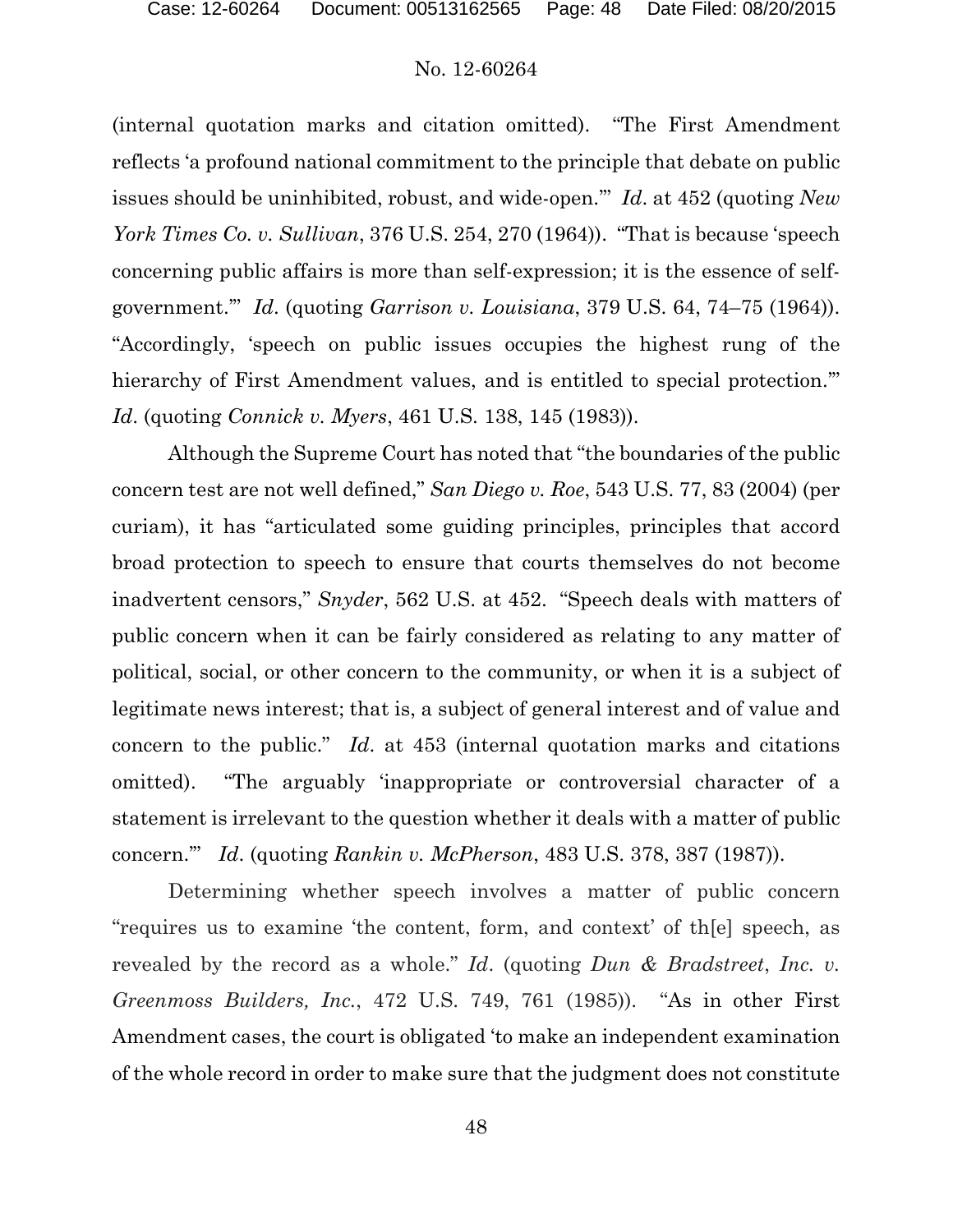(internal quotation marks and citation omitted). "The First Amendment reflects 'a profound national commitment to the principle that debate on public issues should be uninhibited, robust, and wide-open.'" *Id*. at 452 (quoting *New York Times Co. v. Sullivan*, 376 U.S. 254, 270 (1964)). "That is because 'speech concerning public affairs is more than self-expression; it is the essence of self-government.'" *Id*. (quoting *Garrison v. Louisiana*, 379 U.S. 64, 74–75 (1964)). "Accordingly, 'speech on public issues occupies the highest rung of the hierarchy of First Amendment values, and is entitled to special protection.'" *Id*. (quoting *Connick v. Myers*, 461 U.S. 138, 145 (1983)).

Although the Supreme Court has noted that "the boundaries of the public concern test are not well defined," *San Diego v. Roe*, 543 U.S. 77, 83 (2004) (per curiam), it has "articulated some guiding principles, principles that accord broad protection to speech to ensure that courts themselves do not become inadvertent censors," *Snyder*, 562 U.S. at 452. "Speech deals with matters of public concern when it can be fairly considered as relating to any matter of political, social, or other concern to the community, or when it is a subject of legitimate news interest; that is, a subject of general interest and of value and concern to the public." *Id*. at 453 (internal quotation marks and citations omitted). "The arguably 'inappropriate or controversial character of a statement is irrelevant to the question whether it deals with a matter of public concern.'" *Id*. (quoting *Rankin v. McPherson*, 483 U.S. 378, 387 (1987)).

Determining whether speech involves a matter of public concern "requires us to examine 'the content, form, and context' of th[e] speech, as revealed by the record as a whole." *Id*. (quoting *Dun & Bradstreet*, *Inc. v. Greenmoss Builders, Inc.*, 472 U.S. 749, 761 (1985)). "As in other First Amendment cases, the court is obligated 'to make an independent examination of the whole record in order to make sure that the judgment does not constitute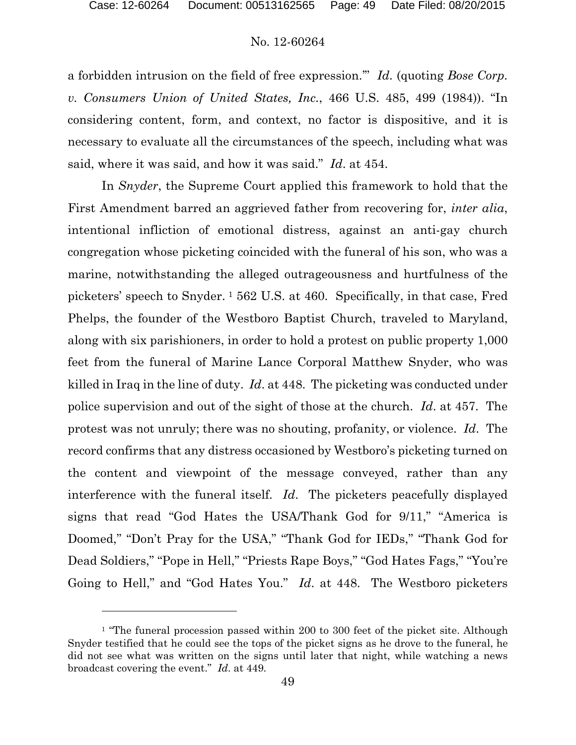a forbidden intrusion on the field of free expression.'" *Id.* (quoting *Bose Corp. v. Consumers Union of United States, Inc.*, 466 U.S. 485, 499 (1984)). "In considering content, form, and context, no factor is dispositive, and it is necessary to evaluate all the circumstances of the speech, including what was said, where it was said, and how it was said." *Id.* at 454.

In *Snyder*, the Supreme Court applied this framework to hold that the First Amendment barred an aggrieved father from recovering for, *inter alia*, intentional infliction of emotional distress, against an anti-gay church congregation whose picketing coincided with the funeral of his son, who was a marine, notwithstanding the alleged outrageousness and hurtfulness of the picketers' speech to Snyder.[1] 562 U.S. at 460. Specifically, in that case, Fred Phelps, the founder of the Westboro Baptist Church, traveled to Maryland, along with six parishioners, in order to hold a protest on public property 1,000 feet from the funeral of Marine Lance Corporal Matthew Snyder, who was killed in Iraq in the line of duty. *Id.* at 448. The picketing was conducted under police supervision and out of the sight of those at the church. *Id.* at 457. The protest was not unruly; there was no shouting, profanity, or violence. *Id.* The record confirms that any distress occasioned by Westboro's picketing turned on the content and viewpoint of the message conveyed, rather than any interference with the funeral itself. *Id.* The picketers peacefully displayed signs that read "God Hates the USA/Thank God for 9/11," "America is Doomed," "Don't Pray for the USA," "Thank God for IEDs," "Thank God for Dead Soldiers," "Pope in Hell," "Priests Rape Boys," "God Hates Fags," "You're Going to Hell," and "God Hates You." *Id.* at 448. The Westboro picketers

---

[1] "The funeral procession passed within 200 to 300 feet of the picket site. Although Snyder testified that he could see the tops of the picket signs as he drove to the funeral, he did not see what was written on the signs until later that night, while watching a news broadcast covering the event." *Id.* at 449.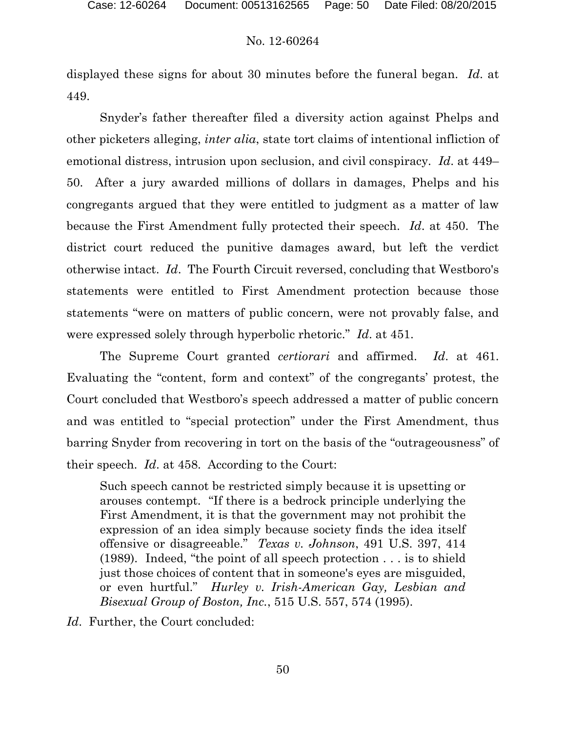displayed these signs for about 30 minutes before the funeral began. *Id*. at 449.

Snyder's father thereafter filed a diversity action against Phelps and other picketers alleging, *inter alia*, state tort claims of intentional infliction of emotional distress, intrusion upon seclusion, and civil conspiracy. *Id*. at 449–50. After a jury awarded millions of dollars in damages, Phelps and his congregants argued that they were entitled to judgment as a matter of law because the First Amendment fully protected their speech. *Id*. at 450. The district court reduced the punitive damages award, but left the verdict otherwise intact. *Id*. The Fourth Circuit reversed, concluding that Westboro's statements were entitled to First Amendment protection because those statements "were on matters of public concern, were not provably false, and were expressed solely through hyperbolic rhetoric." *Id*. at 451.

The Supreme Court granted *certiorari* and affirmed. *Id*. at 461. Evaluating the "content, form and context" of the congregants' protest, the Court concluded that Westboro's speech addressed a matter of public concern and was entitled to "special protection" under the First Amendment, thus barring Snyder from recovering in tort on the basis of the "outrageousness" of their speech. *Id*. at 458. According to the Court:

> Such speech cannot be restricted simply because it is upsetting or arouses contempt. "If there is a bedrock principle underlying the First Amendment, it is that the government may not prohibit the expression of an idea simply because society finds the idea itself offensive or disagreeable." *Texas v. Johnson*, 491 U.S. 397, 414 (1989). Indeed, "the point of all speech protection . . . is to shield just those choices of content that in someone's eyes are misguided, or even hurtful." *Hurley v. Irish-American Gay, Lesbian and Bisexual Group of Boston, Inc.*, 515 U.S. 557, 574 (1995).

*Id*. Further, the Court concluded: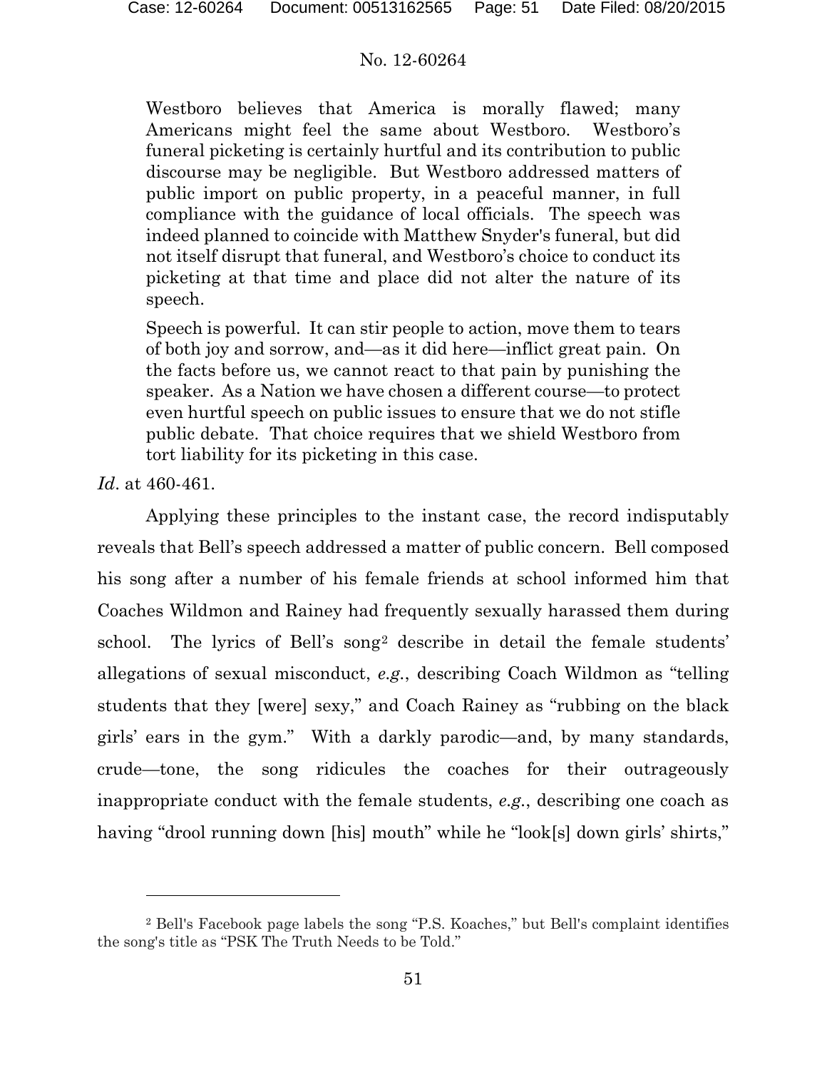> Westboro believes that America is morally flawed; many Americans might feel the same about Westboro. Westboro's funeral picketing is certainly hurtful and its contribution to public discourse may be negligible. But Westboro addressed matters of public import on public property, in a peaceful manner, in full compliance with the guidance of local officials. The speech was indeed planned to coincide with Matthew Snyder's funeral, but did not itself disrupt that funeral, and Westboro's choice to conduct its picketing at that time and place did not alter the nature of its speech.
>
> Speech is powerful. It can stir people to action, move them to tears of both joy and sorrow, and—as it did here—inflict great pain. On the facts before us, we cannot react to that pain by punishing the speaker. As a Nation we have chosen a different course—to protect even hurtful speech on public issues to ensure that we do not stifle public debate. That choice requires that we shield Westboro from tort liability for its picketing in this case.

*Id*. at 460-461.

Applying these principles to the instant case, the record indisputably reveals that Bell's speech addressed a matter of public concern. Bell composed his song after a number of his female friends at school informed him that Coaches Wildmon and Rainey had frequently sexually harassed them during school. The lyrics of Bell's song[2] describe in detail the female students' allegations of sexual misconduct, *e.g.*, describing Coach Wildmon as "telling students that they [were] sexy," and Coach Rainey as "rubbing on the black girls' ears in the gym." With a darkly parodic—and, by many standards, crude—tone, the song ridicules the coaches for their outrageously inappropriate conduct with the female students, *e.g.*, describing one coach as having "drool running down [his] mouth" while he "look[s] down girls' shirts,"

---

[2] Bell's Facebook page labels the song "P.S. Koaches," but Bell's complaint identifies the song's title as "PSK The Truth Needs to be Told."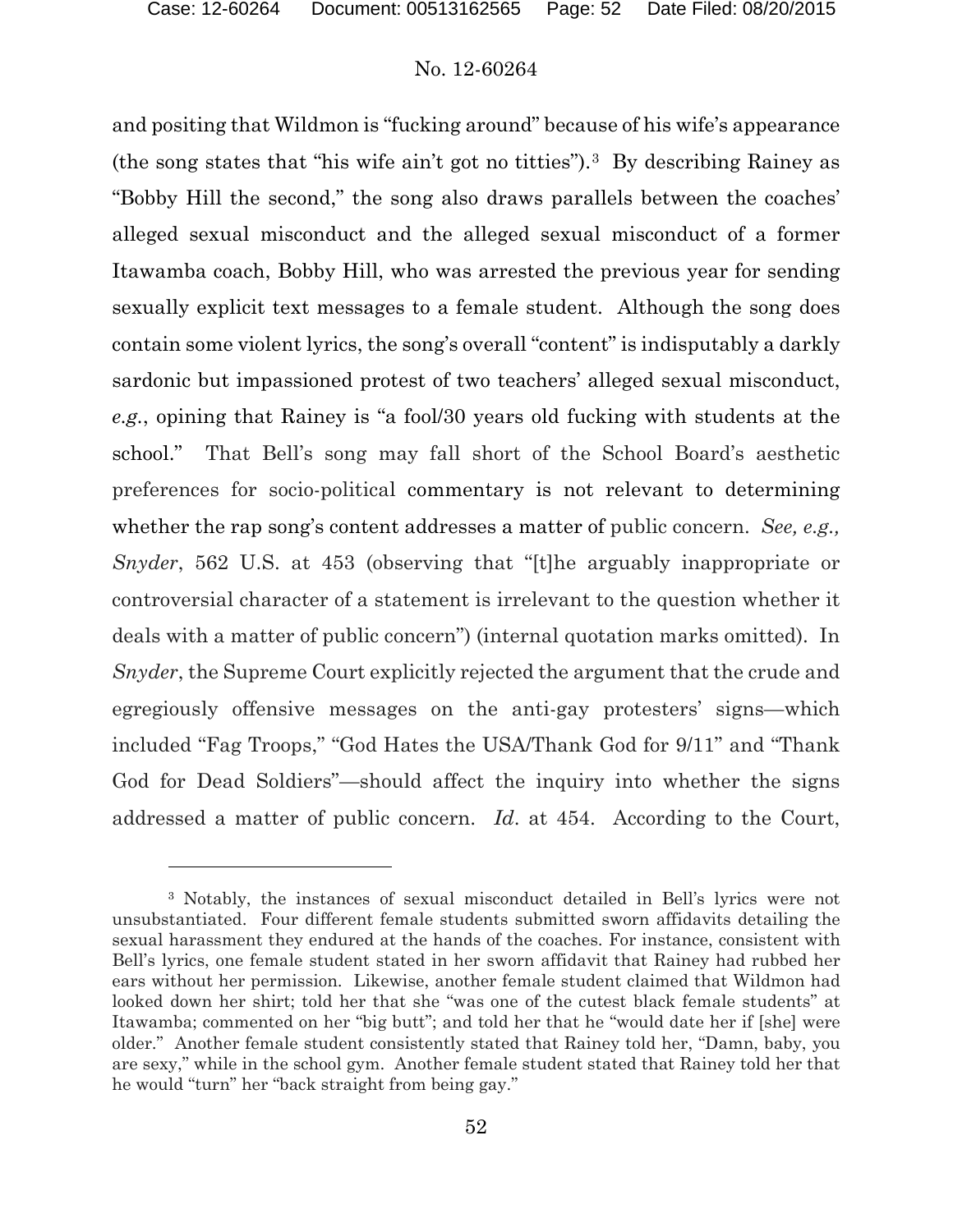and positing that Wildmon is "fucking around" because of his wife's appearance (the song states that "his wife ain't got no titties").[3] By describing Rainey as "Bobby Hill the second," the song also draws parallels between the coaches' alleged sexual misconduct and the alleged sexual misconduct of a former Itawamba coach, Bobby Hill, who was arrested the previous year for sending sexually explicit text messages to a female student. Although the song does contain some violent lyrics, the song's overall "content" is indisputably a darkly sardonic but impassioned protest of two teachers' alleged sexual misconduct, *e.g.*, opining that Rainey is "a fool/30 years old fucking with students at the school." That Bell's song may fall short of the School Board's aesthetic preferences for socio-political commentary is not relevant to determining whether the rap song's content addresses a matter of public concern. *See, e.g., Snyder*, 562 U.S. at 453 (observing that "[t]he arguably inappropriate or controversial character of a statement is irrelevant to the question whether it deals with a matter of public concern") (internal quotation marks omitted). In *Snyder*, the Supreme Court explicitly rejected the argument that the crude and egregiously offensive messages on the anti-gay protesters' signs—which included "Fag Troops," "God Hates the USA/Thank God for 9/11" and "Thank God for Dead Soldiers"—should affect the inquiry into whether the signs addressed a matter of public concern. *Id.* at 454. According to the Court,

---

[3] Notably, the instances of sexual misconduct detailed in Bell's lyrics were not unsubstantiated. Four different female students submitted sworn affidavits detailing the sexual harassment they endured at the hands of the coaches. For instance, consistent with Bell's lyrics, one female student stated in her sworn affidavit that Rainey had rubbed her ears without her permission. Likewise, another female student claimed that Wildmon had looked down her shirt; told her that she "was one of the cutest black female students" at Itawamba; commented on her "big butt"; and told her that he "would date her if [she] were older." Another female student consistently stated that Rainey told her, "Damn, baby, you are sexy," while in the school gym. Another female student stated that Rainey told her that he would "turn" her "back straight from being gay."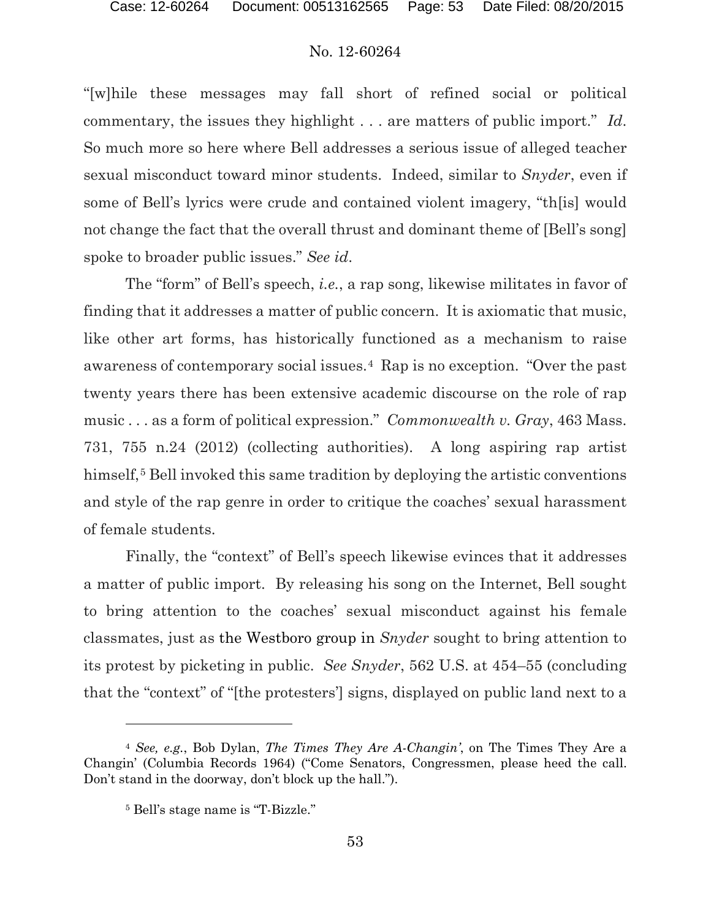"[w]hile these messages may fall short of refined social or political commentary, the issues they highlight . . . are matters of public import." *Id.* So much more so here where Bell addresses a serious issue of alleged teacher sexual misconduct toward minor students. Indeed, similar to *Snyder*, even if some of Bell's lyrics were crude and contained violent imagery, "th[is] would not change the fact that the overall thrust and dominant theme of [Bell's song] spoke to broader public issues." *See id.*

The "form" of Bell's speech, *i.e.*, a rap song, likewise militates in favor of finding that it addresses a matter of public concern. It is axiomatic that music, like other art forms, has historically functioned as a mechanism to raise awareness of contemporary social issues.[4] Rap is no exception. "Over the past twenty years there has been extensive academic discourse on the role of rap music . . . as a form of political expression." *Commonwealth v. Gray*, 463 Mass. 731, 755 n.24 (2012) (collecting authorities). A long aspiring rap artist himself,[5] Bell invoked this same tradition by deploying the artistic conventions and style of the rap genre in order to critique the coaches' sexual harassment of female students.

Finally, the "context" of Bell's speech likewise evinces that it addresses a matter of public import. By releasing his song on the Internet, Bell sought to bring attention to the coaches' sexual misconduct against his female classmates, just as the Westboro group in *Snyder* sought to bring attention to its protest by picketing in public. *See Snyder*, 562 U.S. at 454–55 (concluding that the "context" of "[the protesters'] signs, displayed on public land next to a

---

[4] *See, e.g.*, Bob Dylan, *The Times They Are A-Changin'*, on The Times They Are a Changin' (Columbia Records 1964) ("Come Senators, Congressmen, please heed the call. Don't stand in the doorway, don't block up the hall.").

[5] Bell's stage name is "T-Bizzle."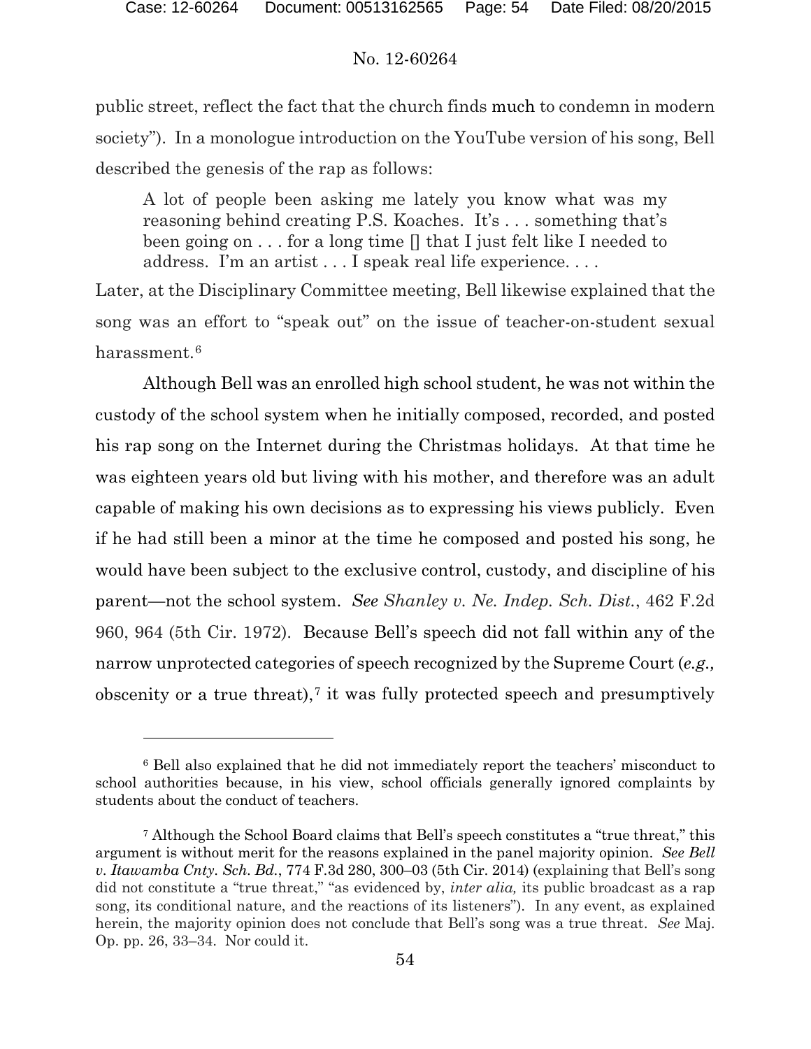public street, reflect the fact that the church finds much to condemn in modern society"). In a monologue introduction on the YouTube version of his song, Bell described the genesis of the rap as follows:

> A lot of people been asking me lately you know what was my reasoning behind creating P.S. Koaches. It's . . . something that's been going on . . . for a long time [] that I just felt like I needed to address. I'm an artist . . . I speak real life experience. . . .

Later, at the Disciplinary Committee meeting, Bell likewise explained that the song was an effort to "speak out" on the issue of teacher-on-student sexual harassment.[6]

Although Bell was an enrolled high school student, he was not within the custody of the school system when he initially composed, recorded, and posted his rap song on the Internet during the Christmas holidays. At that time he was eighteen years old but living with his mother, and therefore was an adult capable of making his own decisions as to expressing his views publicly. Even if he had still been a minor at the time he composed and posted his song, he would have been subject to the exclusive control, custody, and discipline of his parent—not the school system. *See Shanley v. Ne. Indep. Sch. Dist.*, 462 F.2d 960, 964 (5th Cir. 1972). Because Bell's speech did not fall within any of the narrow unprotected categories of speech recognized by the Supreme Court (*e.g.,* obscenity or a true threat),[7] it was fully protected speech and presumptively

---

[6] Bell also explained that he did not immediately report the teachers' misconduct to school authorities because, in his view, school officials generally ignored complaints by students about the conduct of teachers.

[7] Although the School Board claims that Bell's speech constitutes a "true threat," this argument is without merit for the reasons explained in the panel majority opinion. *See Bell v. Itawamba Cnty. Sch. Bd.*, 774 F.3d 280, 300–03 (5th Cir. 2014) (explaining that Bell's song did not constitute a "true threat," "as evidenced by, *inter alia,* its public broadcast as a rap song, its conditional nature, and the reactions of its listeners"). In any event, as explained herein, the majority opinion does not conclude that Bell's song was a true threat. *See* Maj. Op. pp. 26, 33–34. Nor could it.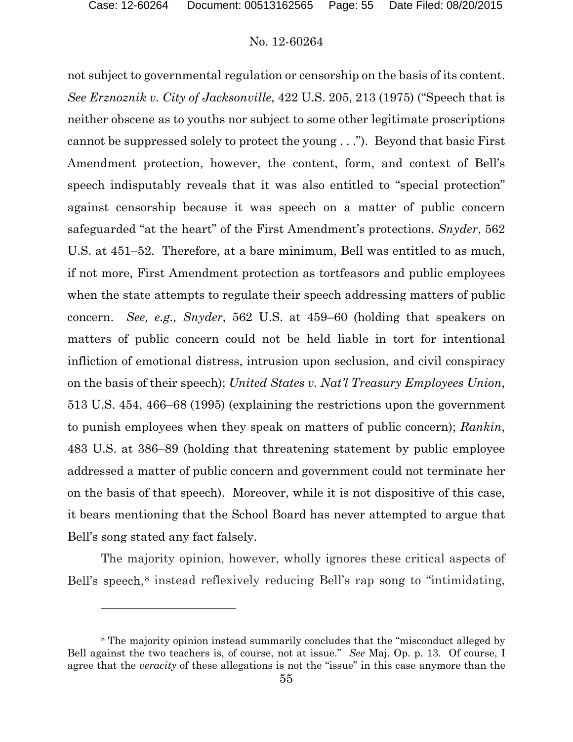not subject to governmental regulation or censorship on the basis of its content. *See Erznoznik v. City of Jacksonville*, 422 U.S. 205, 213 (1975) ("Speech that is neither obscene as to youths nor subject to some other legitimate proscriptions cannot be suppressed solely to protect the young . . ."). Beyond that basic First Amendment protection, however, the content, form, and context of Bell's speech indisputably reveals that it was also entitled to "special protection" against censorship because it was speech on a matter of public concern safeguarded "at the heart" of the First Amendment's protections. *Snyder*, 562 U.S. at 451–52. Therefore, at a bare minimum, Bell was entitled to as much, if not more, First Amendment protection as tortfeasors and public employees when the state attempts to regulate their speech addressing matters of public concern. *See, e.g., Snyder*, 562 U.S. at 459–60 (holding that speakers on matters of public concern could not be held liable in tort for intentional infliction of emotional distress, intrusion upon seclusion, and civil conspiracy on the basis of their speech); *United States v. Nat'l Treasury Employees Union*, 513 U.S. 454, 466–68 (1995) (explaining the restrictions upon the government to punish employees when they speak on matters of public concern); *Rankin*, 483 U.S. at 386–89 (holding that threatening statement by public employee addressed a matter of public concern and government could not terminate her on the basis of that speech). Moreover, while it is not dispositive of this case, it bears mentioning that the School Board has never attempted to argue that Bell's song stated any fact falsely.

The majority opinion, however, wholly ignores these critical aspects of Bell's speech,[8] instead reflexively reducing Bell's rap song to "intimidating,

[8] The majority opinion instead summarily concludes that the "misconduct alleged by Bell against the two teachers is, of course, not at issue." *See* Maj. Op. p. 13. Of course, I agree that the *veracity* of these allegations is not the "issue" in this case anymore than the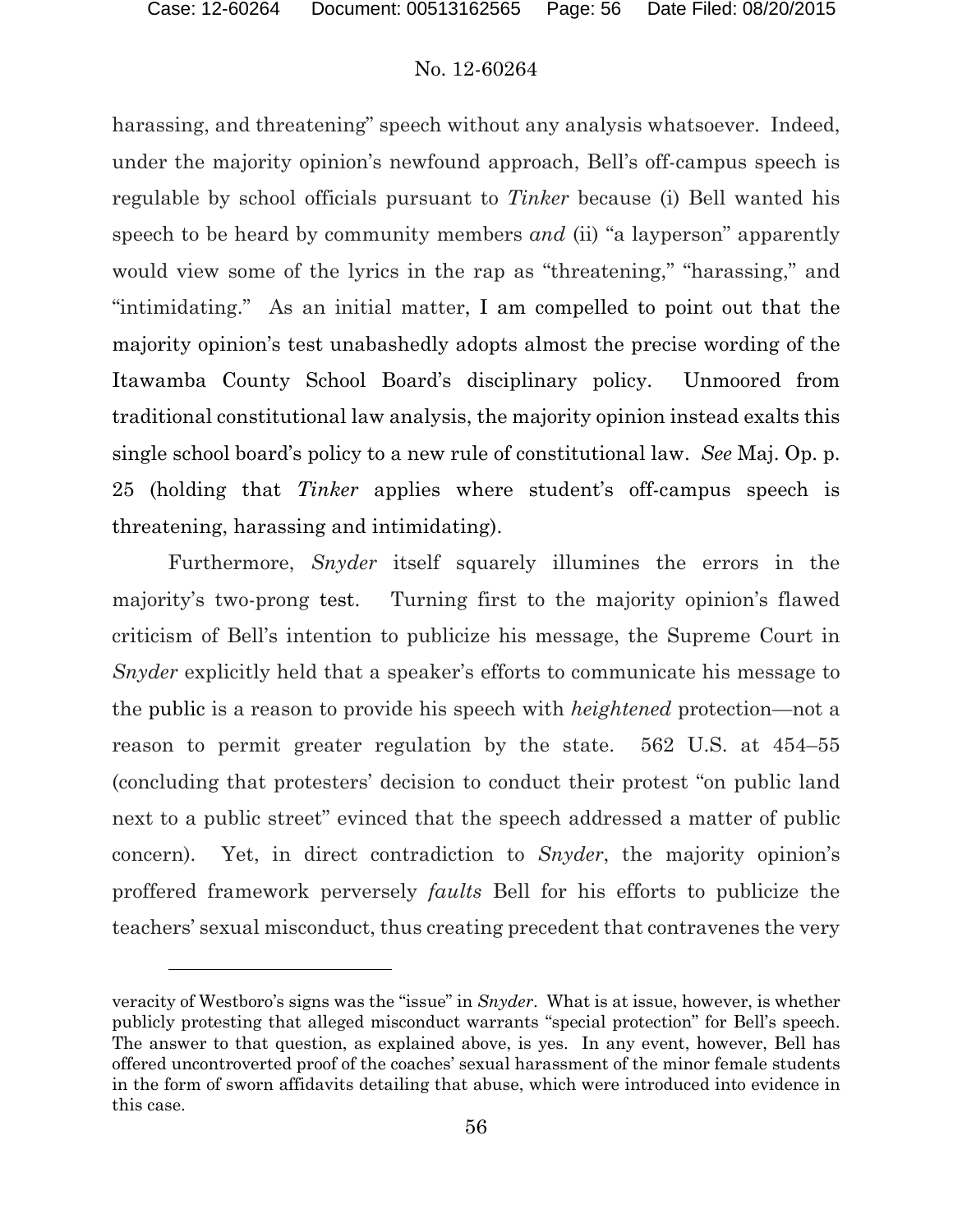harassing, and threatening" speech without any analysis whatsoever. Indeed, under the majority opinion's newfound approach, Bell's off-campus speech is regulable by school officials pursuant to *Tinker* because (i) Bell wanted his speech to be heard by community members *and* (ii) "a layperson" apparently would view some of the lyrics in the rap as "threatening," "harassing," and "intimidating." As an initial matter, I am compelled to point out that the majority opinion's test unabashedly adopts almost the precise wording of the Itawamba County School Board's disciplinary policy. Unmoored from traditional constitutional law analysis, the majority opinion instead exalts this single school board's policy to a new rule of constitutional law. *See* Maj. Op. p. 25 (holding that *Tinker* applies where student's off-campus speech is threatening, harassing and intimidating).

Furthermore, *Snyder* itself squarely illumines the errors in the majority's two-prong test. Turning first to the majority opinion's flawed criticism of Bell's intention to publicize his message, the Supreme Court in *Snyder* explicitly held that a speaker's efforts to communicate his message to the public is a reason to provide his speech with *heightened* protection—not a reason to permit greater regulation by the state. 562 U.S. at 454–55 (concluding that protesters' decision to conduct their protest "on public land next to a public street" evinced that the speech addressed a matter of public concern). Yet, in direct contradiction to *Snyder*, the majority opinion's proffered framework perversely *faults* Bell for his efforts to publicize the teachers' sexual misconduct, thus creating precedent that contravenes the very

---

veracity of Westboro's signs was the "issue" in *Snyder*. What is at issue, however, is whether publicly protesting that alleged misconduct warrants "special protection" for Bell's speech. The answer to that question, as explained above, is yes. In any event, however, Bell has offered uncontroverted proof of the coaches' sexual harassment of the minor female students in the form of sworn affidavits detailing that abuse, which were introduced into evidence in this case.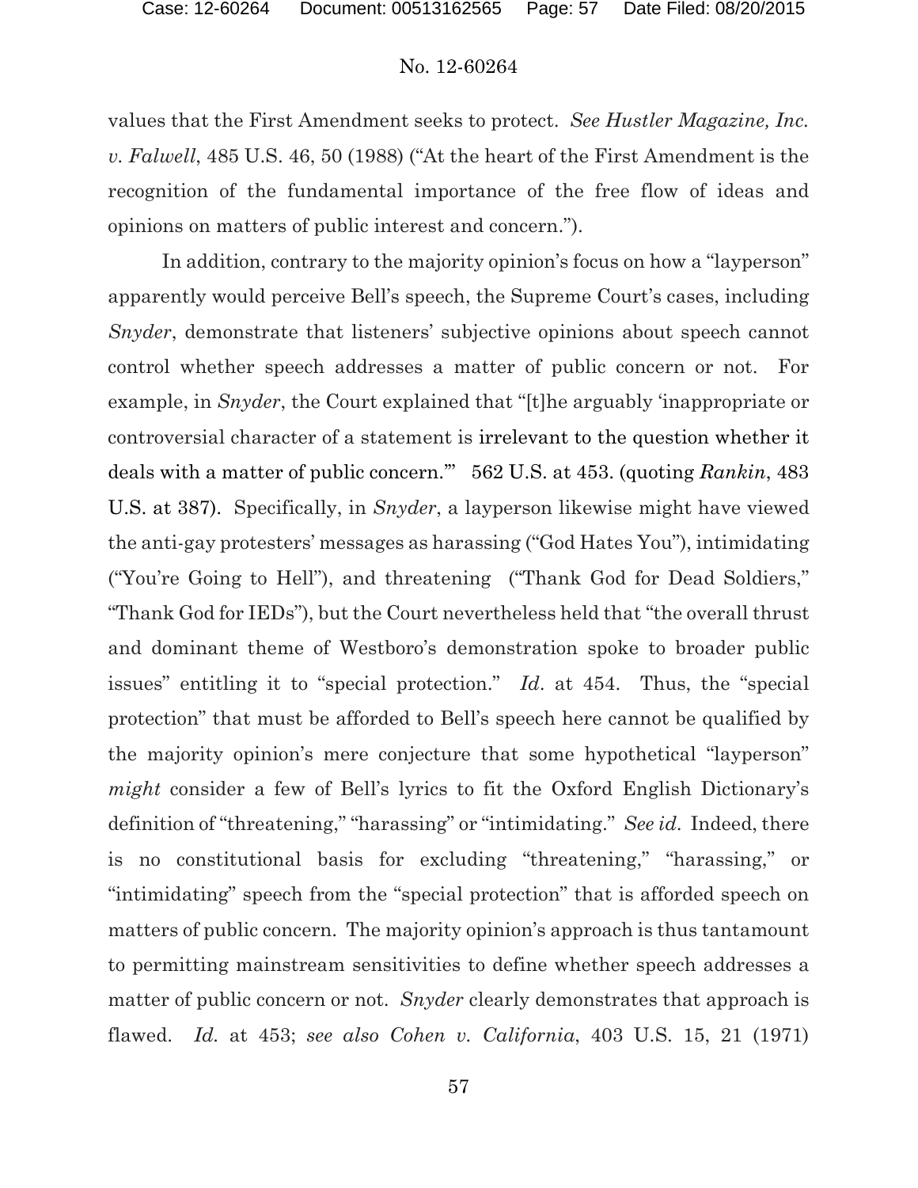values that the First Amendment seeks to protect. *See Hustler Magazine, Inc. v. Falwell*, 485 U.S. 46, 50 (1988) ("At the heart of the First Amendment is the recognition of the fundamental importance of the free flow of ideas and opinions on matters of public interest and concern.").

In addition, contrary to the majority opinion's focus on how a "layperson" apparently would perceive Bell's speech, the Supreme Court's cases, including *Snyder*, demonstrate that listeners' subjective opinions about speech cannot control whether speech addresses a matter of public concern or not. For example, in *Snyder*, the Court explained that "[t]he arguably 'inappropriate or controversial character of a statement is irrelevant to the question whether it deals with a matter of public concern.'" 562 U.S. at 453. (quoting *Rankin*, 483 U.S. at 387). Specifically, in *Snyder*, a layperson likewise might have viewed the anti-gay protesters' messages as harassing ("God Hates You"), intimidating ("You're Going to Hell"), and threatening ("Thank God for Dead Soldiers," "Thank God for IEDs"), but the Court nevertheless held that "the overall thrust and dominant theme of Westboro's demonstration spoke to broader public issues" entitling it to "special protection." *Id*. at 454. Thus, the "special protection" that must be afforded to Bell's speech here cannot be qualified by the majority opinion's mere conjecture that some hypothetical "layperson" *might* consider a few of Bell's lyrics to fit the Oxford English Dictionary's definition of "threatening," "harassing" or "intimidating." *See id*. Indeed, there is no constitutional basis for excluding "threatening," "harassing," or "intimidating" speech from the "special protection" that is afforded speech on matters of public concern. The majority opinion's approach is thus tantamount to permitting mainstream sensitivities to define whether speech addresses a matter of public concern or not. *Snyder* clearly demonstrates that approach is flawed. *Id.* at 453; *see also Cohen v. California*, 403 U.S. 15, 21 (1971)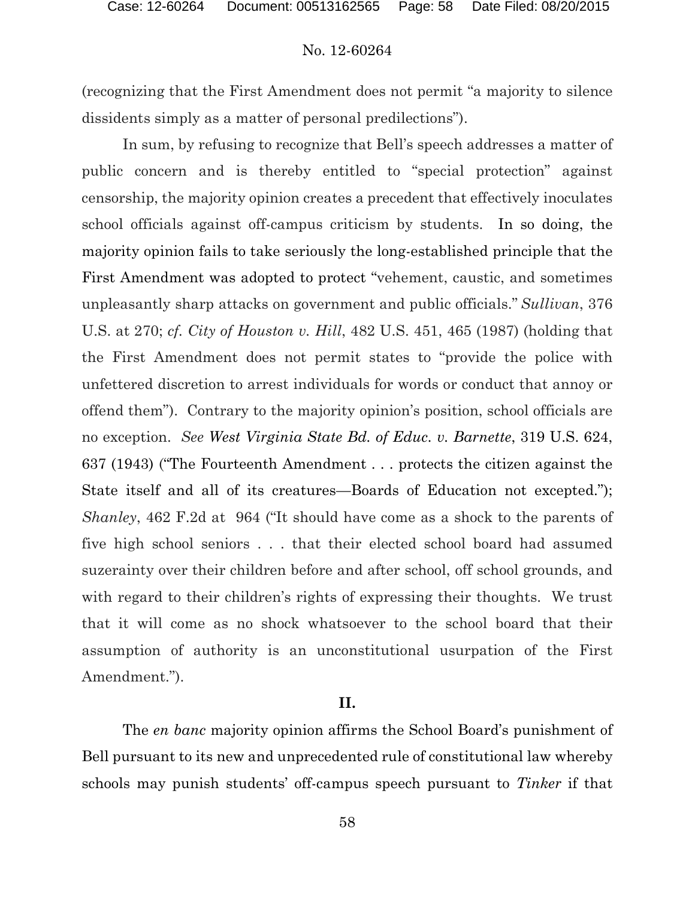(recognizing that the First Amendment does not permit "a majority to silence dissidents simply as a matter of personal predilections").

In sum, by refusing to recognize that Bell's speech addresses a matter of public concern and is thereby entitled to "special protection" against censorship, the majority opinion creates a precedent that effectively inoculates school officials against off-campus criticism by students. In so doing, the majority opinion fails to take seriously the long-established principle that the First Amendment was adopted to protect "vehement, caustic, and sometimes unpleasantly sharp attacks on government and public officials." *Sullivan*, 376 U.S. at 270; *cf. City of Houston v. Hill*, 482 U.S. 451, 465 (1987) (holding that the First Amendment does not permit states to "provide the police with unfettered discretion to arrest individuals for words or conduct that annoy or offend them"). Contrary to the majority opinion's position, school officials are no exception. *See West Virginia State Bd. of Educ. v. Barnette*, 319 U.S. 624, 637 (1943) ("The Fourteenth Amendment . . . protects the citizen against the State itself and all of its creatures—Boards of Education not excepted."); *Shanley*, 462 F.2d at 964 ("It should have come as a shock to the parents of five high school seniors . . . that their elected school board had assumed suzerainty over their children before and after school, off school grounds, and with regard to their children's rights of expressing their thoughts. We trust that it will come as no shock whatsoever to the school board that their assumption of authority is an unconstitutional usurpation of the First Amendment.").

## II.

The *en banc* majority opinion affirms the School Board's punishment of Bell pursuant to its new and unprecedented rule of constitutional law whereby schools may punish students' off-campus speech pursuant to *Tinker* if that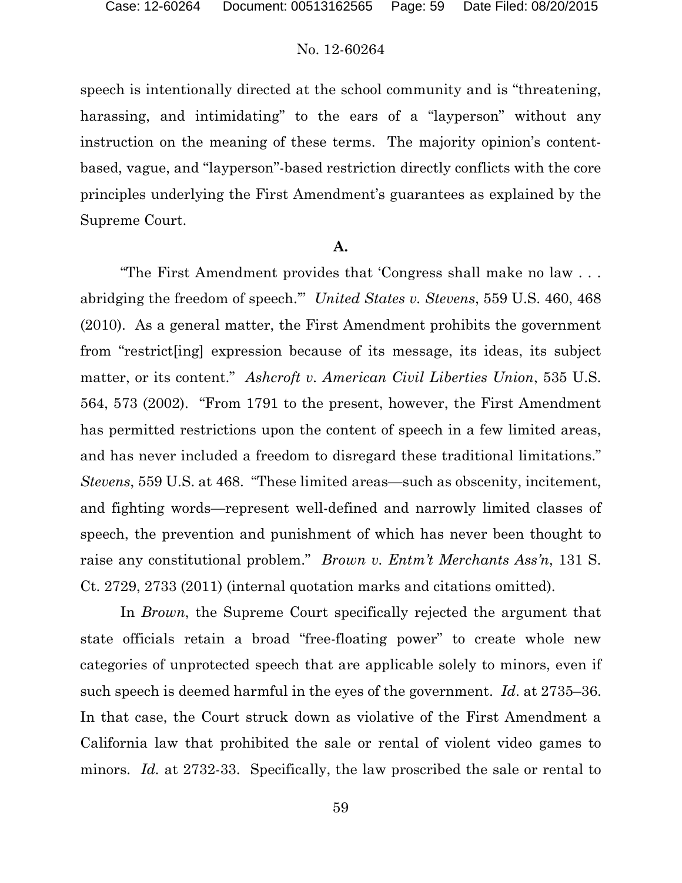speech is intentionally directed at the school community and is "threatening, harassing, and intimidating" to the ears of a "layperson" without any instruction on the meaning of these terms. The majority opinion's content-based, vague, and "layperson"-based restriction directly conflicts with the core principles underlying the First Amendment's guarantees as explained by the Supreme Court.

**A.**

"The First Amendment provides that 'Congress shall make no law . . . abridging the freedom of speech.'" *United States v. Stevens*, 559 U.S. 460, 468 (2010). As a general matter, the First Amendment prohibits the government from "restrict[ing] expression because of its message, its ideas, its subject matter, or its content." *Ashcroft v. American Civil Liberties Union*, 535 U.S. 564, 573 (2002). "From 1791 to the present, however, the First Amendment has permitted restrictions upon the content of speech in a few limited areas, and has never included a freedom to disregard these traditional limitations." *Stevens*, 559 U.S. at 468. "These limited areas—such as obscenity, incitement, and fighting words—represent well-defined and narrowly limited classes of speech, the prevention and punishment of which has never been thought to raise any constitutional problem." *Brown v. Entm't Merchants Ass'n*, 131 S. Ct. 2729, 2733 (2011) (internal quotation marks and citations omitted).

In *Brown*, the Supreme Court specifically rejected the argument that state officials retain a broad "free-floating power" to create whole new categories of unprotected speech that are applicable solely to minors, even if such speech is deemed harmful in the eyes of the government. *Id*. at 2735–36. In that case, the Court struck down as violative of the First Amendment a California law that prohibited the sale or rental of violent video games to minors. *Id.* at 2732-33. Specifically, the law proscribed the sale or rental to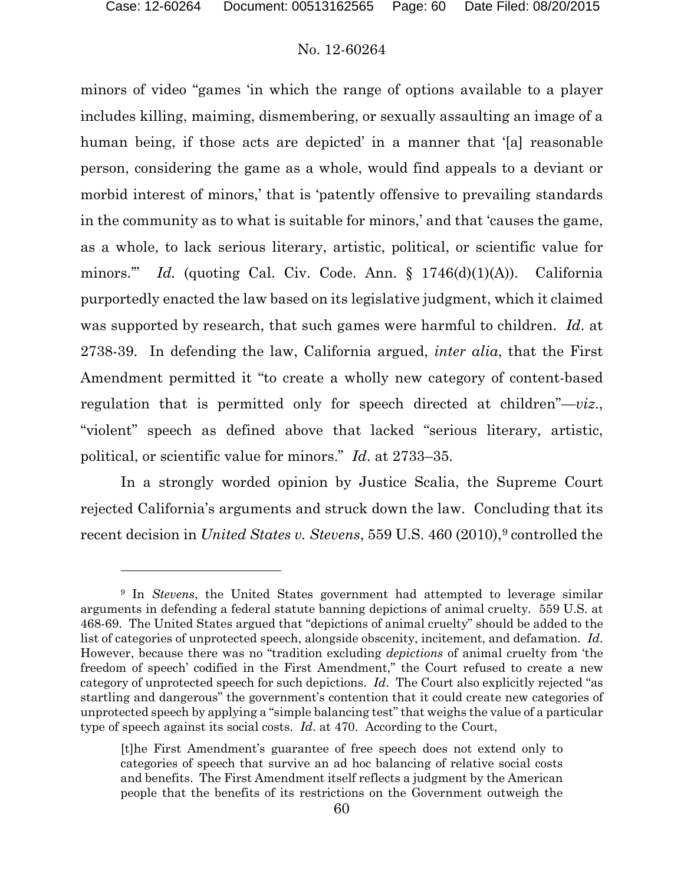minors of video "games 'in which the range of options available to a player includes killing, maiming, dismembering, or sexually assaulting an image of a human being, if those acts are depicted' in a manner that '[a] reasonable person, considering the game as a whole, would find appeals to a deviant or morbid interest of minors,' that is 'patently offensive to prevailing standards in the community as to what is suitable for minors,' and that 'causes the game, as a whole, to lack serious literary, artistic, political, or scientific value for minors.'" *Id.* (quoting Cal. Civ. Code. Ann. § 1746(d)(1)(A)). California purportedly enacted the law based on its legislative judgment, which it claimed was supported by research, that such games were harmful to children. *Id*. at 2738-39. In defending the law, California argued, *inter alia*, that the First Amendment permitted it "to create a wholly new category of content-based regulation that is permitted only for speech directed at children"—*viz*., "violent" speech as defined above that lacked "serious literary, artistic, political, or scientific value for minors." *Id*. at 2733–35.

In a strongly worded opinion by Justice Scalia, the Supreme Court rejected California's arguments and struck down the law. Concluding that its recent decision in *United States v. Stevens*, 559 U.S. 460 (2010),[9] controlled the

---

[9] In *Stevens*, the United States government had attempted to leverage similar arguments in defending a federal statute banning depictions of animal cruelty. 559 U.S. at 468-69. The United States argued that "depictions of animal cruelty" should be added to the list of categories of unprotected speech, alongside obscenity, incitement, and defamation. *Id*. However, because there was no "tradition excluding *depictions* of animal cruelty from 'the freedom of speech' codified in the First Amendment," the Court refused to create a new category of unprotected speech for such depictions. *Id*. The Court also explicitly rejected "as startling and dangerous" the government's contention that it could create new categories of unprotected speech by applying a "simple balancing test" that weighs the value of a particular type of speech against its social costs. *Id*. at 470. According to the Court,

> [t]he First Amendment's guarantee of free speech does not extend only to categories of speech that survive an ad hoc balancing of relative social costs and benefits. The First Amendment itself reflects a judgment by the American people that the benefits of its restrictions on the Government outweigh the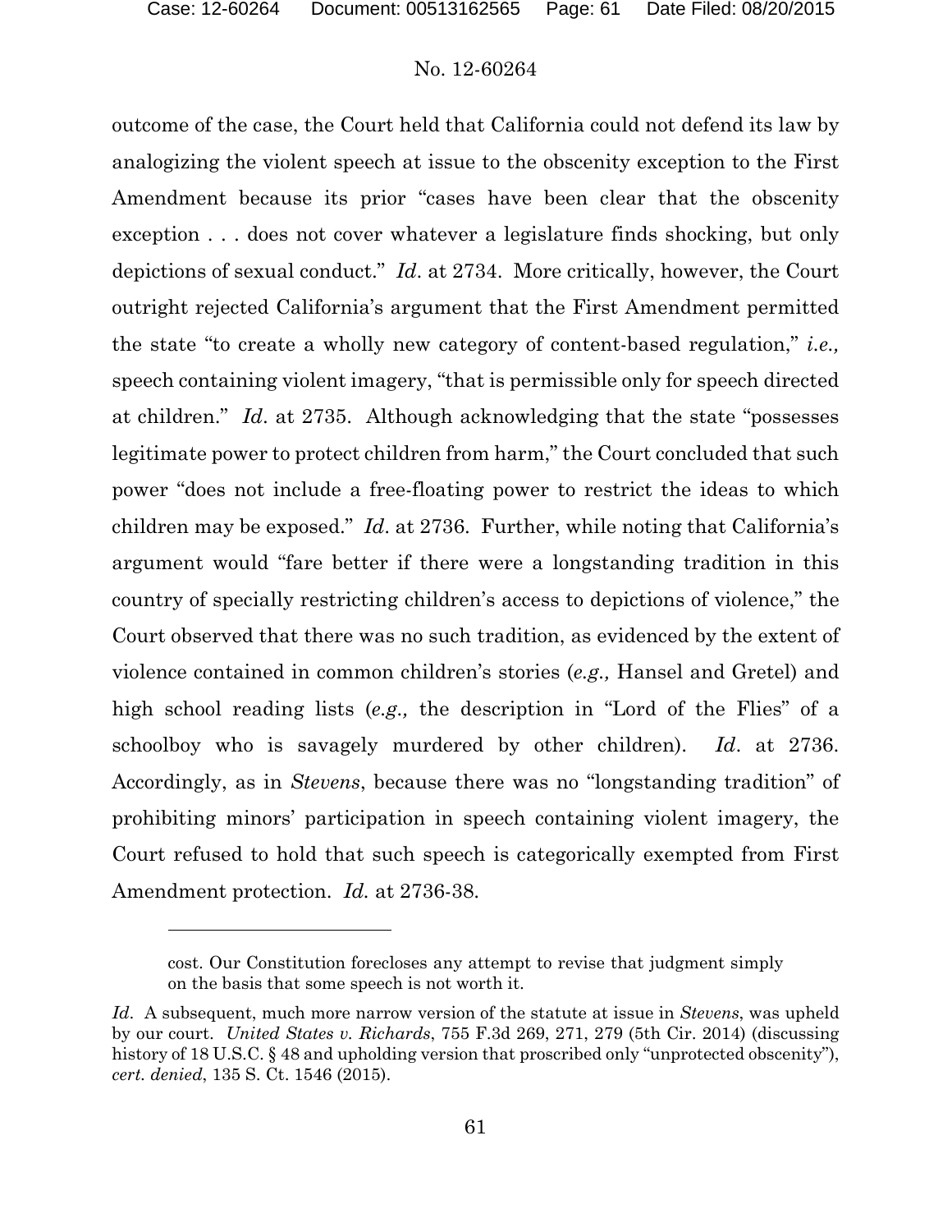outcome of the case, the Court held that California could not defend its law by analogizing the violent speech at issue to the obscenity exception to the First Amendment because its prior "cases have been clear that the obscenity exception . . . does not cover whatever a legislature finds shocking, but only depictions of sexual conduct." *Id*. at 2734. More critically, however, the Court outright rejected California's argument that the First Amendment permitted the state "to create a wholly new category of content-based regulation," *i.e.,* speech containing violent imagery, "that is permissible only for speech directed at children." *Id*. at 2735. Although acknowledging that the state "possesses legitimate power to protect children from harm," the Court concluded that such power "does not include a free-floating power to restrict the ideas to which children may be exposed." *Id*. at 2736. Further, while noting that California's argument would "fare better if there were a longstanding tradition in this country of specially restricting children's access to depictions of violence," the Court observed that there was no such tradition, as evidenced by the extent of violence contained in common children's stories (*e.g.,* Hansel and Gretel) and high school reading lists (*e.g.,* the description in "Lord of the Flies" of a schoolboy who is savagely murdered by other children). *Id*. at 2736. Accordingly, as in *Stevens*, because there was no "longstanding tradition" of prohibiting minors' participation in speech containing violent imagery, the Court refused to hold that such speech is categorically exempted from First Amendment protection. *Id.* at 2736-38.

---

> cost. Our Constitution forecloses any attempt to revise that judgment simply on the basis that some speech is not worth it.

*Id*. A subsequent, much more narrow version of the statute at issue in *Stevens*, was upheld by our court. *United States v. Richards*, 755 F.3d 269, 271, 279 (5th Cir. 2014) (discussing history of 18 U.S.C. § 48 and upholding version that proscribed only "unprotected obscenity"), *cert. denied*, 135 S. Ct. 1546 (2015).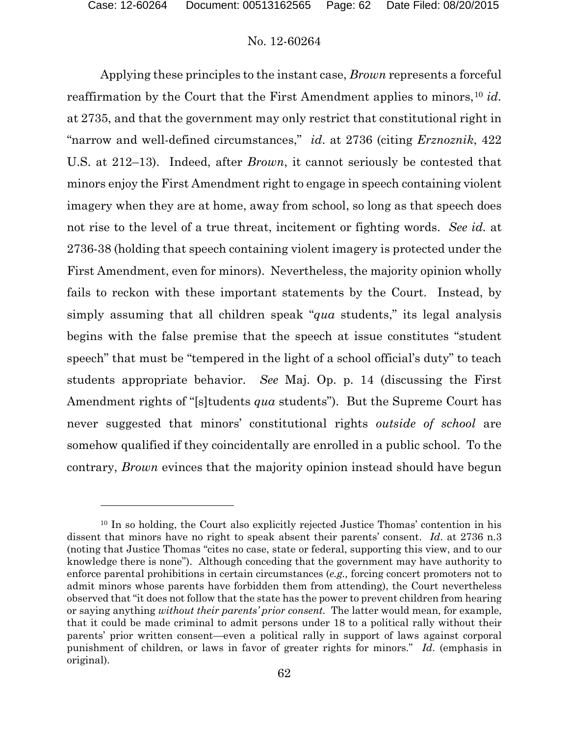Applying these principles to the instant case, *Brown* represents a forceful reaffirmation by the Court that the First Amendment applies to minors,[10] *id.* at 2735, and that the government may only restrict that constitutional right in "narrow and well-defined circumstances," *id*. at 2736 (citing *Erznoznik*, 422 U.S. at 212–13). Indeed, after *Brown*, it cannot seriously be contested that minors enjoy the First Amendment right to engage in speech containing violent imagery when they are at home, away from school, so long as that speech does not rise to the level of a true threat, incitement or fighting words. *See id.* at 2736-38 (holding that speech containing violent imagery is protected under the First Amendment, even for minors). Nevertheless, the majority opinion wholly fails to reckon with these important statements by the Court. Instead, by simply assuming that all children speak "*qua* students," its legal analysis begins with the false premise that the speech at issue constitutes "student speech" that must be "tempered in the light of a school official's duty" to teach students appropriate behavior. *See* Maj. Op. p. 14 (discussing the First Amendment rights of "[s]tudents *qua* students"). But the Supreme Court has never suggested that minors' constitutional rights *outside of school* are somehow qualified if they coincidentally are enrolled in a public school. To the contrary, *Brown* evinces that the majority opinion instead should have begun

[10] In so holding, the Court also explicitly rejected Justice Thomas' contention in his dissent that minors have no right to speak absent their parents' consent. *Id*. at 2736 n.3 (noting that Justice Thomas "cites no case, state or federal, supporting this view, and to our knowledge there is none"). Although conceding that the government may have authority to enforce parental prohibitions in certain circumstances (*e.g.,* forcing concert promoters not to admit minors whose parents have forbidden them from attending), the Court nevertheless observed that "it does not follow that the state has the power to prevent children from hearing or saying anything *without their parents' prior consent*. The latter would mean, for example, that it could be made criminal to admit persons under 18 to a political rally without their parents' prior written consent—even a political rally in support of laws against corporal punishment of children, or laws in favor of greater rights for minors." *Id*. (emphasis in original).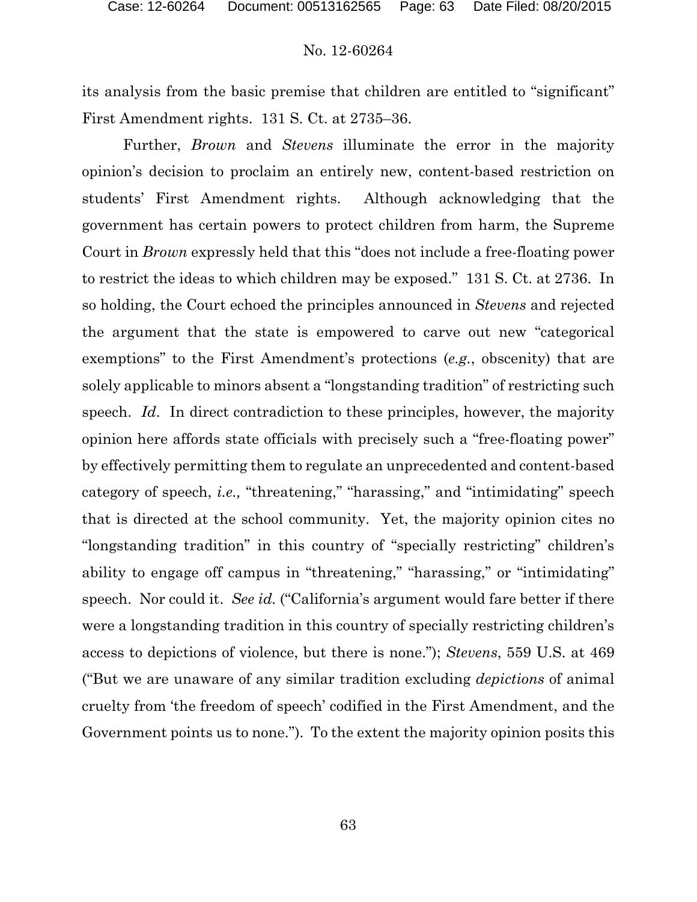its analysis from the basic premise that children are entitled to "significant" First Amendment rights. 131 S. Ct. at 2735–36.

Further, *Brown* and *Stevens* illuminate the error in the majority opinion's decision to proclaim an entirely new, content-based restriction on students' First Amendment rights. Although acknowledging that the government has certain powers to protect children from harm, the Supreme Court in *Brown* expressly held that this "does not include a free-floating power to restrict the ideas to which children may be exposed." 131 S. Ct. at 2736. In so holding, the Court echoed the principles announced in *Stevens* and rejected the argument that the state is empowered to carve out new "categorical exemptions" to the First Amendment's protections (*e.g.*, obscenity) that are solely applicable to minors absent a "longstanding tradition" of restricting such speech. *Id*. In direct contradiction to these principles, however, the majority opinion here affords state officials with precisely such a "free-floating power" by effectively permitting them to regulate an unprecedented and content-based category of speech, *i.e.,* "threatening," "harassing," and "intimidating" speech that is directed at the school community. Yet, the majority opinion cites no "longstanding tradition" in this country of "specially restricting" children's ability to engage off campus in "threatening," "harassing," or "intimidating" speech. Nor could it. *See id.* ("California's argument would fare better if there were a longstanding tradition in this country of specially restricting children's access to depictions of violence, but there is none."); *Stevens*, 559 U.S. at 469 ("But we are unaware of any similar tradition excluding *depictions* of animal cruelty from 'the freedom of speech' codified in the First Amendment, and the Government points us to none."). To the extent the majority opinion posits this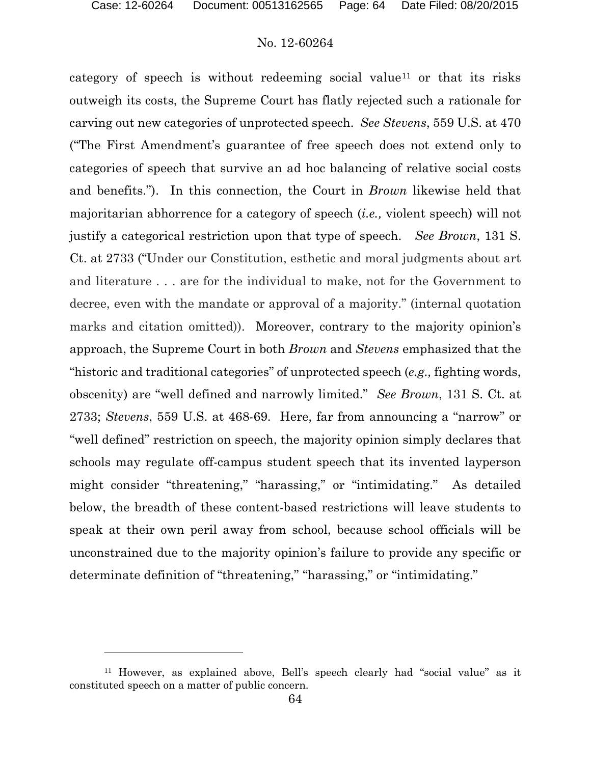category of speech is without redeeming social value[11] or that its risks outweigh its costs, the Supreme Court has flatly rejected such a rationale for carving out new categories of unprotected speech. *See Stevens*, 559 U.S. at 470 ("The First Amendment's guarantee of free speech does not extend only to categories of speech that survive an ad hoc balancing of relative social costs and benefits."). In this connection, the Court in *Brown* likewise held that majoritarian abhorrence for a category of speech (*i.e.,* violent speech) will not justify a categorical restriction upon that type of speech. *See Brown*, 131 S. Ct. at 2733 ("Under our Constitution, esthetic and moral judgments about art and literature . . . are for the individual to make, not for the Government to decree, even with the mandate or approval of a majority." (internal quotation marks and citation omitted)). Moreover, contrary to the majority opinion's approach, the Supreme Court in both *Brown* and *Stevens* emphasized that the "historic and traditional categories" of unprotected speech (*e.g.,* fighting words, obscenity) are "well defined and narrowly limited." *See Brown*, 131 S. Ct. at 2733; *Stevens*, 559 U.S. at 468-69. Here, far from announcing a "narrow" or "well defined" restriction on speech, the majority opinion simply declares that schools may regulate off-campus student speech that its invented layperson might consider "threatening," "harassing," or "intimidating." As detailed below, the breadth of these content-based restrictions will leave students to speak at their own peril away from school, because school officials will be unconstrained due to the majority opinion's failure to provide any specific or determinate definition of "threatening," "harassing," or "intimidating."

---

[11] However, as explained above, Bell's speech clearly had "social value" as it constituted speech on a matter of public concern.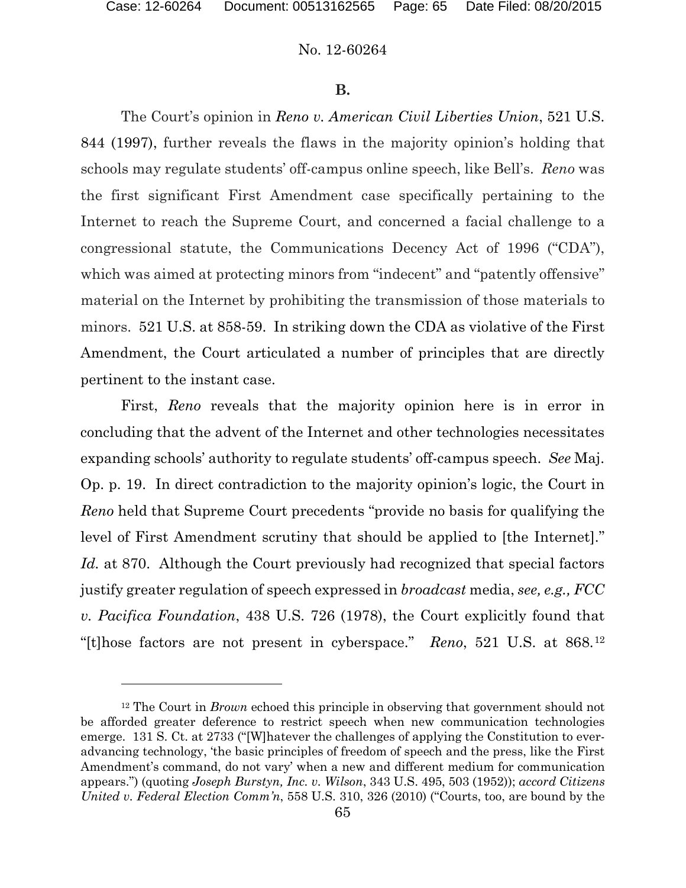**B.**

The Court's opinion in *Reno v. American Civil Liberties Union*, 521 U.S. 844 (1997), further reveals the flaws in the majority opinion's holding that schools may regulate students' off-campus online speech, like Bell's. *Reno* was the first significant First Amendment case specifically pertaining to the Internet to reach the Supreme Court, and concerned a facial challenge to a congressional statute, the Communications Decency Act of 1996 ("CDA"), which was aimed at protecting minors from "indecent" and "patently offensive" material on the Internet by prohibiting the transmission of those materials to minors. 521 U.S. at 858-59. In striking down the CDA as violative of the First Amendment, the Court articulated a number of principles that are directly pertinent to the instant case.

First, *Reno* reveals that the majority opinion here is in error in concluding that the advent of the Internet and other technologies necessitates expanding schools' authority to regulate students' off-campus speech. *See* Maj. Op. p. 19. In direct contradiction to the majority opinion's logic, the Court in *Reno* held that Supreme Court precedents "provide no basis for qualifying the level of First Amendment scrutiny that should be applied to [the Internet]." *Id.* at 870. Although the Court previously had recognized that special factors justify greater regulation of speech expressed in *broadcast* media, *see, e.g., FCC v. Pacifica Foundation*, 438 U.S. 726 (1978), the Court explicitly found that "[t]hose factors are not present in cyberspace." *Reno*, 521 U.S. at 868.[12]

[12] The Court in *Brown* echoed this principle in observing that government should not be afforded greater deference to restrict speech when new communication technologies emerge. 131 S. Ct. at 2733 ("[W]hatever the challenges of applying the Constitution to ever-advancing technology, 'the basic principles of freedom of speech and the press, like the First Amendment's command, do not vary' when a new and different medium for communication appears.") (quoting *Joseph Burstyn, Inc. v. Wilson*, 343 U.S. 495, 503 (1952)); *accord Citizens United v. Federal Election Comm'n*, 558 U.S. 310, 326 (2010) ("Courts, too, are bound by the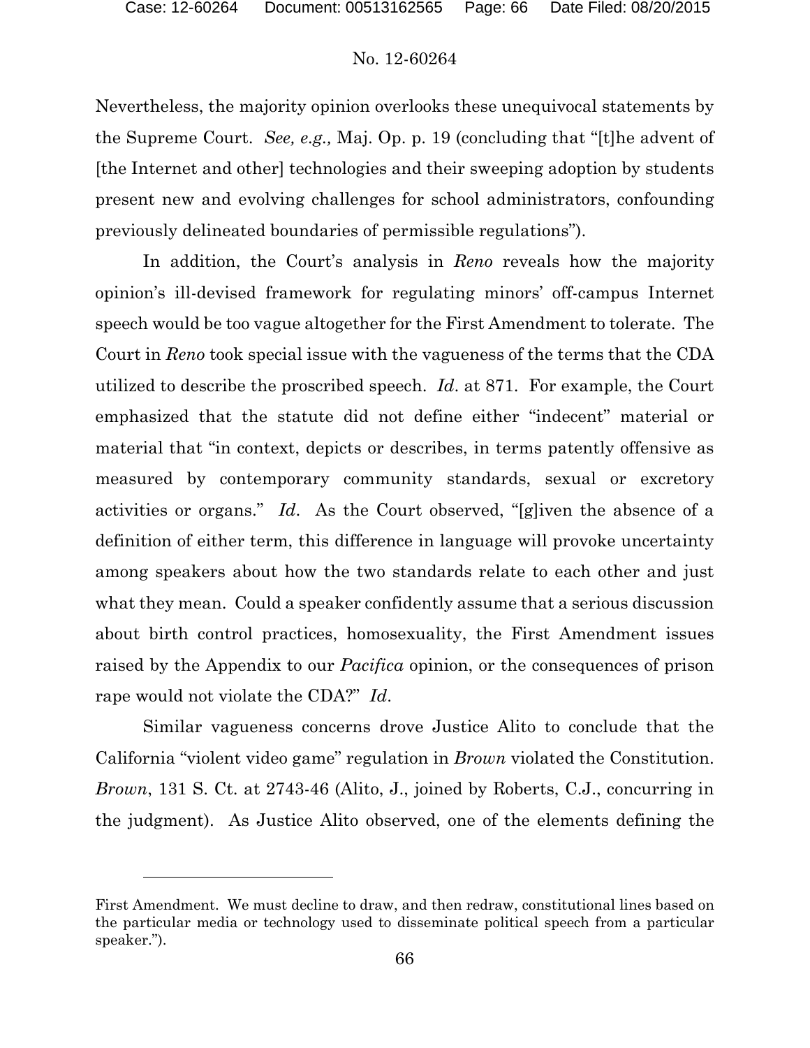Nevertheless, the majority opinion overlooks these unequivocal statements by the Supreme Court. *See, e.g.,* Maj. Op. p. 19 (concluding that "[t]he advent of [the Internet and other] technologies and their sweeping adoption by students present new and evolving challenges for school administrators, confounding previously delineated boundaries of permissible regulations").

In addition, the Court's analysis in *Reno* reveals how the majority opinion's ill-devised framework for regulating minors' off-campus Internet speech would be too vague altogether for the First Amendment to tolerate. The Court in *Reno* took special issue with the vagueness of the terms that the CDA utilized to describe the proscribed speech. *Id*. at 871. For example, the Court emphasized that the statute did not define either "indecent" material or material that "in context, depicts or describes, in terms patently offensive as measured by contemporary community standards, sexual or excretory activities or organs." *Id*. As the Court observed, "[g]iven the absence of a definition of either term, this difference in language will provoke uncertainty among speakers about how the two standards relate to each other and just what they mean. Could a speaker confidently assume that a serious discussion about birth control practices, homosexuality, the First Amendment issues raised by the Appendix to our *Pacifica* opinion, or the consequences of prison rape would not violate the CDA?" *Id*.

Similar vagueness concerns drove Justice Alito to conclude that the California "violent video game" regulation in *Brown* violated the Constitution. *Brown*, 131 S. Ct. at 2743-46 (Alito, J., joined by Roberts, C.J., concurring in the judgment). As Justice Alito observed, one of the elements defining the

---

First Amendment. We must decline to draw, and then redraw, constitutional lines based on the particular media or technology used to disseminate political speech from a particular speaker.").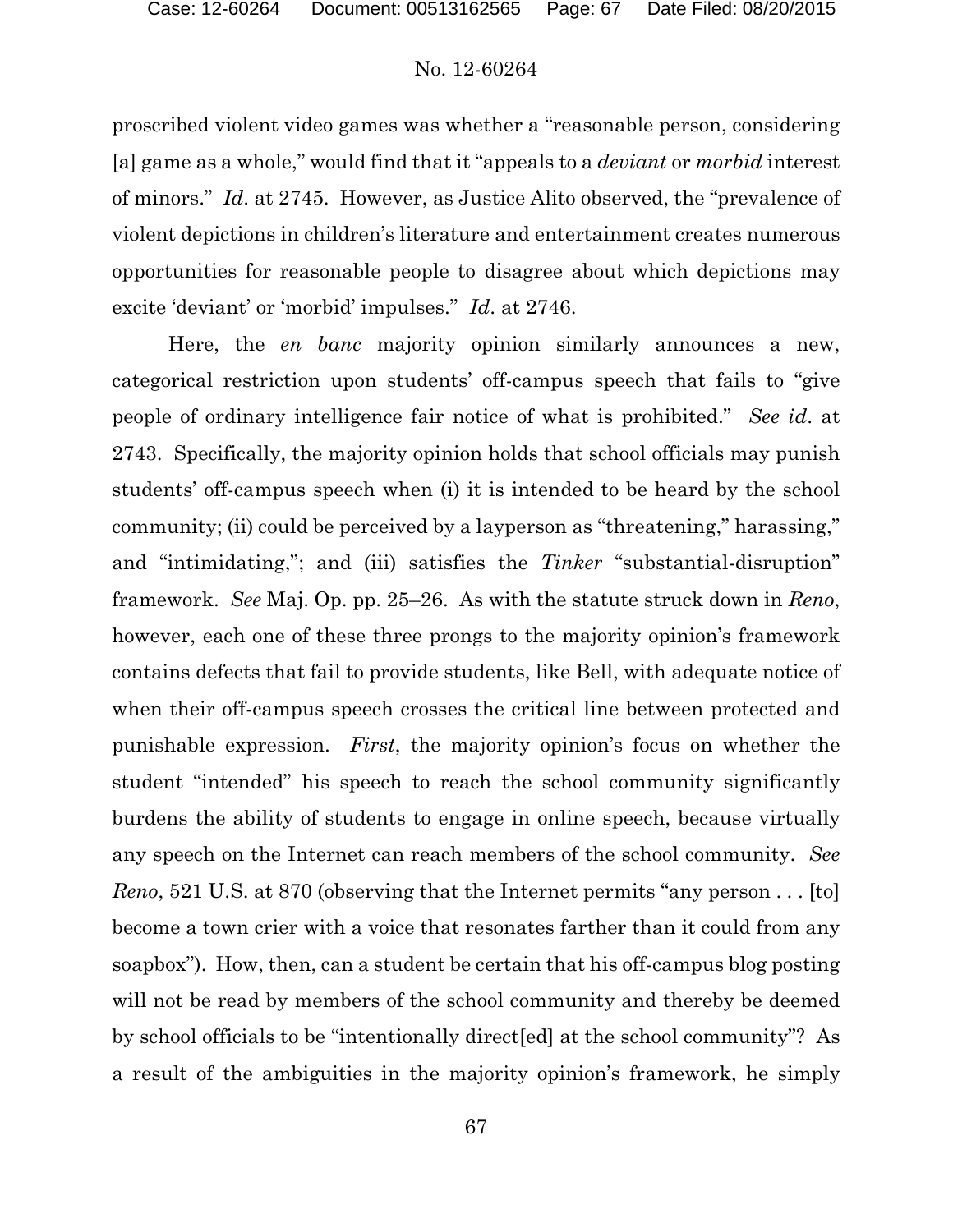proscribed violent video games was whether a "reasonable person, considering [a] game as a whole," would find that it "appeals to a *deviant* or *morbid* interest of minors." *Id*. at 2745. However, as Justice Alito observed, the "prevalence of violent depictions in children's literature and entertainment creates numerous opportunities for reasonable people to disagree about which depictions may excite 'deviant' or 'morbid' impulses." *Id*. at 2746.

Here, the *en banc* majority opinion similarly announces a new, categorical restriction upon students' off-campus speech that fails to "give people of ordinary intelligence fair notice of what is prohibited." *See id*. at 2743. Specifically, the majority opinion holds that school officials may punish students' off-campus speech when (i) it is intended to be heard by the school community; (ii) could be perceived by a layperson as "threatening," harassing," and "intimidating,"; and (iii) satisfies the *Tinker* "substantial-disruption" framework. *See* Maj. Op. pp. 25–26. As with the statute struck down in *Reno*, however, each one of these three prongs to the majority opinion's framework contains defects that fail to provide students, like Bell, with adequate notice of when their off-campus speech crosses the critical line between protected and punishable expression. *First*, the majority opinion's focus on whether the student "intended" his speech to reach the school community significantly burdens the ability of students to engage in online speech, because virtually any speech on the Internet can reach members of the school community. *See Reno*, 521 U.S. at 870 (observing that the Internet permits "any person . . . [to] become a town crier with a voice that resonates farther than it could from any soapbox"). How, then, can a student be certain that his off-campus blog posting will not be read by members of the school community and thereby be deemed by school officials to be "intentionally direct[ed] at the school community"? As a result of the ambiguities in the majority opinion's framework, he simply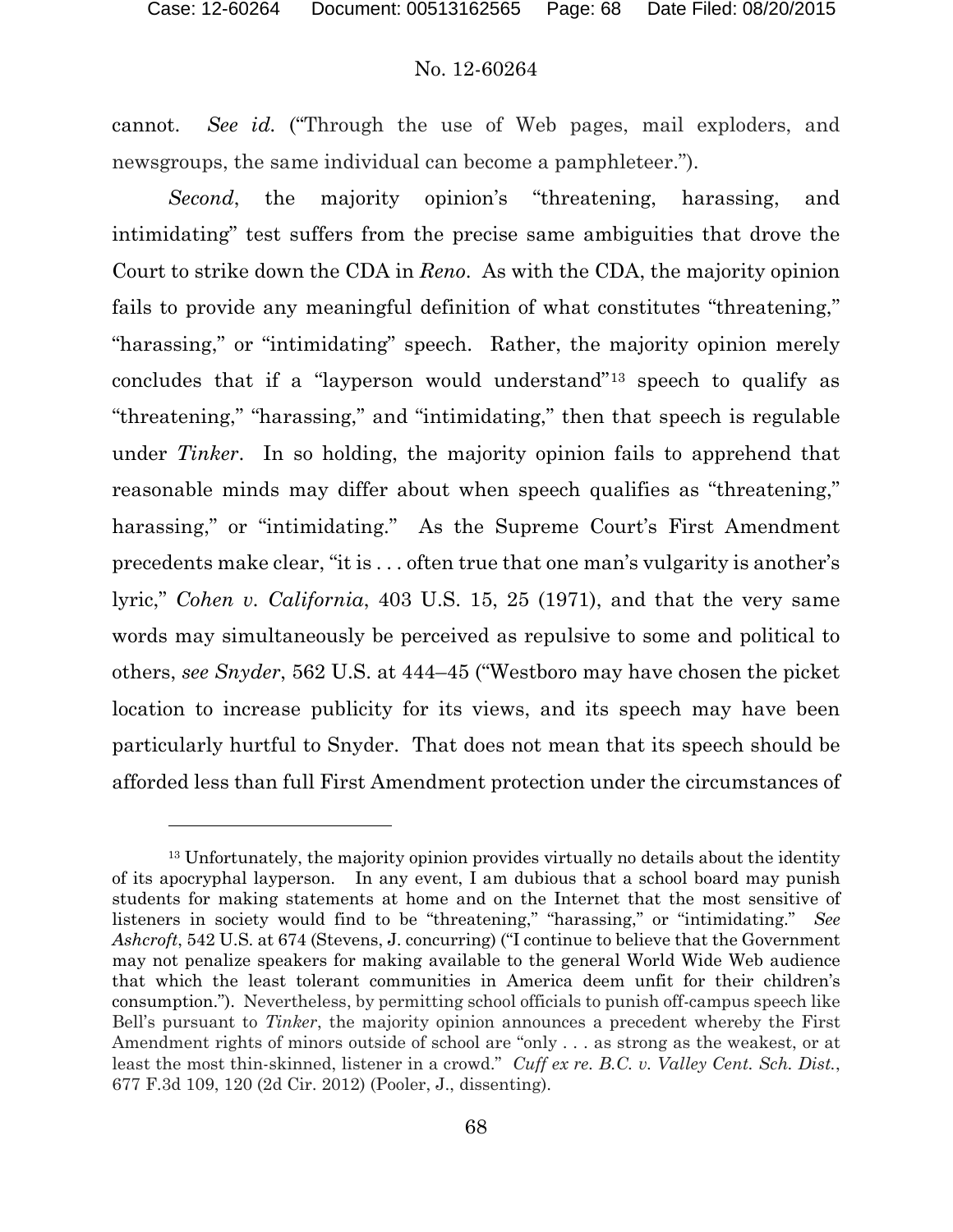cannot. *See id.* ("Through the use of Web pages, mail exploders, and newsgroups, the same individual can become a pamphleteer.").

*Second*, the majority opinion's "threatening, harassing, and intimidating" test suffers from the precise same ambiguities that drove the Court to strike down the CDA in *Reno*. As with the CDA, the majority opinion fails to provide any meaningful definition of what constitutes "threatening," "harassing," or "intimidating" speech. Rather, the majority opinion merely concludes that if a "layperson would understand"[13] speech to qualify as "threatening," "harassing," and "intimidating," then that speech is regulable under *Tinker*. In so holding, the majority opinion fails to apprehend that reasonable minds may differ about when speech qualifies as "threatening," harassing," or "intimidating." As the Supreme Court's First Amendment precedents make clear, "it is . . . often true that one man's vulgarity is another's lyric," *Cohen v. California*, 403 U.S. 15, 25 (1971), and that the very same words may simultaneously be perceived as repulsive to some and political to others, *see Snyder*, 562 U.S. at 444–45 ("Westboro may have chosen the picket location to increase publicity for its views, and its speech may have been particularly hurtful to Snyder. That does not mean that its speech should be afforded less than full First Amendment protection under the circumstances of

---

[13] Unfortunately, the majority opinion provides virtually no details about the identity of its apocryphal layperson. In any event, I am dubious that a school board may punish students for making statements at home and on the Internet that the most sensitive of listeners in society would find to be "threatening," "harassing," or "intimidating." *See Ashcroft*, 542 U.S. at 674 (Stevens, J. concurring) ("I continue to believe that the Government may not penalize speakers for making available to the general World Wide Web audience that which the least tolerant communities in America deem unfit for their children's consumption."). Nevertheless, by permitting school officials to punish off-campus speech like Bell's pursuant to *Tinker*, the majority opinion announces a precedent whereby the First Amendment rights of minors outside of school are "only . . . as strong as the weakest, or at least the most thin-skinned, listener in a crowd." *Cuff ex re. B.C. v. Valley Cent. Sch. Dist.*, 677 F.3d 109, 120 (2d Cir. 2012) (Pooler, J., dissenting).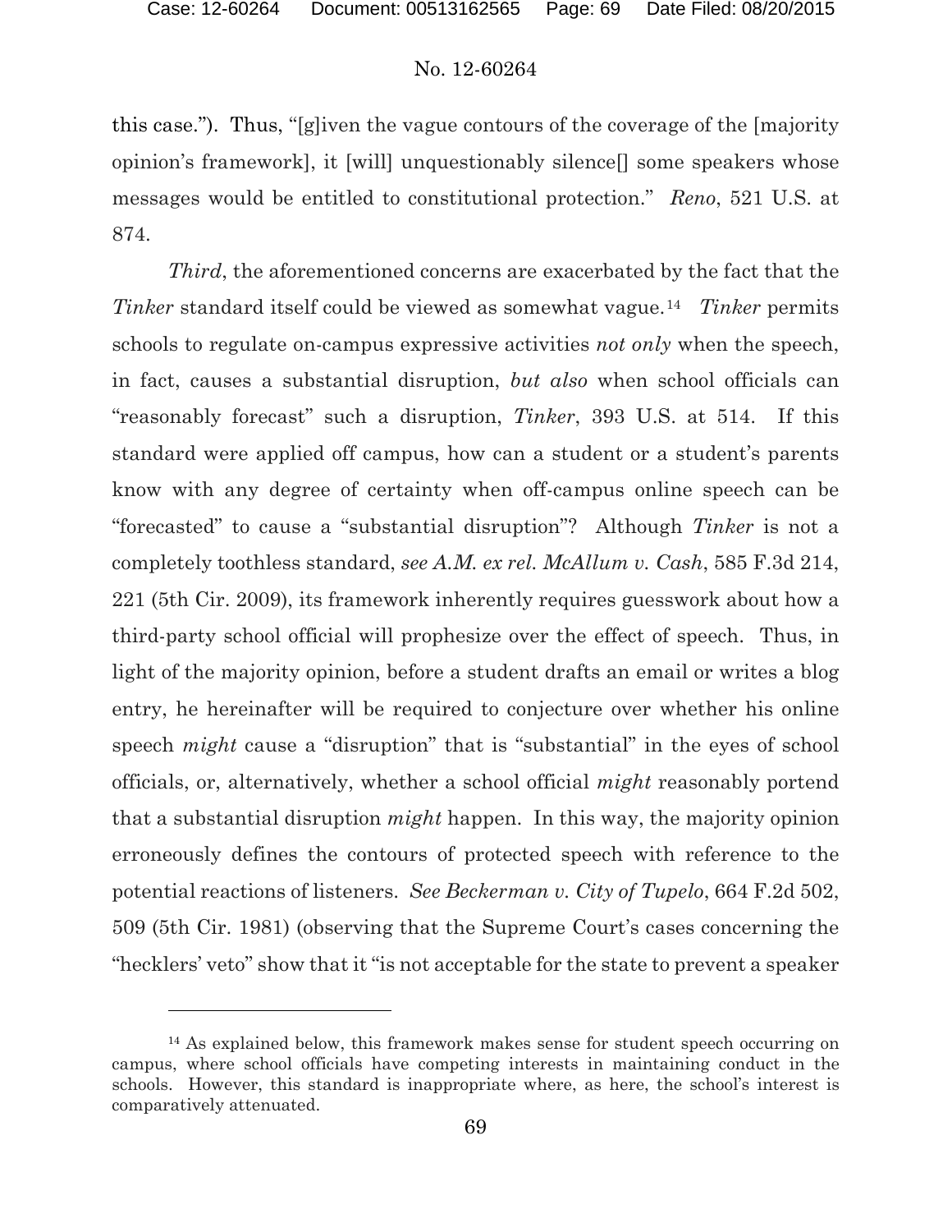this case."). Thus, "[g]iven the vague contours of the coverage of the [majority opinion's framework], it [will] unquestionably silence[] some speakers whose messages would be entitled to constitutional protection." *Reno*, 521 U.S. at 874.

*Third*, the aforementioned concerns are exacerbated by the fact that the *Tinker* standard itself could be viewed as somewhat vague.[14] *Tinker* permits schools to regulate on-campus expressive activities *not only* when the speech, in fact, causes a substantial disruption, *but also* when school officials can "reasonably forecast" such a disruption, *Tinker*, 393 U.S. at 514. If this standard were applied off campus, how can a student or a student's parents know with any degree of certainty when off-campus online speech can be "forecasted" to cause a "substantial disruption"? Although *Tinker* is not a completely toothless standard, *see A.M. ex rel. McAllum v. Cash*, 585 F.3d 214, 221 (5th Cir. 2009), its framework inherently requires guesswork about how a third-party school official will prophesize over the effect of speech. Thus, in light of the majority opinion, before a student drafts an email or writes a blog entry, he hereinafter will be required to conjecture over whether his online speech *might* cause a "disruption" that is "substantial" in the eyes of school officials, or, alternatively, whether a school official *might* reasonably portend that a substantial disruption *might* happen. In this way, the majority opinion erroneously defines the contours of protected speech with reference to the potential reactions of listeners. *See Beckerman v. City of Tupelo*, 664 F.2d 502, 509 (5th Cir. 1981) (observing that the Supreme Court's cases concerning the "hecklers' veto" show that it "is not acceptable for the state to prevent a speaker

---

[14] As explained below, this framework makes sense for student speech occurring on campus, where school officials have competing interests in maintaining conduct in the schools. However, this standard is inappropriate where, as here, the school's interest is comparatively attenuated.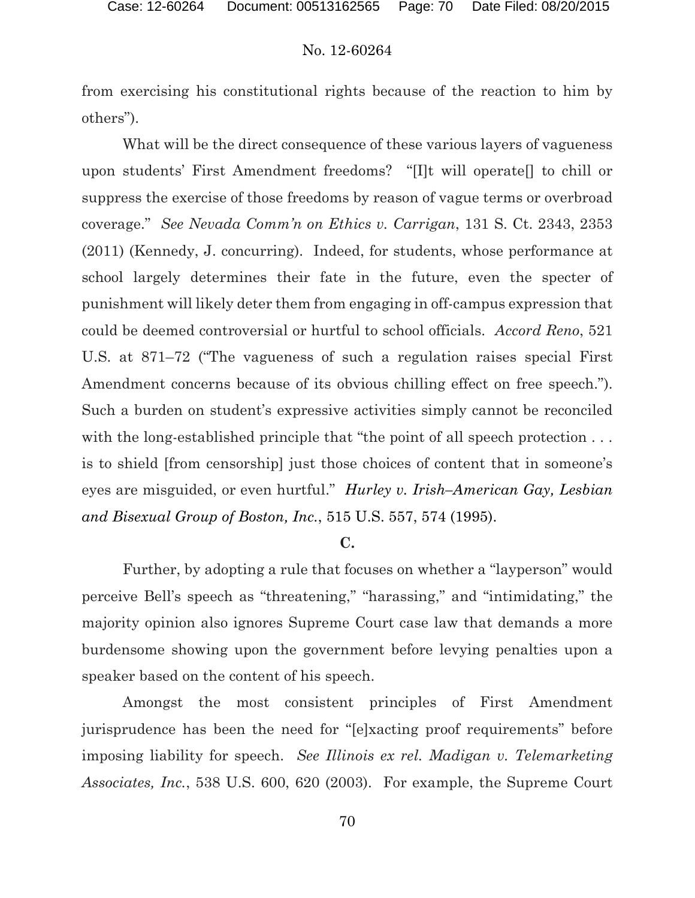from exercising his constitutional rights because of the reaction to him by others").

What will be the direct consequence of these various layers of vagueness upon students' First Amendment freedoms? "[I]t will operate[] to chill or suppress the exercise of those freedoms by reason of vague terms or overbroad coverage." *See Nevada Comm'n on Ethics v. Carrigan*, 131 S. Ct. 2343, 2353 (2011) (Kennedy, J. concurring). Indeed, for students, whose performance at school largely determines their fate in the future, even the specter of punishment will likely deter them from engaging in off-campus expression that could be deemed controversial or hurtful to school officials. *Accord Reno*, 521 U.S. at 871–72 ("The vagueness of such a regulation raises special First Amendment concerns because of its obvious chilling effect on free speech."). Such a burden on student's expressive activities simply cannot be reconciled with the long-established principle that "the point of all speech protection . . . is to shield [from censorship] just those choices of content that in someone's eyes are misguided, or even hurtful." *Hurley v. Irish–American Gay, Lesbian and Bisexual Group of Boston, Inc.*, 515 U.S. 557, 574 (1995).

**C.**

Further, by adopting a rule that focuses on whether a "layperson" would perceive Bell's speech as "threatening," "harassing," and "intimidating," the majority opinion also ignores Supreme Court case law that demands a more burdensome showing upon the government before levying penalties upon a speaker based on the content of his speech.

Amongst the most consistent principles of First Amendment jurisprudence has been the need for "[e]xacting proof requirements" before imposing liability for speech. *See Illinois ex rel. Madigan v. Telemarketing Associates, Inc.*, 538 U.S. 600, 620 (2003). For example, the Supreme Court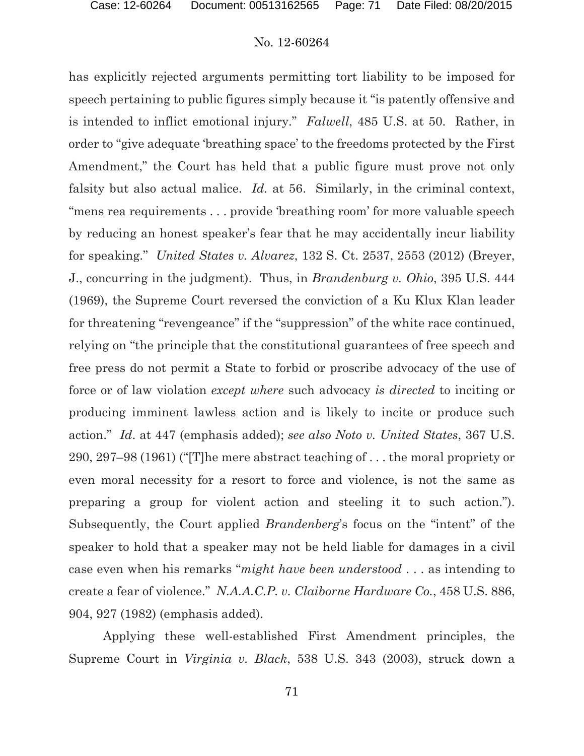has explicitly rejected arguments permitting tort liability to be imposed for speech pertaining to public figures simply because it "is patently offensive and is intended to inflict emotional injury." *Falwell*, 485 U.S. at 50. Rather, in order to "give adequate 'breathing space' to the freedoms protected by the First Amendment," the Court has held that a public figure must prove not only falsity but also actual malice. *Id.* at 56. Similarly, in the criminal context, "mens rea requirements . . . provide 'breathing room' for more valuable speech by reducing an honest speaker's fear that he may accidentally incur liability for speaking." *United States v. Alvarez*, 132 S. Ct. 2537, 2553 (2012) (Breyer, J., concurring in the judgment). Thus, in *Brandenburg v. Ohio*, 395 U.S. 444 (1969), the Supreme Court reversed the conviction of a Ku Klux Klan leader for threatening "revengeance" if the "suppression" of the white race continued, relying on "the principle that the constitutional guarantees of free speech and free press do not permit a State to forbid or proscribe advocacy of the use of force or of law violation *except where* such advocacy *is directed* to inciting or producing imminent lawless action and is likely to incite or produce such action." *Id*. at 447 (emphasis added); *see also Noto v. United States*, 367 U.S. 290, 297–98 (1961) ("[T]he mere abstract teaching of . . . the moral propriety or even moral necessity for a resort to force and violence, is not the same as preparing a group for violent action and steeling it to such action."). Subsequently, the Court applied *Brandenberg*'s focus on the "intent" of the speaker to hold that a speaker may not be held liable for damages in a civil case even when his remarks "*might have been understood* . . . as intending to create a fear of violence." *N.A.A.C.P. v. Claiborne Hardware Co.*, 458 U.S. 886, 904, 927 (1982) (emphasis added).

Applying these well-established First Amendment principles, the Supreme Court in *Virginia v. Black*, 538 U.S. 343 (2003), struck down a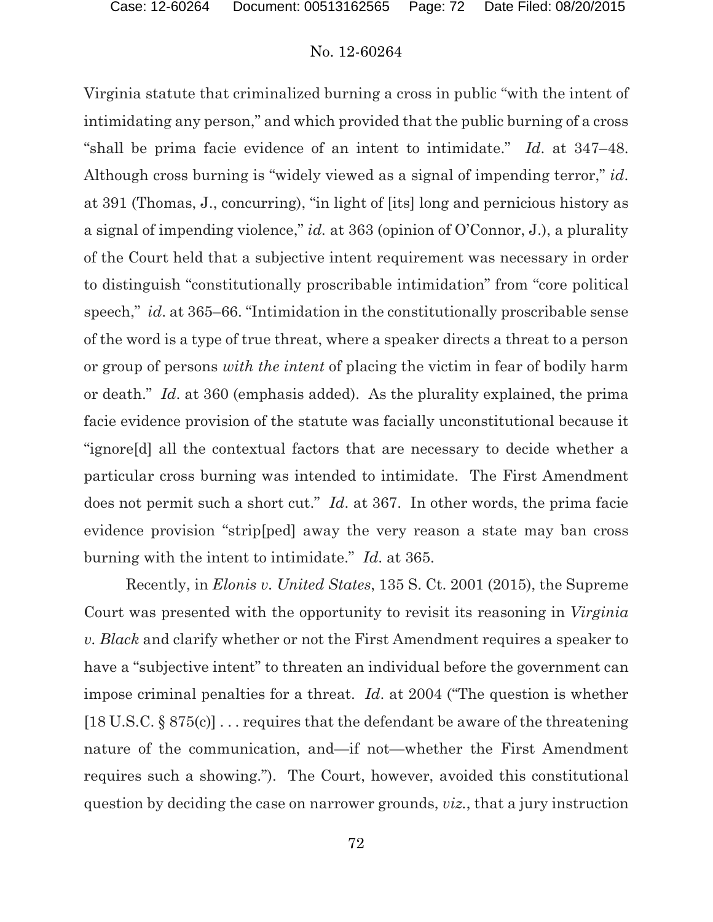Virginia statute that criminalized burning a cross in public "with the intent of intimidating any person," and which provided that the public burning of a cross "shall be prima facie evidence of an intent to intimidate." *Id*. at 347–48. Although cross burning is "widely viewed as a signal of impending terror," *id*. at 391 (Thomas, J., concurring), "in light of [its] long and pernicious history as a signal of impending violence," *id.* at 363 (opinion of O'Connor, J.), a plurality of the Court held that a subjective intent requirement was necessary in order to distinguish "constitutionally proscribable intimidation" from "core political speech," *id*. at 365–66. "Intimidation in the constitutionally proscribable sense of the word is a type of true threat, where a speaker directs a threat to a person or group of persons *with the intent* of placing the victim in fear of bodily harm or death." *Id*. at 360 (emphasis added). As the plurality explained, the prima facie evidence provision of the statute was facially unconstitutional because it "ignore[d] all the contextual factors that are necessary to decide whether a particular cross burning was intended to intimidate. The First Amendment does not permit such a short cut." *Id*. at 367. In other words, the prima facie evidence provision "strip[ped] away the very reason a state may ban cross burning with the intent to intimidate." *Id*. at 365.

Recently, in *Elonis v. United States*, 135 S. Ct. 2001 (2015), the Supreme Court was presented with the opportunity to revisit its reasoning in *Virginia v. Black* and clarify whether or not the First Amendment requires a speaker to have a "subjective intent" to threaten an individual before the government can impose criminal penalties for a threat. *Id*. at 2004 ("The question is whether [18 U.S.C. § 875(c)] . . . requires that the defendant be aware of the threatening nature of the communication, and—if not—whether the First Amendment requires such a showing."). The Court, however, avoided this constitutional question by deciding the case on narrower grounds, *viz.*, that a jury instruction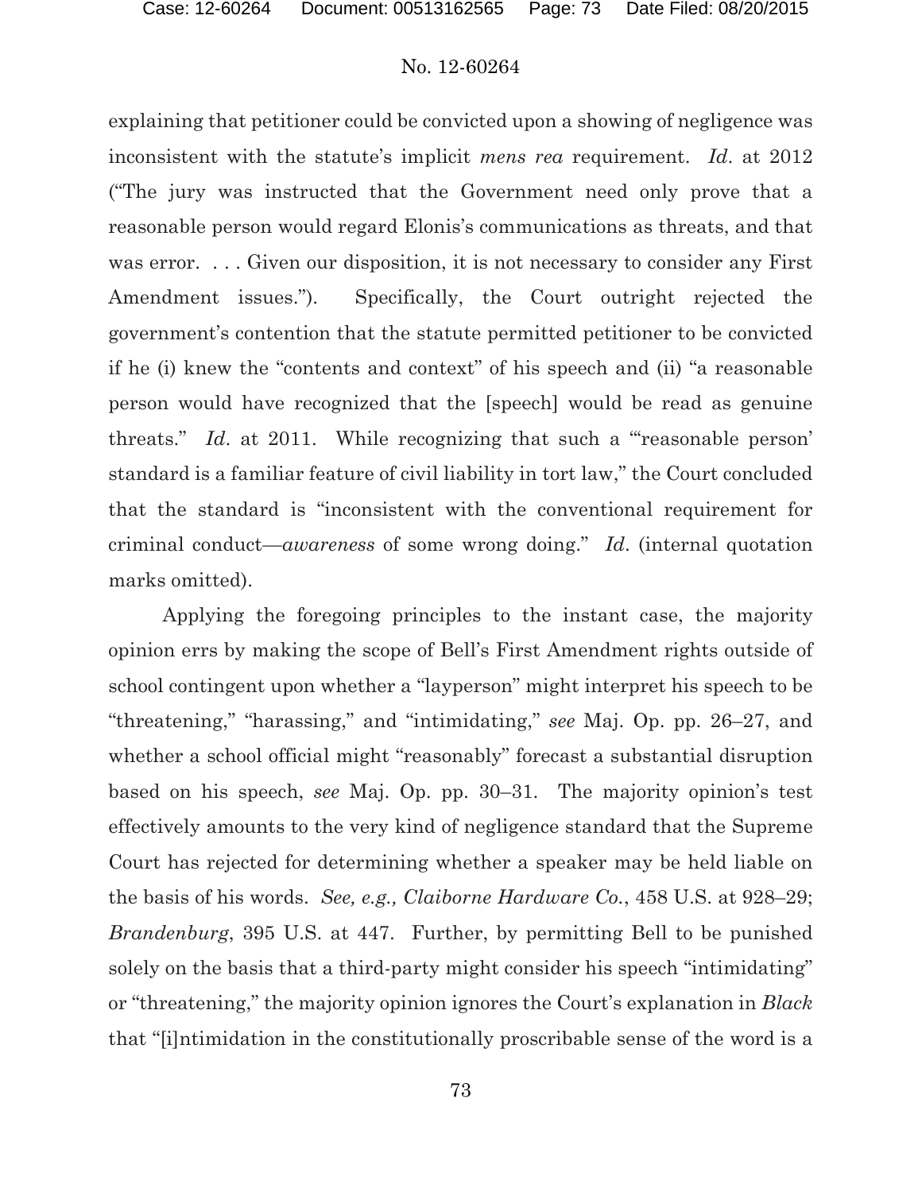explaining that petitioner could be convicted upon a showing of negligence was inconsistent with the statute's implicit *mens rea* requirement. *Id*. at 2012 ("The jury was instructed that the Government need only prove that a reasonable person would regard Elonis's communications as threats, and that was error. . . . Given our disposition, it is not necessary to consider any First Amendment issues."). Specifically, the Court outright rejected the government's contention that the statute permitted petitioner to be convicted if he (i) knew the "contents and context" of his speech and (ii) "a reasonable person would have recognized that the [speech] would be read as genuine threats." *Id*. at 2011. While recognizing that such a "'reasonable person' standard is a familiar feature of civil liability in tort law," the Court concluded that the standard is "inconsistent with the conventional requirement for criminal conduct—*awareness* of some wrong doing." *Id*. (internal quotation marks omitted).

Applying the foregoing principles to the instant case, the majority opinion errs by making the scope of Bell's First Amendment rights outside of school contingent upon whether a "layperson" might interpret his speech to be "threatening," "harassing," and "intimidating," *see* Maj. Op. pp. 26–27, and whether a school official might "reasonably" forecast a substantial disruption based on his speech, *see* Maj. Op. pp. 30–31. The majority opinion's test effectively amounts to the very kind of negligence standard that the Supreme Court has rejected for determining whether a speaker may be held liable on the basis of his words. *See, e.g., Claiborne Hardware Co.*, 458 U.S. at 928–29; *Brandenburg*, 395 U.S. at 447. Further, by permitting Bell to be punished solely on the basis that a third-party might consider his speech "intimidating" or "threatening," the majority opinion ignores the Court's explanation in *Black* that "[i]ntimidation in the constitutionally proscribable sense of the word is a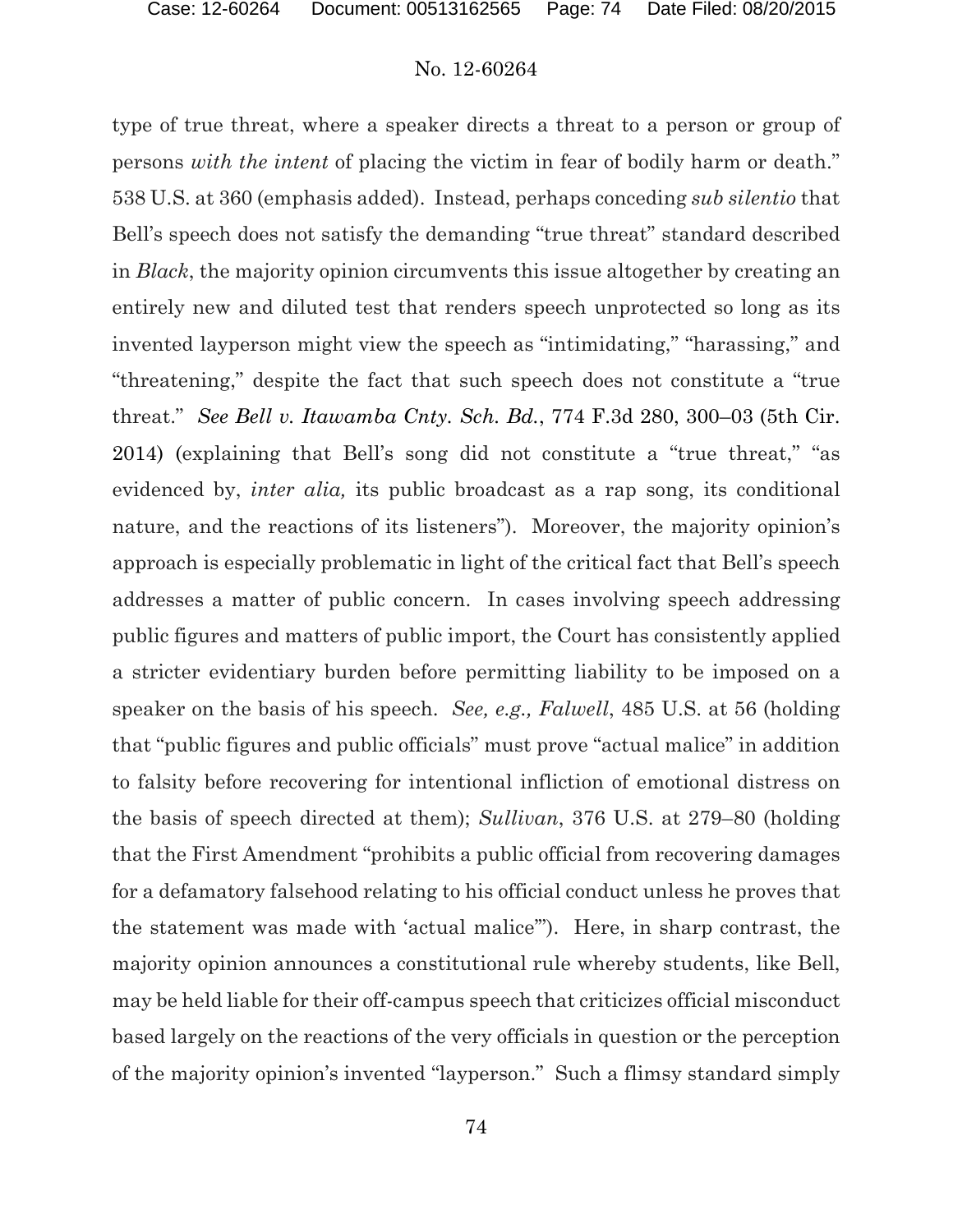type of true threat, where a speaker directs a threat to a person or group of persons *with the intent* of placing the victim in fear of bodily harm or death." 538 U.S. at 360 (emphasis added). Instead, perhaps conceding *sub silentio* that Bell's speech does not satisfy the demanding "true threat" standard described in *Black*, the majority opinion circumvents this issue altogether by creating an entirely new and diluted test that renders speech unprotected so long as its invented layperson might view the speech as "intimidating," "harassing," and "threatening," despite the fact that such speech does not constitute a "true threat." *See Bell v. Itawamba Cnty. Sch. Bd.*, 774 F.3d 280, 300–03 (5th Cir. 2014) (explaining that Bell's song did not constitute a "true threat," "as evidenced by, *inter alia,* its public broadcast as a rap song, its conditional nature, and the reactions of its listeners"). Moreover, the majority opinion's approach is especially problematic in light of the critical fact that Bell's speech addresses a matter of public concern. In cases involving speech addressing public figures and matters of public import, the Court has consistently applied a stricter evidentiary burden before permitting liability to be imposed on a speaker on the basis of his speech. *See, e.g., Falwell*, 485 U.S. at 56 (holding that "public figures and public officials" must prove "actual malice" in addition to falsity before recovering for intentional infliction of emotional distress on the basis of speech directed at them); *Sullivan*, 376 U.S. at 279–80 (holding that the First Amendment "prohibits a public official from recovering damages for a defamatory falsehood relating to his official conduct unless he proves that the statement was made with 'actual malice'"). Here, in sharp contrast, the majority opinion announces a constitutional rule whereby students, like Bell, may be held liable for their off-campus speech that criticizes official misconduct based largely on the reactions of the very officials in question or the perception of the majority opinion's invented "layperson." Such a flimsy standard simply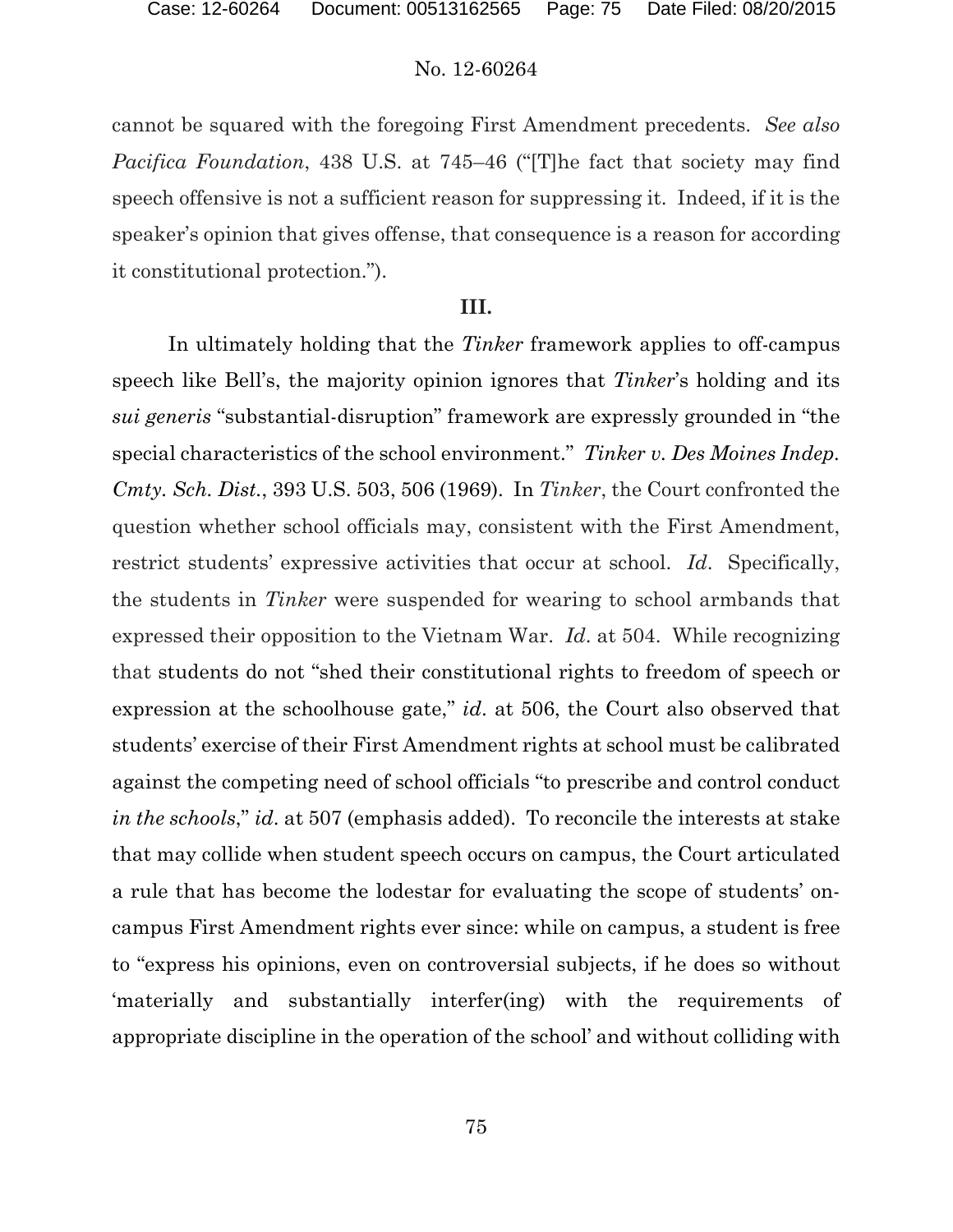cannot be squared with the foregoing First Amendment precedents. *See also Pacifica Foundation*, 438 U.S. at 745–46 ("[T]he fact that society may find speech offensive is not a sufficient reason for suppressing it. Indeed, if it is the speaker's opinion that gives offense, that consequence is a reason for according it constitutional protection.").

## III.

In ultimately holding that the *Tinker* framework applies to off-campus speech like Bell's, the majority opinion ignores that *Tinker*'s holding and its *sui generis* "substantial-disruption" framework are expressly grounded in "the special characteristics of the school environment." *Tinker v. Des Moines Indep. Cmty. Sch. Dist.*, 393 U.S. 503, 506 (1969). In *Tinker*, the Court confronted the question whether school officials may, consistent with the First Amendment, restrict students' expressive activities that occur at school. *Id*. Specifically, the students in *Tinker* were suspended for wearing to school armbands that expressed their opposition to the Vietnam War. *Id*. at 504. While recognizing that students do not "shed their constitutional rights to freedom of speech or expression at the schoolhouse gate," *id*. at 506, the Court also observed that students' exercise of their First Amendment rights at school must be calibrated against the competing need of school officials "to prescribe and control conduct *in the schools*," *id*. at 507 (emphasis added). To reconcile the interests at stake that may collide when student speech occurs on campus, the Court articulated a rule that has become the lodestar for evaluating the scope of students' on-campus First Amendment rights ever since: while on campus, a student is free to "express his opinions, even on controversial subjects, if he does so without 'materially and substantially interfer(ing) with the requirements of appropriate discipline in the operation of the school' and without colliding with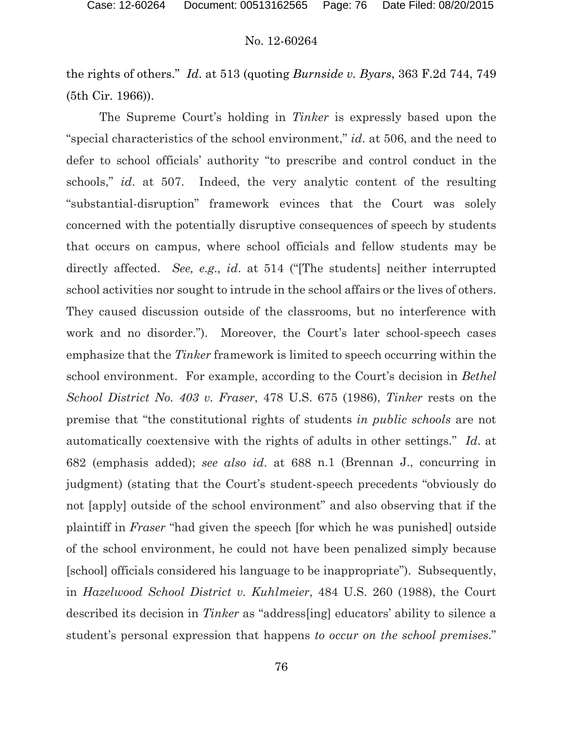the rights of others." *Id*. at 513 (quoting *Burnside v. Byars*, 363 F.2d 744, 749 (5th Cir. 1966)).

The Supreme Court's holding in *Tinker* is expressly based upon the "special characteristics of the school environment," *id*. at 506, and the need to defer to school officials' authority "to prescribe and control conduct in the schools," *id*. at 507. Indeed, the very analytic content of the resulting "substantial-disruption" framework evinces that the Court was solely concerned with the potentially disruptive consequences of speech by students that occurs on campus, where school officials and fellow students may be directly affected. *See, e.g., id*. at 514 ("[The students] neither interrupted school activities nor sought to intrude in the school affairs or the lives of others. They caused discussion outside of the classrooms, but no interference with work and no disorder."). Moreover, the Court's later school-speech cases emphasize that the *Tinker* framework is limited to speech occurring within the school environment. For example, according to the Court's decision in *Bethel School District No. 403 v. Fraser*, 478 U.S. 675 (1986), *Tinker* rests on the premise that "the constitutional rights of students *in public schools* are not automatically coextensive with the rights of adults in other settings." *Id*. at 682 (emphasis added); *see also id*. at 688 n.1 (Brennan J., concurring in judgment) (stating that the Court's student-speech precedents "obviously do not [apply] outside of the school environment" and also observing that if the plaintiff in *Fraser* "had given the speech [for which he was punished] outside of the school environment, he could not have been penalized simply because [school] officials considered his language to be inappropriate"). Subsequently, in *Hazelwood School District v. Kuhlmeier*, 484 U.S. 260 (1988), the Court described its decision in *Tinker* as "address[ing] educators' ability to silence a student's personal expression that happens *to occur on the school premises*."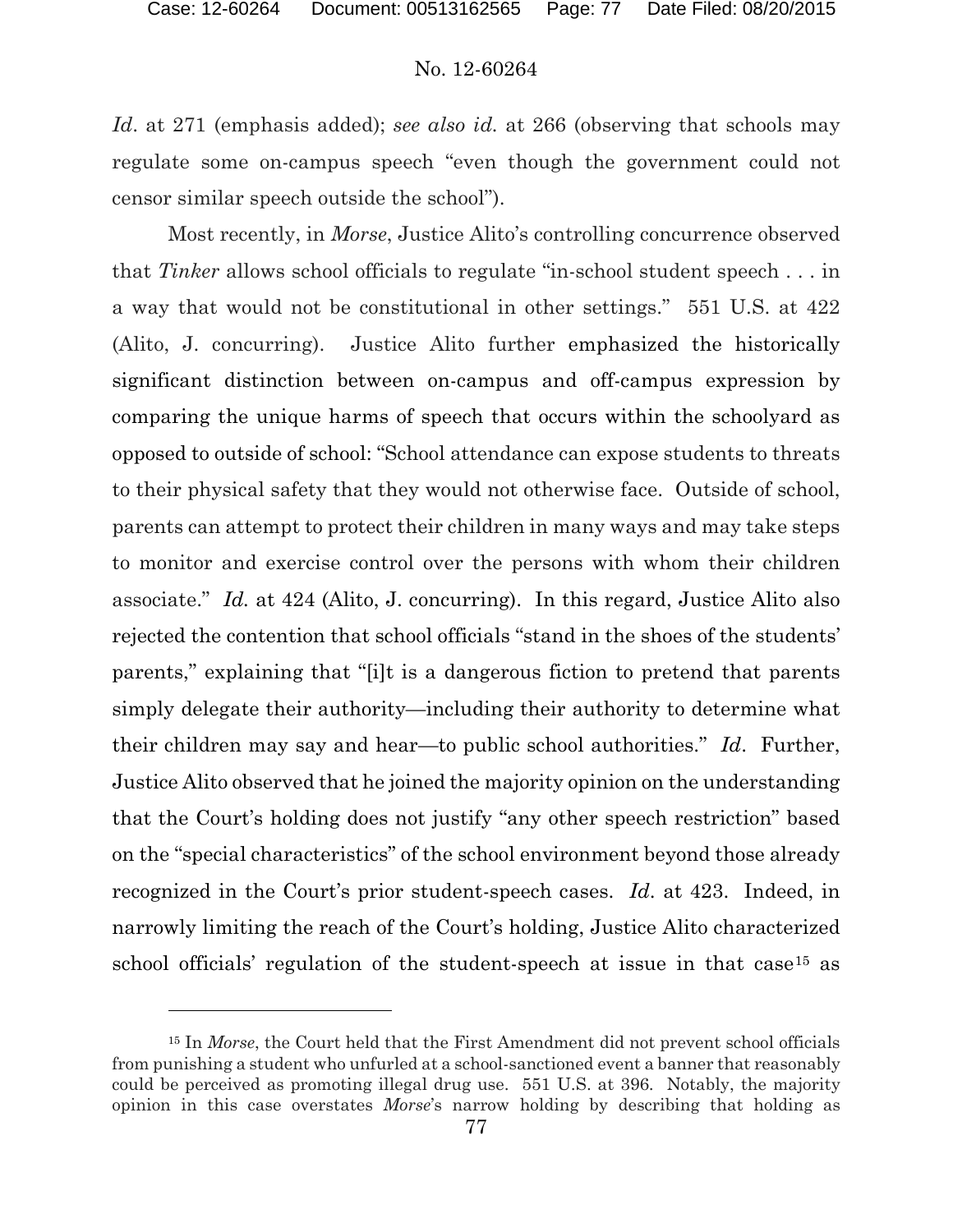*Id*. at 271 (emphasis added); *see also id.* at 266 (observing that schools may regulate some on-campus speech "even though the government could not censor similar speech outside the school").

Most recently, in *Morse*, Justice Alito's controlling concurrence observed that *Tinker* allows school officials to regulate "in-school student speech . . . in a way that would not be constitutional in other settings." 551 U.S. at 422 (Alito, J. concurring). Justice Alito further emphasized the historically significant distinction between on-campus and off-campus expression by comparing the unique harms of speech that occurs within the schoolyard as opposed to outside of school: "School attendance can expose students to threats to their physical safety that they would not otherwise face. Outside of school, parents can attempt to protect their children in many ways and may take steps to monitor and exercise control over the persons with whom their children associate." *Id.* at 424 (Alito, J. concurring). In this regard, Justice Alito also rejected the contention that school officials "stand in the shoes of the students' parents," explaining that "[i]t is a dangerous fiction to pretend that parents simply delegate their authority—including their authority to determine what their children may say and hear—to public school authorities." *Id*. Further, Justice Alito observed that he joined the majority opinion on the understanding that the Court's holding does not justify "any other speech restriction" based on the "special characteristics" of the school environment beyond those already recognized in the Court's prior student-speech cases. *Id*. at 423. Indeed, in narrowly limiting the reach of the Court's holding, Justice Alito characterized school officials' regulation of the student-speech at issue in that case[15] as

[15] In *Morse*, the Court held that the First Amendment did not prevent school officials from punishing a student who unfurled at a school-sanctioned event a banner that reasonably could be perceived as promoting illegal drug use. 551 U.S. at 396. Notably, the majority opinion in this case overstates *Morse*'s narrow holding by describing that holding as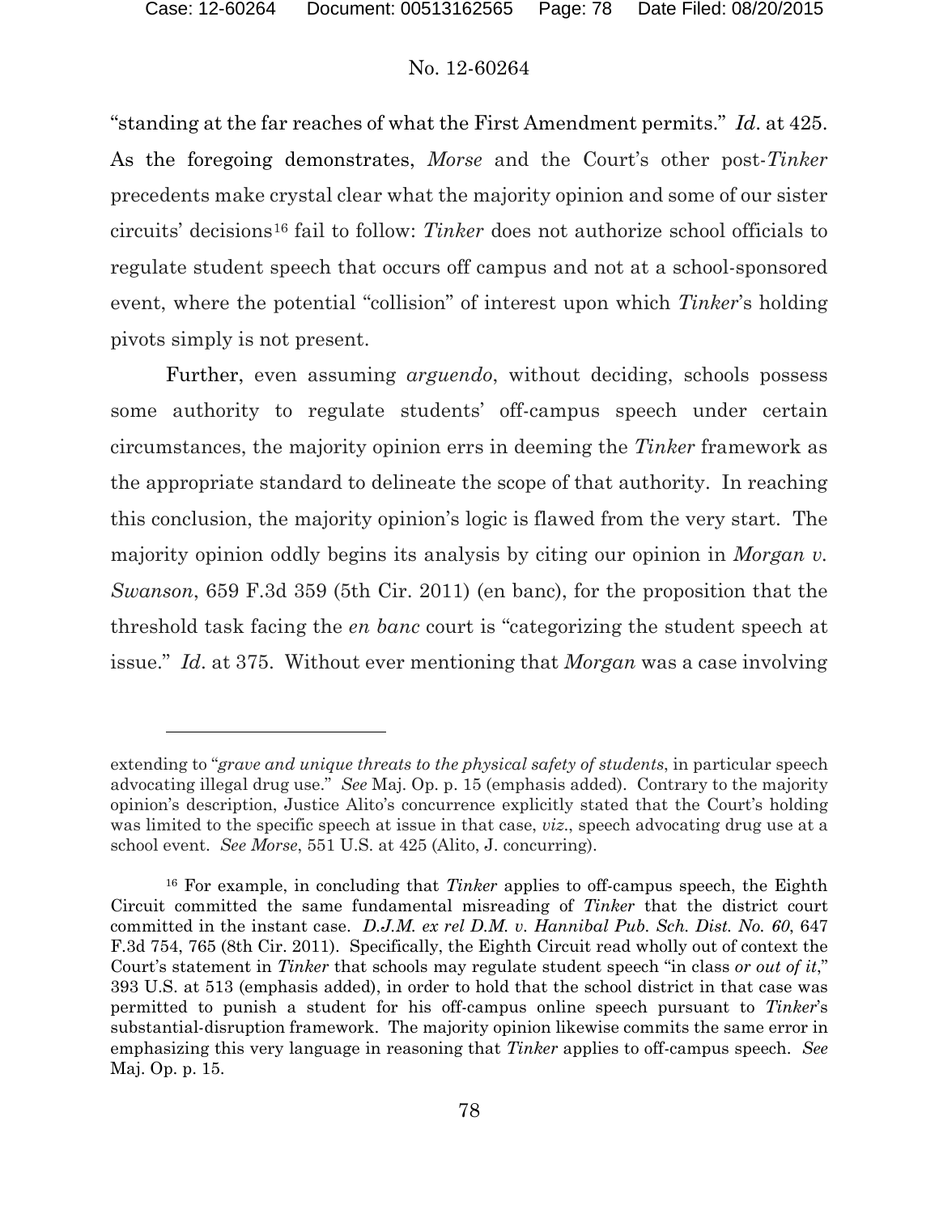"standing at the far reaches of what the First Amendment permits." *Id*. at 425. As the foregoing demonstrates, *Morse* and the Court's other post-*Tinker* precedents make crystal clear what the majority opinion and some of our sister circuits' decisions[16] fail to follow: *Tinker* does not authorize school officials to regulate student speech that occurs off campus and not at a school-sponsored event, where the potential "collision" of interest upon which *Tinker*'s holding pivots simply is not present.

Further, even assuming *arguendo*, without deciding, schools possess some authority to regulate students' off-campus speech under certain circumstances, the majority opinion errs in deeming the *Tinker* framework as the appropriate standard to delineate the scope of that authority. In reaching this conclusion, the majority opinion's logic is flawed from the very start. The majority opinion oddly begins its analysis by citing our opinion in *Morgan v. Swanson*, 659 F.3d 359 (5th Cir. 2011) (en banc), for the proposition that the threshold task facing the *en banc* court is "categorizing the student speech at issue." *Id*. at 375. Without ever mentioning that *Morgan* was a case involving

---

extending to "*grave and unique threats to the physical safety of students*, in particular speech advocating illegal drug use." *See* Maj. Op. p. 15 (emphasis added). Contrary to the majority opinion's description, Justice Alito's concurrence explicitly stated that the Court's holding was limited to the specific speech at issue in that case, *viz*., speech advocating drug use at a school event. *See Morse*, 551 U.S. at 425 (Alito, J. concurring).

[16] For example, in concluding that *Tinker* applies to off-campus speech, the Eighth Circuit committed the same fundamental misreading of *Tinker* that the district court committed in the instant case. *D.J.M. ex rel D.M. v. Hannibal Pub. Sch. Dist. No. 60*, 647 F.3d 754, 765 (8th Cir. 2011). Specifically, the Eighth Circuit read wholly out of context the Court's statement in *Tinker* that schools may regulate student speech "in class *or out of it*," 393 U.S. at 513 (emphasis added), in order to hold that the school district in that case was permitted to punish a student for his off-campus online speech pursuant to *Tinker*'s substantial-disruption framework. The majority opinion likewise commits the same error in emphasizing this very language in reasoning that *Tinker* applies to off-campus speech. *See* Maj. Op. p. 15.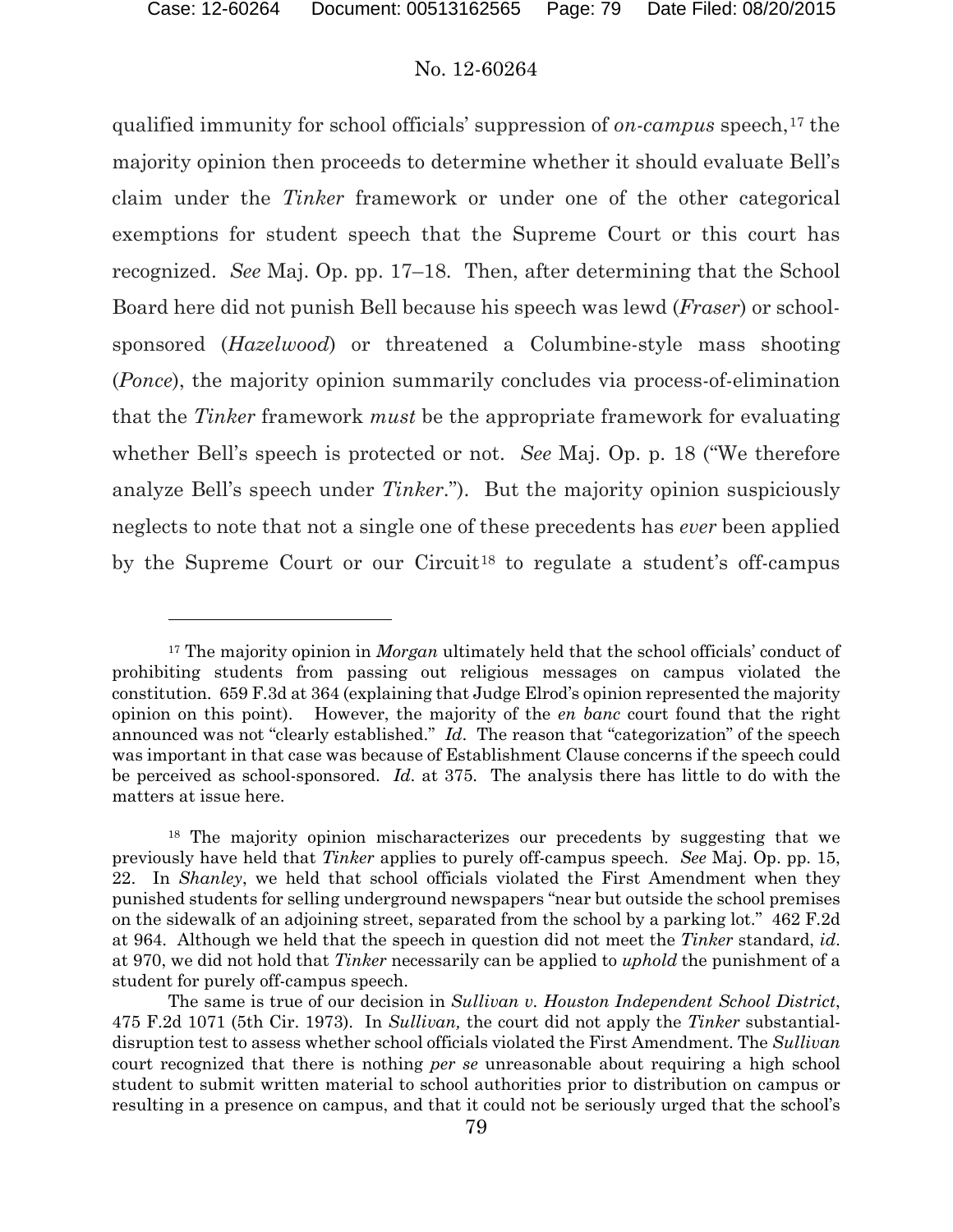qualified immunity for school officials' suppression of *on-campus* speech,[17] the majority opinion then proceeds to determine whether it should evaluate Bell's claim under the *Tinker* framework or under one of the other categorical exemptions for student speech that the Supreme Court or this court has recognized. *See* Maj. Op. pp. 17–18. Then, after determining that the School Board here did not punish Bell because his speech was lewd (*Fraser*) or school-sponsored (*Hazelwood*) or threatened a Columbine-style mass shooting (*Ponce*), the majority opinion summarily concludes via process-of-elimination that the *Tinker* framework *must* be the appropriate framework for evaluating whether Bell's speech is protected or not. *See* Maj. Op. p. 18 ("We therefore analyze Bell's speech under *Tinker*."). But the majority opinion suspiciously neglects to note that not a single one of these precedents has *ever* been applied by the Supreme Court or our Circuit[18] to regulate a student's off-campus

---

[17] The majority opinion in *Morgan* ultimately held that the school officials' conduct of prohibiting students from passing out religious messages on campus violated the constitution. 659 F.3d at 364 (explaining that Judge Elrod's opinion represented the majority opinion on this point). However, the majority of the *en banc* court found that the right announced was not "clearly established." *Id*. The reason that "categorization" of the speech was important in that case was because of Establishment Clause concerns if the speech could be perceived as school-sponsored. *Id*. at 375. The analysis there has little to do with the matters at issue here.

[18] The majority opinion mischaracterizes our precedents by suggesting that we previously have held that *Tinker* applies to purely off-campus speech. *See* Maj. Op. pp. 15, 22. In *Shanley*, we held that school officials violated the First Amendment when they punished students for selling underground newspapers "near but outside the school premises on the sidewalk of an adjoining street, separated from the school by a parking lot." 462 F.2d at 964. Although we held that the speech in question did not meet the *Tinker* standard, *id*. at 970, we did not hold that *Tinker* necessarily can be applied to *uphold* the punishment of a student for purely off-campus speech.

The same is true of our decision in *Sullivan v. Houston Independent School District*, 475 F.2d 1071 (5th Cir. 1973). In *Sullivan,* the court did not apply the *Tinker* substantial-disruption test to assess whether school officials violated the First Amendment. The *Sullivan* court recognized that there is nothing *per se* unreasonable about requiring a high school student to submit written material to school authorities prior to distribution on campus or resulting in a presence on campus, and that it could not be seriously urged that the school's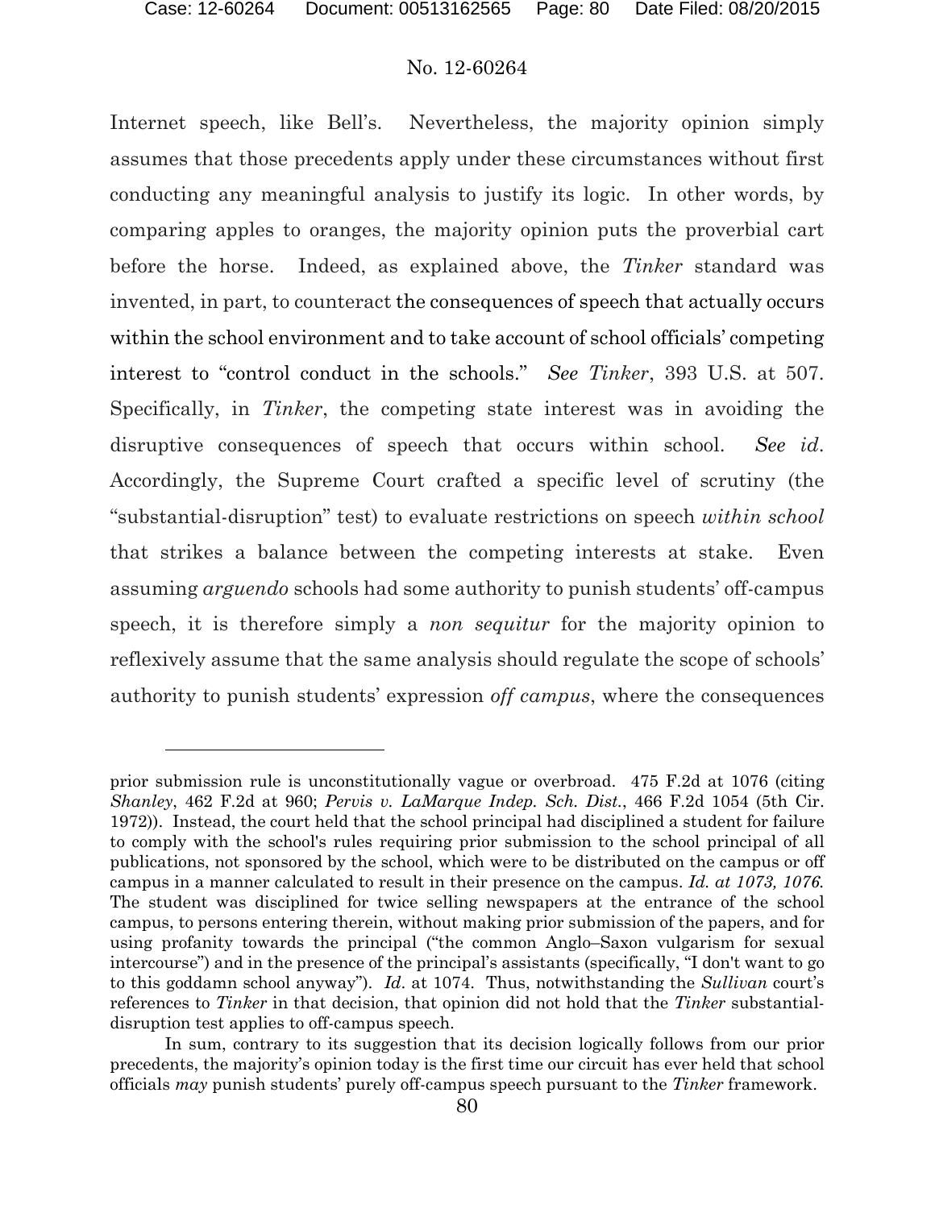Internet speech, like Bell's. Nevertheless, the majority opinion simply assumes that those precedents apply under these circumstances without first conducting any meaningful analysis to justify its logic. In other words, by comparing apples to oranges, the majority opinion puts the proverbial cart before the horse. Indeed, as explained above, the *Tinker* standard was invented, in part, to counteract the consequences of speech that actually occurs within the school environment and to take account of school officials' competing interest to "control conduct in the schools." *See Tinker*, 393 U.S. at 507. Specifically, in *Tinker*, the competing state interest was in avoiding the disruptive consequences of speech that occurs within school. *See id*. Accordingly, the Supreme Court crafted a specific level of scrutiny (the "substantial-disruption" test) to evaluate restrictions on speech *within school* that strikes a balance between the competing interests at stake. Even assuming *arguendo* schools had some authority to punish students' off-campus speech, it is therefore simply a *non sequitur* for the majority opinion to reflexively assume that the same analysis should regulate the scope of schools' authority to punish students' expression *off campus*, where the consequences

---

prior submission rule is unconstitutionally vague or overbroad. 475 F.2d at 1076 (citing *Shanley*, 462 F.2d at 960; *Pervis v. LaMarque Indep. Sch. Dist.*, 466 F.2d 1054 (5th Cir. 1972)). Instead, the court held that the school principal had disciplined a student for failure to comply with the school's rules requiring prior submission to the school principal of all publications, not sponsored by the school, which were to be distributed on the campus or off campus in a manner calculated to result in their presence on the campus. *Id. at 1073, 1076.* The student was disciplined for twice selling newspapers at the entrance of the school campus, to persons entering therein, without making prior submission of the papers, and for using profanity towards the principal ("the common Anglo–Saxon vulgarism for sexual intercourse") and in the presence of the principal's assistants (specifically, "I don't want to go to this goddamn school anyway"). *Id*. at 1074. Thus, notwithstanding the *Sullivan* court's references to *Tinker* in that decision, that opinion did not hold that the *Tinker* substantial-disruption test applies to off-campus speech.

In sum, contrary to its suggestion that its decision logically follows from our prior precedents, the majority's opinion today is the first time our circuit has ever held that school officials *may* punish students' purely off-campus speech pursuant to the *Tinker* framework.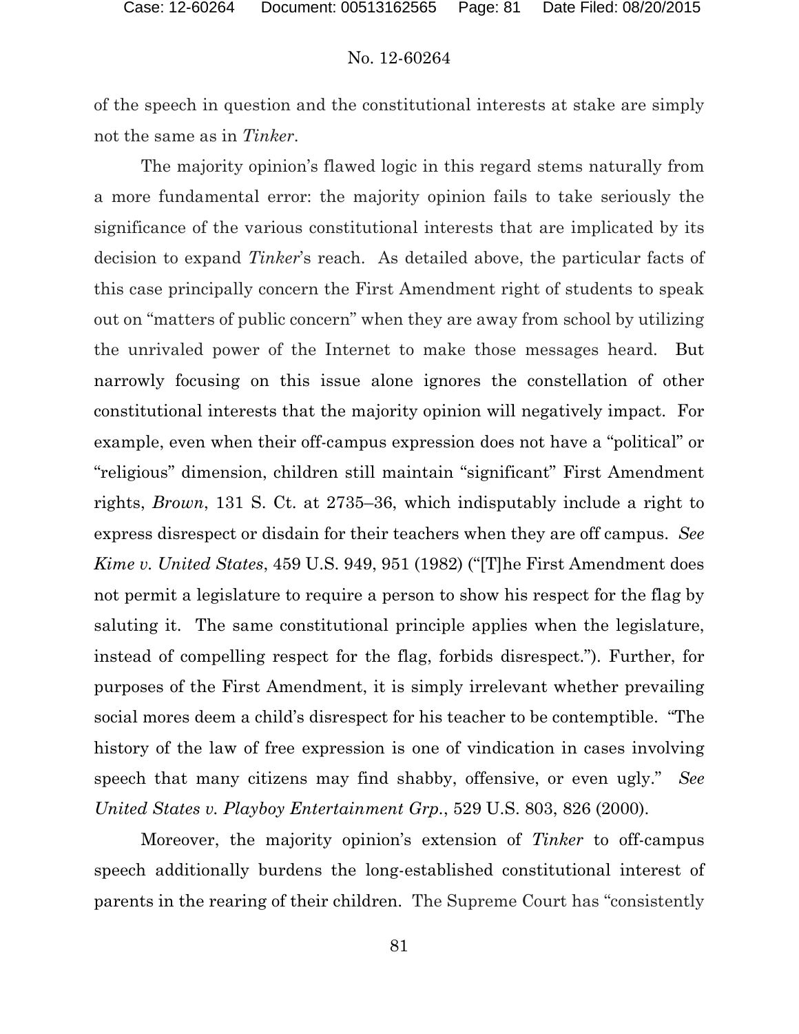of the speech in question and the constitutional interests at stake are simply not the same as in *Tinker*.

The majority opinion's flawed logic in this regard stems naturally from a more fundamental error: the majority opinion fails to take seriously the significance of the various constitutional interests that are implicated by its decision to expand *Tinker*'s reach. As detailed above, the particular facts of this case principally concern the First Amendment right of students to speak out on "matters of public concern" when they are away from school by utilizing the unrivaled power of the Internet to make those messages heard. But narrowly focusing on this issue alone ignores the constellation of other constitutional interests that the majority opinion will negatively impact. For example, even when their off-campus expression does not have a "political" or "religious" dimension, children still maintain "significant" First Amendment rights, *Brown*, 131 S. Ct. at 2735–36, which indisputably include a right to express disrespect or disdain for their teachers when they are off campus. *See Kime v. United States*, 459 U.S. 949, 951 (1982) ("[T]he First Amendment does not permit a legislature to require a person to show his respect for the flag by saluting it. The same constitutional principle applies when the legislature, instead of compelling respect for the flag, forbids disrespect."). Further, for purposes of the First Amendment, it is simply irrelevant whether prevailing social mores deem a child's disrespect for his teacher to be contemptible. "The history of the law of free expression is one of vindication in cases involving speech that many citizens may find shabby, offensive, or even ugly." *See United States v. Playboy Entertainment Grp.*, 529 U.S. 803, 826 (2000).

Moreover, the majority opinion's extension of *Tinker* to off-campus speech additionally burdens the long-established constitutional interest of parents in the rearing of their children. The Supreme Court has "consistently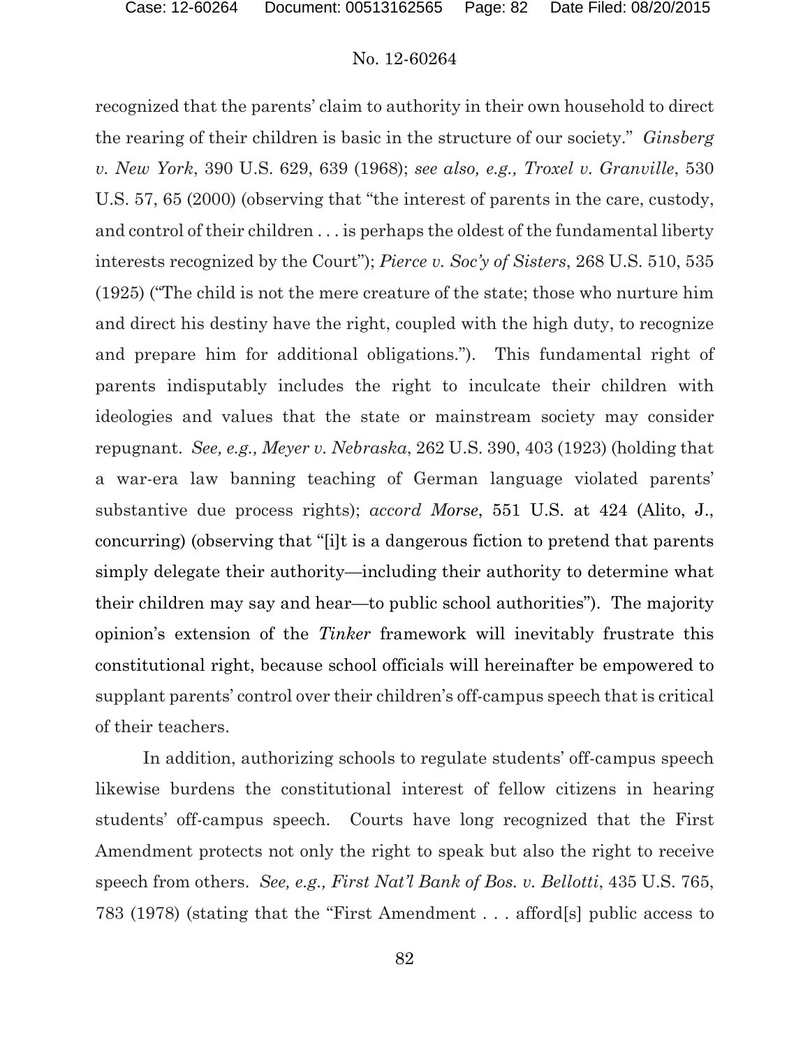recognized that the parents' claim to authority in their own household to direct the rearing of their children is basic in the structure of our society." *Ginsberg v. New York*, 390 U.S. 629, 639 (1968); *see also, e.g., Troxel v. Granville*, 530 U.S. 57, 65 (2000) (observing that "the interest of parents in the care, custody, and control of their children . . . is perhaps the oldest of the fundamental liberty interests recognized by the Court"); *Pierce v. Soc'y of Sisters*, 268 U.S. 510, 535 (1925) ("The child is not the mere creature of the state; those who nurture him and direct his destiny have the right, coupled with the high duty, to recognize and prepare him for additional obligations."). This fundamental right of parents indisputably includes the right to inculcate their children with ideologies and values that the state or mainstream society may consider repugnant. *See, e.g., Meyer v. Nebraska*, 262 U.S. 390, 403 (1923) (holding that a war-era law banning teaching of German language violated parents' substantive due process rights); *accord Morse*, 551 U.S. at 424 (Alito, J., concurring) (observing that "[i]t is a dangerous fiction to pretend that parents simply delegate their authority—including their authority to determine what their children may say and hear—to public school authorities"). The majority opinion's extension of the *Tinker* framework will inevitably frustrate this constitutional right, because school officials will hereinafter be empowered to supplant parents' control over their children's off-campus speech that is critical of their teachers.

In addition, authorizing schools to regulate students' off-campus speech likewise burdens the constitutional interest of fellow citizens in hearing students' off-campus speech. Courts have long recognized that the First Amendment protects not only the right to speak but also the right to receive speech from others. *See, e.g., First Nat'l Bank of Bos. v. Bellotti*, 435 U.S. 765, 783 (1978) (stating that the "First Amendment . . . afford[s] public access to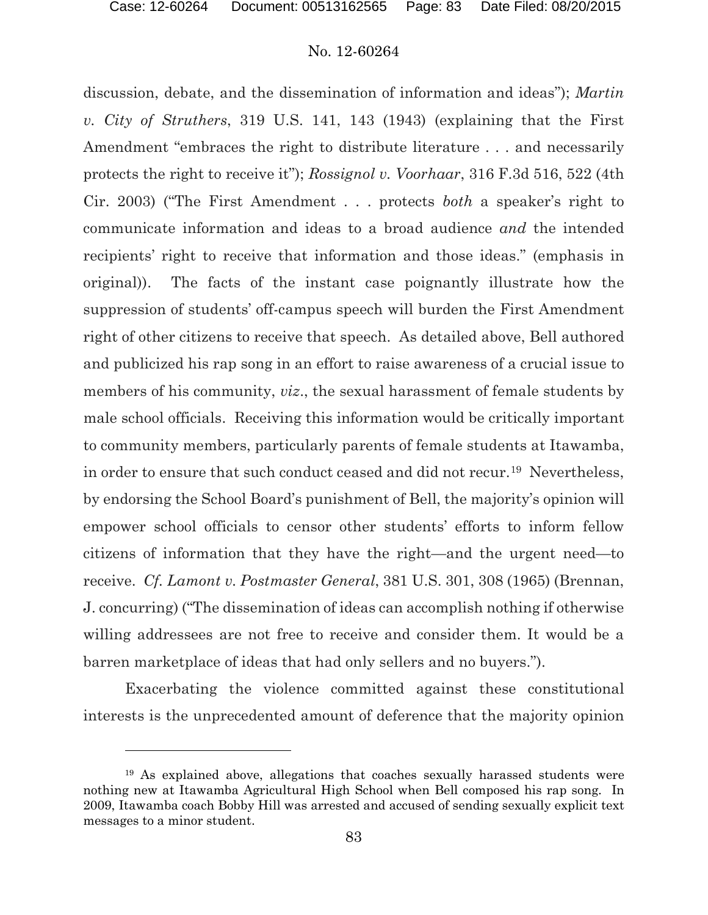discussion, debate, and the dissemination of information and ideas"); *Martin v. City of Struthers*, 319 U.S. 141, 143 (1943) (explaining that the First Amendment "embraces the right to distribute literature . . . and necessarily protects the right to receive it"); *Rossignol v. Voorhaar*, 316 F.3d 516, 522 (4th Cir. 2003) ("The First Amendment . . . protects *both* a speaker's right to communicate information and ideas to a broad audience *and* the intended recipients' right to receive that information and those ideas." (emphasis in original)). The facts of the instant case poignantly illustrate how the suppression of students' off-campus speech will burden the First Amendment right of other citizens to receive that speech. As detailed above, Bell authored and publicized his rap song in an effort to raise awareness of a crucial issue to members of his community, *viz*., the sexual harassment of female students by male school officials. Receiving this information would be critically important to community members, particularly parents of female students at Itawamba, in order to ensure that such conduct ceased and did not recur.[19] Nevertheless, by endorsing the School Board's punishment of Bell, the majority's opinion will empower school officials to censor other students' efforts to inform fellow citizens of information that they have the right—and the urgent need—to receive. *Cf. Lamont v. Postmaster General*, 381 U.S. 301, 308 (1965) (Brennan, J. concurring) ("The dissemination of ideas can accomplish nothing if otherwise willing addressees are not free to receive and consider them. It would be a barren marketplace of ideas that had only sellers and no buyers.").

Exacerbating the violence committed against these constitutional interests is the unprecedented amount of deference that the majority opinion

---

[19] As explained above, allegations that coaches sexually harassed students were nothing new at Itawamba Agricultural High School when Bell composed his rap song. In 2009, Itawamba coach Bobby Hill was arrested and accused of sending sexually explicit text messages to a minor student.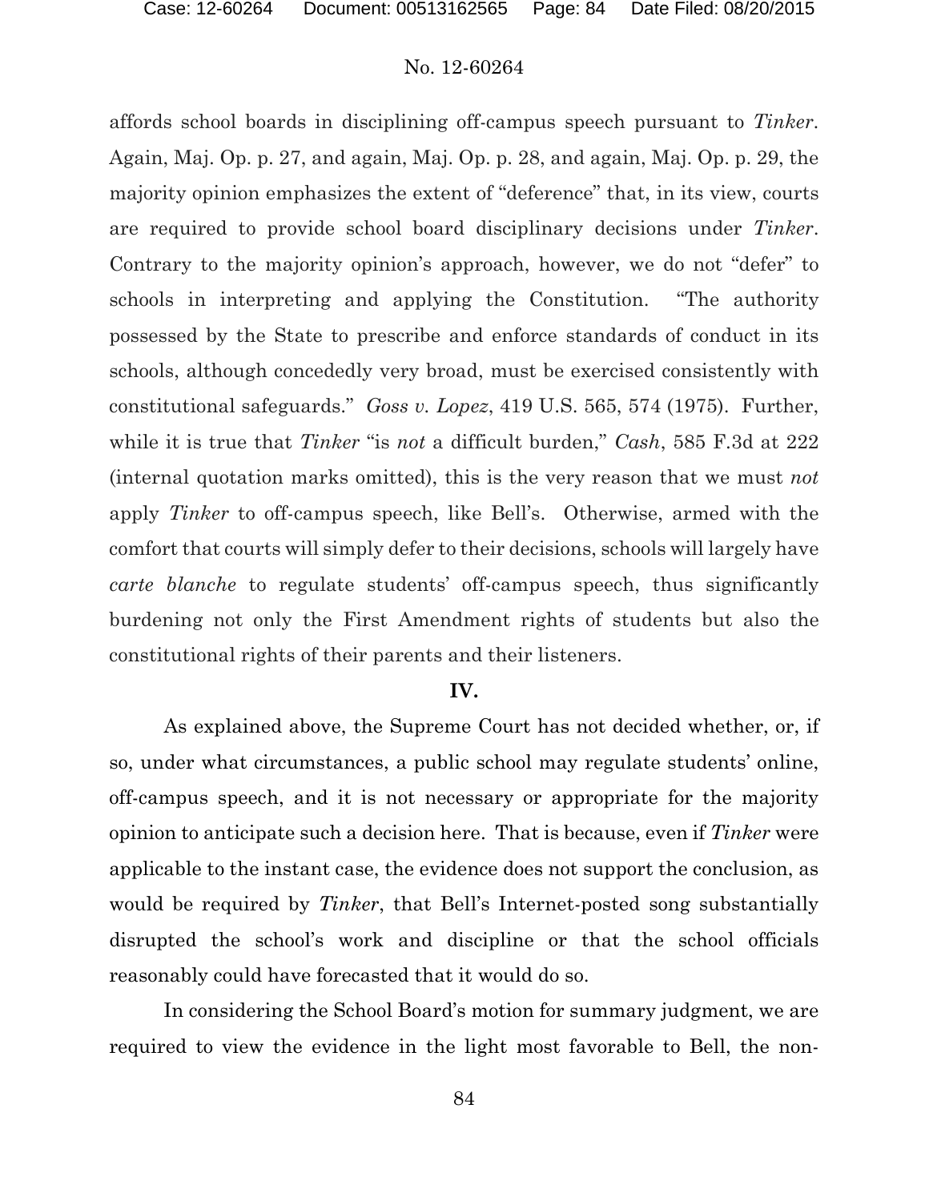affords school boards in disciplining off-campus speech pursuant to *Tinker*. Again, Maj. Op. p. 27, and again, Maj. Op. p. 28, and again, Maj. Op. p. 29, the majority opinion emphasizes the extent of "deference" that, in its view, courts are required to provide school board disciplinary decisions under *Tinker*. Contrary to the majority opinion's approach, however, we do not "defer" to schools in interpreting and applying the Constitution. "The authority possessed by the State to prescribe and enforce standards of conduct in its schools, although concededly very broad, must be exercised consistently with constitutional safeguards." *Goss v. Lopez*, 419 U.S. 565, 574 (1975). Further, while it is true that *Tinker* "is *not* a difficult burden," *Cash*, 585 F.3d at 222 (internal quotation marks omitted), this is the very reason that we must *not* apply *Tinker* to off-campus speech, like Bell's. Otherwise, armed with the comfort that courts will simply defer to their decisions, schools will largely have *carte blanche* to regulate students' off-campus speech, thus significantly burdening not only the First Amendment rights of students but also the constitutional rights of their parents and their listeners.

**IV.**

As explained above, the Supreme Court has not decided whether, or, if so, under what circumstances, a public school may regulate students' online, off-campus speech, and it is not necessary or appropriate for the majority opinion to anticipate such a decision here. That is because, even if *Tinker* were applicable to the instant case, the evidence does not support the conclusion, as would be required by *Tinker*, that Bell's Internet-posted song substantially disrupted the school's work and discipline or that the school officials reasonably could have forecasted that it would do so.

In considering the School Board's motion for summary judgment, we are required to view the evidence in the light most favorable to Bell, the non-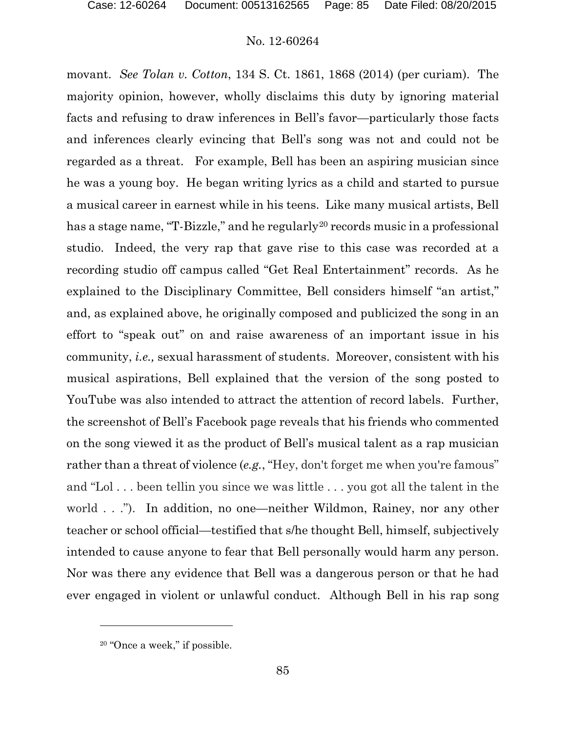movant. *See Tolan v. Cotton*, 134 S. Ct. 1861, 1868 (2014) (per curiam). The majority opinion, however, wholly disclaims this duty by ignoring material facts and refusing to draw inferences in Bell's favor—particularly those facts and inferences clearly evincing that Bell's song was not and could not be regarded as a threat. For example, Bell has been an aspiring musician since he was a young boy. He began writing lyrics as a child and started to pursue a musical career in earnest while in his teens. Like many musical artists, Bell has a stage name, "T-Bizzle," and he regularly[20] records music in a professional studio. Indeed, the very rap that gave rise to this case was recorded at a recording studio off campus called "Get Real Entertainment" records. As he explained to the Disciplinary Committee, Bell considers himself "an artist," and, as explained above, he originally composed and publicized the song in an effort to "speak out" on and raise awareness of an important issue in his community, *i.e.,* sexual harassment of students. Moreover, consistent with his musical aspirations, Bell explained that the version of the song posted to YouTube was also intended to attract the attention of record labels. Further, the screenshot of Bell's Facebook page reveals that his friends who commented on the song viewed it as the product of Bell's musical talent as a rap musician rather than a threat of violence (*e.g.*, "Hey, don't forget me when you're famous" and "Lol . . . been tellin you since we was little . . . you got all the talent in the world . . ."). In addition, no one—neither Wildmon, Rainey, nor any other teacher or school official—testified that s/he thought Bell, himself, subjectively intended to cause anyone to fear that Bell personally would harm any person. Nor was there any evidence that Bell was a dangerous person or that he had ever engaged in violent or unlawful conduct. Although Bell in his rap song

[20] "Once a week," if possible.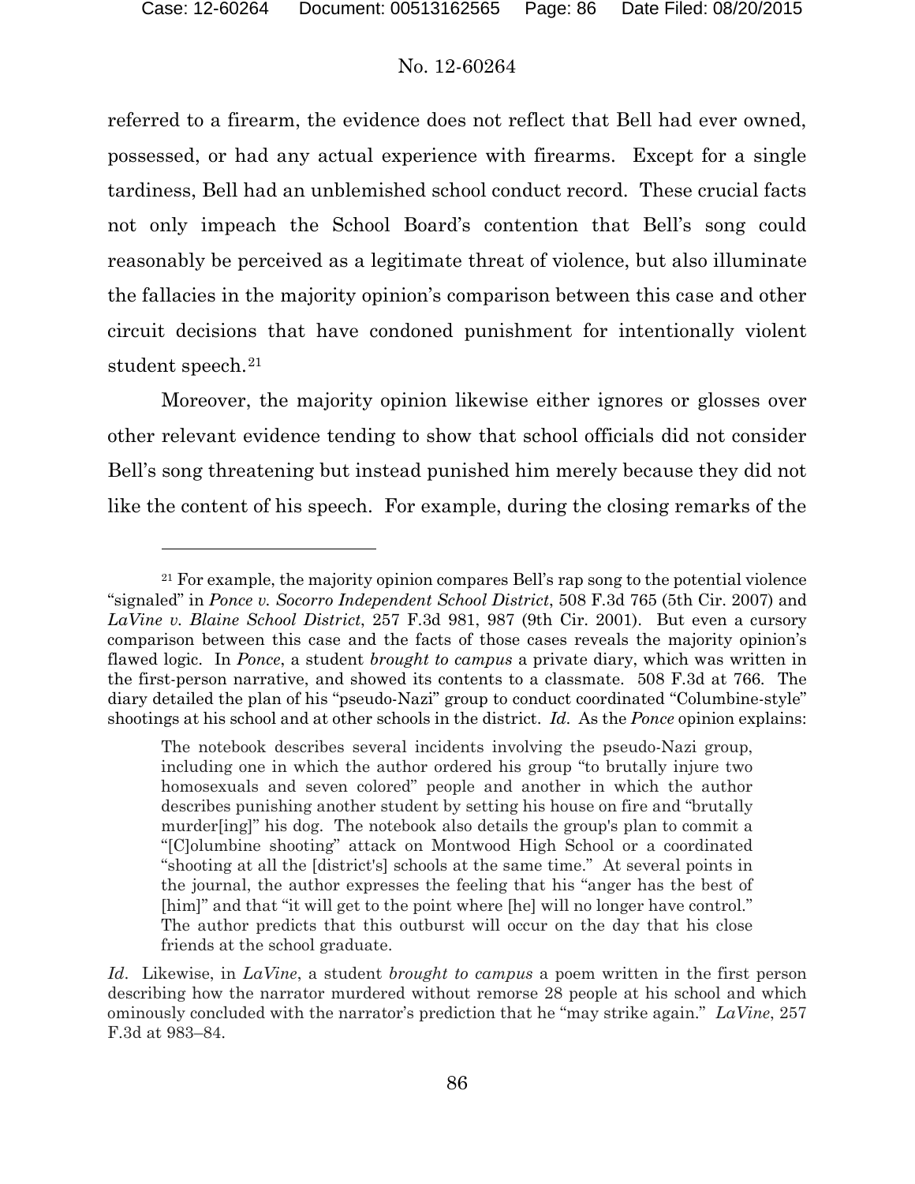referred to a firearm, the evidence does not reflect that Bell had ever owned, possessed, or had any actual experience with firearms. Except for a single tardiness, Bell had an unblemished school conduct record. These crucial facts not only impeach the School Board's contention that Bell's song could reasonably be perceived as a legitimate threat of violence, but also illuminate the fallacies in the majority opinion's comparison between this case and other circuit decisions that have condoned punishment for intentionally violent student speech.[21]

Moreover, the majority opinion likewise either ignores or glosses over other relevant evidence tending to show that school officials did not consider Bell's song threatening but instead punished him merely because they did not like the content of his speech. For example, during the closing remarks of the

---

[21] For example, the majority opinion compares Bell's rap song to the potential violence "signaled" in *Ponce v. Socorro Independent School District*, 508 F.3d 765 (5th Cir. 2007) and *LaVine v. Blaine School District*, 257 F.3d 981, 987 (9th Cir. 2001). But even a cursory comparison between this case and the facts of those cases reveals the majority opinion's flawed logic. In *Ponce*, a student *brought to campus* a private diary, which was written in the first-person narrative, and showed its contents to a classmate. 508 F.3d at 766. The diary detailed the plan of his "pseudo-Nazi" group to conduct coordinated "Columbine-style" shootings at his school and at other schools in the district. *Id.* As the *Ponce* opinion explains:

> The notebook describes several incidents involving the pseudo-Nazi group, including one in which the author ordered his group "to brutally injure two homosexuals and seven colored" people and another in which the author describes punishing another student by setting his house on fire and "brutally murder[ing]" his dog. The notebook also details the group's plan to commit a "[C]olumbine shooting" attack on Montwood High School or a coordinated "shooting at all the [district's] schools at the same time." At several points in the journal, the author expresses the feeling that his "anger has the best of [him]" and that "it will get to the point where [he] will no longer have control." The author predicts that this outburst will occur on the day that his close friends at the school graduate.

*Id*. Likewise, in *LaVine*, a student *brought to campus* a poem written in the first person describing how the narrator murdered without remorse 28 people at his school and which ominously concluded with the narrator's prediction that he "may strike again." *LaVine*, 257 F.3d at 983–84.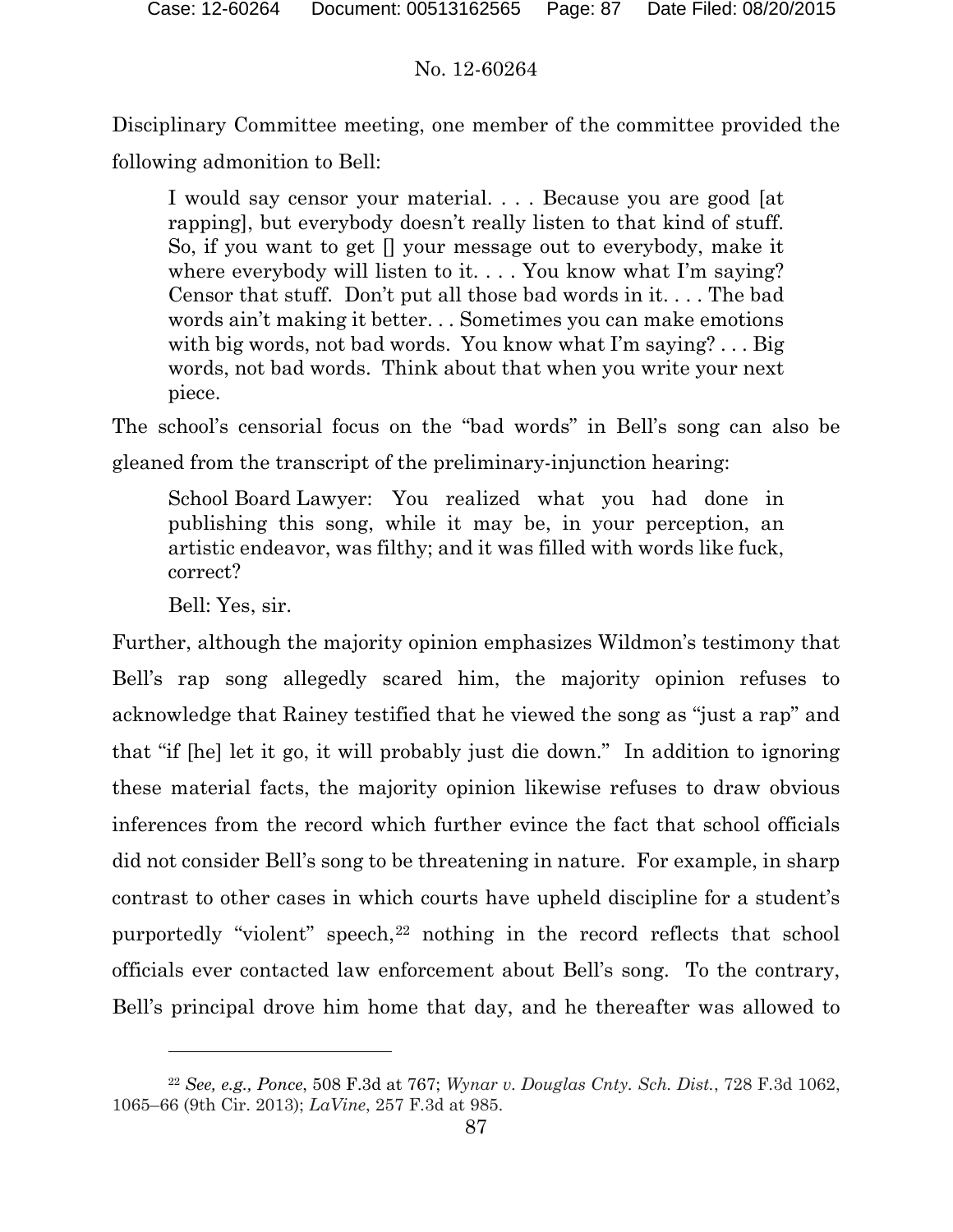Disciplinary Committee meeting, one member of the committee provided the following admonition to Bell:

> I would say censor your material. . . . Because you are good [at rapping], but everybody doesn't really listen to that kind of stuff. So, if you want to get [] your message out to everybody, make it where everybody will listen to it. . . . You know what I'm saying? Censor that stuff. Don't put all those bad words in it. . . . The bad words ain't making it better. . . Sometimes you can make emotions with big words, not bad words. You know what I'm saying? . . . Big words, not bad words. Think about that when you write your next piece.

The school's censorial focus on the "bad words" in Bell's song can also be gleaned from the transcript of the preliminary-injunction hearing:

> School Board Lawyer: You realized what you had done in publishing this song, while it may be, in your perception, an artistic endeavor, was filthy; and it was filled with words like fuck, correct?
>
> Bell: Yes, sir.

Further, although the majority opinion emphasizes Wildmon's testimony that Bell's rap song allegedly scared him, the majority opinion refuses to acknowledge that Rainey testified that he viewed the song as "just a rap" and that "if [he] let it go, it will probably just die down." In addition to ignoring these material facts, the majority opinion likewise refuses to draw obvious inferences from the record which further evince the fact that school officials did not consider Bell's song to be threatening in nature. For example, in sharp contrast to other cases in which courts have upheld discipline for a student's purportedly "violent" speech,[22] nothing in the record reflects that school officials ever contacted law enforcement about Bell's song. To the contrary, Bell's principal drove him home that day, and he thereafter was allowed to

---

[22] *See, e.g., Ponce*, 508 F.3d at 767; *Wynar v. Douglas Cnty. Sch. Dist.*, 728 F.3d 1062, 1065–66 (9th Cir. 2013); *LaVine*, 257 F.3d at 985.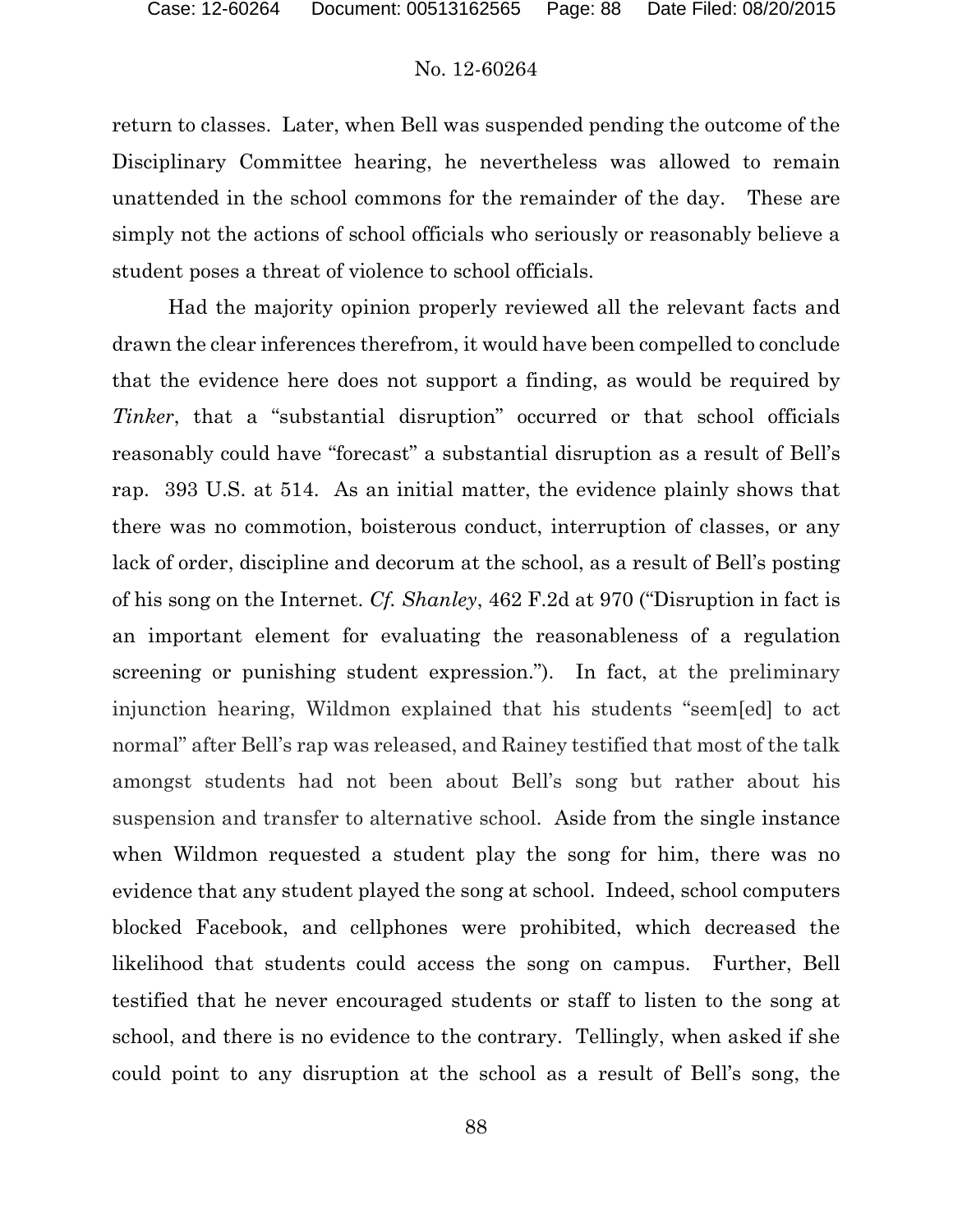return to classes. Later, when Bell was suspended pending the outcome of the Disciplinary Committee hearing, he nevertheless was allowed to remain unattended in the school commons for the remainder of the day. These are simply not the actions of school officials who seriously or reasonably believe a student poses a threat of violence to school officials.

Had the majority opinion properly reviewed all the relevant facts and drawn the clear inferences therefrom, it would have been compelled to conclude that the evidence here does not support a finding, as would be required by *Tinker*, that a "substantial disruption" occurred or that school officials reasonably could have "forecast" a substantial disruption as a result of Bell's rap. 393 U.S. at 514. As an initial matter, the evidence plainly shows that there was no commotion, boisterous conduct, interruption of classes, or any lack of order, discipline and decorum at the school, as a result of Bell's posting of his song on the Internet. *Cf. Shanley*, 462 F.2d at 970 ("Disruption in fact is an important element for evaluating the reasonableness of a regulation screening or punishing student expression."). In fact, at the preliminary injunction hearing, Wildmon explained that his students "seem[ed] to act normal" after Bell's rap was released, and Rainey testified that most of the talk amongst students had not been about Bell's song but rather about his suspension and transfer to alternative school. Aside from the single instance when Wildmon requested a student play the song for him, there was no evidence that any student played the song at school. Indeed, school computers blocked Facebook, and cellphones were prohibited, which decreased the likelihood that students could access the song on campus. Further, Bell testified that he never encouraged students or staff to listen to the song at school, and there is no evidence to the contrary. Tellingly, when asked if she could point to any disruption at the school as a result of Bell's song, the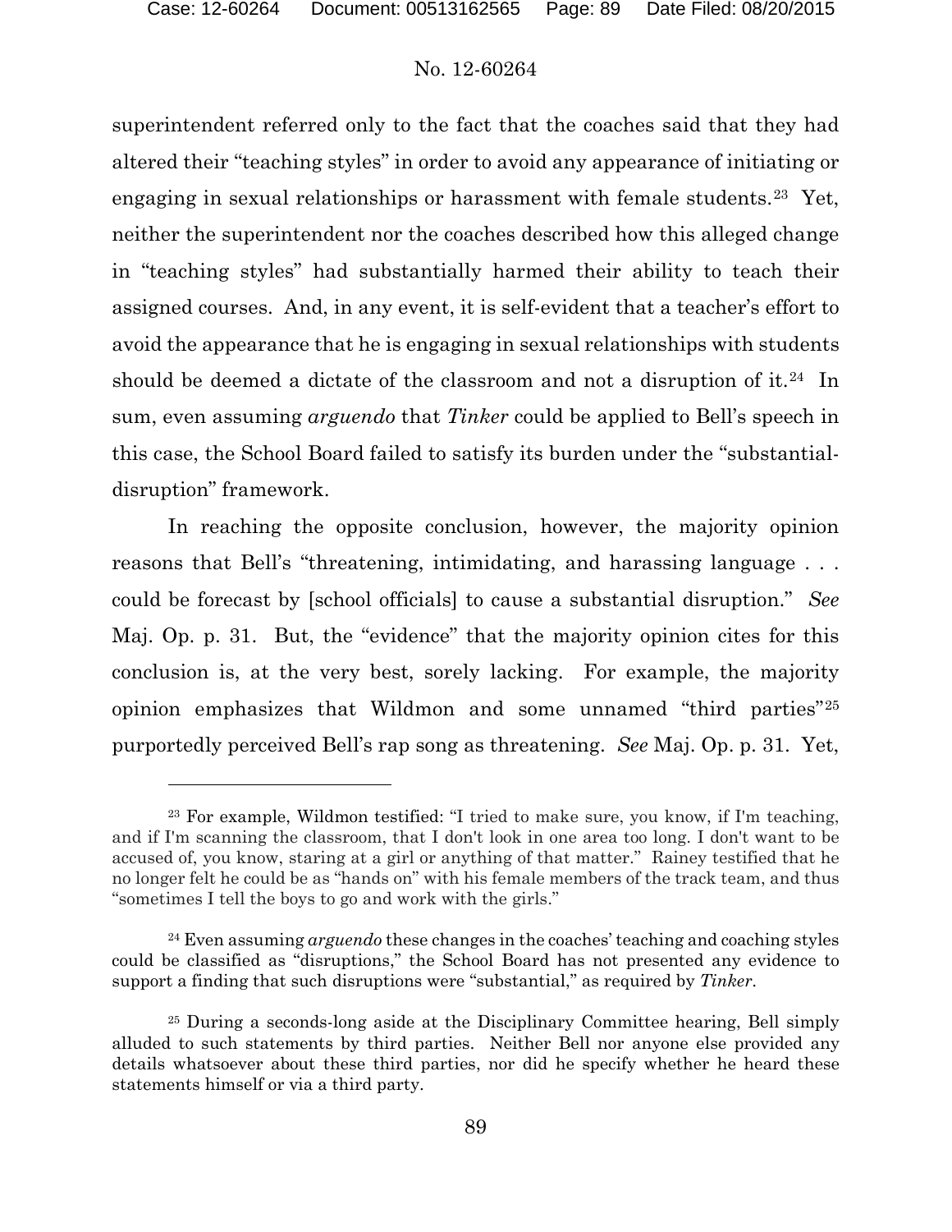superintendent referred only to the fact that the coaches said that they had altered their "teaching styles" in order to avoid any appearance of initiating or engaging in sexual relationships or harassment with female students.[23] Yet, neither the superintendent nor the coaches described how this alleged change in "teaching styles" had substantially harmed their ability to teach their assigned courses. And, in any event, it is self-evident that a teacher's effort to avoid the appearance that he is engaging in sexual relationships with students should be deemed a dictate of the classroom and not a disruption of it.[24] In sum, even assuming *arguendo* that *Tinker* could be applied to Bell's speech in this case, the School Board failed to satisfy its burden under the "substantial-disruption" framework.

In reaching the opposite conclusion, however, the majority opinion reasons that Bell's "threatening, intimidating, and harassing language . . . could be forecast by [school officials] to cause a substantial disruption." *See* Maj. Op. p. 31. But, the "evidence" that the majority opinion cites for this conclusion is, at the very best, sorely lacking. For example, the majority opinion emphasizes that Wildmon and some unnamed "third parties"[25] purportedly perceived Bell's rap song as threatening. *See* Maj. Op. p. 31. Yet,

---

[23] For example, Wildmon testified: "I tried to make sure, you know, if I'm teaching, and if I'm scanning the classroom, that I don't look in one area too long. I don't want to be accused of, you know, staring at a girl or anything of that matter." Rainey testified that he no longer felt he could be as "hands on" with his female members of the track team, and thus "sometimes I tell the boys to go and work with the girls."

[24] Even assuming *arguendo* these changes in the coaches' teaching and coaching styles could be classified as "disruptions," the School Board has not presented any evidence to support a finding that such disruptions were "substantial," as required by *Tinker*.

[25] During a seconds-long aside at the Disciplinary Committee hearing, Bell simply alluded to such statements by third parties. Neither Bell nor anyone else provided any details whatsoever about these third parties, nor did he specify whether he heard these statements himself or via a third party.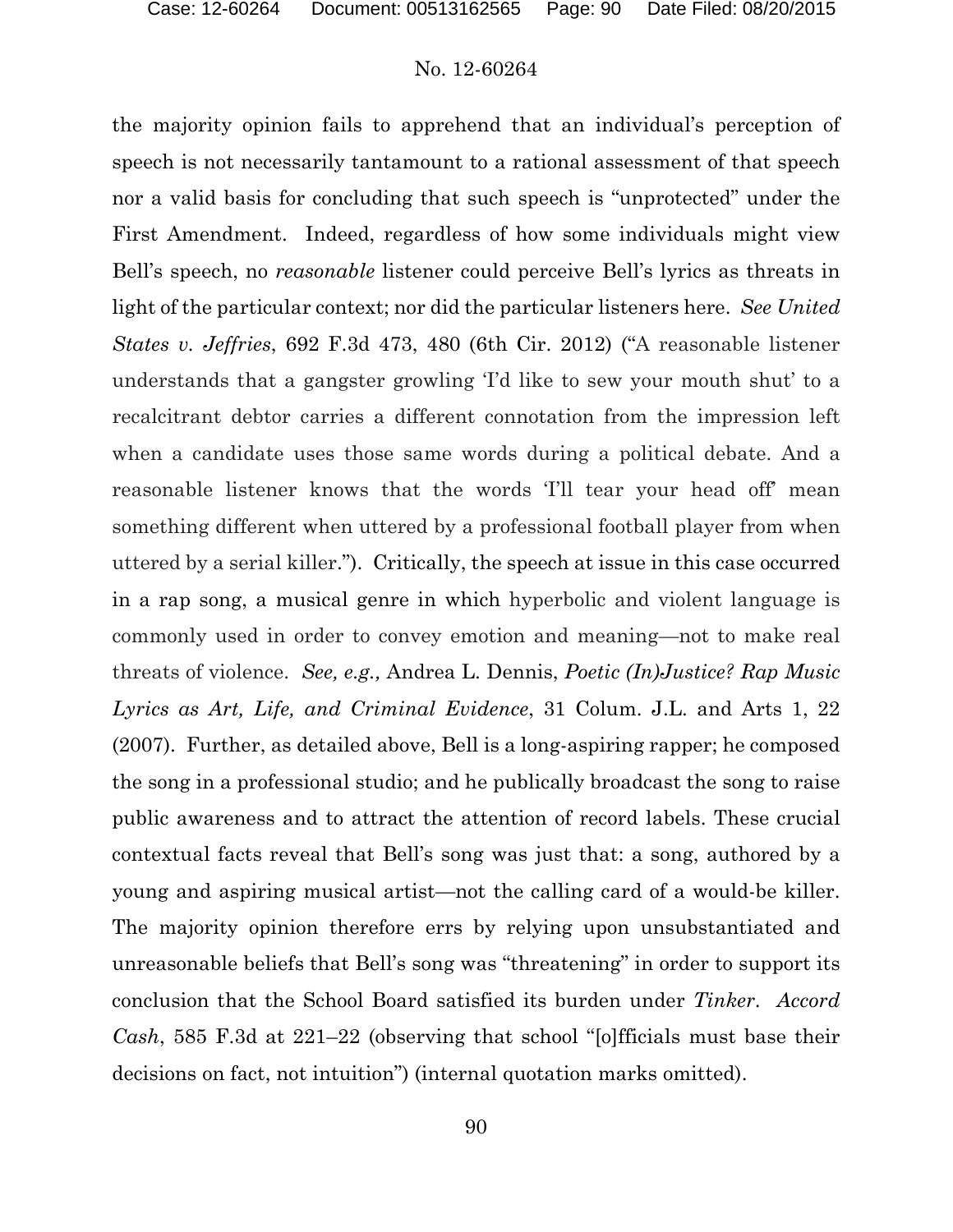the majority opinion fails to apprehend that an individual's perception of speech is not necessarily tantamount to a rational assessment of that speech nor a valid basis for concluding that such speech is "unprotected" under the First Amendment. Indeed, regardless of how some individuals might view Bell's speech, no *reasonable* listener could perceive Bell's lyrics as threats in light of the particular context; nor did the particular listeners here. *See United States v. Jeffries*, 692 F.3d 473, 480 (6th Cir. 2012) ("A reasonable listener understands that a gangster growling 'I'd like to sew your mouth shut' to a recalcitrant debtor carries a different connotation from the impression left when a candidate uses those same words during a political debate. And a reasonable listener knows that the words 'I'll tear your head off' mean something different when uttered by a professional football player from when uttered by a serial killer."). Critically, the speech at issue in this case occurred in a rap song, a musical genre in which hyperbolic and violent language is commonly used in order to convey emotion and meaning—not to make real threats of violence. *See, e.g.,* Andrea L. Dennis, *Poetic (In)Justice? Rap Music Lyrics as Art, Life, and Criminal Evidence*, 31 Colum. J.L. and Arts 1, 22 (2007). Further, as detailed above, Bell is a long-aspiring rapper; he composed the song in a professional studio; and he publically broadcast the song to raise public awareness and to attract the attention of record labels. These crucial contextual facts reveal that Bell's song was just that: a song, authored by a young and aspiring musical artist—not the calling card of a would-be killer. The majority opinion therefore errs by relying upon unsubstantiated and unreasonable beliefs that Bell's song was "threatening" in order to support its conclusion that the School Board satisfied its burden under *Tinker*. *Accord Cash*, 585 F.3d at 221–22 (observing that school "[o]fficials must base their decisions on fact, not intuition") (internal quotation marks omitted).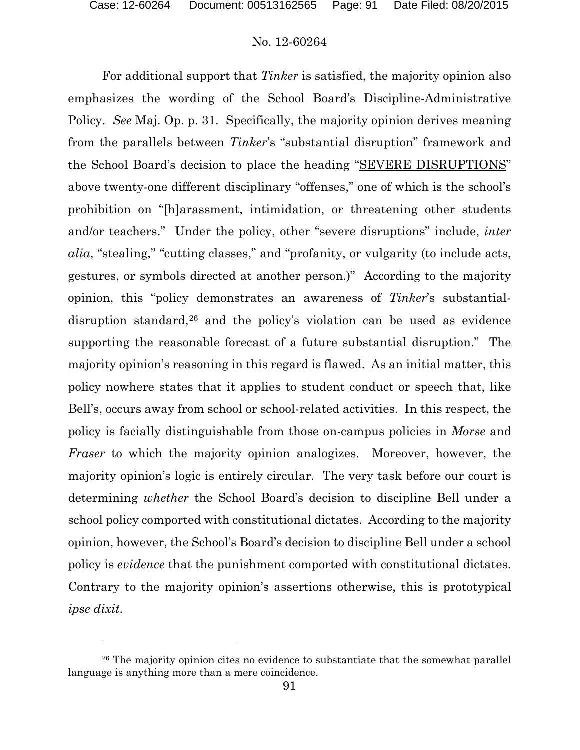For additional support that *Tinker* is satisfied, the majority opinion also emphasizes the wording of the School Board's Discipline-Administrative Policy. *See* Maj. Op. p. 31. Specifically, the majority opinion derives meaning from the parallels between *Tinker*'s "substantial disruption" framework and the School Board's decision to place the heading "<u>SEVERE DISRUPTIONS</u>" above twenty-one different disciplinary "offenses," one of which is the school's prohibition on "[h]arassment, intimidation, or threatening other students and/or teachers." Under the policy, other "severe disruptions" include, *inter alia*, "stealing," "cutting classes," and "profanity, or vulgarity (to include acts, gestures, or symbols directed at another person.)" According to the majority opinion, this "policy demonstrates an awareness of *Tinker*'s substantial-disruption standard,[26] and the policy's violation can be used as evidence supporting the reasonable forecast of a future substantial disruption." The majority opinion's reasoning in this regard is flawed. As an initial matter, this policy nowhere states that it applies to student conduct or speech that, like Bell's, occurs away from school or school-related activities. In this respect, the policy is facially distinguishable from those on-campus policies in *Morse* and *Fraser* to which the majority opinion analogizes. Moreover, however, the majority opinion's logic is entirely circular. The very task before our court is determining *whether* the School Board's decision to discipline Bell under a school policy comported with constitutional dictates. According to the majority opinion, however, the School's Board's decision to discipline Bell under a school policy is *evidence* that the punishment comported with constitutional dictates. Contrary to the majority opinion's assertions otherwise, this is prototypical *ipse dixit*.

---

[26] The majority opinion cites no evidence to substantiate that the somewhat parallel language is anything more than a mere coincidence.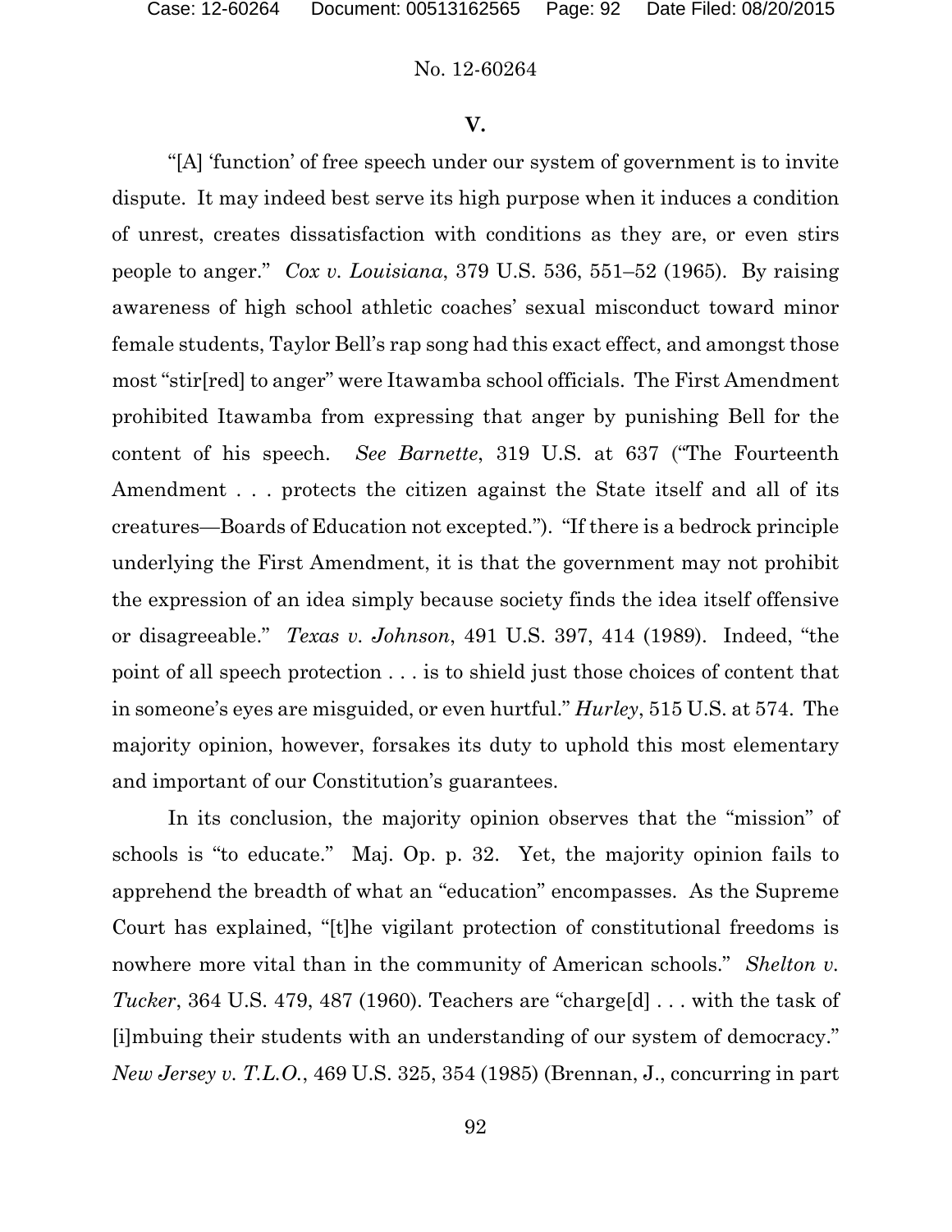## V.

"[A] 'function' of free speech under our system of government is to invite dispute. It may indeed best serve its high purpose when it induces a condition of unrest, creates dissatisfaction with conditions as they are, or even stirs people to anger." *Cox v. Louisiana*, 379 U.S. 536, 551–52 (1965). By raising awareness of high school athletic coaches' sexual misconduct toward minor female students, Taylor Bell's rap song had this exact effect, and amongst those most "stir[red] to anger" were Itawamba school officials. The First Amendment prohibited Itawamba from expressing that anger by punishing Bell for the content of his speech. *See Barnette*, 319 U.S. at 637 ("The Fourteenth Amendment . . . protects the citizen against the State itself and all of its creatures—Boards of Education not excepted."). "If there is a bedrock principle underlying the First Amendment, it is that the government may not prohibit the expression of an idea simply because society finds the idea itself offensive or disagreeable." *Texas v. Johnson*, 491 U.S. 397, 414 (1989). Indeed, "the point of all speech protection . . . is to shield just those choices of content that in someone's eyes are misguided, or even hurtful." *Hurley*, 515 U.S. at 574. The majority opinion, however, forsakes its duty to uphold this most elementary and important of our Constitution's guarantees.

In its conclusion, the majority opinion observes that the "mission" of schools is "to educate." Maj. Op. p. 32. Yet, the majority opinion fails to apprehend the breadth of what an "education" encompasses. As the Supreme Court has explained, "[t]he vigilant protection of constitutional freedoms is nowhere more vital than in the community of American schools." *Shelton v. Tucker*, 364 U.S. 479, 487 (1960). Teachers are "charge[d] . . . with the task of [i]mbuing their students with an understanding of our system of democracy." *New Jersey v. T.L.O.*, 469 U.S. 325, 354 (1985) (Brennan, J., concurring in part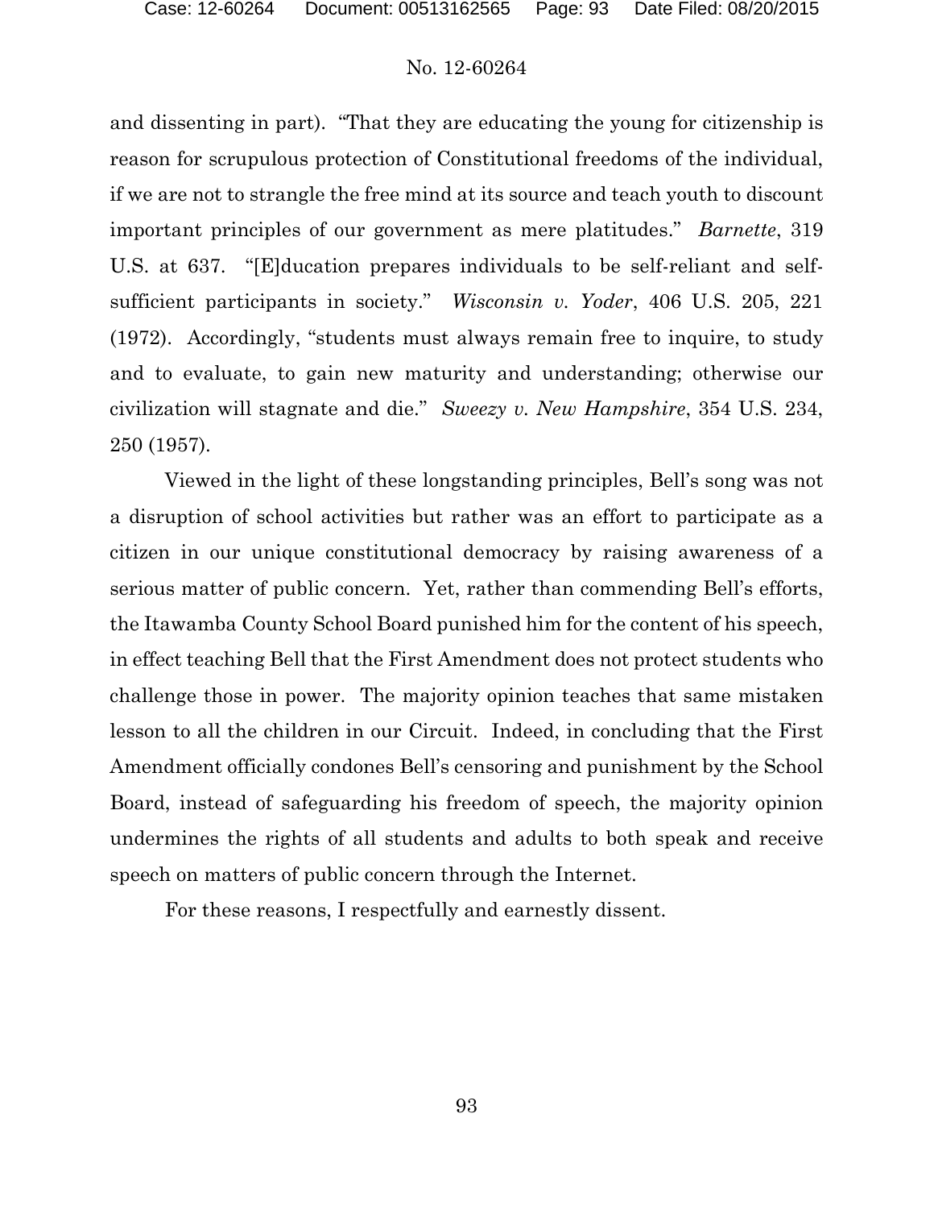and dissenting in part). "That they are educating the young for citizenship is reason for scrupulous protection of Constitutional freedoms of the individual, if we are not to strangle the free mind at its source and teach youth to discount important principles of our government as mere platitudes." *Barnette*, 319 U.S. at 637. "[E]ducation prepares individuals to be self-reliant and self-sufficient participants in society." *Wisconsin v. Yoder*, 406 U.S. 205, 221 (1972). Accordingly, "students must always remain free to inquire, to study and to evaluate, to gain new maturity and understanding; otherwise our civilization will stagnate and die." *Sweezy v. New Hampshire*, 354 U.S. 234, 250 (1957).

Viewed in the light of these longstanding principles, Bell's song was not a disruption of school activities but rather was an effort to participate as a citizen in our unique constitutional democracy by raising awareness of a serious matter of public concern. Yet, rather than commending Bell's efforts, the Itawamba County School Board punished him for the content of his speech, in effect teaching Bell that the First Amendment does not protect students who challenge those in power. The majority opinion teaches that same mistaken lesson to all the children in our Circuit. Indeed, in concluding that the First Amendment officially condones Bell's censoring and punishment by the School Board, instead of safeguarding his freedom of speech, the majority opinion undermines the rights of all students and adults to both speak and receive speech on matters of public concern through the Internet.

For these reasons, I respectfully and earnestly dissent.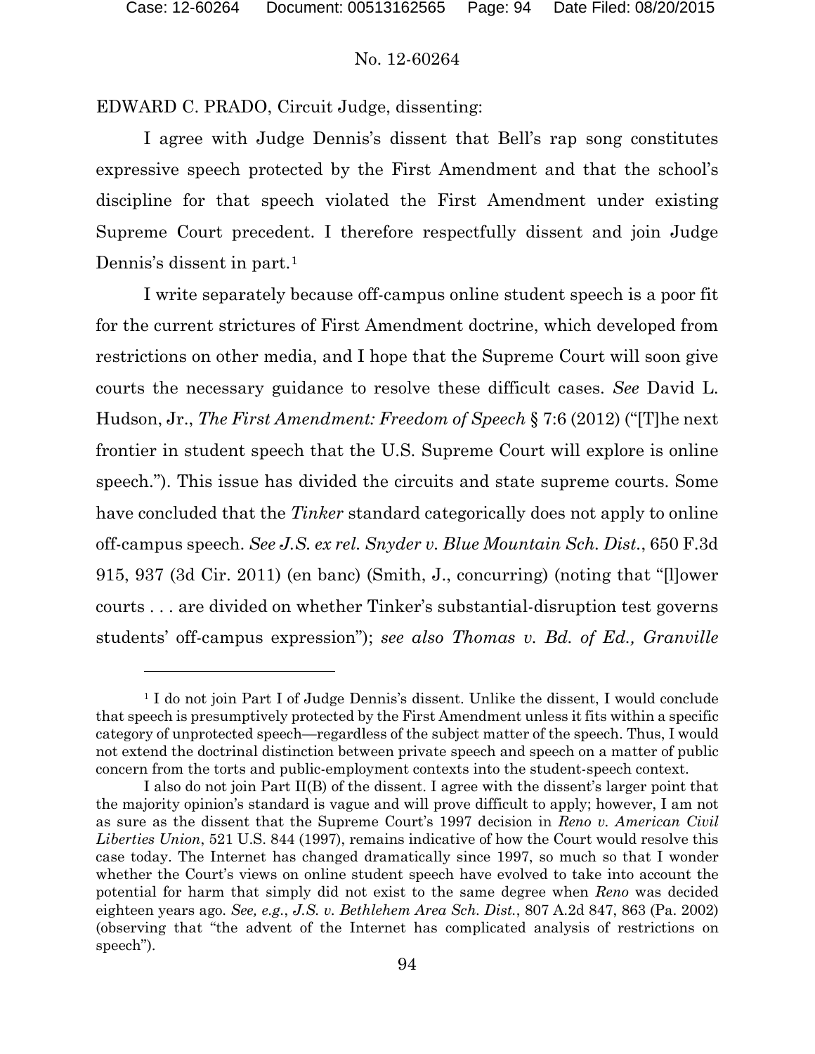No. 12-60264

EDWARD C. PRADO, Circuit Judge, dissenting:

I agree with Judge Dennis's dissent that Bell's rap song constitutes expressive speech protected by the First Amendment and that the school's discipline for that speech violated the First Amendment under existing Supreme Court precedent. I therefore respectfully dissent and join Judge Dennis's dissent in part.[1]

I write separately because off-campus online student speech is a poor fit for the current strictures of First Amendment doctrine, which developed from restrictions on other media, and I hope that the Supreme Court will soon give courts the necessary guidance to resolve these difficult cases. *See* David L. Hudson, Jr., *The First Amendment: Freedom of Speech* § 7:6 (2012) ("[T]he next frontier in student speech that the U.S. Supreme Court will explore is online speech."). This issue has divided the circuits and state supreme courts. Some have concluded that the *Tinker* standard categorically does not apply to online off-campus speech. *See J.S. ex rel. Snyder v. Blue Mountain Sch. Dist.*, 650 F.3d 915, 937 (3d Cir. 2011) (en banc) (Smith, J., concurring) (noting that "[l]ower courts . . . are divided on whether Tinker's substantial-disruption test governs students' off-campus expression"); *see also Thomas v. Bd. of Ed., Granville*

---

[1] I do not join Part I of Judge Dennis's dissent. Unlike the dissent, I would conclude that speech is presumptively protected by the First Amendment unless it fits within a specific category of unprotected speech—regardless of the subject matter of the speech. Thus, I would not extend the doctrinal distinction between private speech and speech on a matter of public concern from the torts and public-employment contexts into the student-speech context.

I also do not join Part II(B) of the dissent. I agree with the dissent's larger point that the majority opinion's standard is vague and will prove difficult to apply; however, I am not as sure as the dissent that the Supreme Court's 1997 decision in *Reno v. American Civil Liberties Union*, 521 U.S. 844 (1997), remains indicative of how the Court would resolve this case today. The Internet has changed dramatically since 1997, so much so that I wonder whether the Court's views on online student speech have evolved to take into account the potential for harm that simply did not exist to the same degree when *Reno* was decided eighteen years ago. *See, e.g.*, *J.S. v. Bethlehem Area Sch. Dist.*, 807 A.2d 847, 863 (Pa. 2002) (observing that "the advent of the Internet has complicated analysis of restrictions on speech").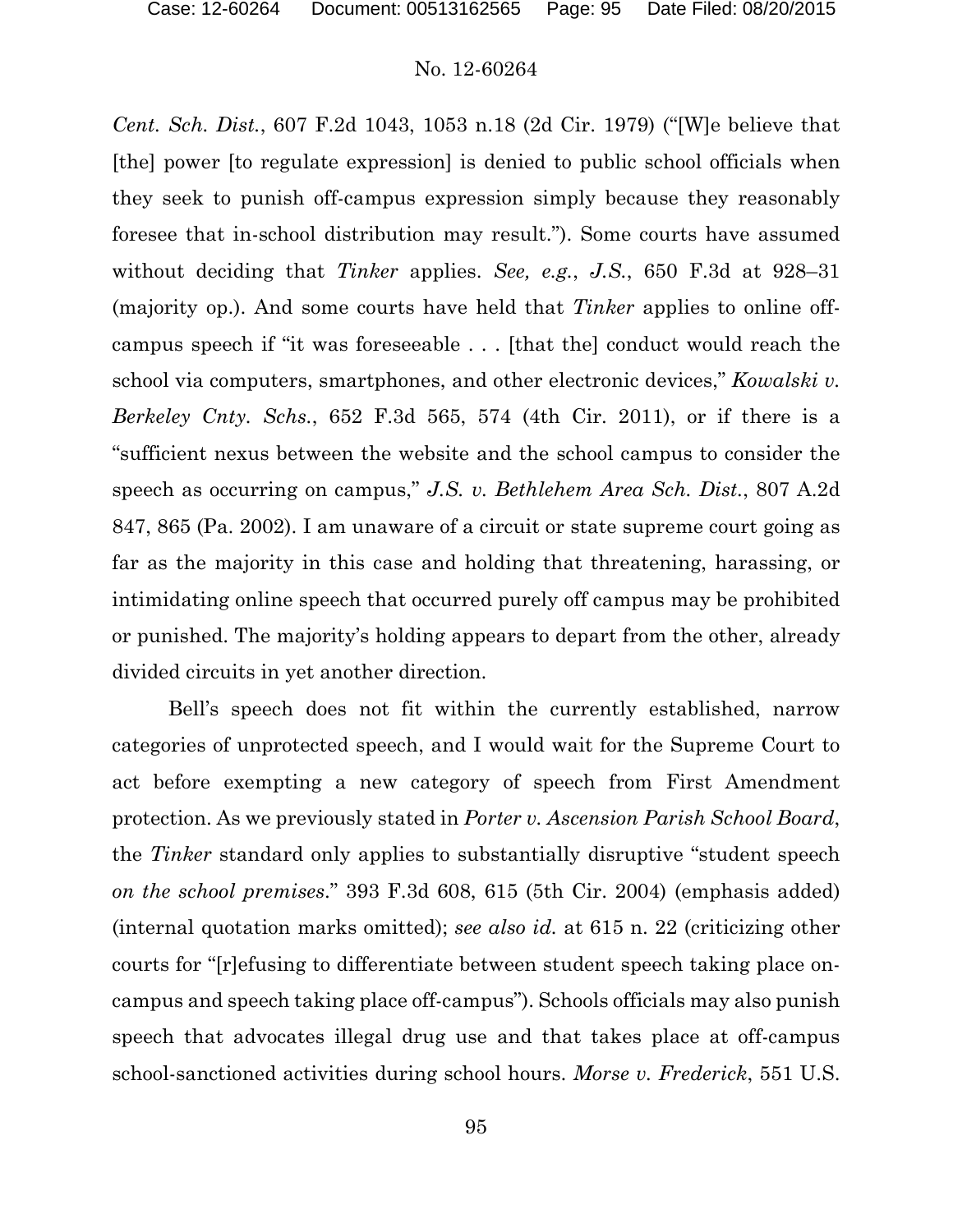*Cent. Sch. Dist.*, 607 F.2d 1043, 1053 n.18 (2d Cir. 1979) ("[W]e believe that [the] power [to regulate expression] is denied to public school officials when they seek to punish off-campus expression simply because they reasonably foresee that in-school distribution may result."). Some courts have assumed without deciding that *Tinker* applies. *See, e.g.*, *J.S.*, 650 F.3d at 928–31 (majority op.). And some courts have held that *Tinker* applies to online off-campus speech if "it was foreseeable . . . [that the] conduct would reach the school via computers, smartphones, and other electronic devices," *Kowalski v. Berkeley Cnty. Schs.*, 652 F.3d 565, 574 (4th Cir. 2011), or if there is a "sufficient nexus between the website and the school campus to consider the speech as occurring on campus," *J.S. v. Bethlehem Area Sch. Dist.*, 807 A.2d 847, 865 (Pa. 2002). I am unaware of a circuit or state supreme court going as far as the majority in this case and holding that threatening, harassing, or intimidating online speech that occurred purely off campus may be prohibited or punished. The majority's holding appears to depart from the other, already divided circuits in yet another direction.

Bell's speech does not fit within the currently established, narrow categories of unprotected speech, and I would wait for the Supreme Court to act before exempting a new category of speech from First Amendment protection. As we previously stated in *Porter v. Ascension Parish School Board*, the *Tinker* standard only applies to substantially disruptive "student speech *on the school premises*." 393 F.3d 608, 615 (5th Cir. 2004) (emphasis added) (internal quotation marks omitted); *see also id.* at 615 n. 22 (criticizing other courts for "[r]efusing to differentiate between student speech taking place on-campus and speech taking place off-campus"). Schools officials may also punish speech that advocates illegal drug use and that takes place at off-campus school-sanctioned activities during school hours. *Morse v. Frederick*, 551 U.S.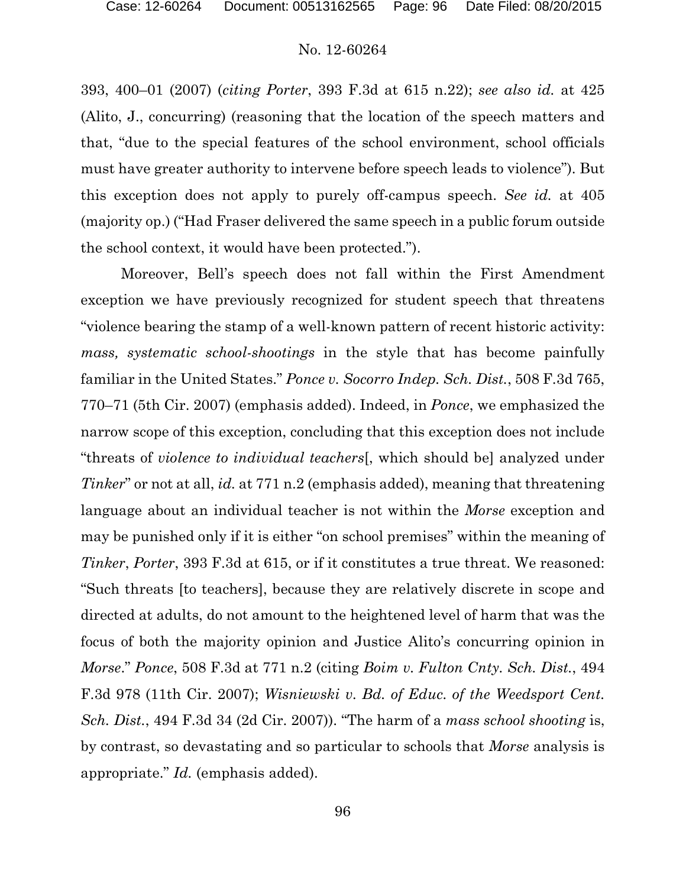393, 400–01 (2007) (*citing Porter*, 393 F.3d at 615 n.22); *see also id.* at 425 (Alito, J., concurring) (reasoning that the location of the speech matters and that, "due to the special features of the school environment, school officials must have greater authority to intervene before speech leads to violence"). But this exception does not apply to purely off-campus speech. *See id.* at 405 (majority op.) ("Had Fraser delivered the same speech in a public forum outside the school context, it would have been protected.").

Moreover, Bell's speech does not fall within the First Amendment exception we have previously recognized for student speech that threatens "violence bearing the stamp of a well-known pattern of recent historic activity: *mass, systematic school-shootings* in the style that has become painfully familiar in the United States." *Ponce v. Socorro Indep. Sch. Dist.*, 508 F.3d 765, 770–71 (5th Cir. 2007) (emphasis added). Indeed, in *Ponce*, we emphasized the narrow scope of this exception, concluding that this exception does not include "threats of *violence to individual teachers*[, which should be] analyzed under *Tinker*" or not at all, *id.* at 771 n.2 (emphasis added), meaning that threatening language about an individual teacher is not within the *Morse* exception and may be punished only if it is either "on school premises" within the meaning of *Tinker*, *Porter*, 393 F.3d at 615, or if it constitutes a true threat. We reasoned: "Such threats [to teachers], because they are relatively discrete in scope and directed at adults, do not amount to the heightened level of harm that was the focus of both the majority opinion and Justice Alito's concurring opinion in *Morse*." *Ponce*, 508 F.3d at 771 n.2 (citing *Boim v. Fulton Cnty. Sch. Dist.*, 494 F.3d 978 (11th Cir. 2007); *Wisniewski v. Bd. of Educ. of the Weedsport Cent. Sch. Dist.*, 494 F.3d 34 (2d Cir. 2007)). "The harm of a *mass school shooting* is, by contrast, so devastating and so particular to schools that *Morse* analysis is appropriate." *Id.* (emphasis added).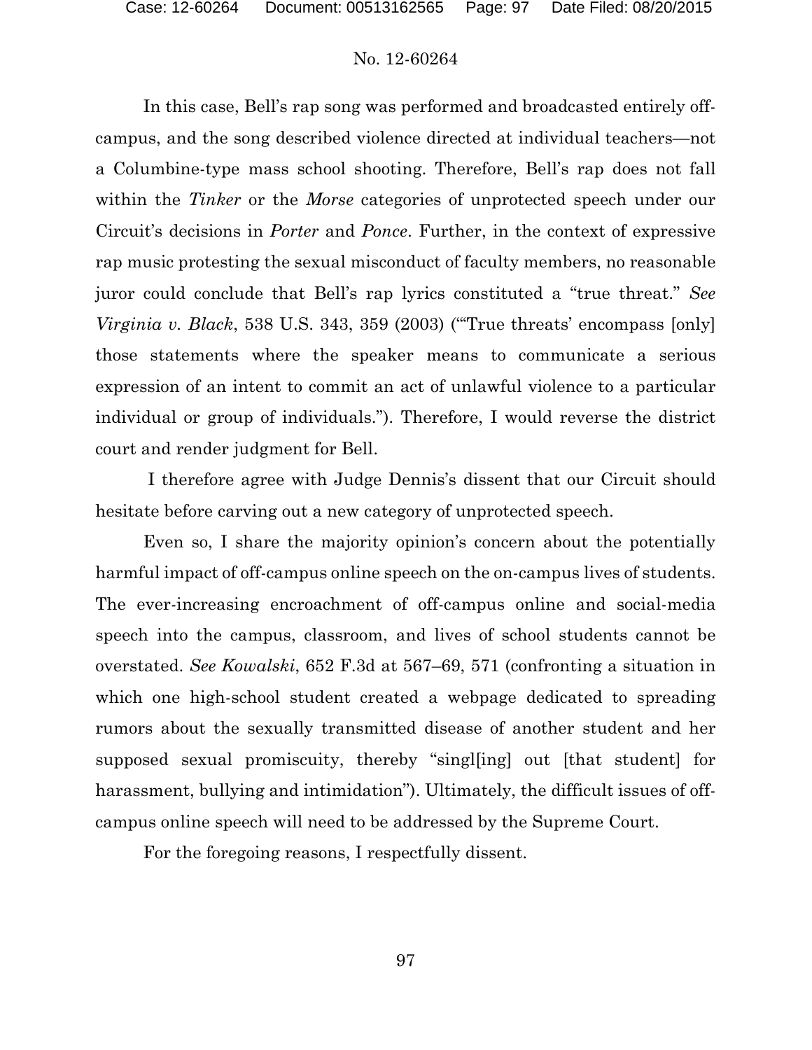In this case, Bell's rap song was performed and broadcasted entirely off-campus, and the song described violence directed at individual teachers—not a Columbine-type mass school shooting. Therefore, Bell's rap does not fall within the *Tinker* or the *Morse* categories of unprotected speech under our Circuit's decisions in *Porter* and *Ponce*. Further, in the context of expressive rap music protesting the sexual misconduct of faculty members, no reasonable juror could conclude that Bell's rap lyrics constituted a "true threat." *See Virginia v. Black*, 538 U.S. 343, 359 (2003) ("'True threats' encompass [only] those statements where the speaker means to communicate a serious expression of an intent to commit an act of unlawful violence to a particular individual or group of individuals."). Therefore, I would reverse the district court and render judgment for Bell.

I therefore agree with Judge Dennis's dissent that our Circuit should hesitate before carving out a new category of unprotected speech.

Even so, I share the majority opinion's concern about the potentially harmful impact of off-campus online speech on the on-campus lives of students. The ever-increasing encroachment of off-campus online and social-media speech into the campus, classroom, and lives of school students cannot be overstated. *See Kowalski*, 652 F.3d at 567–69, 571 (confronting a situation in which one high-school student created a webpage dedicated to spreading rumors about the sexually transmitted disease of another student and her supposed sexual promiscuity, thereby "singl[ing] out [that student] for harassment, bullying and intimidation"). Ultimately, the difficult issues of off-campus online speech will need to be addressed by the Supreme Court.

For the foregoing reasons, I respectfully dissent.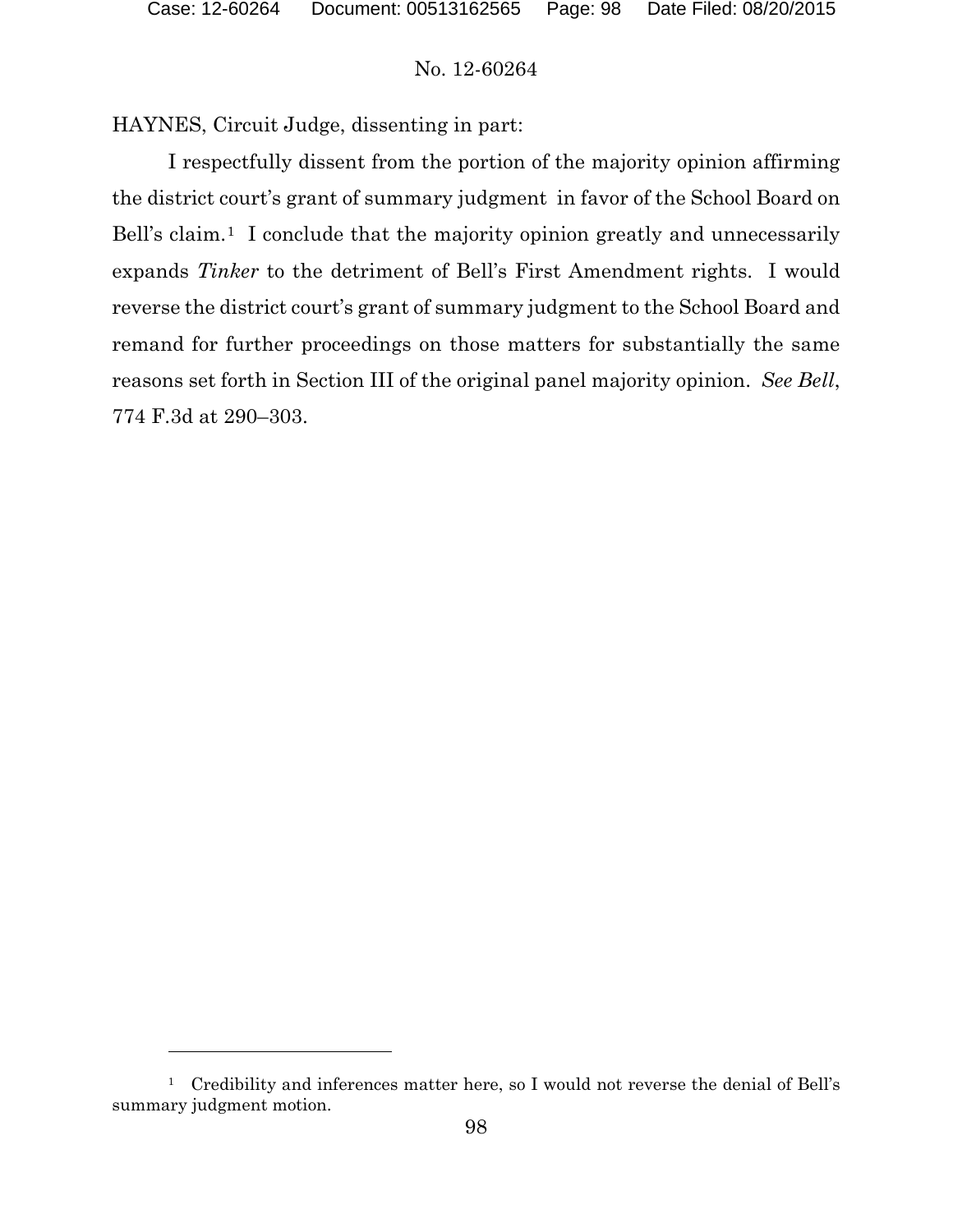HAYNES, Circuit Judge, dissenting in part:

I respectfully dissent from the portion of the majority opinion affirming the district court's grant of summary judgment in favor of the School Board on Bell's claim.[1] I conclude that the majority opinion greatly and unnecessarily expands *Tinker* to the detriment of Bell's First Amendment rights. I would reverse the district court's grant of summary judgment to the School Board and remand for further proceedings on those matters for substantially the same reasons set forth in Section III of the original panel majority opinion. *See Bell*, 774 F.3d at 290–303.

---

[1] Credibility and inferences matter here, so I would not reverse the denial of Bell's summary judgment motion.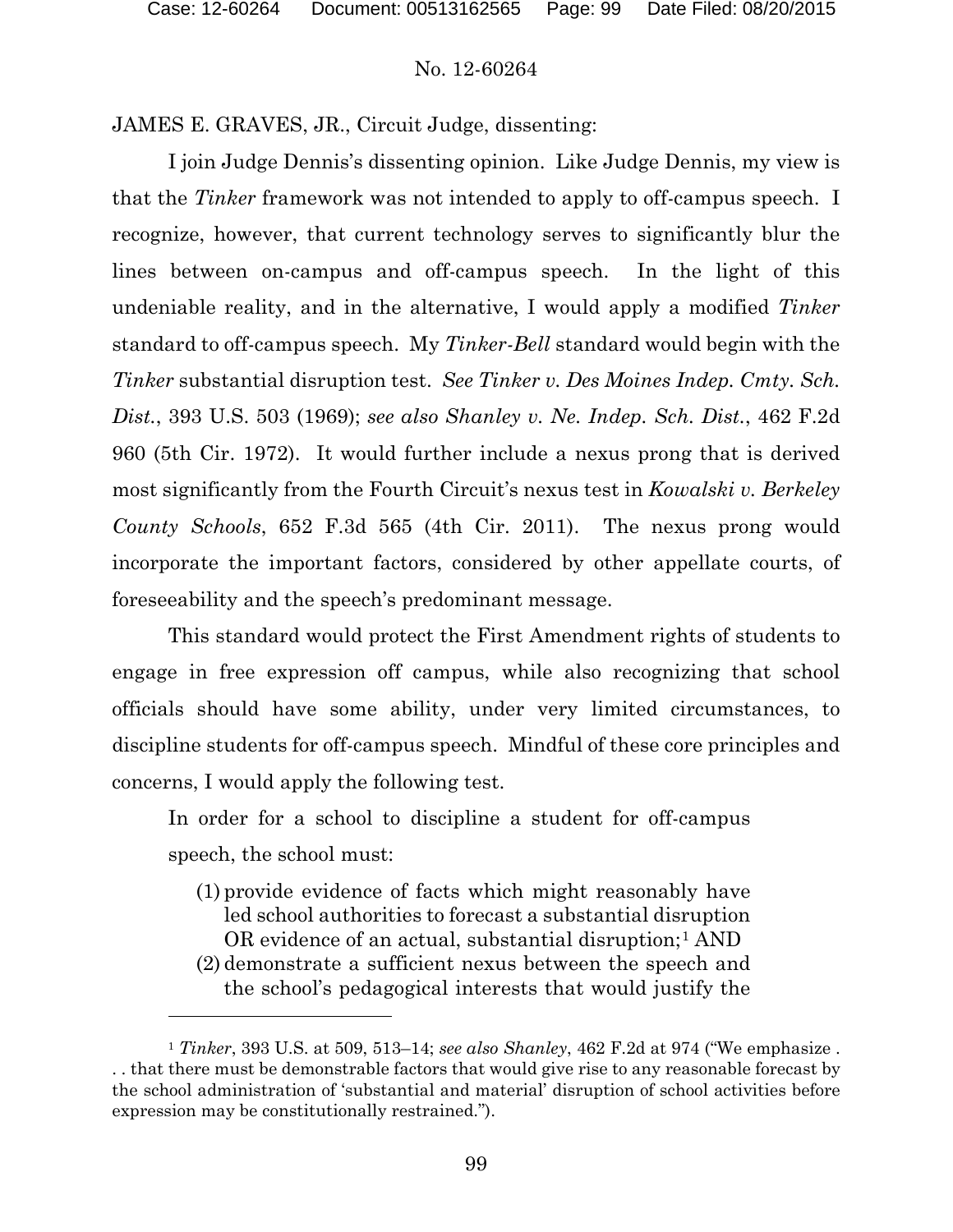JAMES E. GRAVES, JR., Circuit Judge, dissenting:

I join Judge Dennis's dissenting opinion. Like Judge Dennis, my view is that the *Tinker* framework was not intended to apply to off-campus speech. I recognize, however, that current technology serves to significantly blur the lines between on-campus and off-campus speech. In the light of this undeniable reality, and in the alternative, I would apply a modified *Tinker* standard to off-campus speech. My *Tinker-Bell* standard would begin with the *Tinker* substantial disruption test. *See Tinker v. Des Moines Indep. Cmty. Sch. Dist.*, 393 U.S. 503 (1969); *see also Shanley v. Ne. Indep. Sch. Dist.*, 462 F.2d 960 (5th Cir. 1972). It would further include a nexus prong that is derived most significantly from the Fourth Circuit's nexus test in *Kowalski v. Berkeley County Schools*, 652 F.3d 565 (4th Cir. 2011). The nexus prong would incorporate the important factors, considered by other appellate courts, of foreseeability and the speech's predominant message.

This standard would protect the First Amendment rights of students to engage in free expression off campus, while also recognizing that school officials should have some ability, under very limited circumstances, to discipline students for off-campus speech. Mindful of these core principles and concerns, I would apply the following test.

> In order for a school to discipline a student for off-campus speech, the school must:
>
> (1) provide evidence of facts which might reasonably have led school authorities to forecast a substantial disruption OR evidence of an actual, substantial disruption;[1] AND
>
> (2) demonstrate a sufficient nexus between the speech and the school's pedagogical interests that would justify the

---

[1] *Tinker*, 393 U.S. at 509, 513–14; *see also Shanley*, 462 F.2d at 974 ("We emphasize . . . that there must be demonstrable factors that would give rise to any reasonable forecast by the school administration of 'substantial and material' disruption of school activities before expression may be constitutionally restrained.").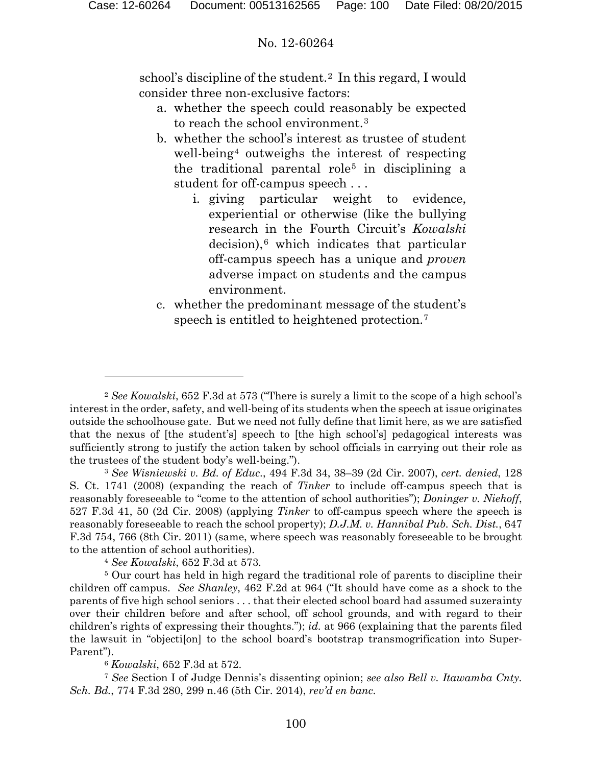school's discipline of the student.[2] In this regard, I would consider three non-exclusive factors:

a. whether the speech could reasonably be expected to reach the school environment.[3]

b. whether the school's interest as trustee of student well-being[4] outweighs the interest of respecting the traditional parental role[5] in disciplining a student for off-campus speech . . .

   i. giving particular weight to evidence, experiential or otherwise (like the bullying research in the Fourth Circuit's *Kowalski* decision),[6] which indicates that particular off-campus speech has a unique and *proven* adverse impact on students and the campus environment.

c. whether the predominant message of the student's speech is entitled to heightened protection.[7]

---

[2] *See Kowalski*, 652 F.3d at 573 ("There is surely a limit to the scope of a high school's interest in the order, safety, and well-being of its students when the speech at issue originates outside the schoolhouse gate. But we need not fully define that limit here, as we are satisfied that the nexus of [the student's] speech to [the high school's] pedagogical interests was sufficiently strong to justify the action taken by school officials in carrying out their role as the trustees of the student body's well-being.").

[3] *See Wisniewski v. Bd. of Educ.*, 494 F.3d 34, 38–39 (2d Cir. 2007), *cert. denied*, 128 S. Ct. 1741 (2008) (expanding the reach of *Tinker* to include off-campus speech that is reasonably foreseeable to "come to the attention of school authorities"); *Doninger v. Niehoff*, 527 F.3d 41, 50 (2d Cir. 2008) (applying *Tinker* to off-campus speech where the speech is reasonably foreseeable to reach the school property); *D.J.M. v. Hannibal Pub. Sch. Dist.*, 647 F.3d 754, 766 (8th Cir. 2011) (same, where speech was reasonably foreseeable to be brought to the attention of school authorities).

[4] *See Kowalski*, 652 F.3d at 573.

[5] Our court has held in high regard the traditional role of parents to discipline their children off campus. *See Shanley*, 462 F.2d at 964 ("It should have come as a shock to the parents of five high school seniors . . . that their elected school board had assumed suzerainty over their children before and after school, off school grounds, and with regard to their children's rights of expressing their thoughts."); *id.* at 966 (explaining that the parents filed the lawsuit in "objecti[on] to the school board's bootstrap transmogrification into Super-Parent").

[6] *Kowalski*, 652 F.3d at 572.

[7] *See* Section I of Judge Dennis's dissenting opinion; *see also Bell v. Itawamba Cnty. Sch. Bd.*, 774 F.3d 280, 299 n.46 (5th Cir. 2014), *rev'd en banc*.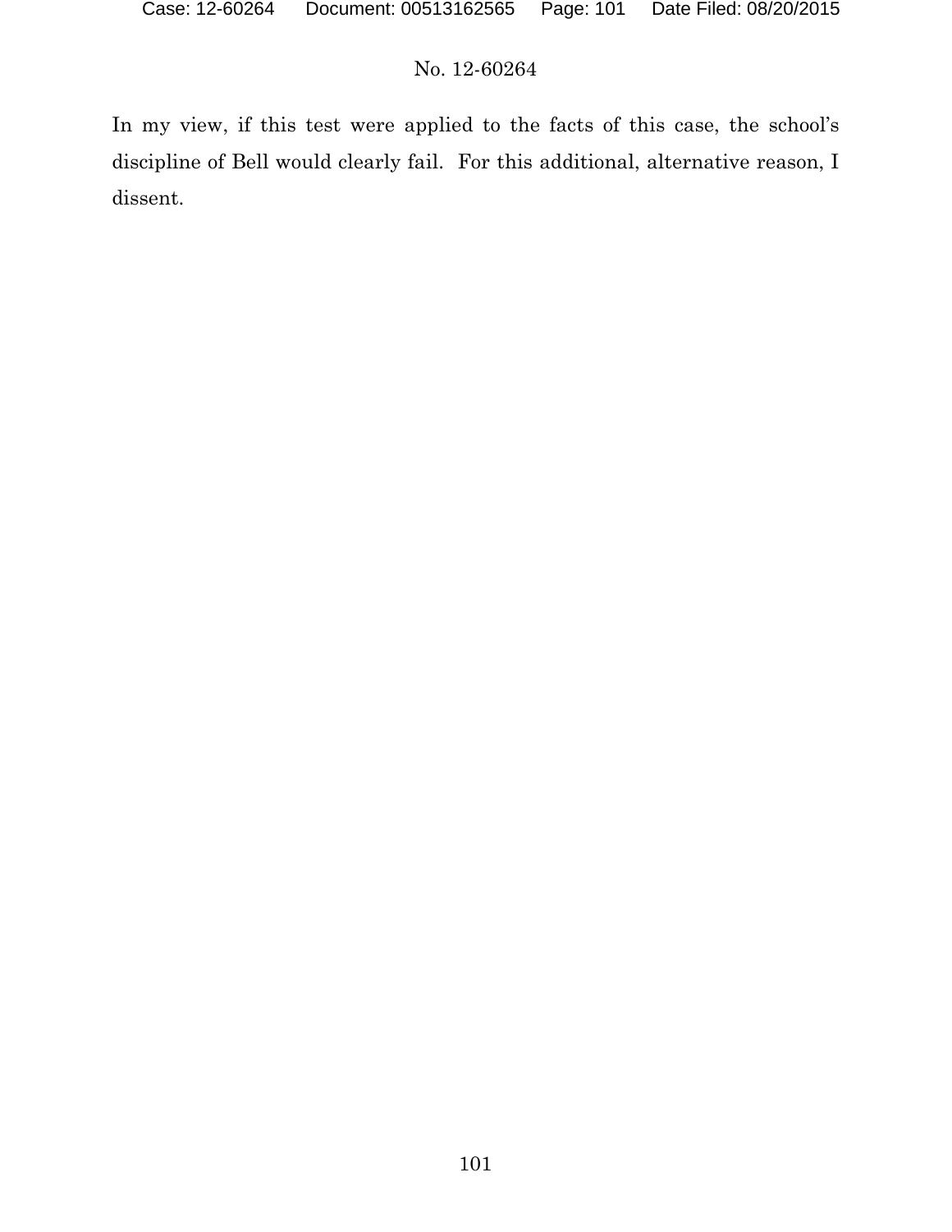In my view, if this test were applied to the facts of this case, the school's discipline of Bell would clearly fail. For this additional, alternative reason, I dissent.